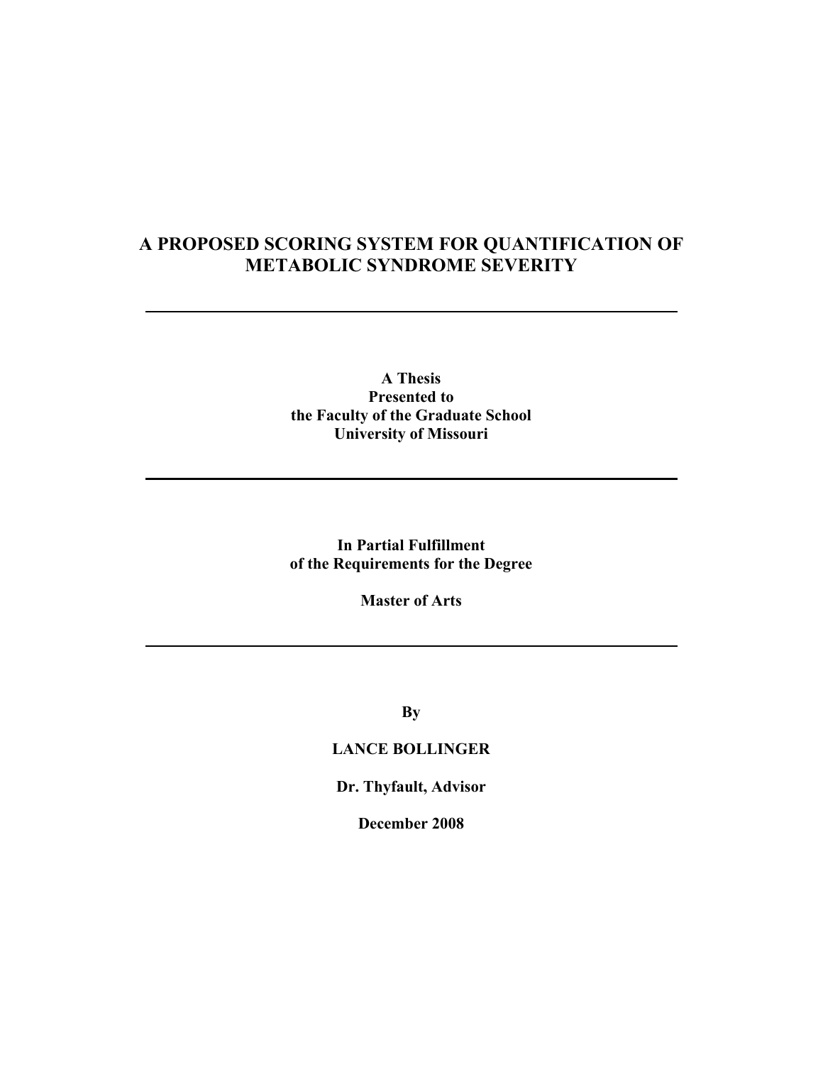# A PROPOSED SCORING SYSTEM FOR QUANTIFICATION OF METABOLIC SYNDROME SEVERITY

---

**A Thesis**
**Presented to**
**the Faculty of the Graduate School**
**University of Missouri**

---

**In Partial Fulfillment**
**of the Requirements for the Degree**

**Master of Arts**

---

**By**

**LANCE BOLLINGER**

**Dr. Thyfault, Advisor**

**December 2008**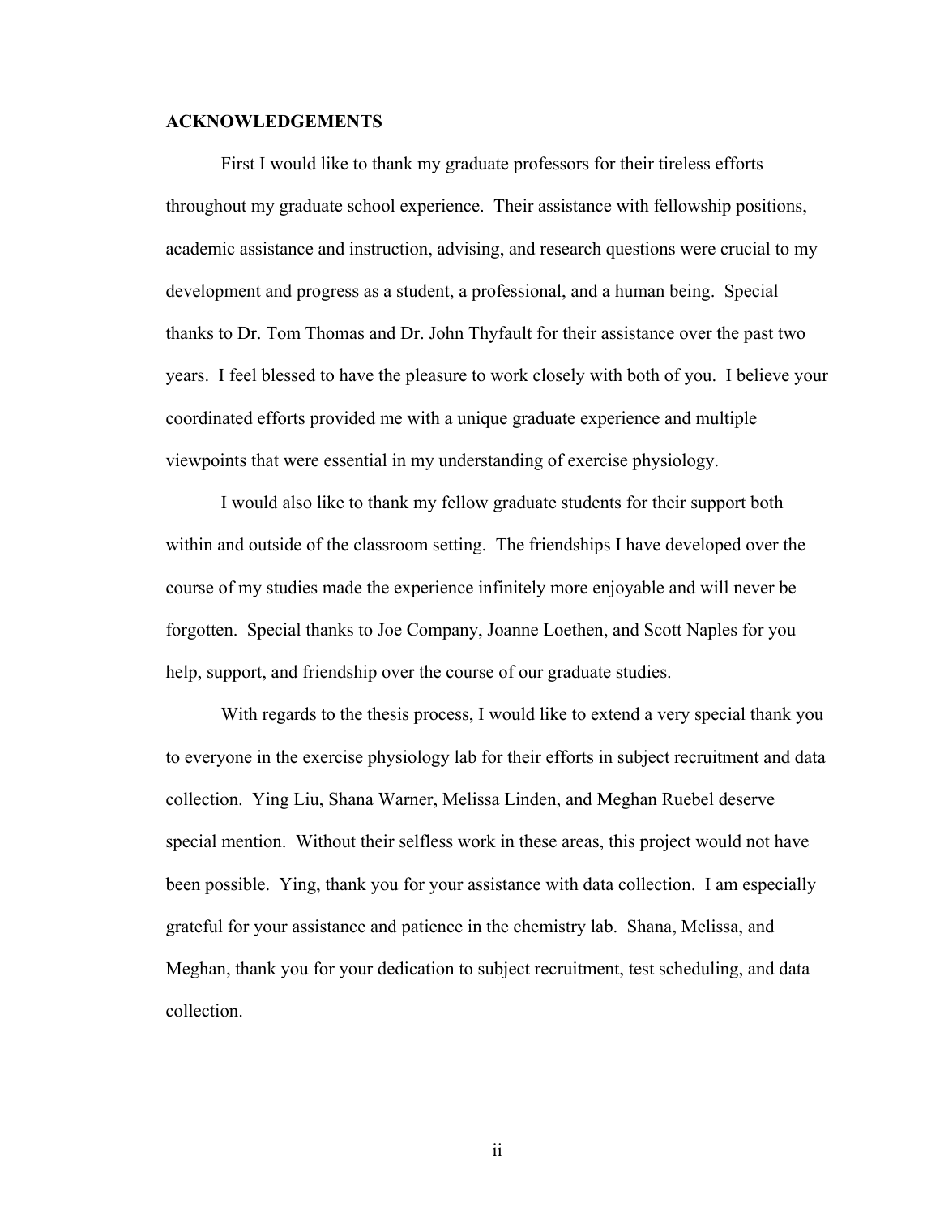# ACKNOWLEDGEMENTS

First I would like to thank my graduate professors for their tireless efforts throughout my graduate school experience. Their assistance with fellowship positions, academic assistance and instruction, advising, and research questions were crucial to my development and progress as a student, a professional, and a human being. Special thanks to Dr. Tom Thomas and Dr. John Thyfault for their assistance over the past two years. I feel blessed to have the pleasure to work closely with both of you. I believe your coordinated efforts provided me with a unique graduate experience and multiple viewpoints that were essential in my understanding of exercise physiology.

I would also like to thank my fellow graduate students for their support both within and outside of the classroom setting. The friendships I have developed over the course of my studies made the experience infinitely more enjoyable and will never be forgotten. Special thanks to Joe Company, Joanne Loethen, and Scott Naples for you help, support, and friendship over the course of our graduate studies.

With regards to the thesis process, I would like to extend a very special thank you to everyone in the exercise physiology lab for their efforts in subject recruitment and data collection. Ying Liu, Shana Warner, Melissa Linden, and Meghan Ruebel deserve special mention. Without their selfless work in these areas, this project would not have been possible. Ying, thank you for your assistance with data collection. I am especially grateful for your assistance and patience in the chemistry lab. Shana, Melissa, and Meghan, thank you for your dedication to subject recruitment, test scheduling, and data collection.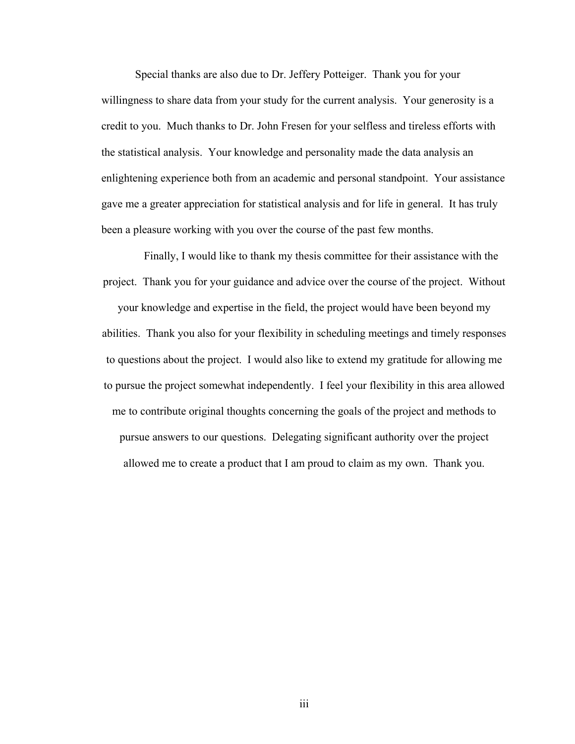Special thanks are also due to Dr. Jeffery Potteiger. Thank you for your willingness to share data from your study for the current analysis. Your generosity is a credit to you. Much thanks to Dr. John Fresen for your selfless and tireless efforts with the statistical analysis. Your knowledge and personality made the data analysis an enlightening experience both from an academic and personal standpoint. Your assistance gave me a greater appreciation for statistical analysis and for life in general. It has truly been a pleasure working with you over the course of the past few months.

Finally, I would like to thank my thesis committee for their assistance with the project. Thank you for your guidance and advice over the course of the project. Without your knowledge and expertise in the field, the project would have been beyond my abilities. Thank you also for your flexibility in scheduling meetings and timely responses to questions about the project. I would also like to extend my gratitude for allowing me to pursue the project somewhat independently. I feel your flexibility in this area allowed me to contribute original thoughts concerning the goals of the project and methods to pursue answers to our questions. Delegating significant authority over the project allowed me to create a product that I am proud to claim as my own. Thank you.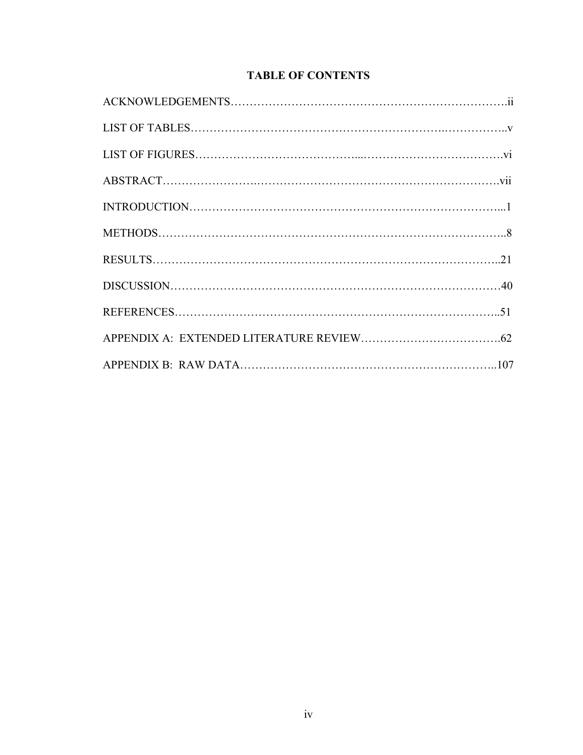# TABLE OF CONTENTS

ACKNOWLEDGEMENTS………………………………………………………………….ii

LIST OF TABLES……………………………………………………….……………..v

LIST OF FIGURES…………………………………...………………………………vi

ABSTRACT……………….………………….…………………….…………………vii

INTRODUCTION………………………………………………………………………...1

METHODS……………………………………………………………………………..8

RESULTS……………………………………………………………………………..21

DISCUSSION…………………………………………………………………………40

REFERENCES………………………………………………………………………..51

APPENDIX A: EXTENDED LITERATURE REVIEW……………………………….62

APPENDIX B: RAW DATA………………………………………………………..107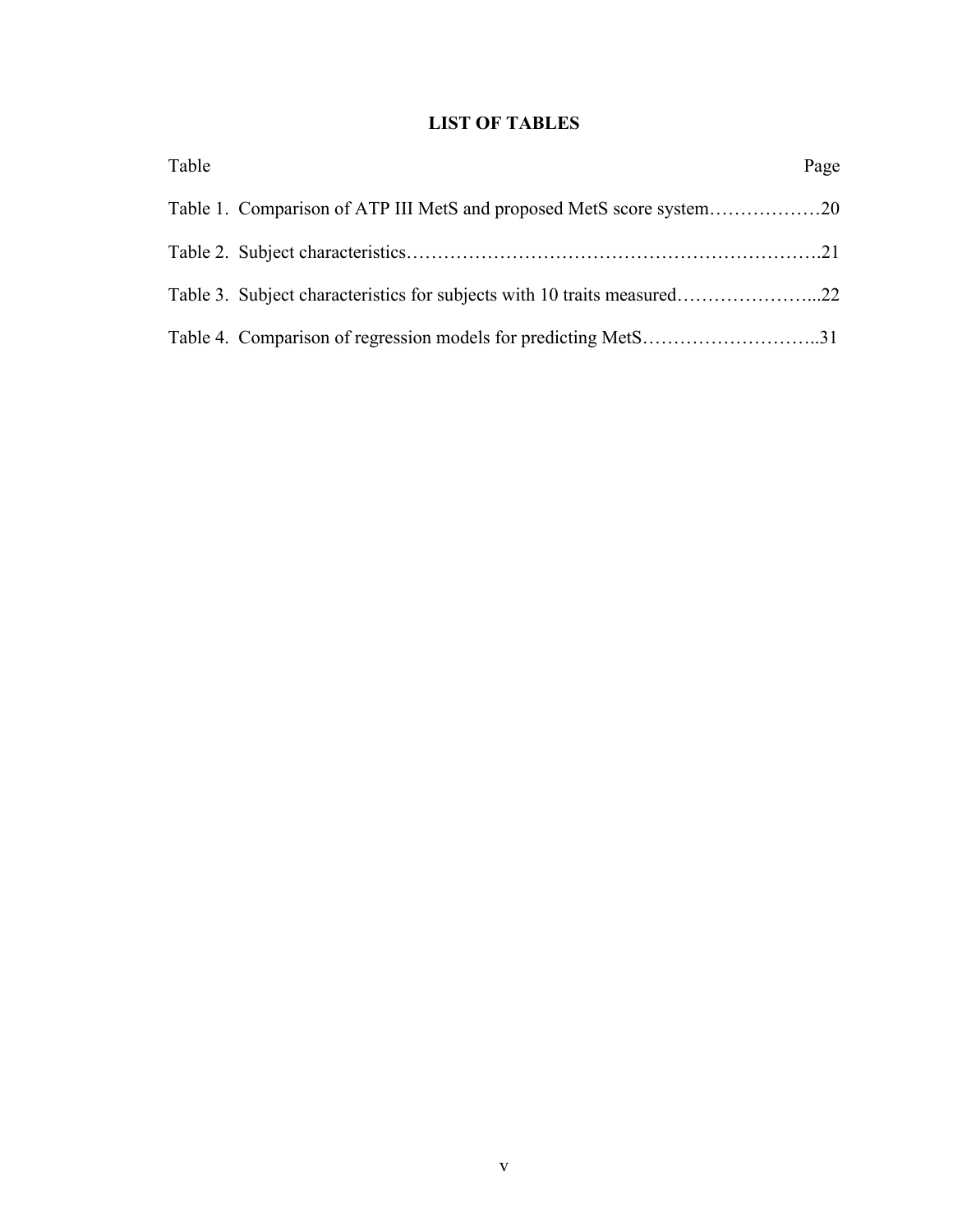# LIST OF TABLES

Table Page

Table 1. Comparison of ATP III MetS and proposed MetS score system………………20

Table 2. Subject characteristics……………………………………………………….21

Table 3. Subject characteristics for subjects with 10 traits measured…………………...22

Table 4. Comparison of regression models for predicting MetS………………………..31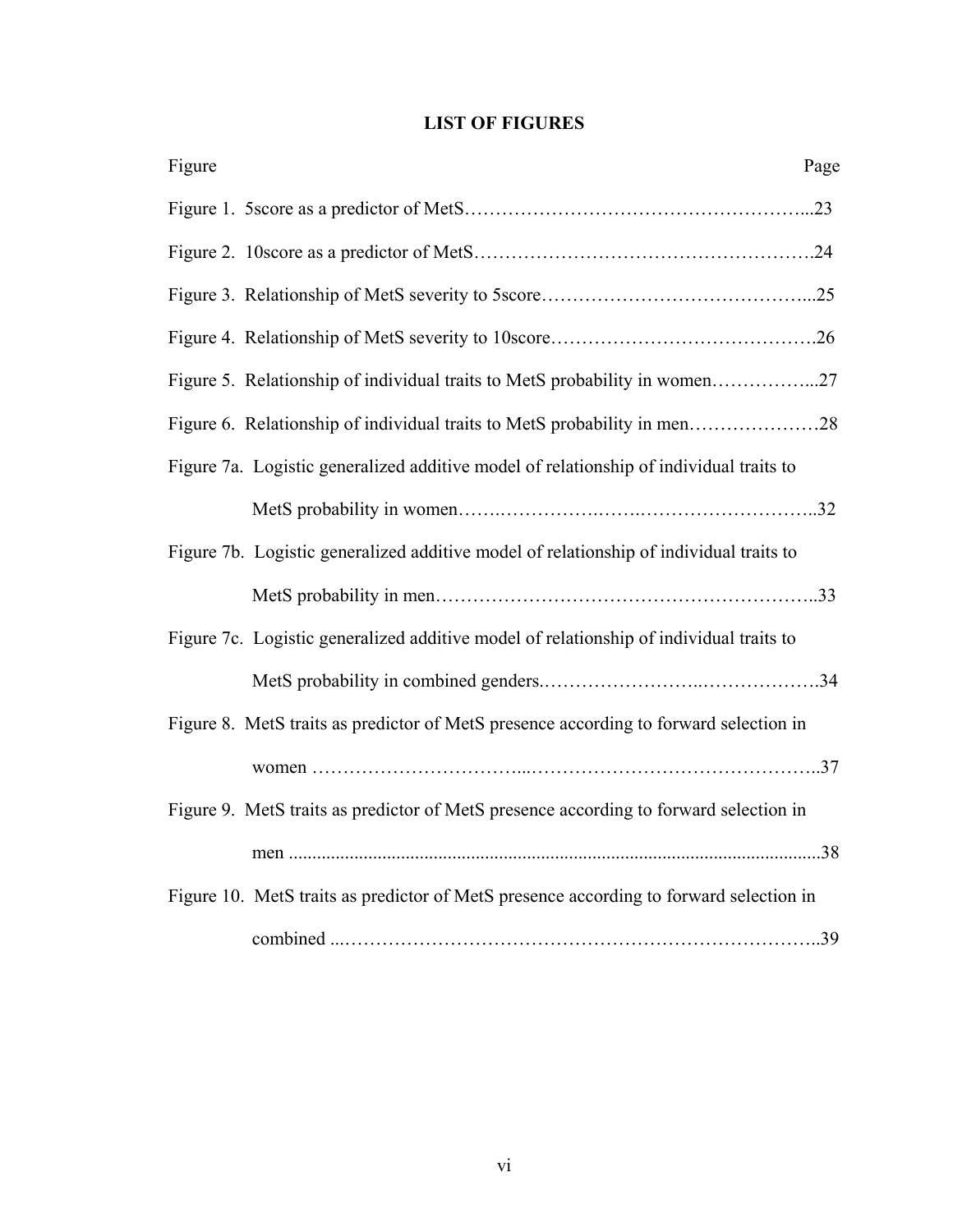# LIST OF FIGURES

| Figure | Page |
|---|---|
| Figure 1. 5score as a predictor of MetS | 23 |
| Figure 2. 10score as a predictor of MetS | 24 |
| Figure 3. Relationship of MetS severity to 5score | 25 |
| Figure 4. Relationship of MetS severity to 10score | 26 |
| Figure 5. Relationship of individual traits to MetS probability in women | 27 |
| Figure 6. Relationship of individual traits to MetS probability in men | 28 |
| Figure 7a. Logistic generalized additive model of relationship of individual traits to MetS probability in women | 32 |
| Figure 7b. Logistic generalized additive model of relationship of individual traits to MetS probability in men | 33 |
| Figure 7c. Logistic generalized additive model of relationship of individual traits to MetS probability in combined genders. | 34 |
| Figure 8. MetS traits as predictor of MetS presence according to forward selection in women | 37 |
| Figure 9. MetS traits as predictor of MetS presence according to forward selection in men | 38 |
| Figure 10. MetS traits as predictor of MetS presence according to forward selection in combined | 39 |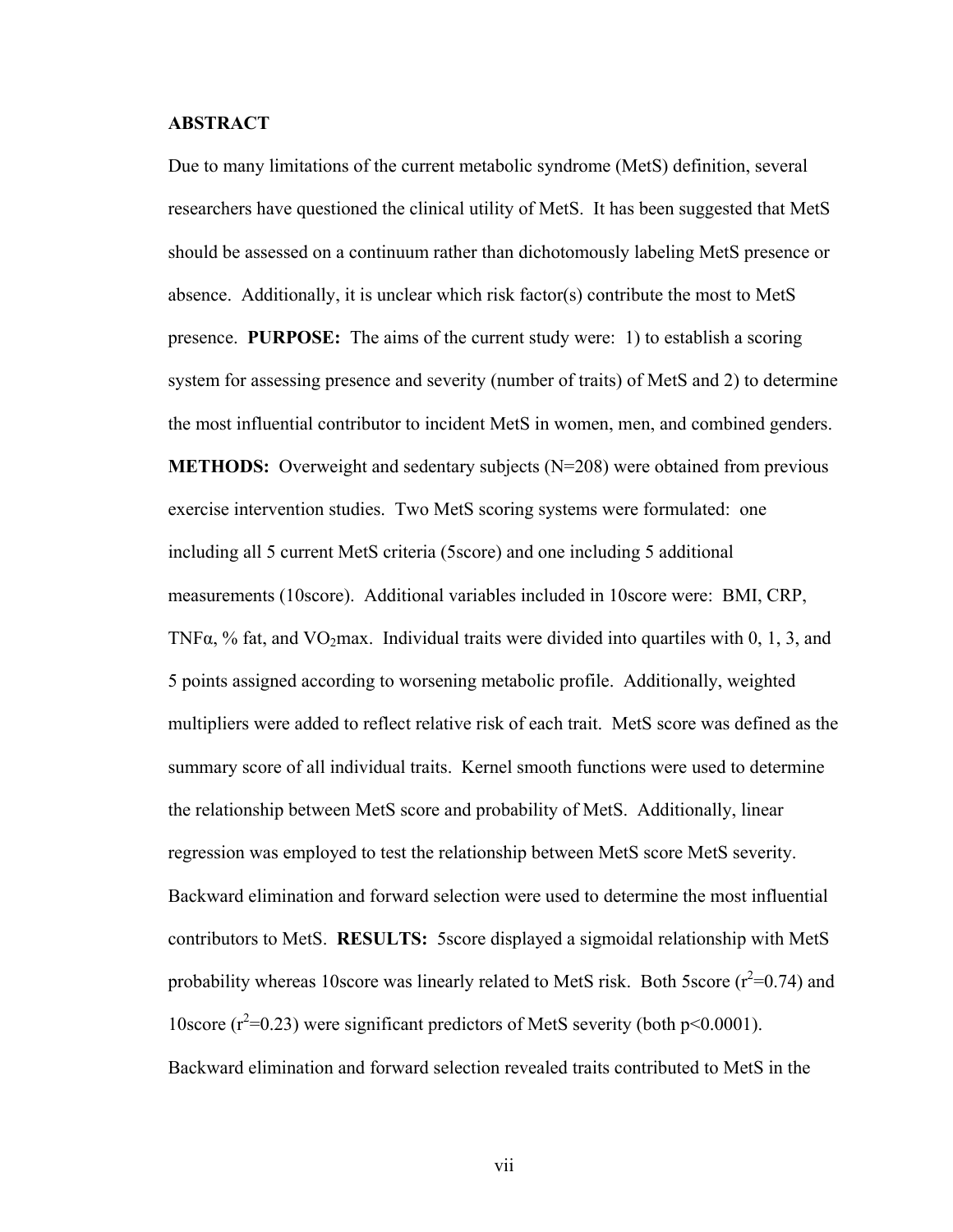## ABSTRACT

Due to many limitations of the current metabolic syndrome (MetS) definition, several researchers have questioned the clinical utility of MetS. It has been suggested that MetS should be assessed on a continuum rather than dichotomously labeling MetS presence or absence. Additionally, it is unclear which risk factor(s) contribute the most to MetS presence. **PURPOSE:** The aims of the current study were: 1) to establish a scoring system for assessing presence and severity (number of traits) of MetS and 2) to determine the most influential contributor to incident MetS in women, men, and combined genders. **METHODS:** Overweight and sedentary subjects (N=208) were obtained from previous exercise intervention studies. Two MetS scoring systems were formulated: one including all 5 current MetS criteria (5score) and one including 5 additional measurements (10score). Additional variables included in 10score were: BMI, CRP, TNFα, % fat, and $VO_2$max. Individual traits were divided into quartiles with 0, 1, 3, and 5 points assigned according to worsening metabolic profile. Additionally, weighted multipliers were added to reflect relative risk of each trait. MetS score was defined as the summary score of all individual traits. Kernel smooth functions were used to determine the relationship between MetS score and probability of MetS. Additionally, linear regression was employed to test the relationship between MetS score MetS severity. Backward elimination and forward selection were used to determine the most influential contributors to MetS. **RESULTS:** 5score displayed a sigmoidal relationship with MetS probability whereas 10score was linearly related to MetS risk. Both 5score ($r^2$=0.74) and 10score ($r^2$=0.23) were significant predictors of MetS severity (both $p$<0.0001). Backward elimination and forward selection revealed traits contributed to MetS in the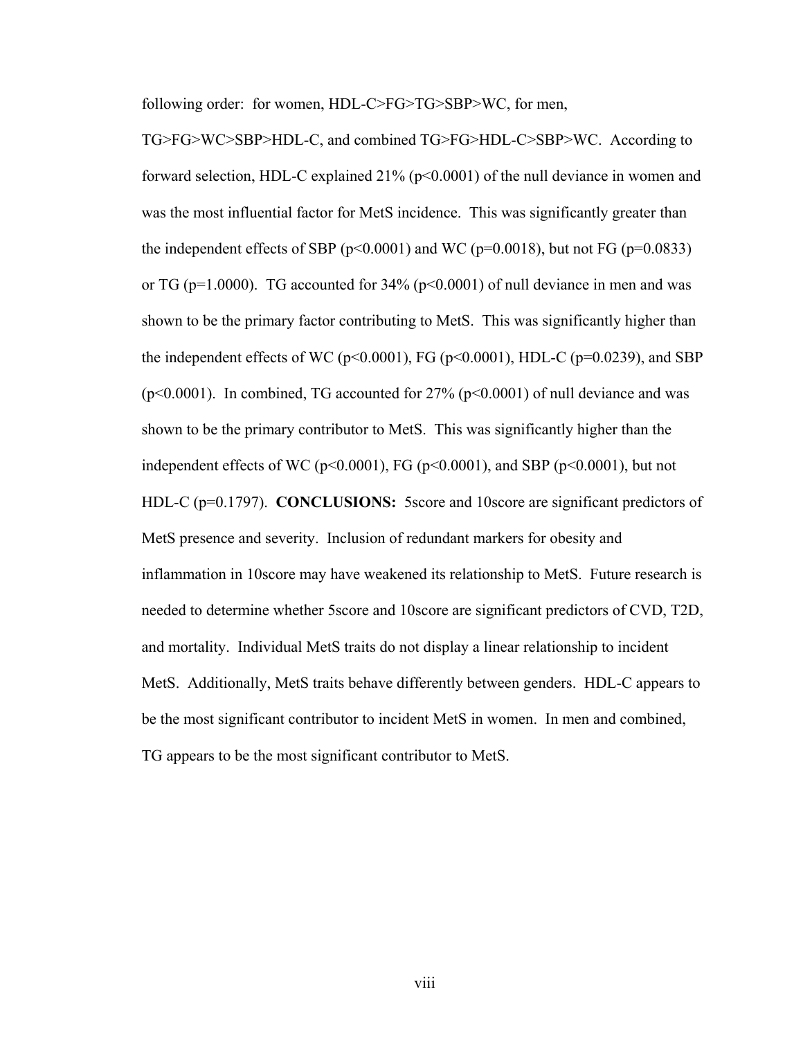following order: for women, HDL-C>FG>TG>SBP>WC, for men, TG>FG>WC>SBP>HDL-C, and combined TG>FG>HDL-C>SBP>WC. According to forward selection, HDL-C explained 21% ($p<0.0001$) of the null deviance in women and was the most influential factor for MetS incidence. This was significantly greater than the independent effects of SBP ($p<0.0001$) and WC ($p=0.0018$), but not FG ($p=0.0833$) or TG ($p=1.0000$). TG accounted for 34% ($p<0.0001$) of null deviance in men and was shown to be the primary factor contributing to MetS. This was significantly higher than the independent effects of WC ($p<0.0001$), FG ($p<0.0001$), HDL-C ($p=0.0239$), and SBP ($p<0.0001$). In combined, TG accounted for 27% ($p<0.0001$) of null deviance and was shown to be the primary contributor to MetS. This was significantly higher than the independent effects of WC ($p<0.0001$), FG ($p<0.0001$), and SBP ($p<0.0001$), but not HDL-C ($p=0.1797$). **CONCLUSIONS:** 5score and 10score are significant predictors of MetS presence and severity. Inclusion of redundant markers for obesity and inflammation in 10score may have weakened its relationship to MetS. Future research is needed to determine whether 5score and 10score are significant predictors of CVD, T2D, and mortality. Individual MetS traits do not display a linear relationship to incident MetS. Additionally, MetS traits behave differently between genders. HDL-C appears to be the most significant contributor to incident MetS in women. In men and combined, TG appears to be the most significant contributor to MetS.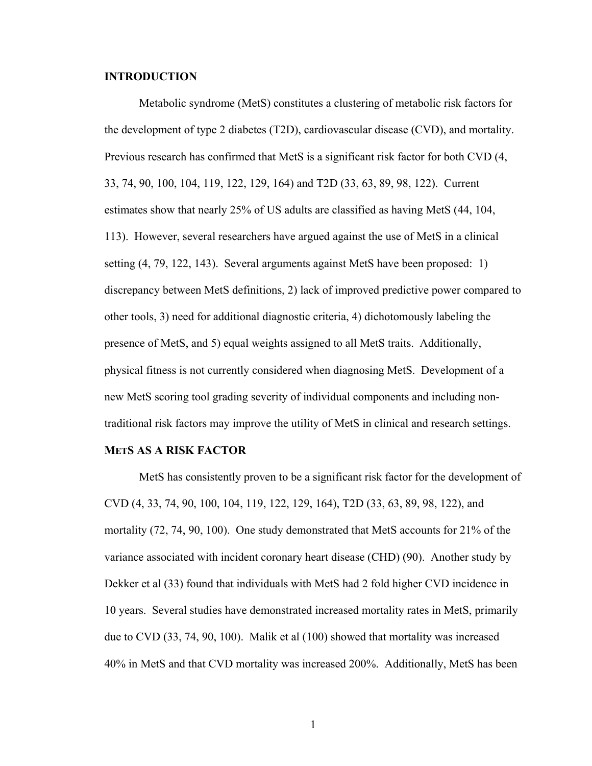## INTRODUCTION

Metabolic syndrome (MetS) constitutes a clustering of metabolic risk factors for the development of type 2 diabetes (T2D), cardiovascular disease (CVD), and mortality. Previous research has confirmed that MetS is a significant risk factor for both CVD (4, 33, 74, 90, 100, 104, 119, 122, 129, 164) and T2D (33, 63, 89, 98, 122). Current estimates show that nearly 25% of US adults are classified as having MetS (44, 104, 113). However, several researchers have argued against the use of MetS in a clinical setting (4, 79, 122, 143). Several arguments against MetS have been proposed: 1) discrepancy between MetS definitions, 2) lack of improved predictive power compared to other tools, 3) need for additional diagnostic criteria, 4) dichotomously labeling the presence of MetS, and 5) equal weights assigned to all MetS traits. Additionally, physical fitness is not currently considered when diagnosing MetS. Development of a new MetS scoring tool grading severity of individual components and including non-traditional risk factors may improve the utility of MetS in clinical and research settings.

## METS AS A RISK FACTOR

MetS has consistently proven to be a significant risk factor for the development of CVD (4, 33, 74, 90, 100, 104, 119, 122, 129, 164), T2D (33, 63, 89, 98, 122), and mortality (72, 74, 90, 100). One study demonstrated that MetS accounts for 21% of the variance associated with incident coronary heart disease (CHD) (90). Another study by Dekker et al (33) found that individuals with MetS had 2 fold higher CVD incidence in 10 years. Several studies have demonstrated increased mortality rates in MetS, primarily due to CVD (33, 74, 90, 100). Malik et al (100) showed that mortality was increased 40% in MetS and that CVD mortality was increased 200%. Additionally, MetS has been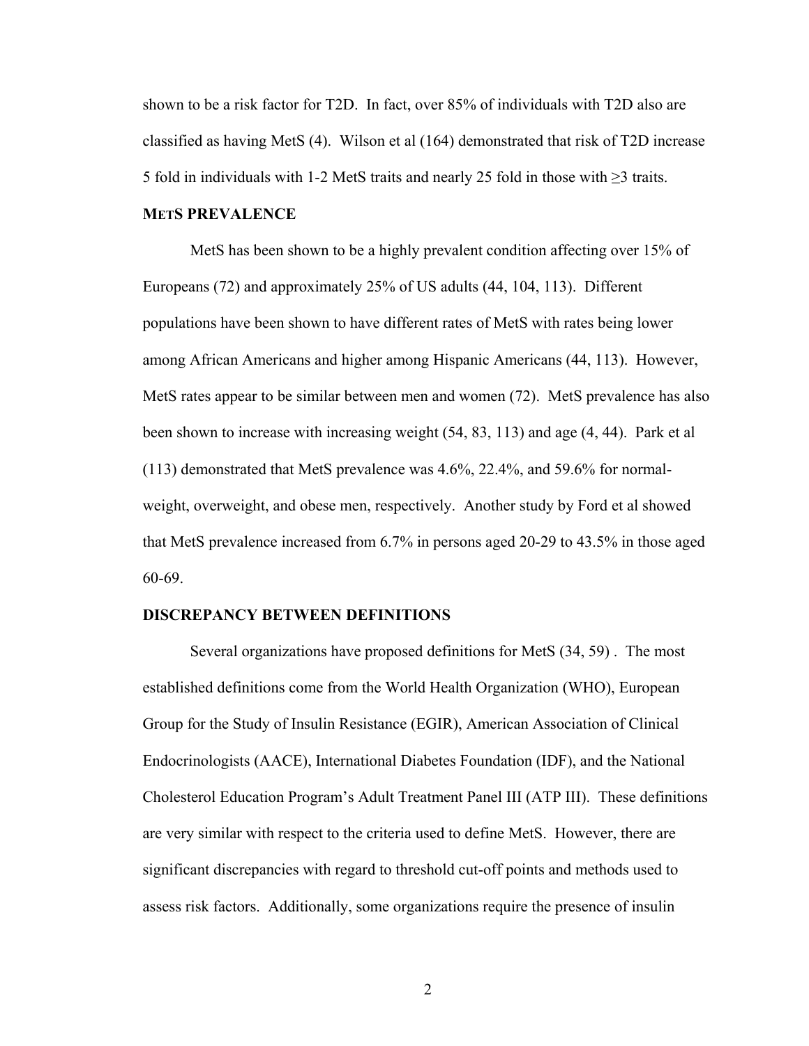shown to be a risk factor for T2D. In fact, over 85% of individuals with T2D also are classified as having MetS (4). Wilson et al (164) demonstrated that risk of T2D increase 5 fold in individuals with 1-2 MetS traits and nearly 25 fold in those with ≥3 traits.

## METS PREVALENCE

MetS has been shown to be a highly prevalent condition affecting over 15% of Europeans (72) and approximately 25% of US adults (44, 104, 113). Different populations have been shown to have different rates of MetS with rates being lower among African Americans and higher among Hispanic Americans (44, 113). However, MetS rates appear to be similar between men and women (72). MetS prevalence has also been shown to increase with increasing weight (54, 83, 113) and age (4, 44). Park et al (113) demonstrated that MetS prevalence was 4.6%, 22.4%, and 59.6% for normal-weight, overweight, and obese men, respectively. Another study by Ford et al showed that MetS prevalence increased from 6.7% in persons aged 20-29 to 43.5% in those aged 60-69.

## DISCREPANCY BETWEEN DEFINITIONS

Several organizations have proposed definitions for MetS (34, 59) . The most established definitions come from the World Health Organization (WHO), European Group for the Study of Insulin Resistance (EGIR), American Association of Clinical Endocrinologists (AACE), International Diabetes Foundation (IDF), and the National Cholesterol Education Program's Adult Treatment Panel III (ATP III). These definitions are very similar with respect to the criteria used to define MetS. However, there are significant discrepancies with regard to threshold cut-off points and methods used to assess risk factors. Additionally, some organizations require the presence of insulin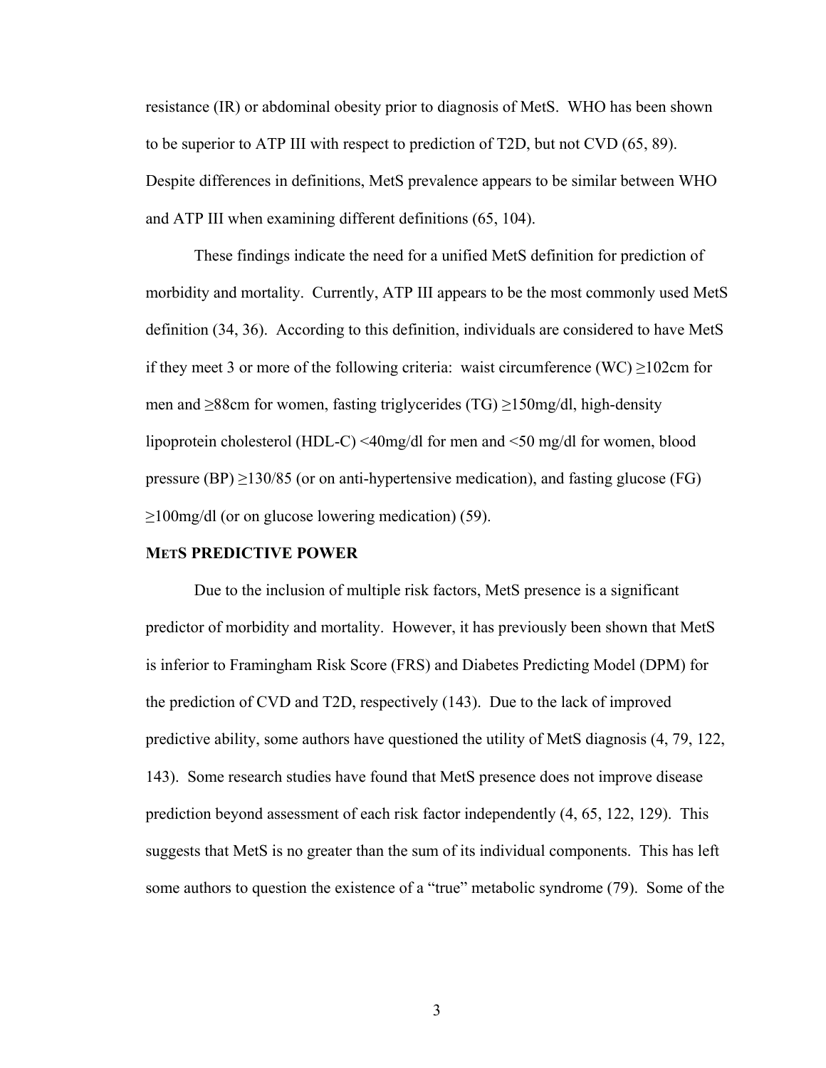resistance (IR) or abdominal obesity prior to diagnosis of MetS. WHO has been shown to be superior to ATP III with respect to prediction of T2D, but not CVD (65, 89). Despite differences in definitions, MetS prevalence appears to be similar between WHO and ATP III when examining different definitions (65, 104).

These findings indicate the need for a unified MetS definition for prediction of morbidity and mortality. Currently, ATP III appears to be the most commonly used MetS definition (34, 36). According to this definition, individuals are considered to have MetS if they meet 3 or more of the following criteria: waist circumference (WC) ≥102cm for men and ≥88cm for women, fasting triglycerides (TG) ≥150mg/dl, high-density lipoprotein cholesterol (HDL-C) <40mg/dl for men and <50 mg/dl for women, blood pressure (BP) ≥130/85 (or on anti-hypertensive medication), and fasting glucose (FG) ≥100mg/dl (or on glucose lowering medication) (59).

## METS PREDICTIVE POWER

Due to the inclusion of multiple risk factors, MetS presence is a significant predictor of morbidity and mortality. However, it has previously been shown that MetS is inferior to Framingham Risk Score (FRS) and Diabetes Predicting Model (DPM) for the prediction of CVD and T2D, respectively (143). Due to the lack of improved predictive ability, some authors have questioned the utility of MetS diagnosis (4, 79, 122, 143). Some research studies have found that MetS presence does not improve disease prediction beyond assessment of each risk factor independently (4, 65, 122, 129). This suggests that MetS is no greater than the sum of its individual components. This has left some authors to question the existence of a "true" metabolic syndrome (79). Some of the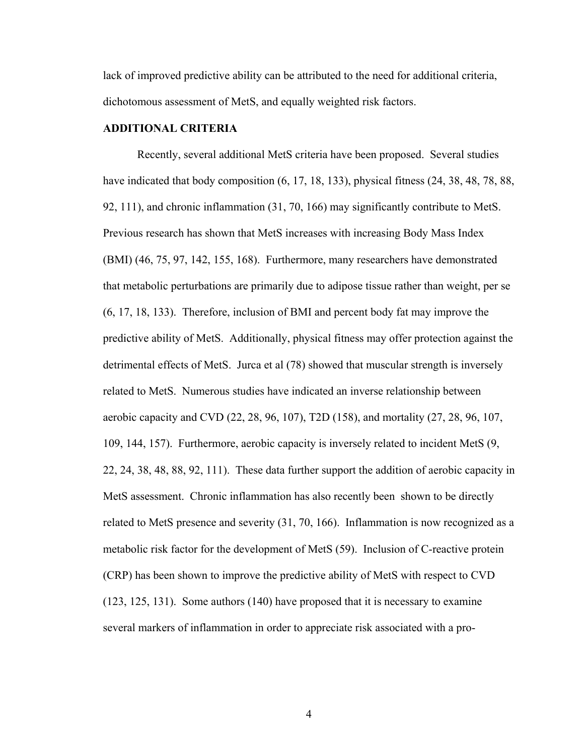lack of improved predictive ability can be attributed to the need for additional criteria, dichotomous assessment of MetS, and equally weighted risk factors.

## ADDITIONAL CRITERIA

Recently, several additional MetS criteria have been proposed. Several studies have indicated that body composition (6, 17, 18, 133), physical fitness (24, 38, 48, 78, 88, 92, 111), and chronic inflammation (31, 70, 166) may significantly contribute to MetS. Previous research has shown that MetS increases with increasing Body Mass Index (BMI) (46, 75, 97, 142, 155, 168). Furthermore, many researchers have demonstrated that metabolic perturbations are primarily due to adipose tissue rather than weight, per se (6, 17, 18, 133). Therefore, inclusion of BMI and percent body fat may improve the predictive ability of MetS. Additionally, physical fitness may offer protection against the detrimental effects of MetS. Jurca et al (78) showed that muscular strength is inversely related to MetS. Numerous studies have indicated an inverse relationship between aerobic capacity and CVD (22, 28, 96, 107), T2D (158), and mortality (27, 28, 96, 107, 109, 144, 157). Furthermore, aerobic capacity is inversely related to incident MetS (9, 22, 24, 38, 48, 88, 92, 111). These data further support the addition of aerobic capacity in MetS assessment. Chronic inflammation has also recently been shown to be directly related to MetS presence and severity (31, 70, 166). Inflammation is now recognized as a metabolic risk factor for the development of MetS (59). Inclusion of C-reactive protein (CRP) has been shown to improve the predictive ability of MetS with respect to CVD (123, 125, 131). Some authors (140) have proposed that it is necessary to examine several markers of inflammation in order to appreciate risk associated with a pro-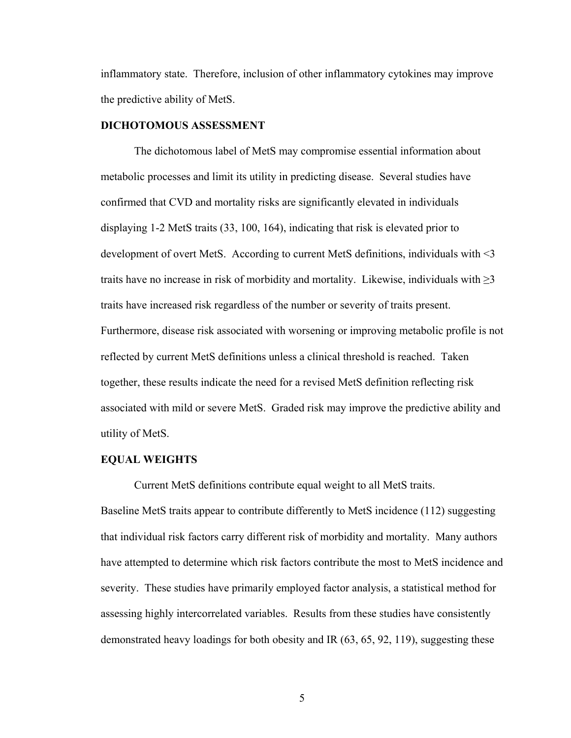inflammatory state. Therefore, inclusion of other inflammatory cytokines may improve the predictive ability of MetS.

## DICHOTOMOUS ASSESSMENT

The dichotomous label of MetS may compromise essential information about metabolic processes and limit its utility in predicting disease. Several studies have confirmed that CVD and mortality risks are significantly elevated in individuals displaying 1-2 MetS traits (33, 100, 164), indicating that risk is elevated prior to development of overt MetS. According to current MetS definitions, individuals with <3 traits have no increase in risk of morbidity and mortality. Likewise, individuals with ≥3 traits have increased risk regardless of the number or severity of traits present. Furthermore, disease risk associated with worsening or improving metabolic profile is not reflected by current MetS definitions unless a clinical threshold is reached. Taken together, these results indicate the need for a revised MetS definition reflecting risk associated with mild or severe MetS. Graded risk may improve the predictive ability and utility of MetS.

## EQUAL WEIGHTS

Current MetS definitions contribute equal weight to all MetS traits. Baseline MetS traits appear to contribute differently to MetS incidence (112) suggesting that individual risk factors carry different risk of morbidity and mortality. Many authors have attempted to determine which risk factors contribute the most to MetS incidence and severity. These studies have primarily employed factor analysis, a statistical method for assessing highly intercorrelated variables. Results from these studies have consistently demonstrated heavy loadings for both obesity and IR (63, 65, 92, 119), suggesting these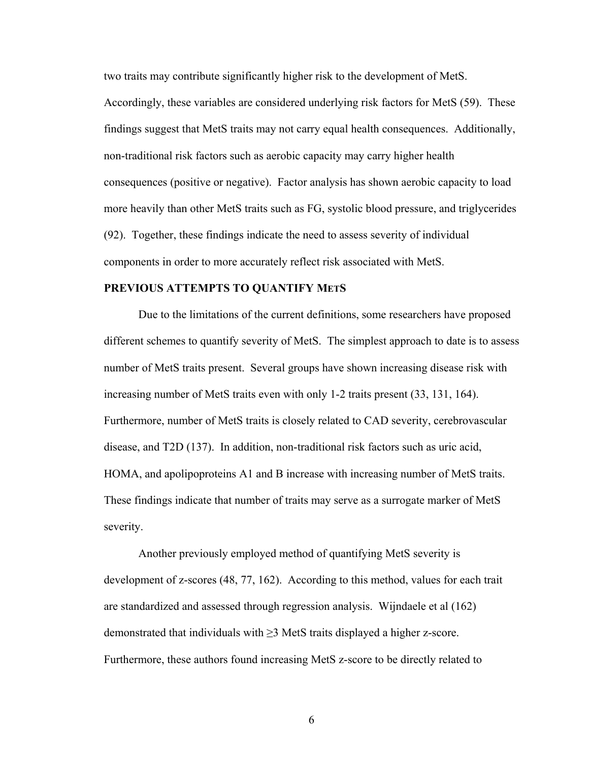two traits may contribute significantly higher risk to the development of MetS. Accordingly, these variables are considered underlying risk factors for MetS (59). These findings suggest that MetS traits may not carry equal health consequences. Additionally, non-traditional risk factors such as aerobic capacity may carry higher health consequences (positive or negative). Factor analysis has shown aerobic capacity to load more heavily than other MetS traits such as FG, systolic blood pressure, and triglycerides (92). Together, these findings indicate the need to assess severity of individual components in order to more accurately reflect risk associated with MetS.

## PREVIOUS ATTEMPTS TO QUANTIFY METS

Due to the limitations of the current definitions, some researchers have proposed different schemes to quantify severity of MetS. The simplest approach to date is to assess number of MetS traits present. Several groups have shown increasing disease risk with increasing number of MetS traits even with only 1-2 traits present (33, 131, 164). Furthermore, number of MetS traits is closely related to CAD severity, cerebrovascular disease, and T2D (137). In addition, non-traditional risk factors such as uric acid, HOMA, and apolipoproteins A1 and B increase with increasing number of MetS traits. These findings indicate that number of traits may serve as a surrogate marker of MetS severity.

Another previously employed method of quantifying MetS severity is development of z-scores (48, 77, 162). According to this method, values for each trait are standardized and assessed through regression analysis. Wijndaele et al (162) demonstrated that individuals with ≥3 MetS traits displayed a higher z-score. Furthermore, these authors found increasing MetS z-score to be directly related to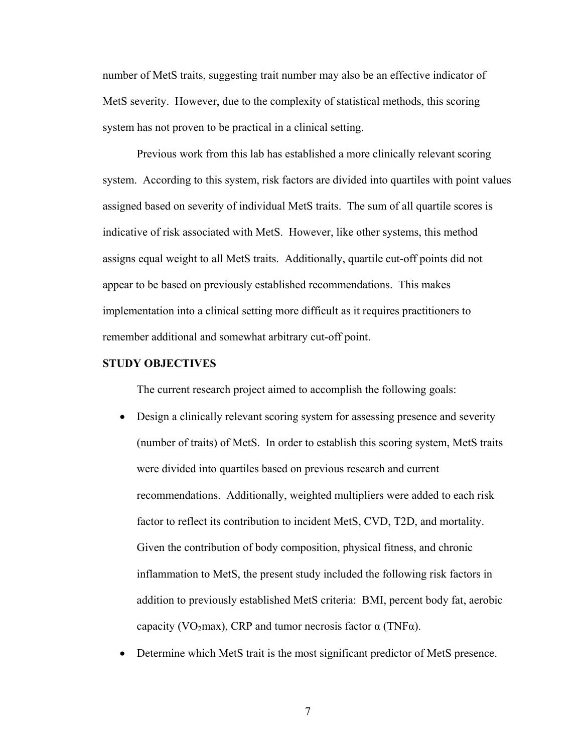number of MetS traits, suggesting trait number may also be an effective indicator of MetS severity. However, due to the complexity of statistical methods, this scoring system has not proven to be practical in a clinical setting.

Previous work from this lab has established a more clinically relevant scoring system. According to this system, risk factors are divided into quartiles with point values assigned based on severity of individual MetS traits. The sum of all quartile scores is indicative of risk associated with MetS. However, like other systems, this method assigns equal weight to all MetS traits. Additionally, quartile cut-off points did not appear to be based on previously established recommendations. This makes implementation into a clinical setting more difficult as it requires practitioners to remember additional and somewhat arbitrary cut-off point.

**STUDY OBJECTIVES**

The current research project aimed to accomplish the following goals:

- Design a clinically relevant scoring system for assessing presence and severity (number of traits) of MetS. In order to establish this scoring system, MetS traits were divided into quartiles based on previous research and current recommendations. Additionally, weighted multipliers were added to each risk factor to reflect its contribution to incident MetS, CVD, T2D, and mortality. Given the contribution of body composition, physical fitness, and chronic inflammation to MetS, the present study included the following risk factors in addition to previously established MetS criteria: BMI, percent body fat, aerobic capacity ($VO_2$max), CRP and tumor necrosis factor α (TNFα).
- Determine which MetS trait is the most significant predictor of MetS presence.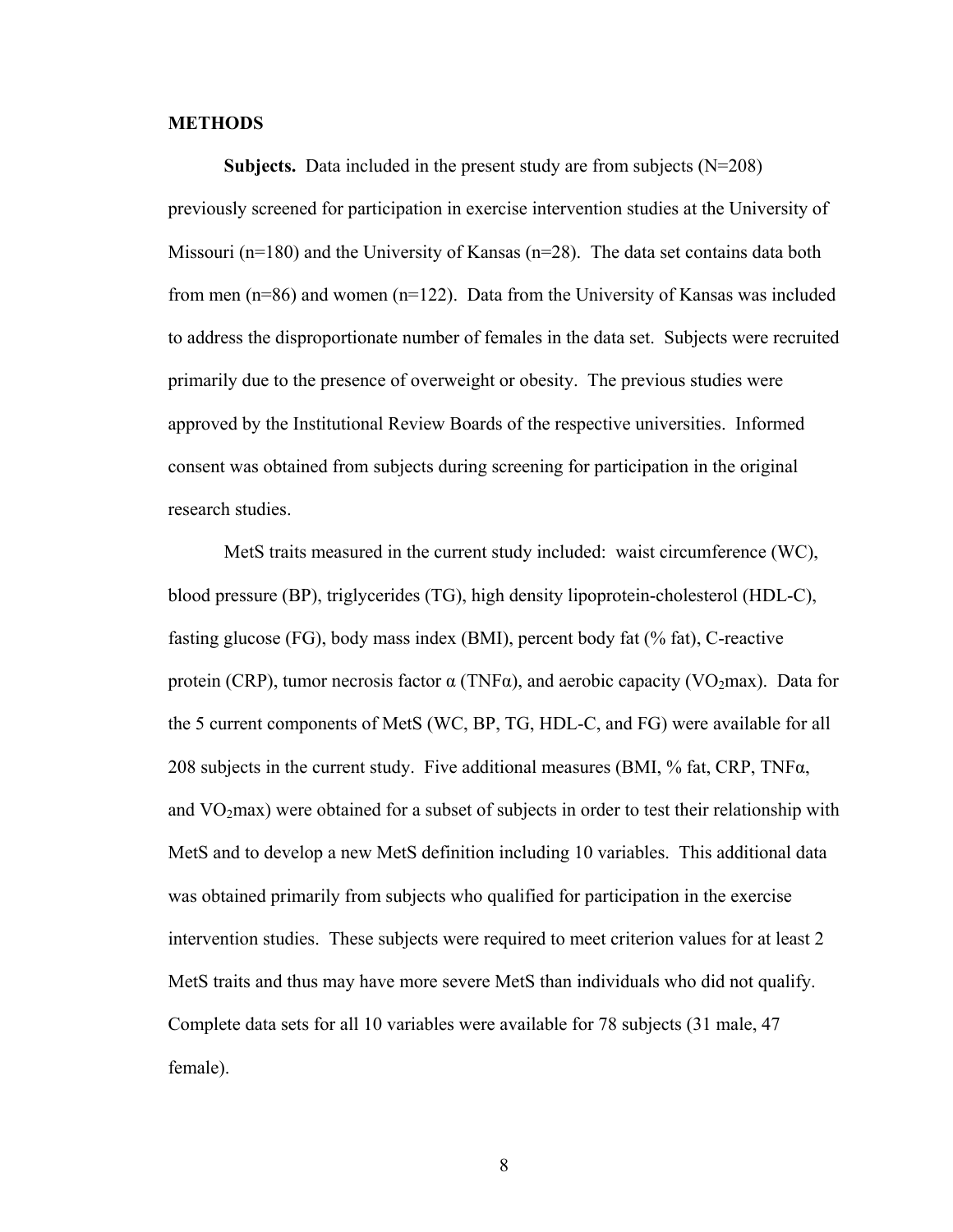## METHODS

**Subjects.** Data included in the present study are from subjects (N=208) previously screened for participation in exercise intervention studies at the University of Missouri (n=180) and the University of Kansas (n=28). The data set contains data both from men (n=86) and women (n=122). Data from the University of Kansas was included to address the disproportionate number of females in the data set. Subjects were recruited primarily due to the presence of overweight or obesity. The previous studies were approved by the Institutional Review Boards of the respective universities. Informed consent was obtained from subjects during screening for participation in the original research studies.

MetS traits measured in the current study included: waist circumference (WC), blood pressure (BP), triglycerides (TG), high density lipoprotein-cholesterol (HDL-C), fasting glucose (FG), body mass index (BMI), percent body fat (% fat), C-reactive protein (CRP), tumor necrosis factor α (TNFα), and aerobic capacity ($VO_2$max). Data for the 5 current components of MetS (WC, BP, TG, HDL-C, and FG) were available for all 208 subjects in the current study. Five additional measures (BMI, % fat, CRP, TNFα, and $VO_2$max) were obtained for a subset of subjects in order to test their relationship with MetS and to develop a new MetS definition including 10 variables. This additional data was obtained primarily from subjects who qualified for participation in the exercise intervention studies. These subjects were required to meet criterion values for at least 2 MetS traits and thus may have more severe MetS than individuals who did not qualify. Complete data sets for all 10 variables were available for 78 subjects (31 male, 47 female).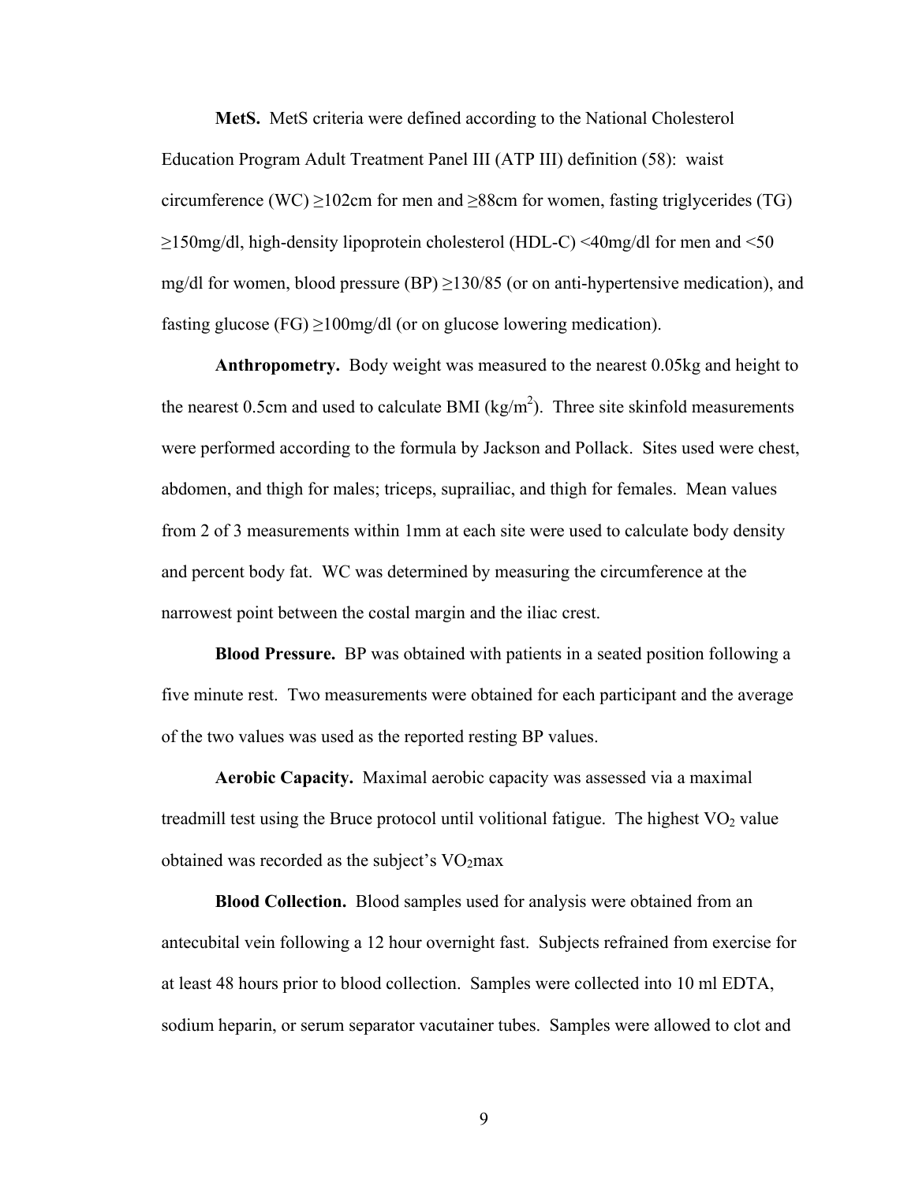**MetS.** MetS criteria were defined according to the National Cholesterol Education Program Adult Treatment Panel III (ATP III) definition (58): waist circumference (WC) ≥102cm for men and ≥88cm for women, fasting triglycerides (TG) ≥150mg/dl, high-density lipoprotein cholesterol (HDL-C) <40mg/dl for men and <50 mg/dl for women, blood pressure (BP) ≥130/85 (or on anti-hypertensive medication), and fasting glucose (FG) ≥100mg/dl (or on glucose lowering medication).

**Anthropometry.** Body weight was measured to the nearest 0.05kg and height to the nearest 0.5cm and used to calculate BMI ($kg/m^2$). Three site skinfold measurements were performed according to the formula by Jackson and Pollack. Sites used were chest, abdomen, and thigh for males; triceps, suprailiac, and thigh for females. Mean values from 2 of 3 measurements within 1mm at each site were used to calculate body density and percent body fat. WC was determined by measuring the circumference at the narrowest point between the costal margin and the iliac crest.

**Blood Pressure.** BP was obtained with patients in a seated position following a five minute rest. Two measurements were obtained for each participant and the average of the two values was used as the reported resting BP values.

**Aerobic Capacity.** Maximal aerobic capacity was assessed via a maximal treadmill test using the Bruce protocol until volitional fatigue. The highest $VO_2$ value obtained was recorded as the subject's $VO_2$max

**Blood Collection.** Blood samples used for analysis were obtained from an antecubital vein following a 12 hour overnight fast. Subjects refrained from exercise for at least 48 hours prior to blood collection. Samples were collected into 10 ml EDTA, sodium heparin, or serum separator vacutainer tubes. Samples were allowed to clot and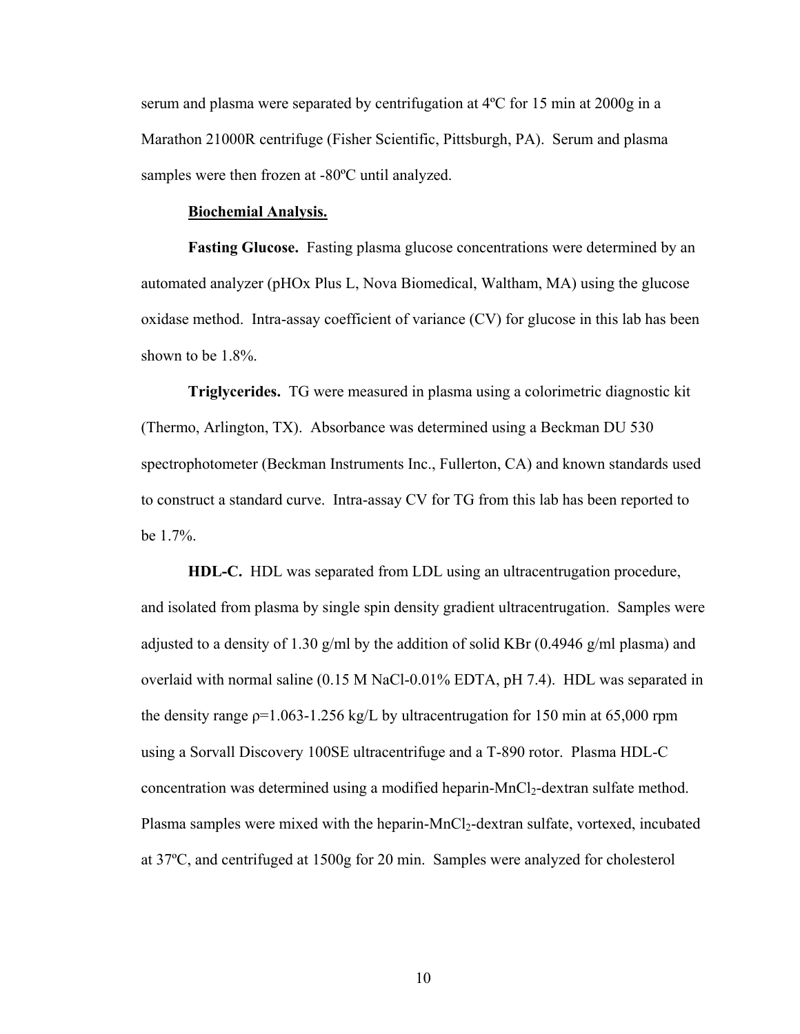serum and plasma were separated by centrifugation at 4ºC for 15 min at 2000g in a Marathon 21000R centrifuge (Fisher Scientific, Pittsburgh, PA). Serum and plasma samples were then frozen at -80ºC until analyzed.

**Biochemial Analysis.**

**Fasting Glucose.** Fasting plasma glucose concentrations were determined by an automated analyzer (pHOx Plus L, Nova Biomedical, Waltham, MA) using the glucose oxidase method. Intra-assay coefficient of variance (CV) for glucose in this lab has been shown to be 1.8%.

**Triglycerides.** TG were measured in plasma using a colorimetric diagnostic kit (Thermo, Arlington, TX). Absorbance was determined using a Beckman DU 530 spectrophotometer (Beckman Instruments Inc., Fullerton, CA) and known standards used to construct a standard curve. Intra-assay CV for TG from this lab has been reported to be 1.7%.

**HDL-C.** HDL was separated from LDL using an ultracentrugation procedure, and isolated from plasma by single spin density gradient ultracentrugation. Samples were adjusted to a density of 1.30 g/ml by the addition of solid KBr (0.4946 g/ml plasma) and overlaid with normal saline (0.15 M NaCl-0.01% EDTA, pH 7.4). HDL was separated in the density range $\rho$=1.063-1.256 kg/L by ultracentrugation for 150 min at 65,000 rpm using a Sorvall Discovery 100SE ultracentrifuge and a T-890 rotor. Plasma HDL-C concentration was determined using a modified heparin-$MnCl_2$-dextran sulfate method. Plasma samples were mixed with the heparin-$MnCl_2$-dextran sulfate, vortexed, incubated at 37ºC, and centrifuged at 1500g for 20 min. Samples were analyzed for cholesterol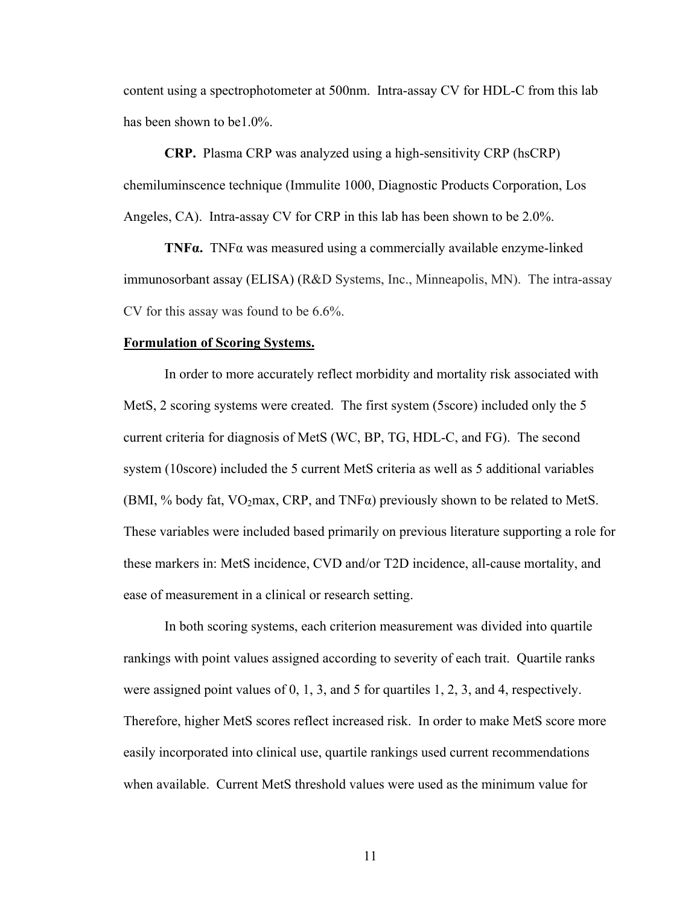content using a spectrophotometer at 500nm. Intra-assay CV for HDL-C from this lab has been shown to be1.0%.

**CRP.** Plasma CRP was analyzed using a high-sensitivity CRP (hsCRP) chemiluminscence technique (Immulite 1000, Diagnostic Products Corporation, Los Angeles, CA). Intra-assay CV for CRP in this lab has been shown to be 2.0%.

**TNFα.** TNFα was measured using a commercially available enzyme-linked immunosorbant assay (ELISA) (R&D Systems, Inc., Minneapolis, MN). The intra-assay CV for this assay was found to be 6.6%.

**Formulation of Scoring Systems.**

In order to more accurately reflect morbidity and mortality risk associated with MetS, 2 scoring systems were created. The first system (5score) included only the 5 current criteria for diagnosis of MetS (WC, BP, TG, HDL-C, and FG). The second system (10score) included the 5 current MetS criteria as well as 5 additional variables (BMI, % body fat, $VO_2$max, CRP, and TNFα) previously shown to be related to MetS. These variables were included based primarily on previous literature supporting a role for these markers in: MetS incidence, CVD and/or T2D incidence, all-cause mortality, and ease of measurement in a clinical or research setting.

In both scoring systems, each criterion measurement was divided into quartile rankings with point values assigned according to severity of each trait. Quartile ranks were assigned point values of 0, 1, 3, and 5 for quartiles 1, 2, 3, and 4, respectively. Therefore, higher MetS scores reflect increased risk. In order to make MetS score more easily incorporated into clinical use, quartile rankings used current recommendations when available. Current MetS threshold values were used as the minimum value for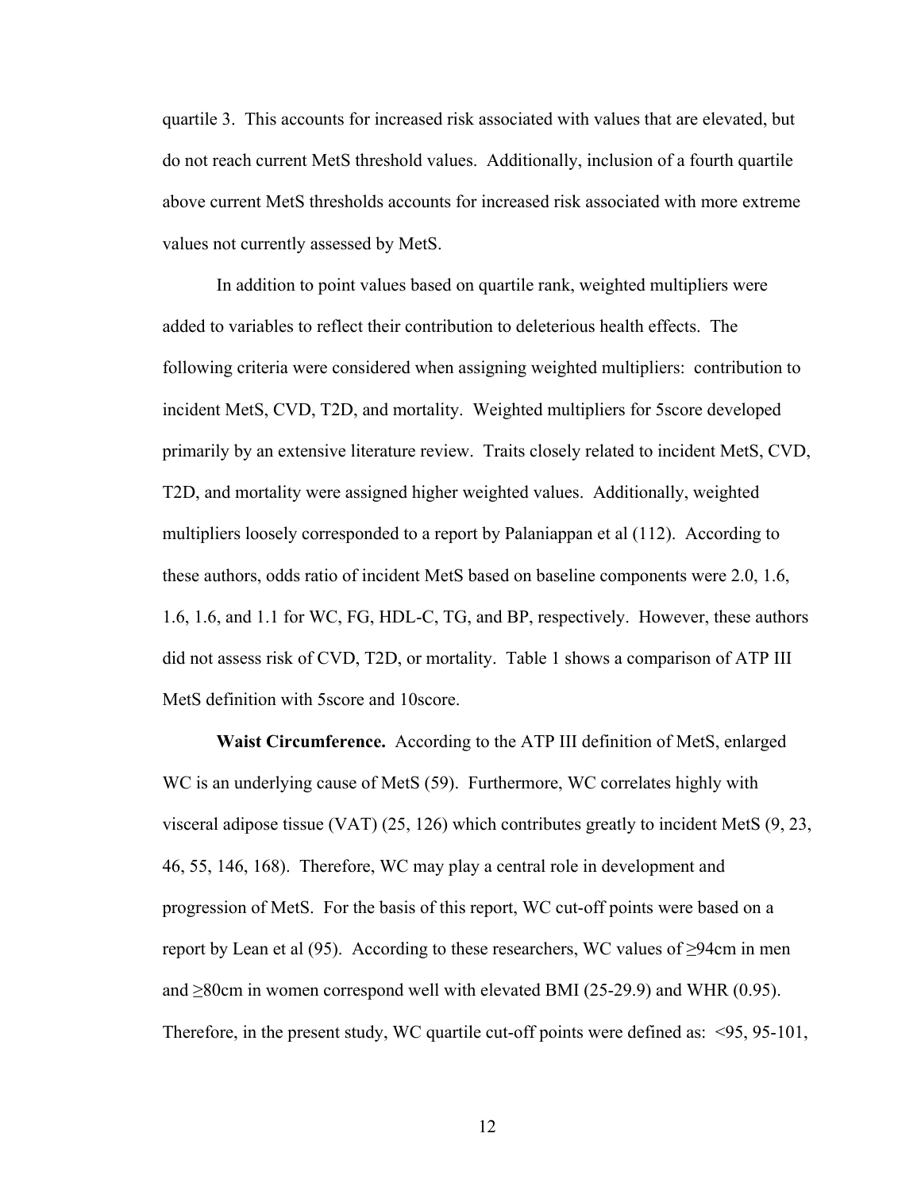quartile 3. This accounts for increased risk associated with values that are elevated, but do not reach current MetS threshold values. Additionally, inclusion of a fourth quartile above current MetS thresholds accounts for increased risk associated with more extreme values not currently assessed by MetS.

In addition to point values based on quartile rank, weighted multipliers were added to variables to reflect their contribution to deleterious health effects. The following criteria were considered when assigning weighted multipliers: contribution to incident MetS, CVD, T2D, and mortality. Weighted multipliers for 5score developed primarily by an extensive literature review. Traits closely related to incident MetS, CVD, T2D, and mortality were assigned higher weighted values. Additionally, weighted multipliers loosely corresponded to a report by Palaniappan et al (112). According to these authors, odds ratio of incident MetS based on baseline components were 2.0, 1.6, 1.6, 1.6, and 1.1 for WC, FG, HDL-C, TG, and BP, respectively. However, these authors did not assess risk of CVD, T2D, or mortality. Table 1 shows a comparison of ATP III MetS definition with 5score and 10score.

**Waist Circumference.** According to the ATP III definition of MetS, enlarged WC is an underlying cause of MetS (59). Furthermore, WC correlates highly with visceral adipose tissue (VAT) (25, 126) which contributes greatly to incident MetS (9, 23, 46, 55, 146, 168). Therefore, WC may play a central role in development and progression of MetS. For the basis of this report, WC cut-off points were based on a report by Lean et al (95). According to these researchers, WC values of ≥94cm in men and ≥80cm in women correspond well with elevated BMI (25-29.9) and WHR (0.95). Therefore, in the present study, WC quartile cut-off points were defined as: <95, 95-101,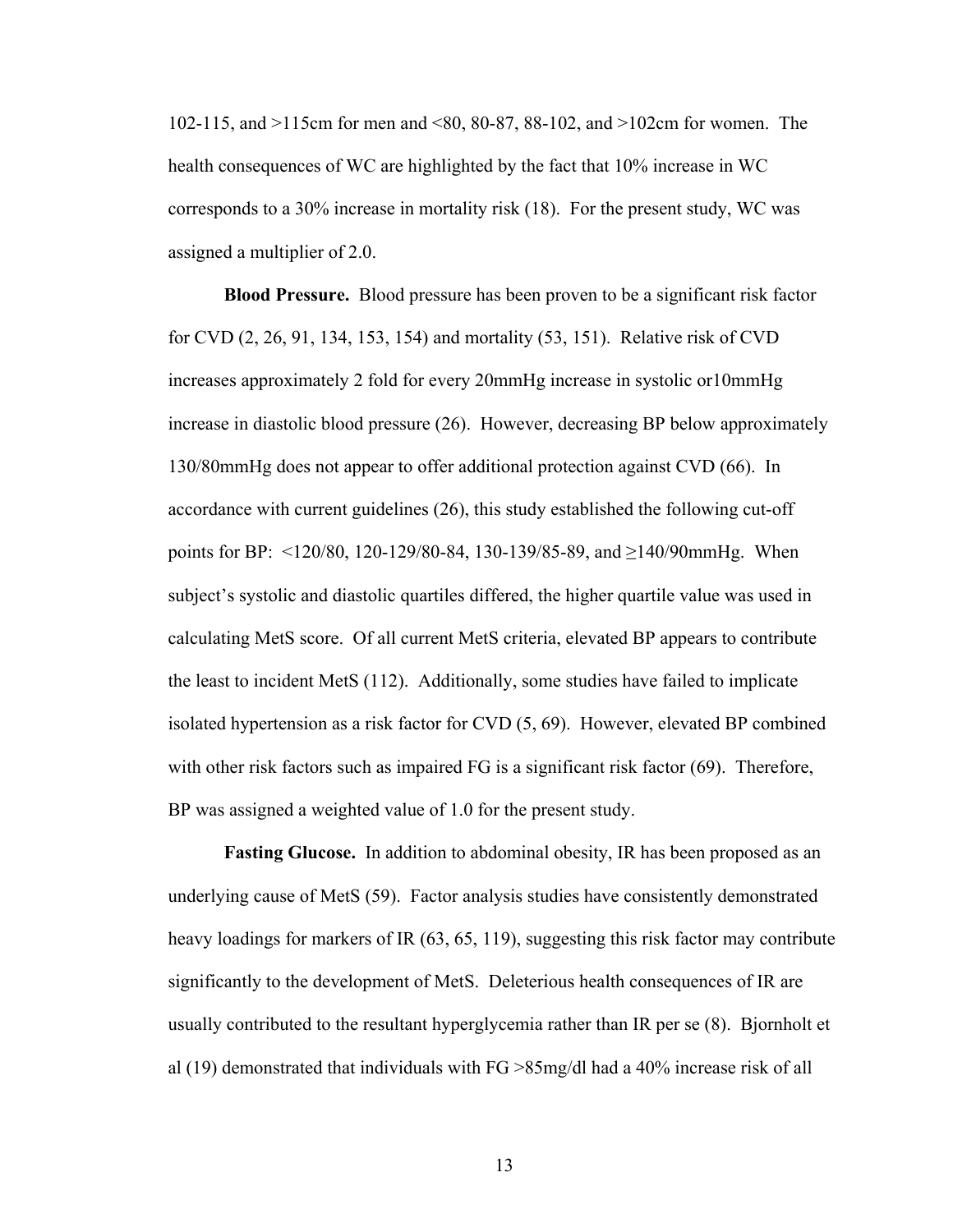102-115, and >115cm for men and <80, 80-87, 88-102, and >102cm for women. The health consequences of WC are highlighted by the fact that 10% increase in WC corresponds to a 30% increase in mortality risk (18). For the present study, WC was assigned a multiplier of 2.0.

**Blood Pressure.** Blood pressure has been proven to be a significant risk factor for CVD (2, 26, 91, 134, 153, 154) and mortality (53, 151). Relative risk of CVD increases approximately 2 fold for every 20mmHg increase in systolic or10mmHg increase in diastolic blood pressure (26). However, decreasing BP below approximately 130/80mmHg does not appear to offer additional protection against CVD (66). In accordance with current guidelines (26), this study established the following cut-off points for BP: <120/80, 120-129/80-84, 130-139/85-89, and ≥140/90mmHg. When subject's systolic and diastolic quartiles differed, the higher quartile value was used in calculating MetS score. Of all current MetS criteria, elevated BP appears to contribute the least to incident MetS (112). Additionally, some studies have failed to implicate isolated hypertension as a risk factor for CVD (5, 69). However, elevated BP combined with other risk factors such as impaired FG is a significant risk factor (69). Therefore, BP was assigned a weighted value of 1.0 for the present study.

**Fasting Glucose.** In addition to abdominal obesity, IR has been proposed as an underlying cause of MetS (59). Factor analysis studies have consistently demonstrated heavy loadings for markers of IR (63, 65, 119), suggesting this risk factor may contribute significantly to the development of MetS. Deleterious health consequences of IR are usually contributed to the resultant hyperglycemia rather than IR per se (8). Bjornholt et al (19) demonstrated that individuals with FG >85mg/dl had a 40% increase risk of all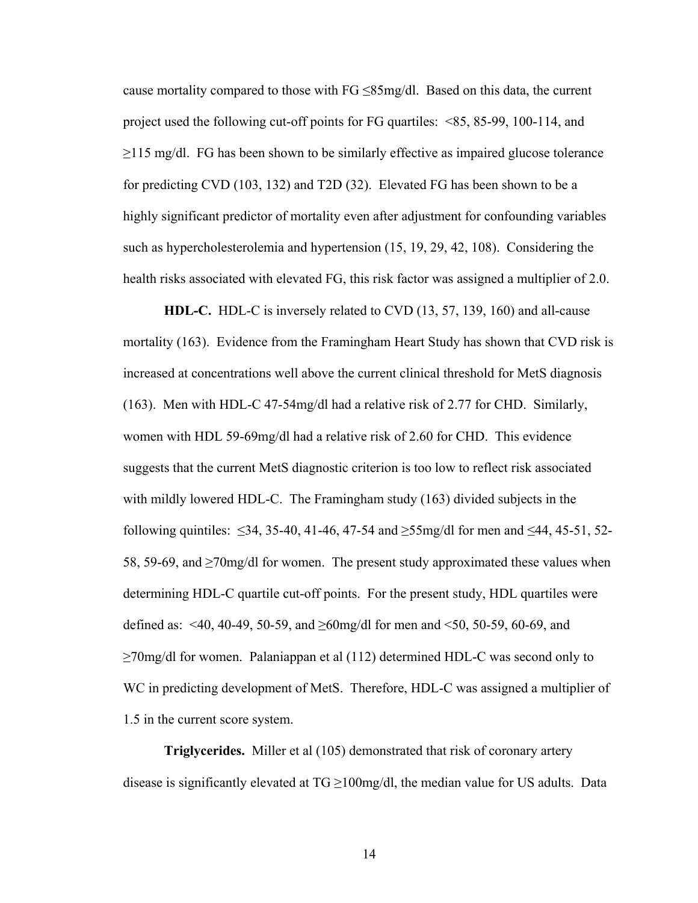cause mortality compared to those with FG ≤85mg/dl. Based on this data, the current project used the following cut-off points for FG quartiles: <85, 85-99, 100-114, and ≥115 mg/dl. FG has been shown to be similarly effective as impaired glucose tolerance for predicting CVD (103, 132) and T2D (32). Elevated FG has been shown to be a highly significant predictor of mortality even after adjustment for confounding variables such as hypercholesterolemia and hypertension (15, 19, 29, 42, 108). Considering the health risks associated with elevated FG, this risk factor was assigned a multiplier of 2.0.

**HDL-C.** HDL-C is inversely related to CVD (13, 57, 139, 160) and all-cause mortality (163). Evidence from the Framingham Heart Study has shown that CVD risk is increased at concentrations well above the current clinical threshold for MetS diagnosis (163). Men with HDL-C 47-54mg/dl had a relative risk of 2.77 for CHD. Similarly, women with HDL 59-69mg/dl had a relative risk of 2.60 for CHD. This evidence suggests that the current MetS diagnostic criterion is too low to reflect risk associated with mildly lowered HDL-C. The Framingham study (163) divided subjects in the following quintiles: ≤34, 35-40, 41-46, 47-54 and ≥55mg/dl for men and ≤44, 45-51, 52-58, 59-69, and ≥70mg/dl for women. The present study approximated these values when determining HDL-C quartile cut-off points. For the present study, HDL quartiles were defined as: <40, 40-49, 50-59, and ≥60mg/dl for men and <50, 50-59, 60-69, and ≥70mg/dl for women. Palaniappan et al (112) determined HDL-C was second only to WC in predicting development of MetS. Therefore, HDL-C was assigned a multiplier of 1.5 in the current score system.

**Triglycerides.** Miller et al (105) demonstrated that risk of coronary artery disease is significantly elevated at TG ≥100mg/dl, the median value for US adults. Data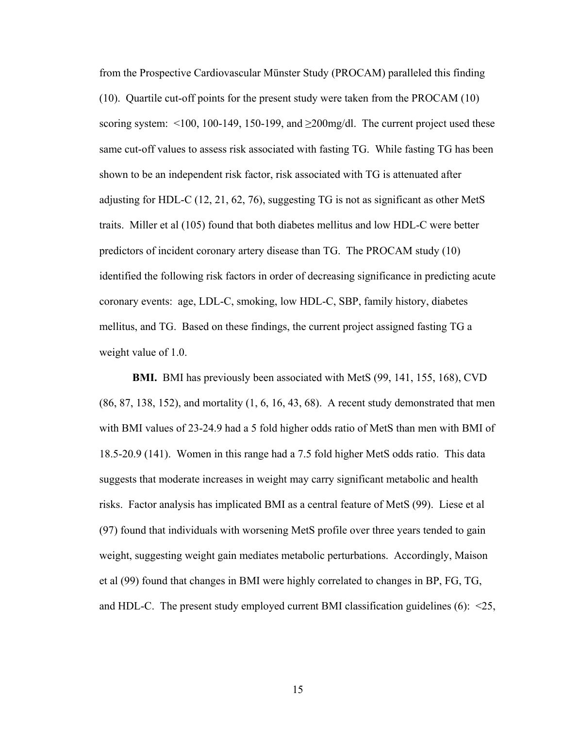from the Prospective Cardiovascular Münster Study (PROCAM) paralleled this finding (10). Quartile cut-off points for the present study were taken from the PROCAM (10) scoring system: <100, 100-149, 150-199, and ≥200mg/dl. The current project used these same cut-off values to assess risk associated with fasting TG. While fasting TG has been shown to be an independent risk factor, risk associated with TG is attenuated after adjusting for HDL-C (12, 21, 62, 76), suggesting TG is not as significant as other MetS traits. Miller et al (105) found that both diabetes mellitus and low HDL-C were better predictors of incident coronary artery disease than TG. The PROCAM study (10) identified the following risk factors in order of decreasing significance in predicting acute coronary events: age, LDL-C, smoking, low HDL-C, SBP, family history, diabetes mellitus, and TG. Based on these findings, the current project assigned fasting TG a weight value of 1.0.

**BMI.** BMI has previously been associated with MetS (99, 141, 155, 168), CVD (86, 87, 138, 152), and mortality (1, 6, 16, 43, 68). A recent study demonstrated that men with BMI values of 23-24.9 had a 5 fold higher odds ratio of MetS than men with BMI of 18.5-20.9 (141). Women in this range had a 7.5 fold higher MetS odds ratio. This data suggests that moderate increases in weight may carry significant metabolic and health risks. Factor analysis has implicated BMI as a central feature of MetS (99). Liese et al (97) found that individuals with worsening MetS profile over three years tended to gain weight, suggesting weight gain mediates metabolic perturbations. Accordingly, Maison et al (99) found that changes in BMI were highly correlated to changes in BP, FG, TG, and HDL-C. The present study employed current BMI classification guidelines (6): <25,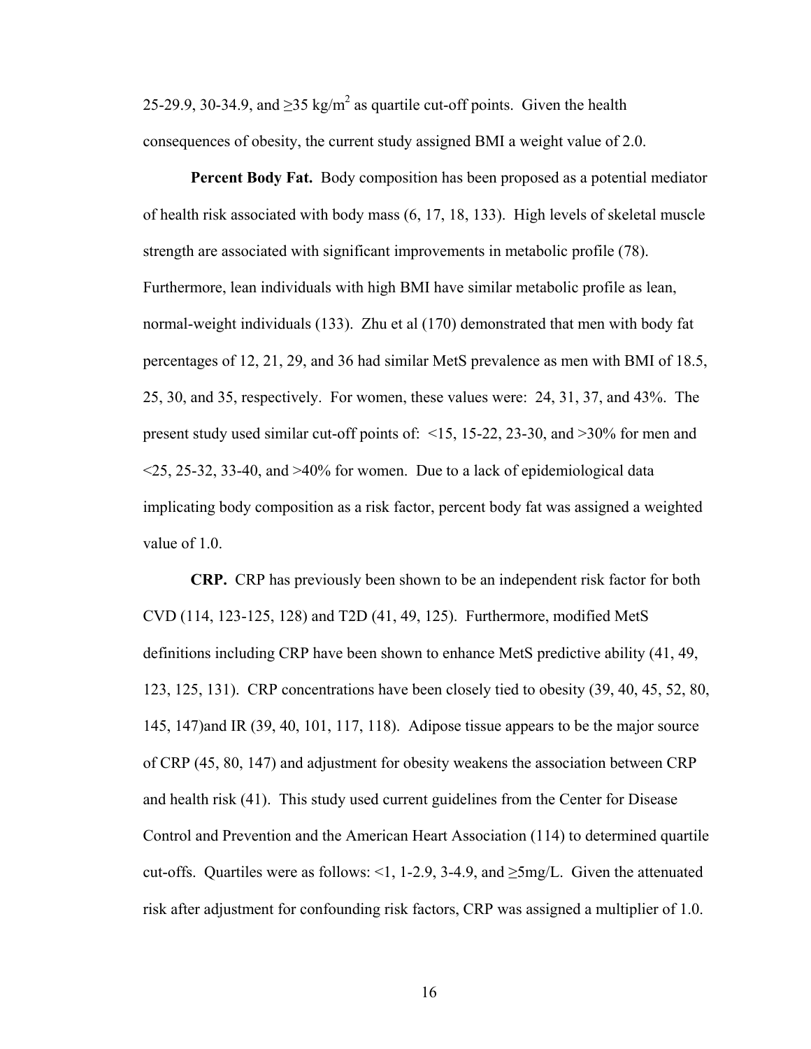25-29.9, 30-34.9, and ≥35 kg/m$^2$ as quartile cut-off points. Given the health consequences of obesity, the current study assigned BMI a weight value of 2.0.

**Percent Body Fat.** Body composition has been proposed as a potential mediator of health risk associated with body mass (6, 17, 18, 133). High levels of skeletal muscle strength are associated with significant improvements in metabolic profile (78). Furthermore, lean individuals with high BMI have similar metabolic profile as lean, normal-weight individuals (133). Zhu et al (170) demonstrated that men with body fat percentages of 12, 21, 29, and 36 had similar MetS prevalence as men with BMI of 18.5, 25, 30, and 35, respectively. For women, these values were: 24, 31, 37, and 43%. The present study used similar cut-off points of: <15, 15-22, 23-30, and >30% for men and <25, 25-32, 33-40, and >40% for women. Due to a lack of epidemiological data implicating body composition as a risk factor, percent body fat was assigned a weighted value of 1.0.

**CRP.** CRP has previously been shown to be an independent risk factor for both CVD (114, 123-125, 128) and T2D (41, 49, 125). Furthermore, modified MetS definitions including CRP have been shown to enhance MetS predictive ability (41, 49, 123, 125, 131). CRP concentrations have been closely tied to obesity (39, 40, 45, 52, 80, 145, 147)and IR (39, 40, 101, 117, 118). Adipose tissue appears to be the major source of CRP (45, 80, 147) and adjustment for obesity weakens the association between CRP and health risk (41). This study used current guidelines from the Center for Disease Control and Prevention and the American Heart Association (114) to determined quartile cut-offs. Quartiles were as follows: <1, 1-2.9, 3-4.9, and ≥5mg/L. Given the attenuated risk after adjustment for confounding risk factors, CRP was assigned a multiplier of 1.0.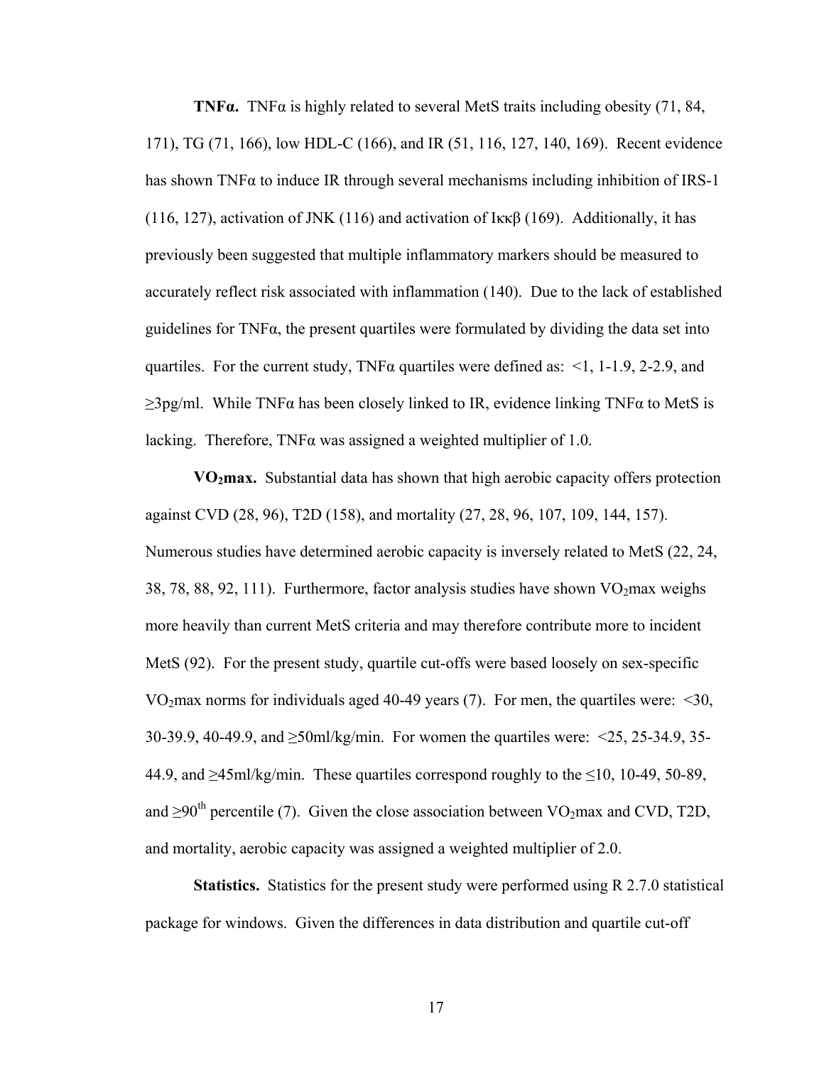**TNFα.** TNFα is highly related to several MetS traits including obesity (71, 84, 171), TG (71, 166), low HDL-C (166), and IR (51, 116, 127, 140, 169). Recent evidence has shown TNFα to induce IR through several mechanisms including inhibition of IRS-1 (116, 127), activation of JNK (116) and activation of Iκκβ (169). Additionally, it has previously been suggested that multiple inflammatory markers should be measured to accurately reflect risk associated with inflammation (140). Due to the lack of established guidelines for TNFα, the present quartiles were formulated by dividing the data set into quartiles. For the current study, TNFα quartiles were defined as: <1, 1-1.9, 2-2.9, and ≥3pg/ml. While TNFα has been closely linked to IR, evidence linking TNFα to MetS is lacking. Therefore, TNFα was assigned a weighted multiplier of 1.0.

**$VO_2$max.** Substantial data has shown that high aerobic capacity offers protection against CVD (28, 96), T2D (158), and mortality (27, 28, 96, 107, 109, 144, 157). Numerous studies have determined aerobic capacity is inversely related to MetS (22, 24, 38, 78, 88, 92, 111). Furthermore, factor analysis studies have shown $VO_2$max weighs more heavily than current MetS criteria and may therefore contribute more to incident MetS (92). For the present study, quartile cut-offs were based loosely on sex-specific $VO_2$max norms for individuals aged 40-49 years (7). For men, the quartiles were: <30, 30-39.9, 40-49.9, and ≥50ml/kg/min. For women the quartiles were: <25, 25-34.9, 35-44.9, and ≥45ml/kg/min. These quartiles correspond roughly to the ≤10, 10-49, 50-89, and ≥90$^{th}$ percentile (7). Given the close association between $VO_2$max and CVD, T2D, and mortality, aerobic capacity was assigned a weighted multiplier of 2.0.

**Statistics.** Statistics for the present study were performed using R 2.7.0 statistical package for windows. Given the differences in data distribution and quartile cut-off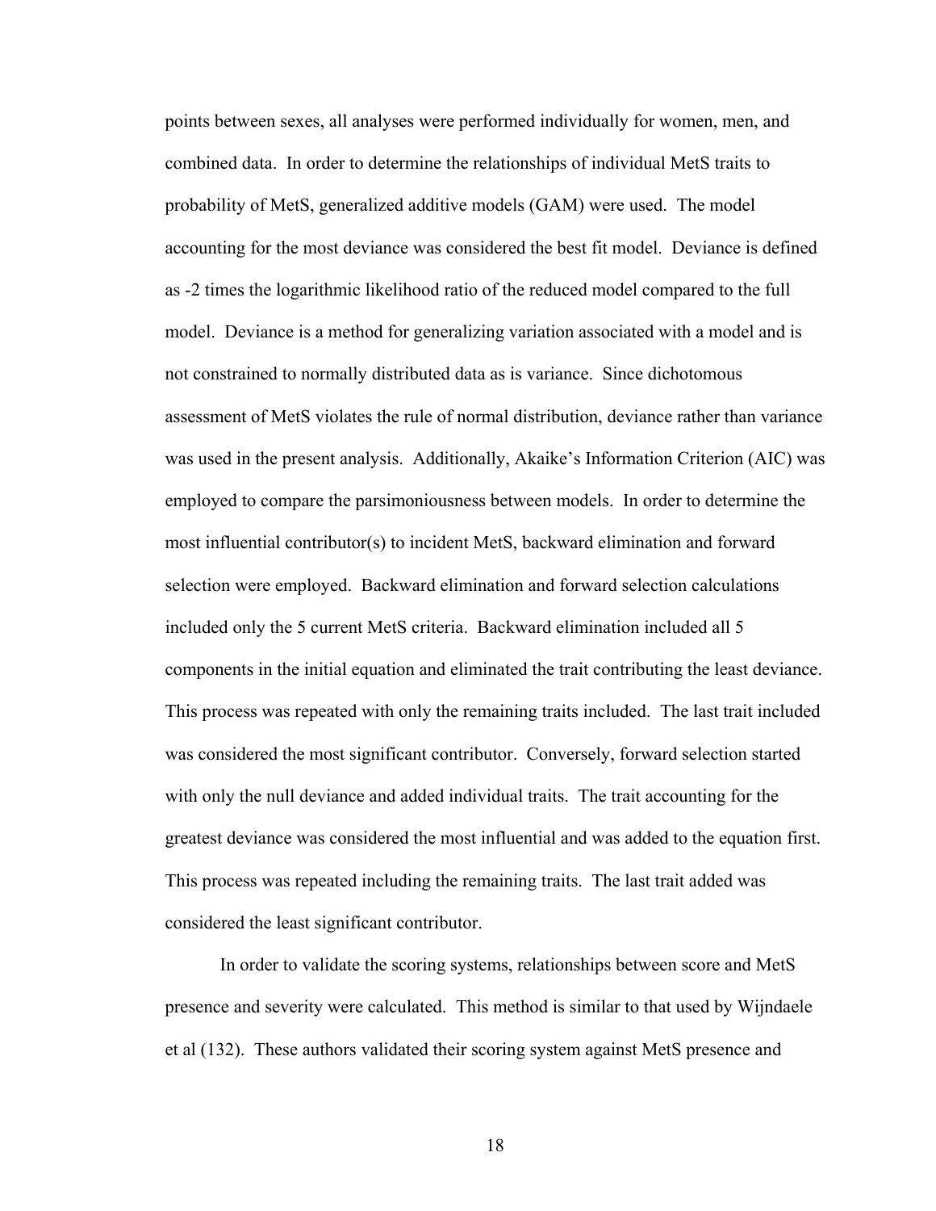points between sexes, all analyses were performed individually for women, men, and combined data. In order to determine the relationships of individual MetS traits to probability of MetS, generalized additive models (GAM) were used. The model accounting for the most deviance was considered the best fit model. Deviance is defined as -2 times the logarithmic likelihood ratio of the reduced model compared to the full model. Deviance is a method for generalizing variation associated with a model and is not constrained to normally distributed data as is variance. Since dichotomous assessment of MetS violates the rule of normal distribution, deviance rather than variance was used in the present analysis. Additionally, Akaike's Information Criterion (AIC) was employed to compare the parsimoniousness between models. In order to determine the most influential contributor(s) to incident MetS, backward elimination and forward selection were employed. Backward elimination and forward selection calculations included only the 5 current MetS criteria. Backward elimination included all 5 components in the initial equation and eliminated the trait contributing the least deviance. This process was repeated with only the remaining traits included. The last trait included was considered the most significant contributor. Conversely, forward selection started with only the null deviance and added individual traits. The trait accounting for the greatest deviance was considered the most influential and was added to the equation first. This process was repeated including the remaining traits. The last trait added was considered the least significant contributor.

In order to validate the scoring systems, relationships between score and MetS presence and severity were calculated. This method is similar to that used by Wijndaele et al (132). These authors validated their scoring system against MetS presence and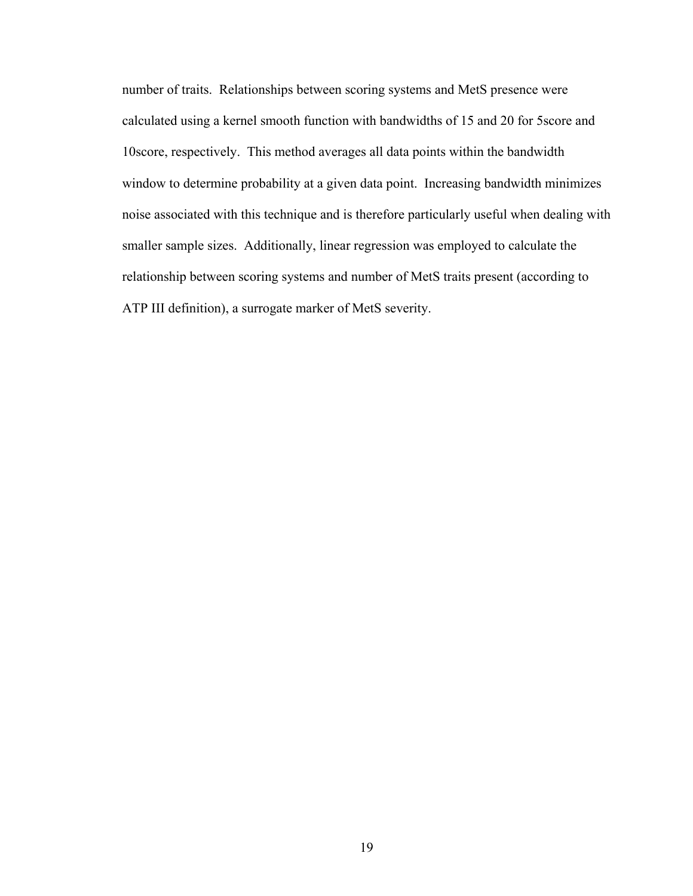number of traits. Relationships between scoring systems and MetS presence were calculated using a kernel smooth function with bandwidths of 15 and 20 for 5score and 10score, respectively. This method averages all data points within the bandwidth window to determine probability at a given data point. Increasing bandwidth minimizes noise associated with this technique and is therefore particularly useful when dealing with smaller sample sizes. Additionally, linear regression was employed to calculate the relationship between scoring systems and number of MetS traits present (according to ATP III definition), a surrogate marker of MetS severity.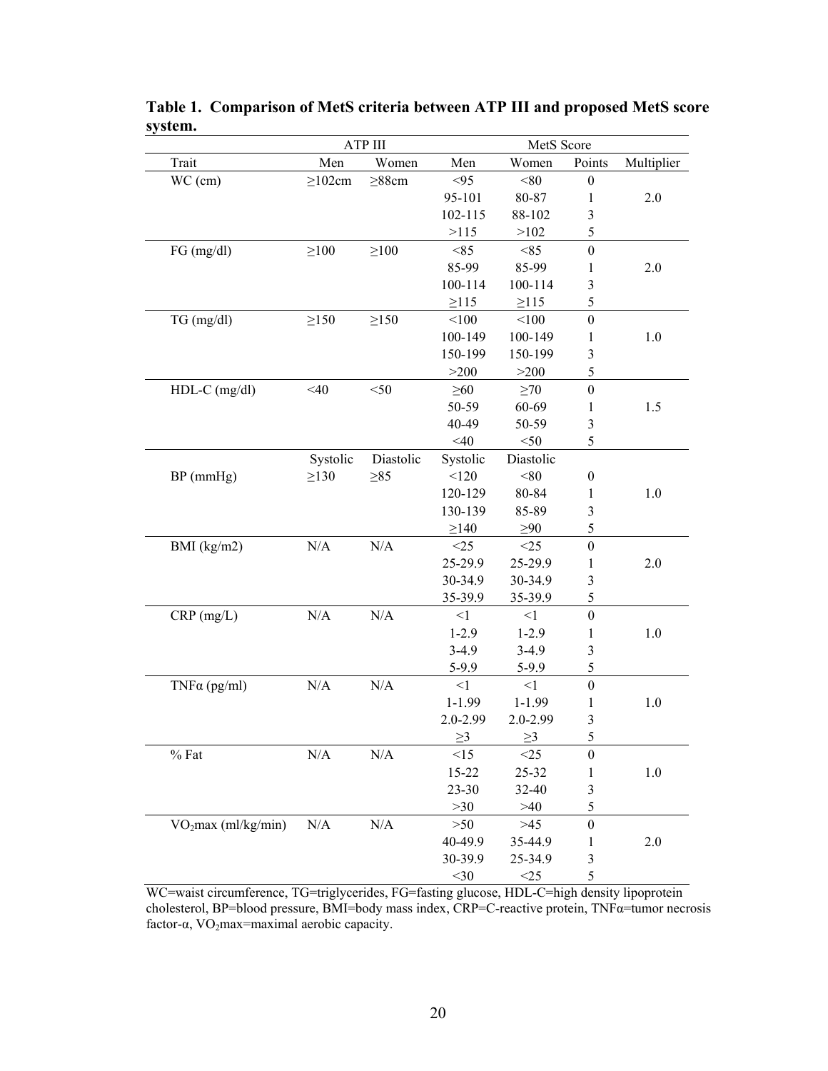**Table 1. Comparison of MetS criteria between ATP III and proposed MetS score system.**

| | ATP III | | MetS Score | | | |
|---|---|---|---|---|---|---|
| Trait | Men | Women | Men | Women | Points | Multiplier |
| WC (cm) | ≥102cm | ≥88cm | <95 | <80 | 0 | |
| | | | 95-101 | 80-87 | 1 | 2.0 |
| | | | 102-115 | 88-102 | 3 | |
| | | | >115 | >102 | 5 | |
| FG (mg/dl) | ≥100 | ≥100 | <85 | <85 | 0 | |
| | | | 85-99 | 85-99 | 1 | 2.0 |
| | | | 100-114 | 100-114 | 3 | |
| | | | ≥115 | ≥115 | 5 | |
| TG (mg/dl) | ≥150 | ≥150 | <100 | <100 | 0 | |
| | | | 100-149 | 100-149 | 1 | 1.0 |
| | | | 150-199 | 150-199 | 3 | |
| | | | >200 | >200 | 5 | |
| HDL-C (mg/dl) | <40 | <50 | ≥60 | ≥70 | 0 | |
| | | | 50-59 | 60-69 | 1 | 1.5 |
| | | | 40-49 | 50-59 | 3 | |
| | | | <40 | <50 | 5 | |
| | Systolic | Diastolic | Systolic | Diastolic | | |
| BP (mmHg) | ≥130 | ≥85 | <120 | <80 | 0 | |
| | | | 120-129 | 80-84 | 1 | 1.0 |
| | | | 130-139 | 85-89 | 3 | |
| | | | ≥140 | ≥90 | 5 | |
| BMI (kg/m2) | N/A | N/A | <25 | <25 | 0 | |
| | | | 25-29.9 | 25-29.9 | 1 | 2.0 |
| | | | 30-34.9 | 30-34.9 | 3 | |
| | | | 35-39.9 | 35-39.9 | 5 | |
| CRP (mg/L) | N/A | N/A | <1 | <1 | 0 | |
| | | | 1-2.9 | 1-2.9 | 1 | 1.0 |
| | | | 3-4.9 | 3-4.9 | 3 | |
| | | | 5-9.9 | 5-9.9 | 5 | |
| TNFα (pg/ml) | N/A | N/A | <1 | <1 | 0 | |
| | | | 1-1.99 | 1-1.99 | 1 | 1.0 |
| | | | 2.0-2.99 | 2.0-2.99 | 3 | |
| | | | ≥3 | ≥3 | 5 | |
| % Fat | N/A | N/A | <15 | <25 | 0 | |
| | | | 15-22 | 25-32 | 1 | 1.0 |
| | | | 23-30 | 32-40 | 3 | |
| | | | >30 | >40 | 5 | |
| $VO_2$max (ml/kg/min) | N/A | N/A | >50 | >45 | 0 | |
| | | | 40-49.9 | 35-44.9 | 1 | 2.0 |
| | | | 30-39.9 | 25-34.9 | 3 | |
| | | | <30 | <25 | 5 | |

WC=waist circumference, TG=triglycerides, FG=fasting glucose, HDL-C=high density lipoprotein cholesterol, BP=blood pressure, BMI=body mass index, CRP=C-reactive protein, TNFα=tumor necrosis factor-α, $VO_2$max=maximal aerobic capacity.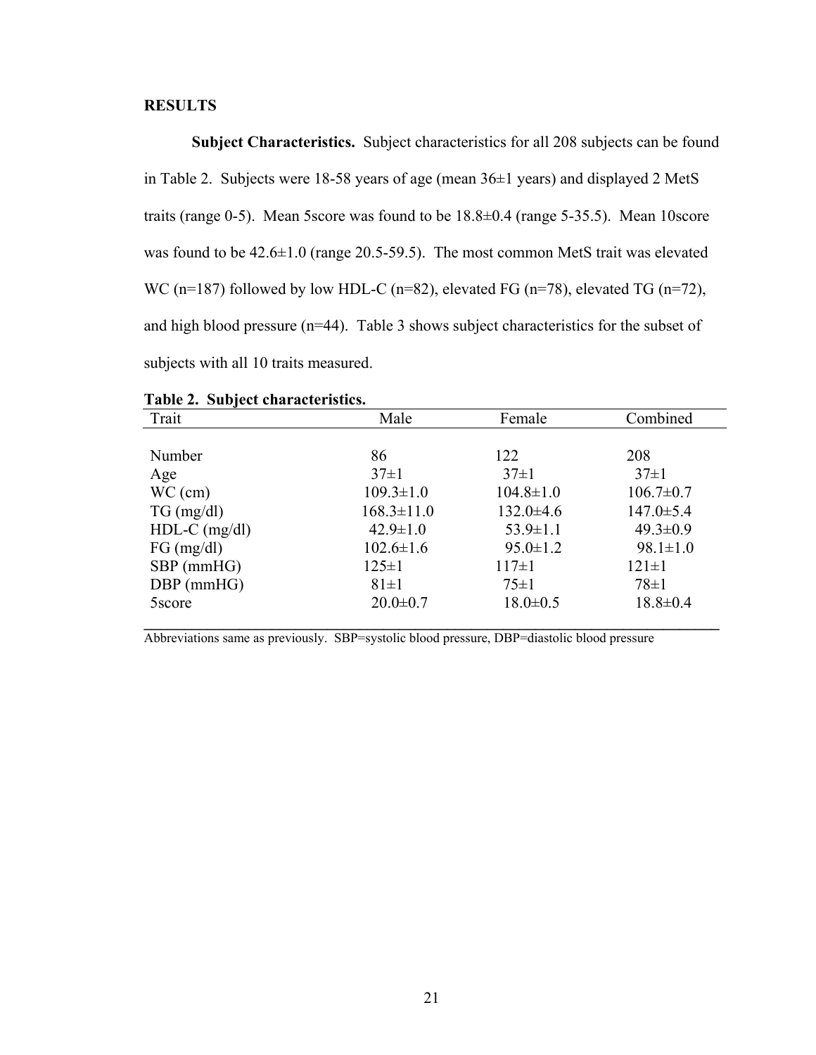## RESULTS

**Subject Characteristics.** Subject characteristics for all 208 subjects can be found in Table 2. Subjects were 18-58 years of age (mean 36±1 years) and displayed 2 MetS traits (range 0-5). Mean 5score was found to be 18.8±0.4 (range 5-35.5). Mean 10score was found to be 42.6±1.0 (range 20.5-59.5). The most common MetS trait was elevated WC (n=187) followed by low HDL-C (n=82), elevated FG (n=78), elevated TG (n=72), and high blood pressure (n=44). Table 3 shows subject characteristics for the subset of subjects with all 10 traits measured.

**Table 2. Subject characteristics.**

| Trait | Male | Female | Combined |
|---|---|---|---|
| Number | 86 | 122 | 208 |
| Age | 37±1 | 37±1 | 37±1 |
| WC (cm) | 109.3±1.0 | 104.8±1.0 | 106.7±0.7 |
| TG (mg/dl) | 168.3±11.0 | 132.0±4.6 | 147.0±5.4 |
| HDL-C (mg/dl) | 42.9±1.0 | 53.9±1.1 | 49.3±0.9 |
| FG (mg/dl) | 102.6±1.6 | 95.0±1.2 | 98.1±1.0 |
| SBP (mmHG) | 125±1 | 117±1 | 121±1 |
| DBP (mmHG) | 81±1 | 75±1 | 78±1 |
| 5score | 20.0±0.7 | 18.0±0.5 | 18.8±0.4 |

Abbreviations same as previously. SBP=systolic blood pressure, DBP=diastolic blood pressure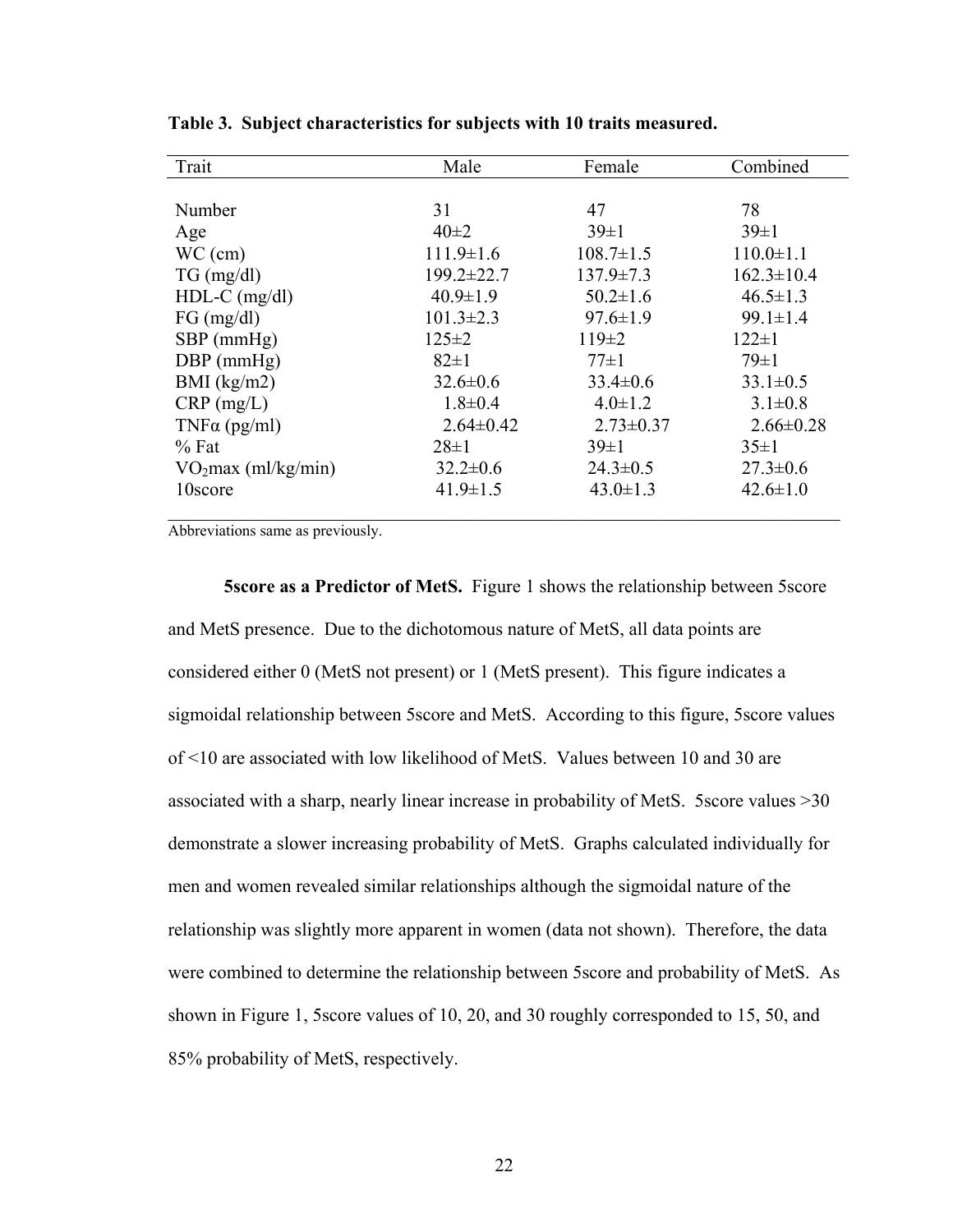**Table 3. Subject characteristics for subjects with 10 traits measured.**

| Trait | Male | Female | Combined |
|---|---|---|---|
| Number | 31 | 47 | 78 |
| Age | 40±2 | 39±1 | 39±1 |
| WC (cm) | 111.9±1.6 | 108.7±1.5 | 110.0±1.1 |
| TG (mg/dl) | 199.2±22.7 | 137.9±7.3 | 162.3±10.4 |
| HDL-C (mg/dl) | 40.9±1.9 | 50.2±1.6 | 46.5±1.3 |
| FG (mg/dl) | 101.3±2.3 | 97.6±1.9 | 99.1±1.4 |
| SBP (mmHg) | 125±2 | 119±2 | 122±1 |
| DBP (mmHg) | 82±1 | 77±1 | 79±1 |
| BMI (kg/m2) | 32.6±0.6 | 33.4±0.6 | 33.1±0.5 |
| CRP (mg/L) | 1.8±0.4 | 4.0±1.2 | 3.1±0.8 |
| TNFα (pg/ml) | 2.64±0.42 | 2.73±0.37 | 2.66±0.28 |
| % Fat | 28±1 | 39±1 | 35±1 |
| $VO_2$max (ml/kg/min) | 32.2±0.6 | 24.3±0.5 | 27.3±0.6 |
| 10score | 41.9±1.5 | 43.0±1.3 | 42.6±1.0 |

Abbreviations same as previously.

**5score as a Predictor of MetS.** Figure 1 shows the relationship between 5score and MetS presence. Due to the dichotomous nature of MetS, all data points are considered either 0 (MetS not present) or 1 (MetS present). This figure indicates a sigmoidal relationship between 5score and MetS. According to this figure, 5score values of <10 are associated with low likelihood of MetS. Values between 10 and 30 are associated with a sharp, nearly linear increase in probability of MetS. 5score values >30 demonstrate a slower increasing probability of MetS. Graphs calculated individually for men and women revealed similar relationships although the sigmoidal nature of the relationship was slightly more apparent in women (data not shown). Therefore, the data were combined to determine the relationship between 5score and probability of MetS. As shown in Figure 1, 5score values of 10, 20, and 30 roughly corresponded to 15, 50, and 85% probability of MetS, respectively.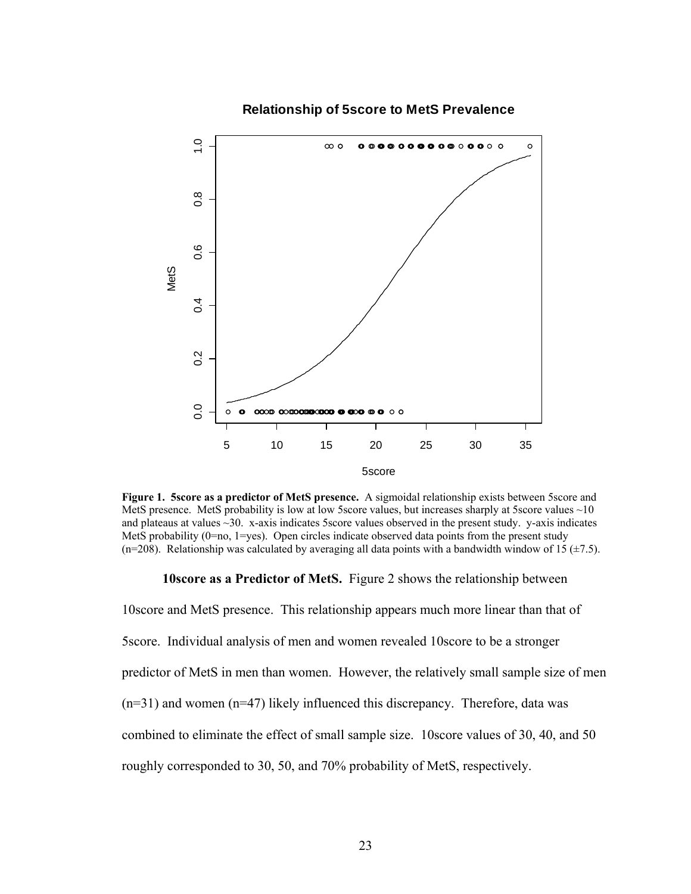**Figure 1. 5score as a predictor of MetS presence.** A sigmoidal relationship exists between 5score and MetS presence. MetS probability is low at low 5score values, but increases sharply at 5score values ~10 and plateaus at values ~30. x-axis indicates 5score values observed in the present study. y-axis indicates MetS probability (0=no, 1=yes). Open circles indicate observed data points from the present study (n=208). Relationship was calculated by averaging all data points with a bandwidth window of 15 (±7.5).

**10score as a Predictor of MetS.** Figure 2 shows the relationship between 10score and MetS presence. This relationship appears much more linear than that of 5score. Individual analysis of men and women revealed 10score to be a stronger predictor of MetS in men than women. However, the relatively small sample size of men (n=31) and women (n=47) likely influenced this discrepancy. Therefore, data was combined to eliminate the effect of small sample size. 10score values of 30, 40, and 50 roughly corresponded to 30, 50, and 70% probability of MetS, respectively.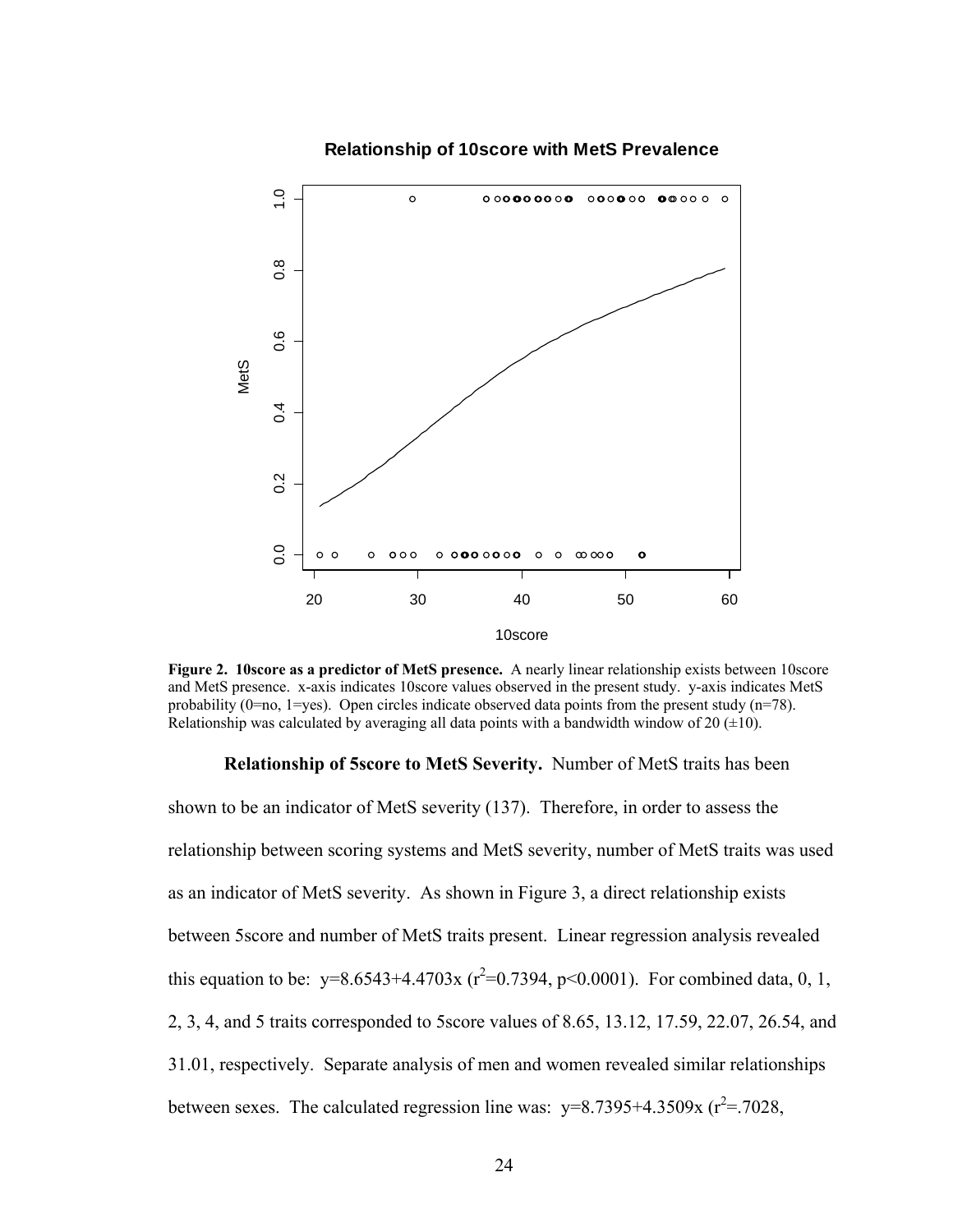**Figure 2. 10score as a predictor of MetS presence.** A nearly linear relationship exists between 10score and MetS presence. x-axis indicates 10score values observed in the present study. y-axis indicates MetS probability (0=no, 1=yes). Open circles indicate observed data points from the present study (n=78). Relationship was calculated by averaging all data points with a bandwidth window of 20 (±10).

**Relationship of 5score to MetS Severity.** Number of MetS traits has been shown to be an indicator of MetS severity (137). Therefore, in order to assess the relationship between scoring systems and MetS severity, number of MetS traits was used as an indicator of MetS severity. As shown in Figure 3, a direct relationship exists between 5score and number of MetS traits present. Linear regression analysis revealed this equation to be: $y=8.6543+4.4703x$ ($r^2=0.7394$, $p<0.0001$). For combined data, 0, 1, 2, 3, 4, and 5 traits corresponded to 5score values of 8.65, 13.12, 17.59, 22.07, 26.54, and 31.01, respectively. Separate analysis of men and women revealed similar relationships between sexes. The calculated regression line was: $y=8.7395+4.3509x$ ($r^2=.7028$,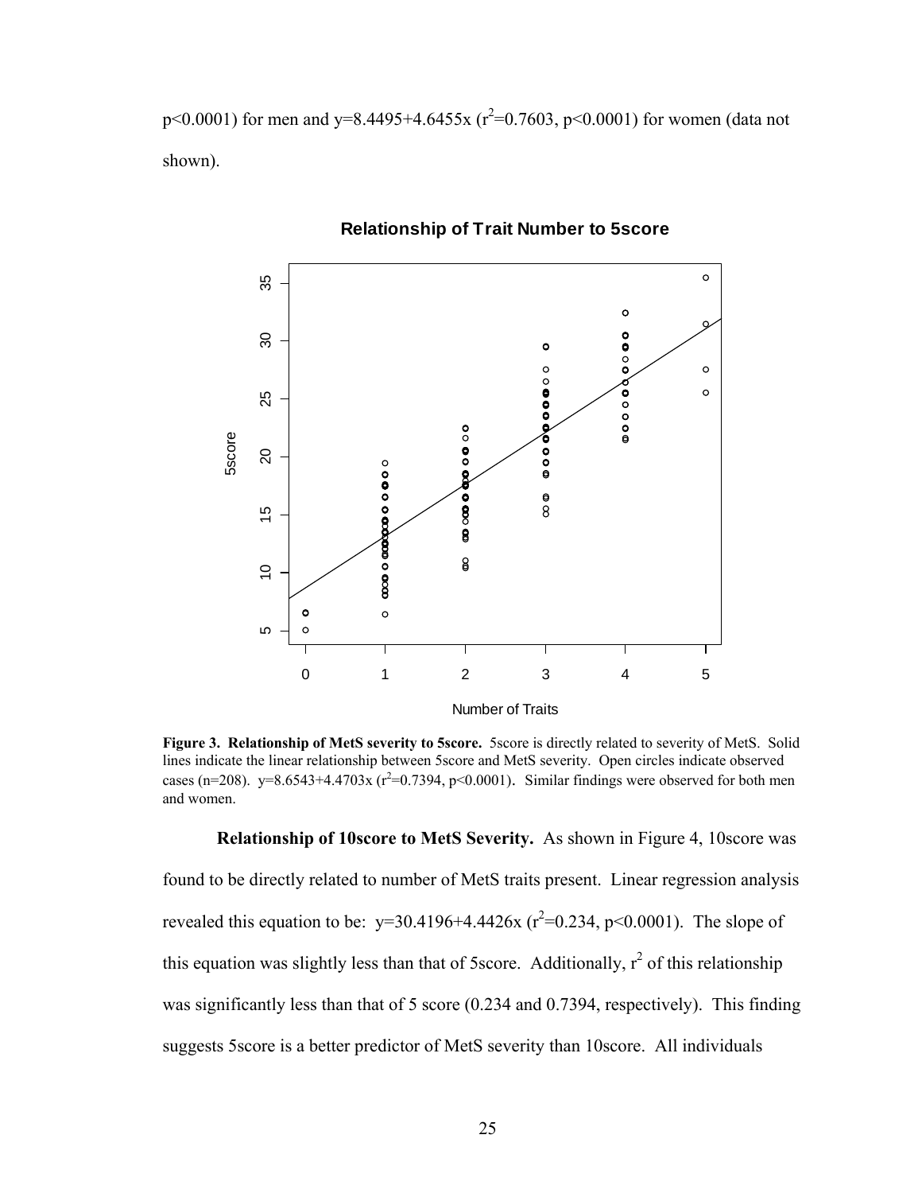p<0.0001) for men and y=8.4495+4.6455x ($r^2$=0.7603, p<0.0001) for women (data not shown).

**Figure 3. Relationship of MetS severity to 5score.** 5score is directly related to severity of MetS. Solid lines indicate the linear relationship between 5score and MetS severity. Open circles indicate observed cases (n=208). y=8.6543+4.4703x ($r^2$=0.7394, p<0.0001). Similar findings were observed for both men and women.

**Relationship of 10score to MetS Severity.** As shown in Figure 4, 10score was found to be directly related to number of MetS traits present. Linear regression analysis revealed this equation to be: y=30.4196+4.4426x ($r^2$=0.234, p<0.0001). The slope of this equation was slightly less than that of 5score. Additionally, $r^2$ of this relationship was significantly less than that of 5 score (0.234 and 0.7394, respectively). This finding suggests 5score is a better predictor of MetS severity than 10score. All individuals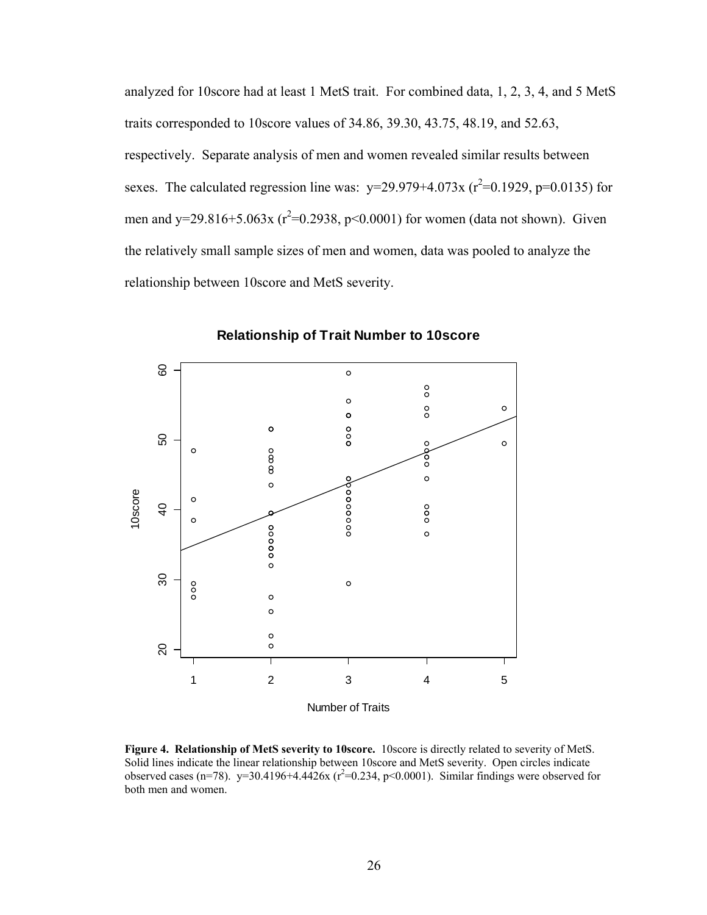analyzed for 10score had at least 1 MetS trait. For combined data, 1, 2, 3, 4, and 5 MetS traits corresponded to 10score values of 34.86, 39.30, 43.75, 48.19, and 52.63, respectively. Separate analysis of men and women revealed similar results between sexes. The calculated regression line was: $y=29.979+4.073x$ ($r^2=0.1929$, $p=0.0135$) for men and $y=29.816+5.063x$ ($r^2=0.2938$, $p<0.0001$) for women (data not shown). Given the relatively small sample sizes of men and women, data was pooled to analyze the relationship between 10score and MetS severity.

**Figure 4. Relationship of MetS severity to 10score.** 10score is directly related to severity of MetS. Solid lines indicate the linear relationship between 10score and MetS severity. Open circles indicate observed cases (n=78). $y=30.4196+4.4426x$ ($r^2=0.234$, $p<0.0001$). Similar findings were observed for both men and women.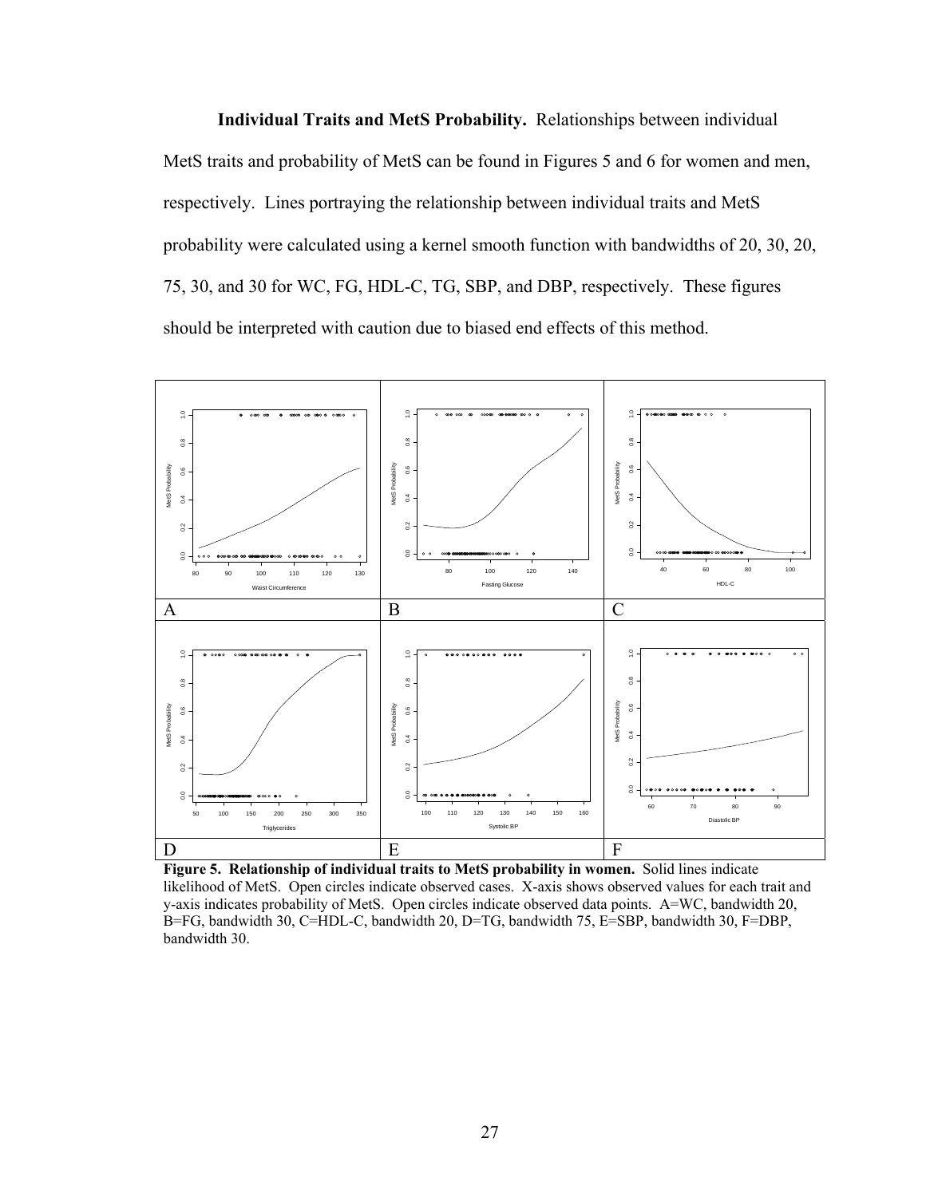**Individual Traits and MetS Probability.** Relationships between individual MetS traits and probability of MetS can be found in Figures 5 and 6 for women and men, respectively. Lines portraying the relationship between individual traits and MetS probability were calculated using a kernel smooth function with bandwidths of 20, 30, 20, 75, 30, and 30 for WC, FG, HDL-C, TG, SBP, and DBP, respectively. These figures should be interpreted with caution due to biased end effects of this method.

**Figure 5. Relationship of individual traits to MetS probability in women.** Solid lines indicate likelihood of MetS. Open circles indicate observed cases. X-axis shows observed values for each trait and y-axis indicates probability of MetS. Open circles indicate observed data points. A=WC, bandwidth 20, B=FG, bandwidth 30, C=HDL-C, bandwidth 20, D=TG, bandwidth 75, E=SBP, bandwidth 30, F=DBP, bandwidth 30.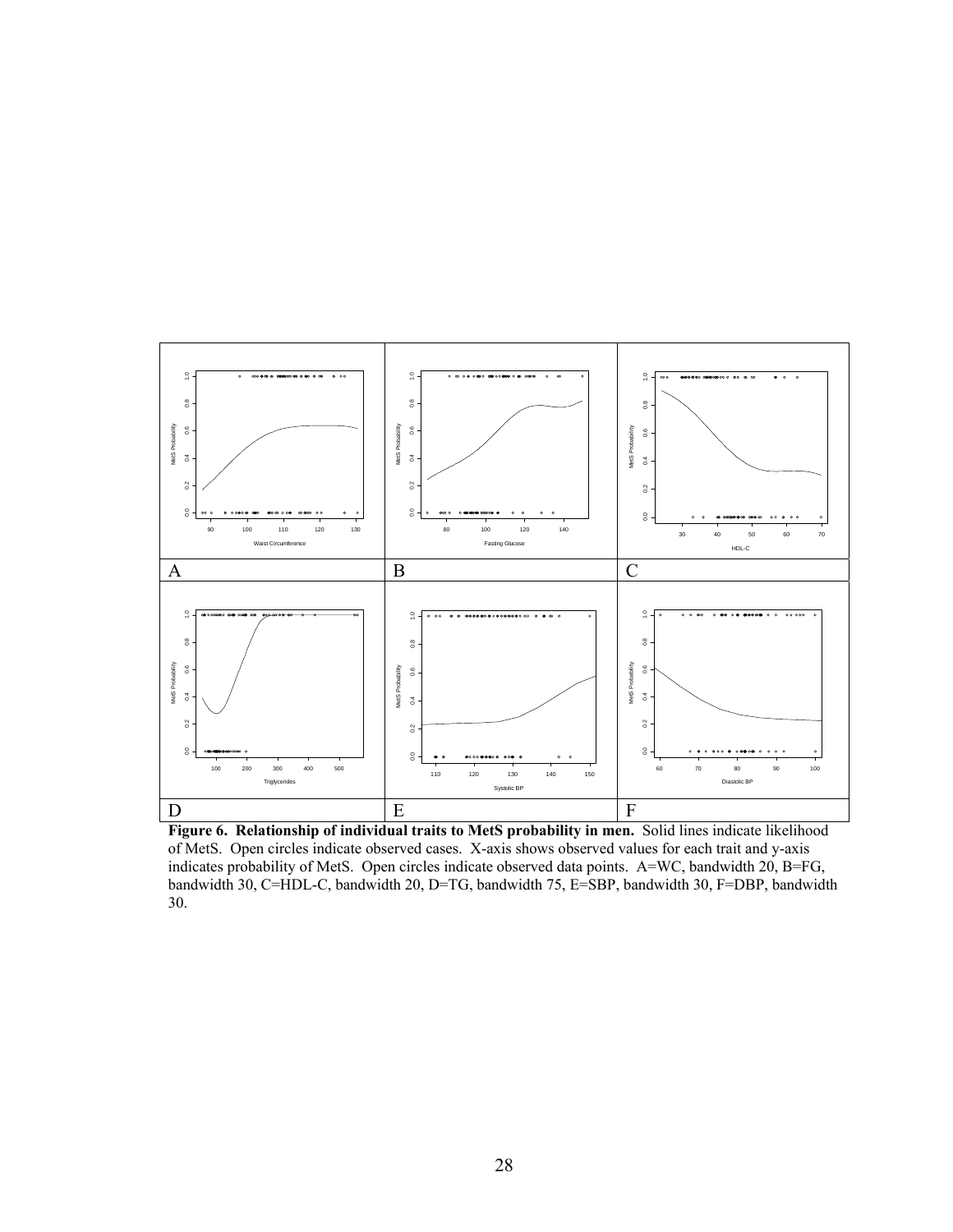**Figure 6. Relationship of individual traits to MetS probability in men.** Solid lines indicate likelihood of MetS. Open circles indicate observed cases. X-axis shows observed values for each trait and y-axis indicates probability of MetS. Open circles indicate observed data points. A=WC, bandwidth 20, B=FG, bandwidth 30, C=HDL-C, bandwidth 20, D=TG, bandwidth 75, E=SBP, bandwidth 30, F=DBP, bandwidth 30.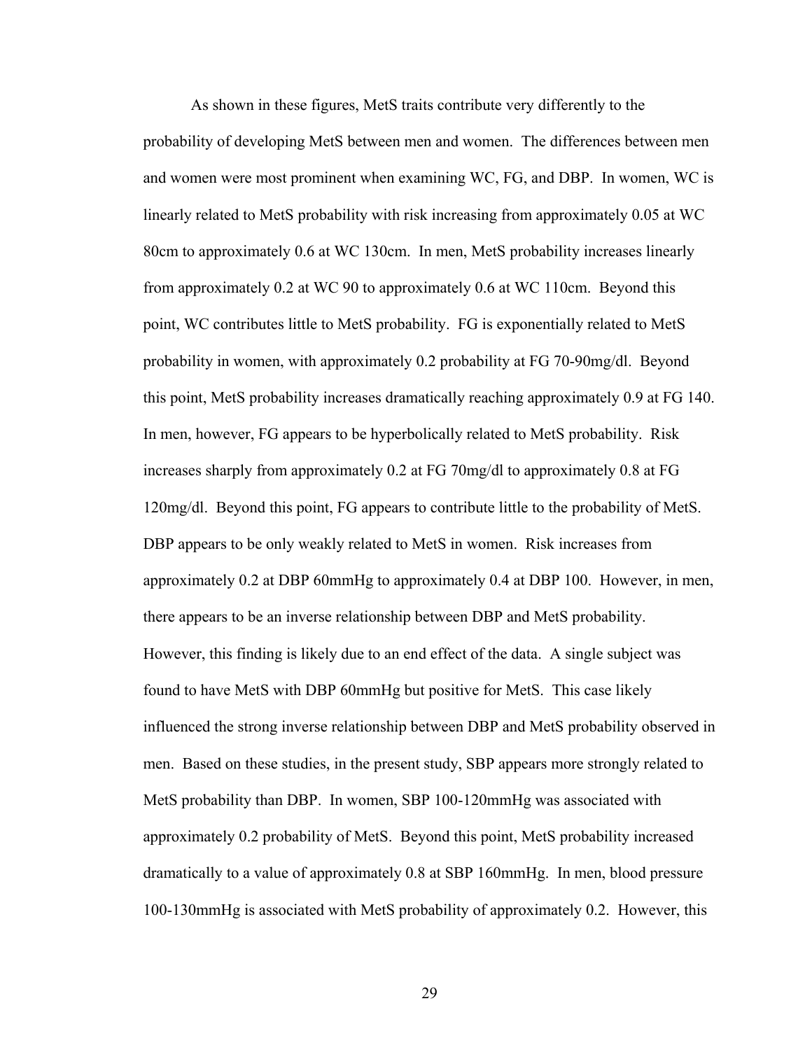As shown in these figures, MetS traits contribute very differently to the probability of developing MetS between men and women. The differences between men and women were most prominent when examining WC, FG, and DBP. In women, WC is linearly related to MetS probability with risk increasing from approximately 0.05 at WC 80cm to approximately 0.6 at WC 130cm. In men, MetS probability increases linearly from approximately 0.2 at WC 90 to approximately 0.6 at WC 110cm. Beyond this point, WC contributes little to MetS probability. FG is exponentially related to MetS probability in women, with approximately 0.2 probability at FG 70-90mg/dl. Beyond this point, MetS probability increases dramatically reaching approximately 0.9 at FG 140. In men, however, FG appears to be hyperbolically related to MetS probability. Risk increases sharply from approximately 0.2 at FG 70mg/dl to approximately 0.8 at FG 120mg/dl. Beyond this point, FG appears to contribute little to the probability of MetS. DBP appears to be only weakly related to MetS in women. Risk increases from approximately 0.2 at DBP 60mmHg to approximately 0.4 at DBP 100. However, in men, there appears to be an inverse relationship between DBP and MetS probability. However, this finding is likely due to an end effect of the data. A single subject was found to have MetS with DBP 60mmHg but positive for MetS. This case likely influenced the strong inverse relationship between DBP and MetS probability observed in men. Based on these studies, in the present study, SBP appears more strongly related to MetS probability than DBP. In women, SBP 100-120mmHg was associated with approximately 0.2 probability of MetS. Beyond this point, MetS probability increased dramatically to a value of approximately 0.8 at SBP 160mmHg. In men, blood pressure 100-130mmHg is associated with MetS probability of approximately 0.2. However, this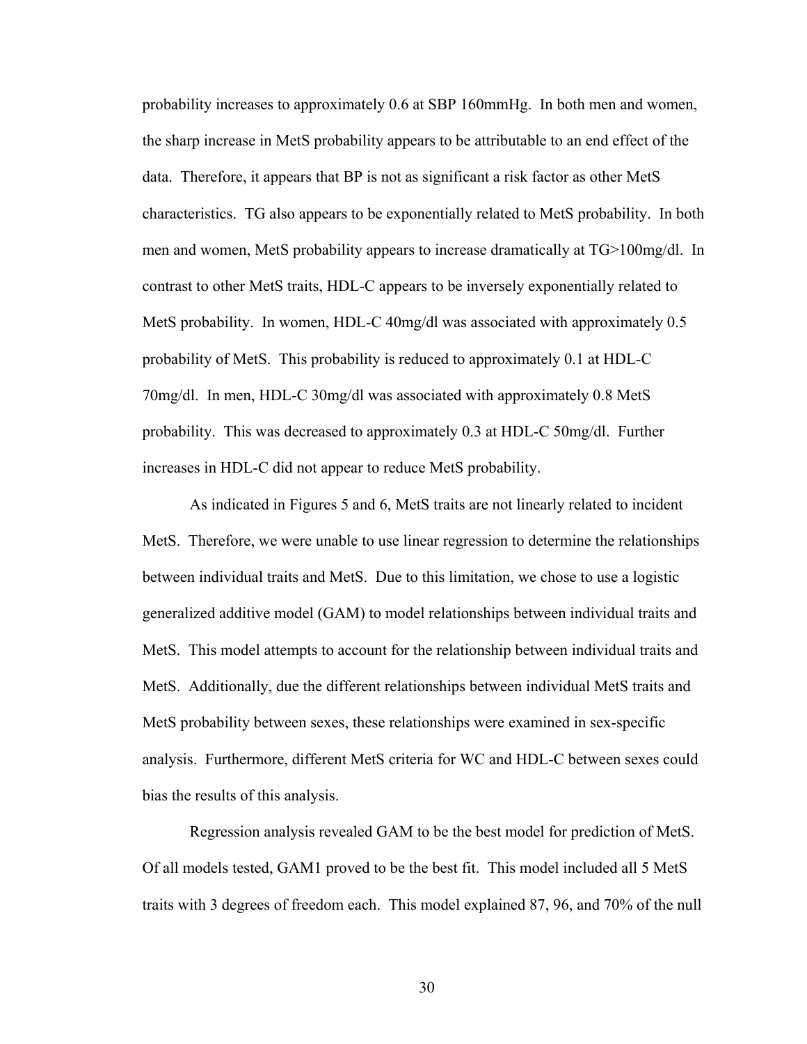probability increases to approximately 0.6 at SBP 160mmHg. In both men and women, the sharp increase in MetS probability appears to be attributable to an end effect of the data. Therefore, it appears that BP is not as significant a risk factor as other MetS characteristics. TG also appears to be exponentially related to MetS probability. In both men and women, MetS probability appears to increase dramatically at TG>100mg/dl. In contrast to other MetS traits, HDL-C appears to be inversely exponentially related to MetS probability. In women, HDL-C 40mg/dl was associated with approximately 0.5 probability of MetS. This probability is reduced to approximately 0.1 at HDL-C 70mg/dl. In men, HDL-C 30mg/dl was associated with approximately 0.8 MetS probability. This was decreased to approximately 0.3 at HDL-C 50mg/dl. Further increases in HDL-C did not appear to reduce MetS probability.

As indicated in Figures 5 and 6, MetS traits are not linearly related to incident MetS. Therefore, we were unable to use linear regression to determine the relationships between individual traits and MetS. Due to this limitation, we chose to use a logistic generalized additive model (GAM) to model relationships between individual traits and MetS. This model attempts to account for the relationship between individual traits and MetS. Additionally, due the different relationships between individual MetS traits and MetS probability between sexes, these relationships were examined in sex-specific analysis. Furthermore, different MetS criteria for WC and HDL-C between sexes could bias the results of this analysis.

Regression analysis revealed GAM to be the best model for prediction of MetS. Of all models tested, GAM1 proved to be the best fit. This model included all 5 MetS traits with 3 degrees of freedom each. This model explained 87, 96, and 70% of the null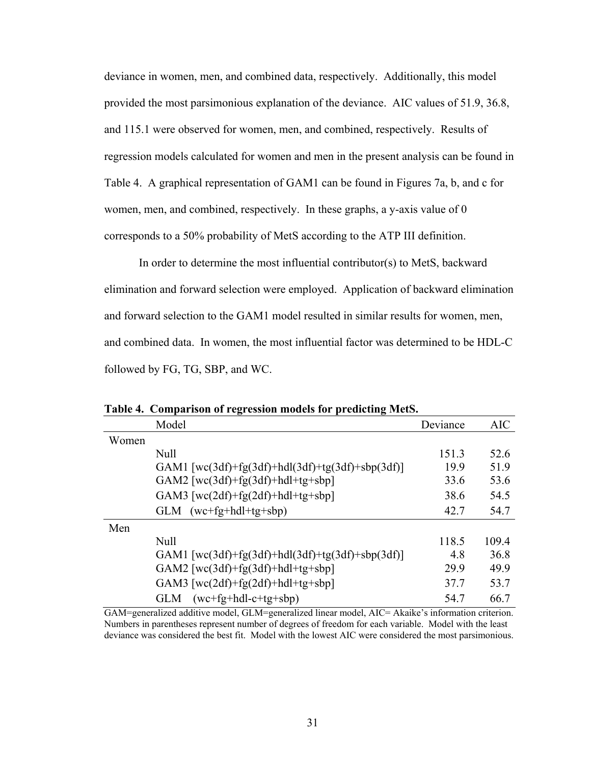deviance in women, men, and combined data, respectively. Additionally, this model provided the most parsimonious explanation of the deviance. AIC values of 51.9, 36.8, and 115.1 were observed for women, men, and combined, respectively. Results of regression models calculated for women and men in the present analysis can be found in Table 4. A graphical representation of GAM1 can be found in Figures 7a, b, and c for women, men, and combined, respectively. In these graphs, a y-axis value of 0 corresponds to a 50% probability of MetS according to the ATP III definition.

In order to determine the most influential contributor(s) to MetS, backward elimination and forward selection were employed. Application of backward elimination and forward selection to the GAM1 model resulted in similar results for women, men, and combined data. In women, the most influential factor was determined to be HDL-C followed by FG, TG, SBP, and WC.

**Table 4. Comparison of regression models for predicting MetS.**

| | Model | Deviance | AIC |
|---|---|---|---|
| Women | | | |
| | Null | 151.3 | 52.6 |
| | GAM1 [wc(3df)+fg(3df)+hdl(3df)+tg(3df)+sbp(3df)] | 19.9 | 51.9 |
| | GAM2 [wc(3df)+fg(3df)+hdl+tg+sbp] | 33.6 | 53.6 |
| | GAM3 [wc(2df)+fg(2df)+hdl+tg+sbp] | 38.6 | 54.5 |
| | GLM (wc+fg+hdl+tg+sbp) | 42.7 | 54.7 |
| Men | | | |
| | Null | 118.5 | 109.4 |
| | GAM1 [wc(3df)+fg(3df)+hdl(3df)+tg(3df)+sbp(3df)] | 4.8 | 36.8 |
| | GAM2 [wc(3df)+fg(3df)+hdl+tg+sbp] | 29.9 | 49.9 |
| | GAM3 [wc(2df)+fg(2df)+hdl+tg+sbp] | 37.7 | 53.7 |
| | GLM (wc+fg+hdl-c+tg+sbp) | 54.7 | 66.7 |

GAM=generalized additive model, GLM=generalized linear model, AIC= Akaike's information criterion. Numbers in parentheses represent number of degrees of freedom for each variable. Model with the least deviance was considered the best fit. Model with the lowest AIC were considered the most parsimonious.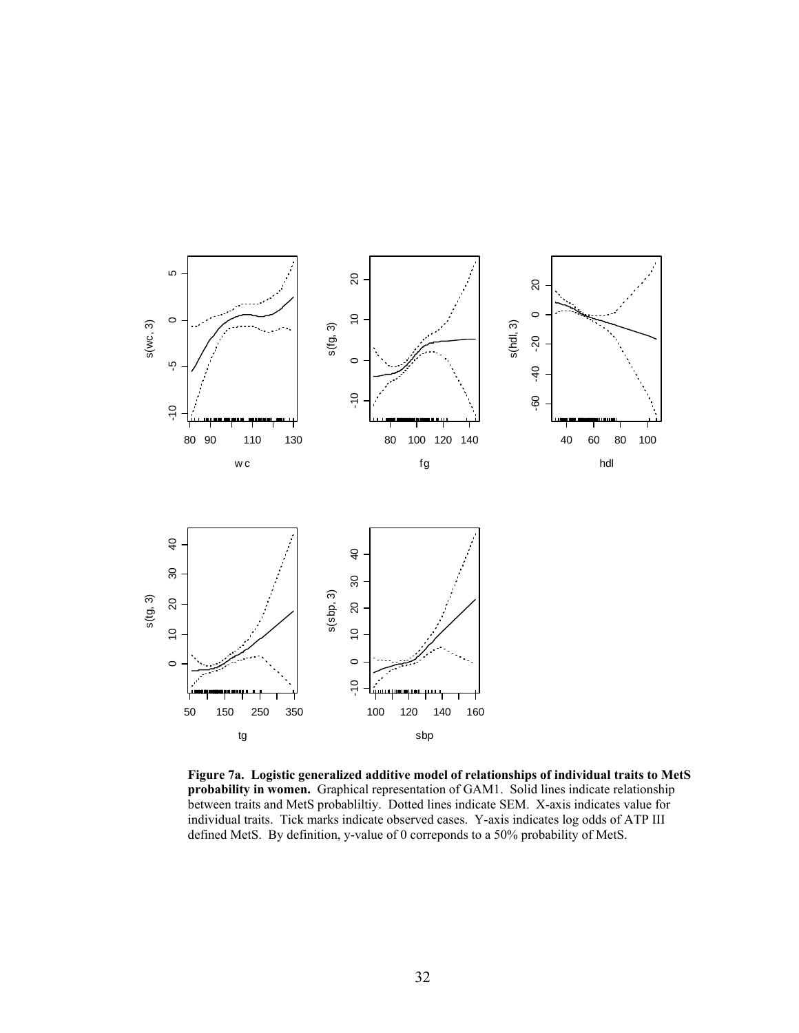**Figure 7a. Logistic generalized additive model of relationships of individual traits to MetS probability in women.** Graphical representation of GAM1. Solid lines indicate relationship between traits and MetS probabliltiy. Dotted lines indicate SEM. X-axis indicates value for individual traits. Tick marks indicate observed cases. Y-axis indicates log odds of ATP III defined MetS. By definition, y-value of 0 correponds to a 50% probability of MetS.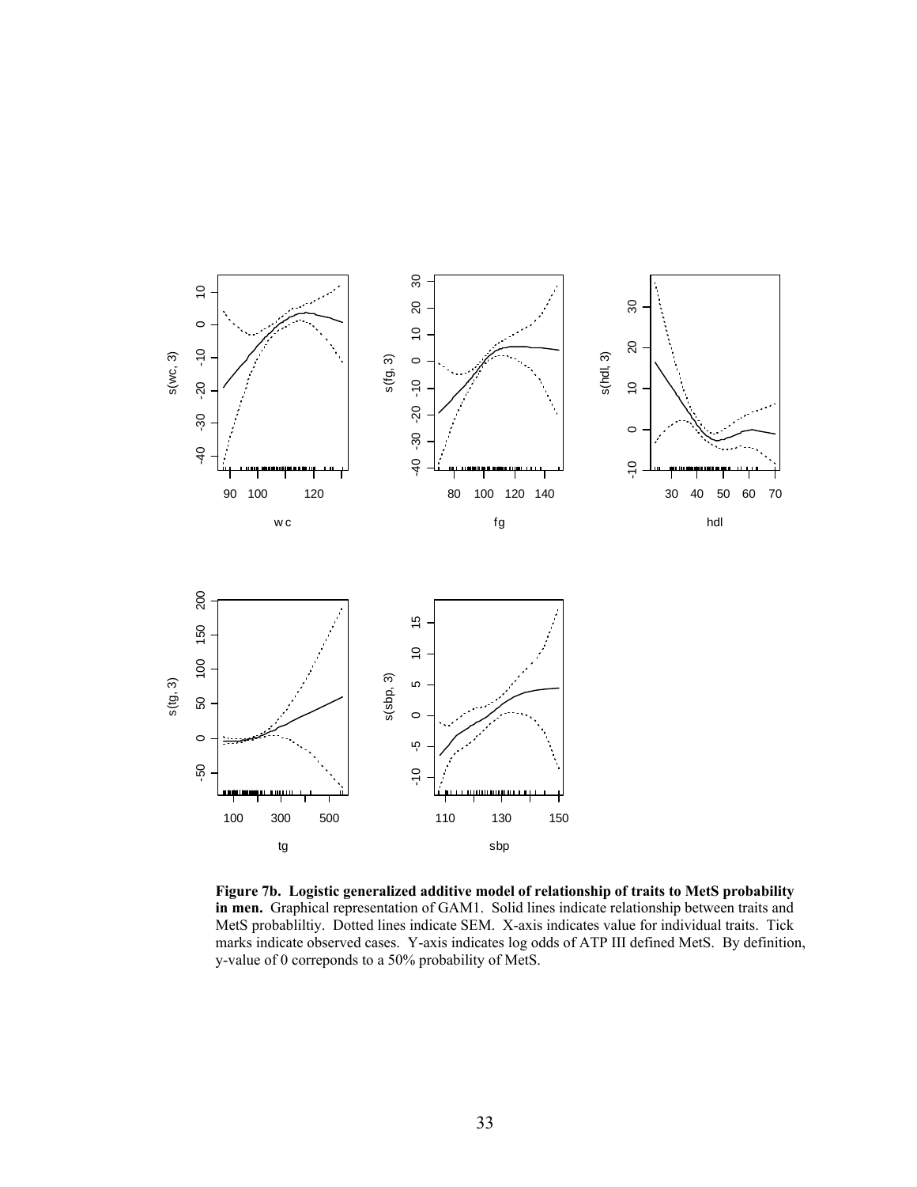**Figure 7b. Logistic generalized additive model of relationship of traits to MetS probability in men.** Graphical representation of GAM1. Solid lines indicate relationship between traits and MetS probabliltiy. Dotted lines indicate SEM. X-axis indicates value for individual traits. Tick marks indicate observed cases. Y-axis indicates log odds of ATP III defined MetS. By definition, y-value of 0 correponds to a 50% probability of MetS.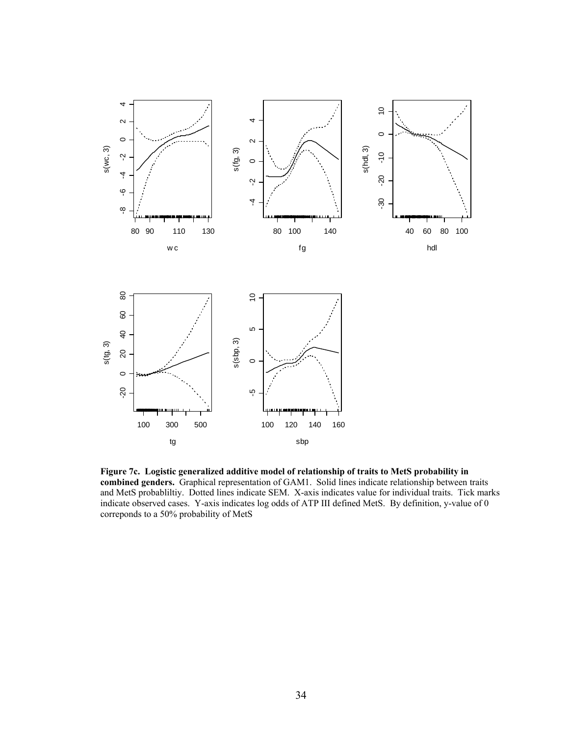**Figure 7c. Logistic generalized additive model of relationship of traits to MetS probability in combined genders.** Graphical representation of GAM1. Solid lines indicate relationship between traits and MetS probabliltiy. Dotted lines indicate SEM. X-axis indicates value for individual traits. Tick marks indicate observed cases. Y-axis indicates log odds of ATP III defined MetS. By definition, y-value of 0 correponds to a 50% probability of MetS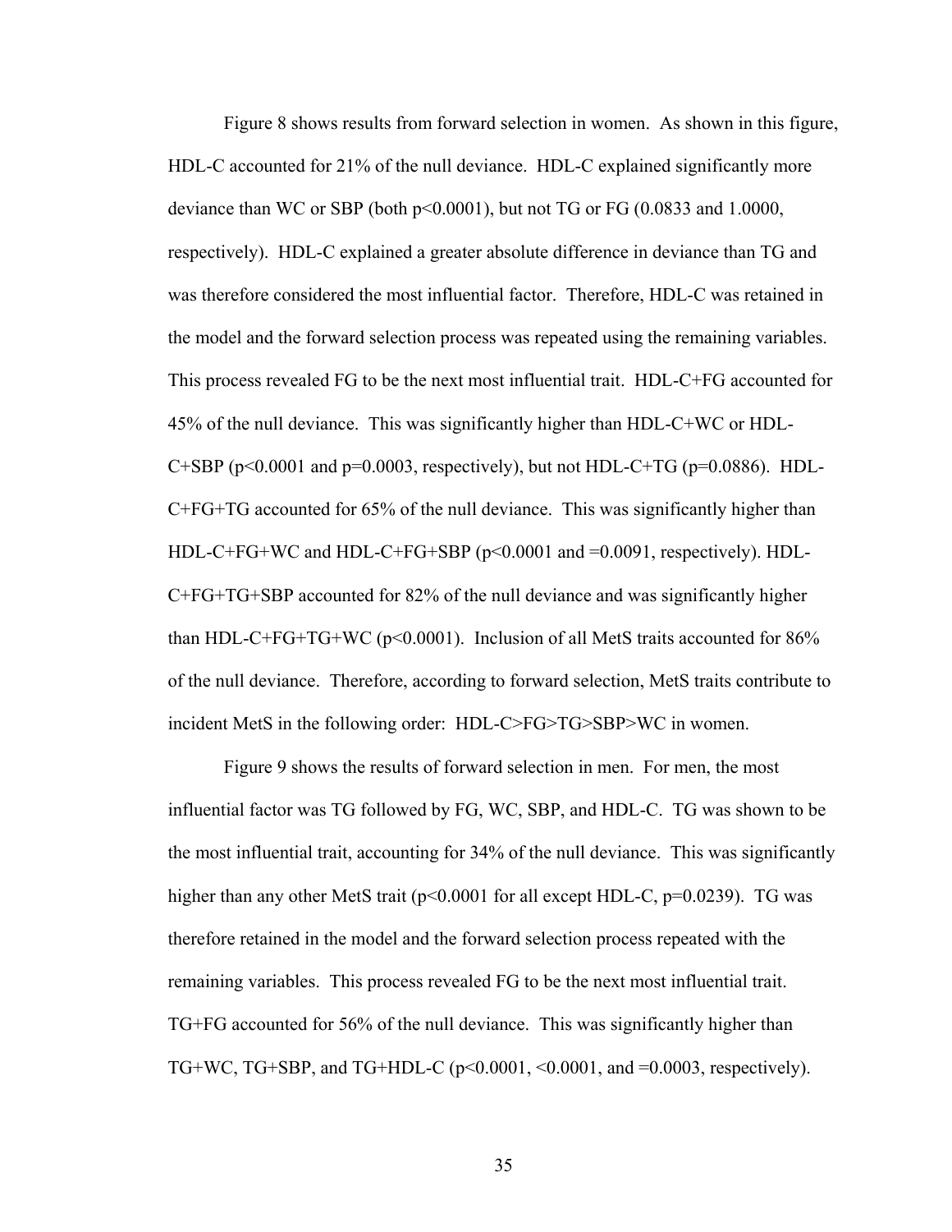Figure 8 shows results from forward selection in women. As shown in this figure, HDL-C accounted for 21% of the null deviance. HDL-C explained significantly more deviance than WC or SBP (both $p<0.0001$), but not TG or FG (0.0833 and 1.0000, respectively). HDL-C explained a greater absolute difference in deviance than TG and was therefore considered the most influential factor. Therefore, HDL-C was retained in the model and the forward selection process was repeated using the remaining variables. This process revealed FG to be the next most influential trait. HDL-C+FG accounted for 45% of the null deviance. This was significantly higher than HDL-C+WC or HDL-C+SBP ($p<0.0001$ and $p=0.0003$, respectively), but not HDL-C+TG ($p=0.0886$). HDL-C+FG+TG accounted for 65% of the null deviance. This was significantly higher than HDL-C+FG+WC and HDL-C+FG+SBP ($p<0.0001$ and $=0.0091$, respectively). HDL-C+FG+TG+SBP accounted for 82% of the null deviance and was significantly higher than HDL-C+FG+TG+WC ($p<0.0001$). Inclusion of all MetS traits accounted for 86% of the null deviance. Therefore, according to forward selection, MetS traits contribute to incident MetS in the following order: HDL-C>FG>TG>SBP>WC in women.

Figure 9 shows the results of forward selection in men. For men, the most influential factor was TG followed by FG, WC, SBP, and HDL-C. TG was shown to be the most influential trait, accounting for 34% of the null deviance. This was significantly higher than any other MetS trait ($p<0.0001$ for all except HDL-C, $p=0.0239$). TG was therefore retained in the model and the forward selection process repeated with the remaining variables. This process revealed FG to be the next most influential trait. TG+FG accounted for 56% of the null deviance. This was significantly higher than TG+WC, TG+SBP, and TG+HDL-C ($p<0.0001$, $<0.0001$, and $=0.0003$, respectively).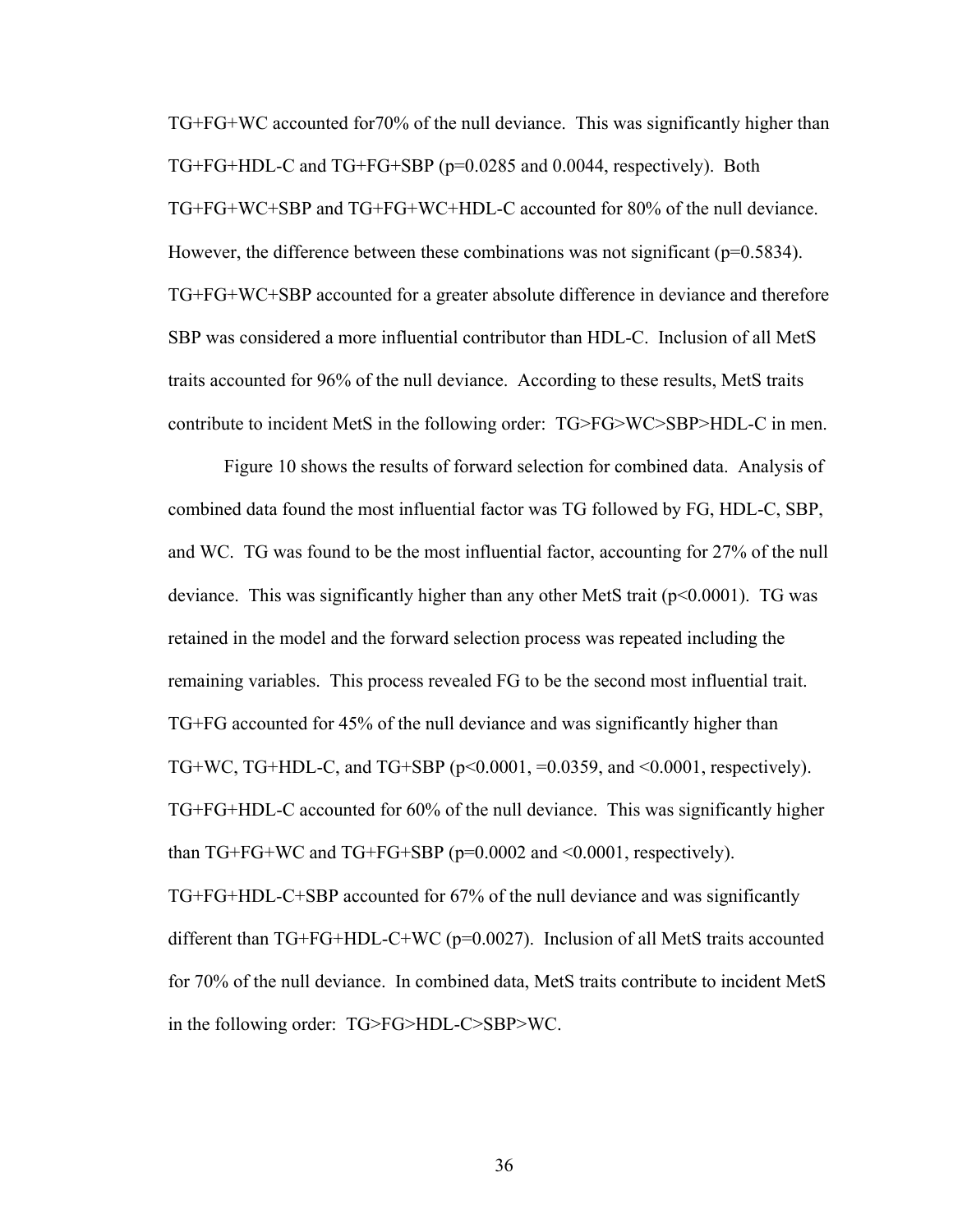TG+FG+WC accounted for70% of the null deviance. This was significantly higher than TG+FG+HDL-C and TG+FG+SBP ($p=0.0285$ and 0.0044, respectively). Both TG+FG+WC+SBP and TG+FG+WC+HDL-C accounted for 80% of the null deviance. However, the difference between these combinations was not significant ($p=0.5834$). TG+FG+WC+SBP accounted for a greater absolute difference in deviance and therefore SBP was considered a more influential contributor than HDL-C. Inclusion of all MetS traits accounted for 96% of the null deviance. According to these results, MetS traits contribute to incident MetS in the following order: TG>FG>WC>SBP>HDL-C in men.

Figure 10 shows the results of forward selection for combined data. Analysis of combined data found the most influential factor was TG followed by FG, HDL-C, SBP, and WC. TG was found to be the most influential factor, accounting for 27% of the null deviance. This was significantly higher than any other MetS trait ($p<0.0001$). TG was retained in the model and the forward selection process was repeated including the remaining variables. This process revealed FG to be the second most influential trait. TG+FG accounted for 45% of the null deviance and was significantly higher than TG+WC, TG+HDL-C, and TG+SBP ($p<0.0001$, $=0.0359$, and $<0.0001$, respectively). TG+FG+HDL-C accounted for 60% of the null deviance. This was significantly higher than TG+FG+WC and TG+FG+SBP ($p=0.0002$ and $<0.0001$, respectively). TG+FG+HDL-C+SBP accounted for 67% of the null deviance and was significantly different than TG+FG+HDL-C+WC ($p=0.0027$). Inclusion of all MetS traits accounted for 70% of the null deviance. In combined data, MetS traits contribute to incident MetS in the following order: TG>FG>HDL-C>SBP>WC.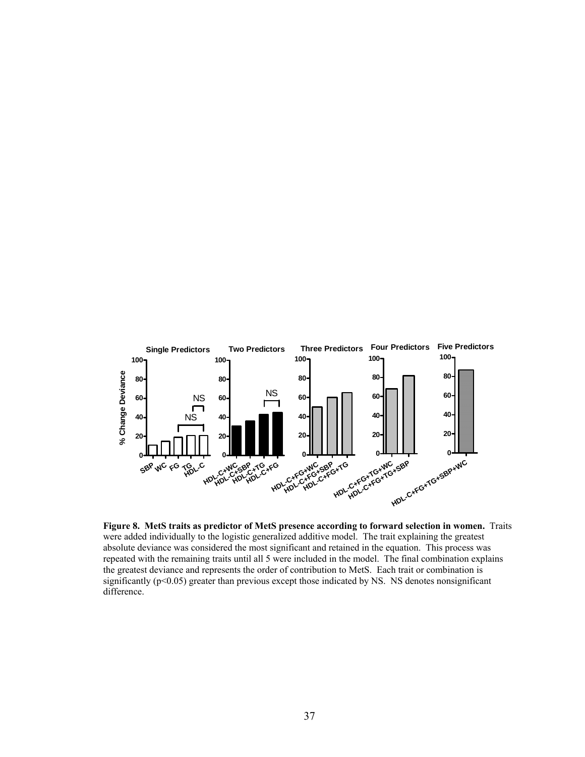**Figure 8. MetS traits as predictor of MetS presence according to forward selection in women.** Traits were added individually to the logistic generalized additive model. The trait explaining the greatest absolute deviance was considered the most significant and retained in the equation. This process was repeated with the remaining traits until all 5 were included in the model. The final combination explains the greatest deviance and represents the order of contribution to MetS. Each trait or combination is significantly ($p<0.05$) greater than previous except those indicated by NS. NS denotes nonsignificant difference.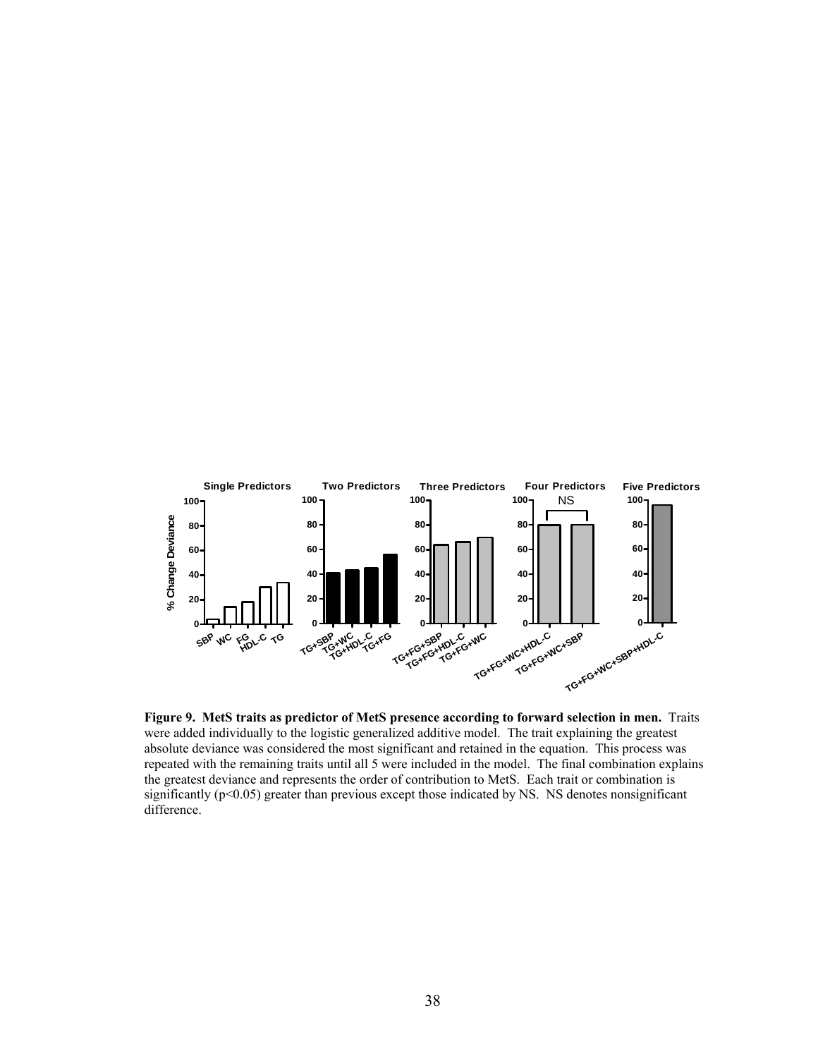**Figure 9. MetS traits as predictor of MetS presence according to forward selection in men.** Traits were added individually to the logistic generalized additive model. The trait explaining the greatest absolute deviance was considered the most significant and retained in the equation. This process was repeated with the remaining traits until all 5 were included in the model. The final combination explains the greatest deviance and represents the order of contribution to MetS. Each trait or combination is significantly ($p<0.05$) greater than previous except those indicated by NS. NS denotes nonsignificant difference.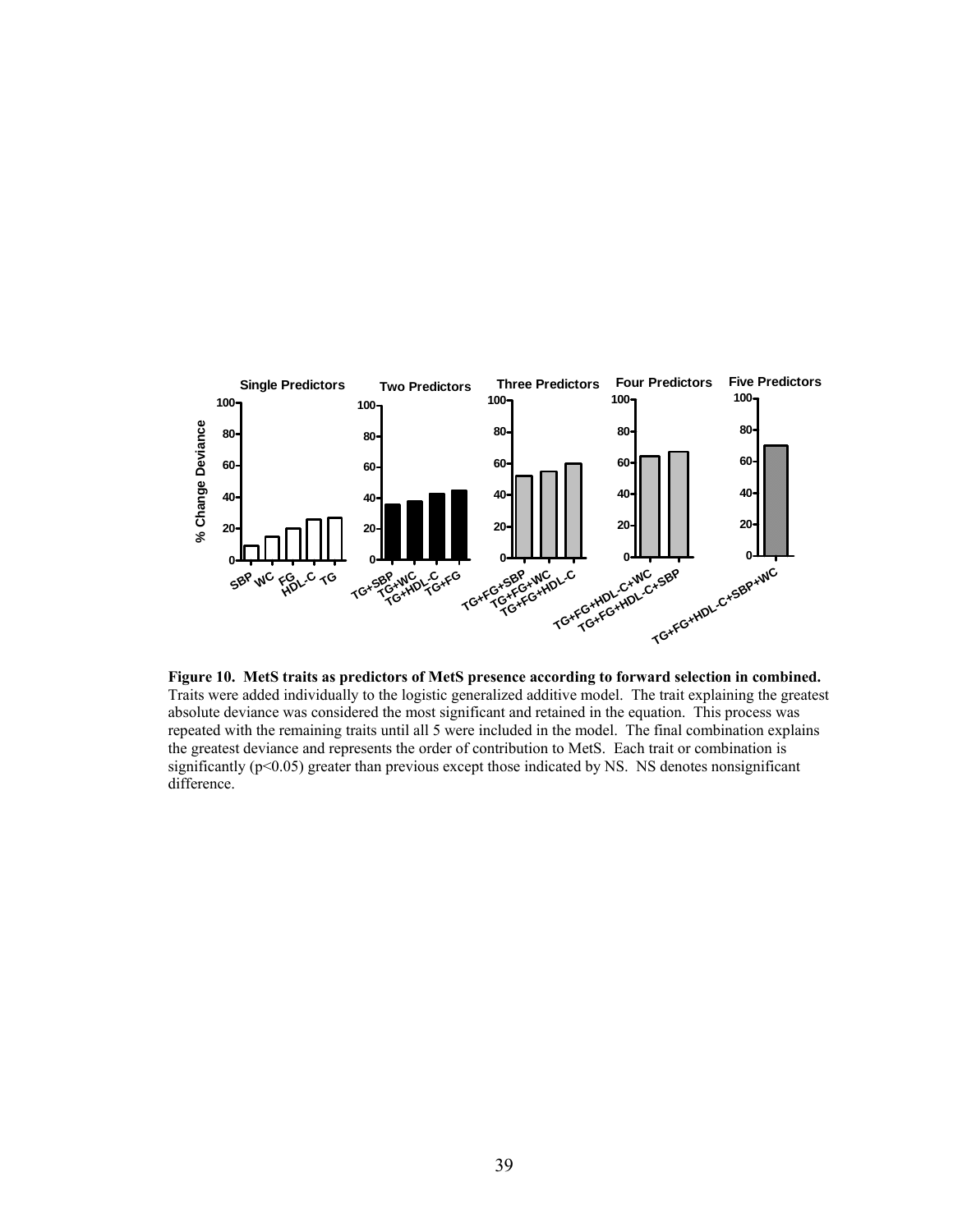**Figure 10. MetS traits as predictors of MetS presence according to forward selection in combined.** Traits were added individually to the logistic generalized additive model. The trait explaining the greatest absolute deviance was considered the most significant and retained in the equation. This process was repeated with the remaining traits until all 5 were included in the model. The final combination explains the greatest deviance and represents the order of contribution to MetS. Each trait or combination is significantly ($p<0.05$) greater than previous except those indicated by NS. NS denotes nonsignificant difference.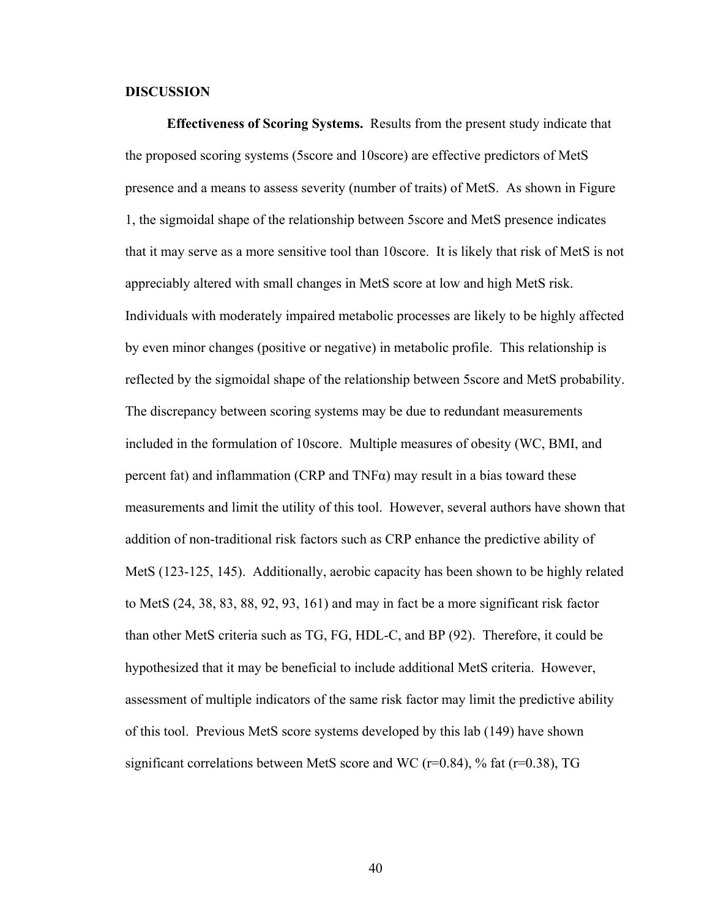## DISCUSSION

**Effectiveness of Scoring Systems.** Results from the present study indicate that the proposed scoring systems (5score and 10score) are effective predictors of MetS presence and a means to assess severity (number of traits) of MetS. As shown in Figure 1, the sigmoidal shape of the relationship between 5score and MetS presence indicates that it may serve as a more sensitive tool than 10score. It is likely that risk of MetS is not appreciably altered with small changes in MetS score at low and high MetS risk. Individuals with moderately impaired metabolic processes are likely to be highly affected by even minor changes (positive or negative) in metabolic profile. This relationship is reflected by the sigmoidal shape of the relationship between 5score and MetS probability. The discrepancy between scoring systems may be due to redundant measurements included in the formulation of 10score. Multiple measures of obesity (WC, BMI, and percent fat) and inflammation (CRP and TNFα) may result in a bias toward these measurements and limit the utility of this tool. However, several authors have shown that addition of non-traditional risk factors such as CRP enhance the predictive ability of MetS (123-125, 145). Additionally, aerobic capacity has been shown to be highly related to MetS (24, 38, 83, 88, 92, 93, 161) and may in fact be a more significant risk factor than other MetS criteria such as TG, FG, HDL-C, and BP (92). Therefore, it could be hypothesized that it may be beneficial to include additional MetS criteria. However, assessment of multiple indicators of the same risk factor may limit the predictive ability of this tool. Previous MetS score systems developed by this lab (149) have shown significant correlations between MetS score and WC ($r=0.84$), % fat ($r=0.38$), TG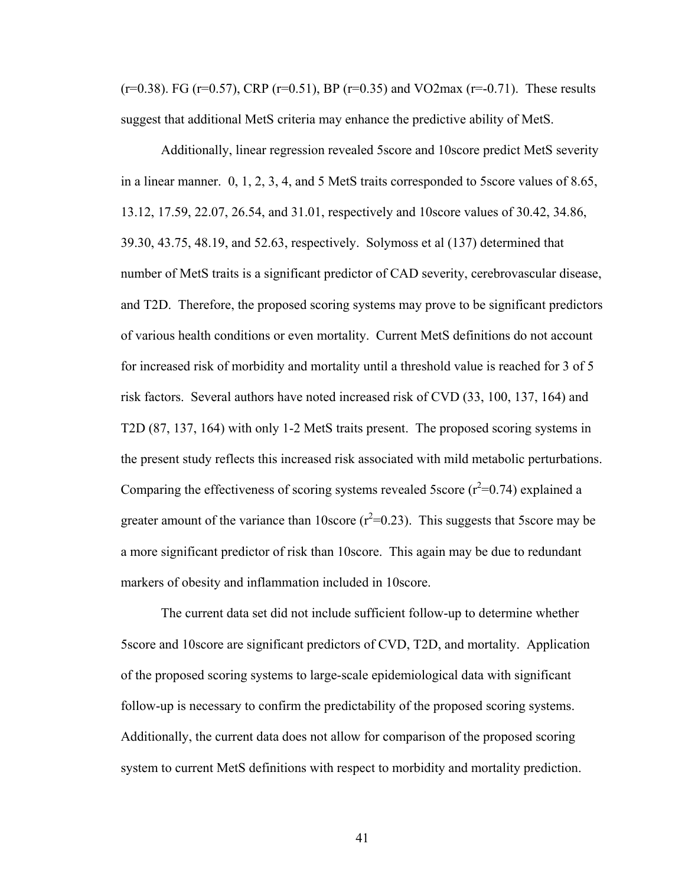(r=0.38). FG (r=0.57), CRP (r=0.51), BP (r=0.35) and VO2max (r=-0.71). These results suggest that additional MetS criteria may enhance the predictive ability of MetS.

Additionally, linear regression revealed 5score and 10score predict MetS severity in a linear manner. 0, 1, 2, 3, 4, and 5 MetS traits corresponded to 5score values of 8.65, 13.12, 17.59, 22.07, 26.54, and 31.01, respectively and 10score values of 30.42, 34.86, 39.30, 43.75, 48.19, and 52.63, respectively. Solymoss et al (137) determined that number of MetS traits is a significant predictor of CAD severity, cerebrovascular disease, and T2D. Therefore, the proposed scoring systems may prove to be significant predictors of various health conditions or even mortality. Current MetS definitions do not account for increased risk of morbidity and mortality until a threshold value is reached for 3 of 5 risk factors. Several authors have noted increased risk of CVD (33, 100, 137, 164) and T2D (87, 137, 164) with only 1-2 MetS traits present. The proposed scoring systems in the present study reflects this increased risk associated with mild metabolic perturbations. Comparing the effectiveness of scoring systems revealed 5score ($r^2$=0.74) explained a greater amount of the variance than 10score ($r^2$=0.23). This suggests that 5score may be a more significant predictor of risk than 10score. This again may be due to redundant markers of obesity and inflammation included in 10score.

The current data set did not include sufficient follow-up to determine whether 5score and 10score are significant predictors of CVD, T2D, and mortality. Application of the proposed scoring systems to large-scale epidemiological data with significant follow-up is necessary to confirm the predictability of the proposed scoring systems. Additionally, the current data does not allow for comparison of the proposed scoring system to current MetS definitions with respect to morbidity and mortality prediction.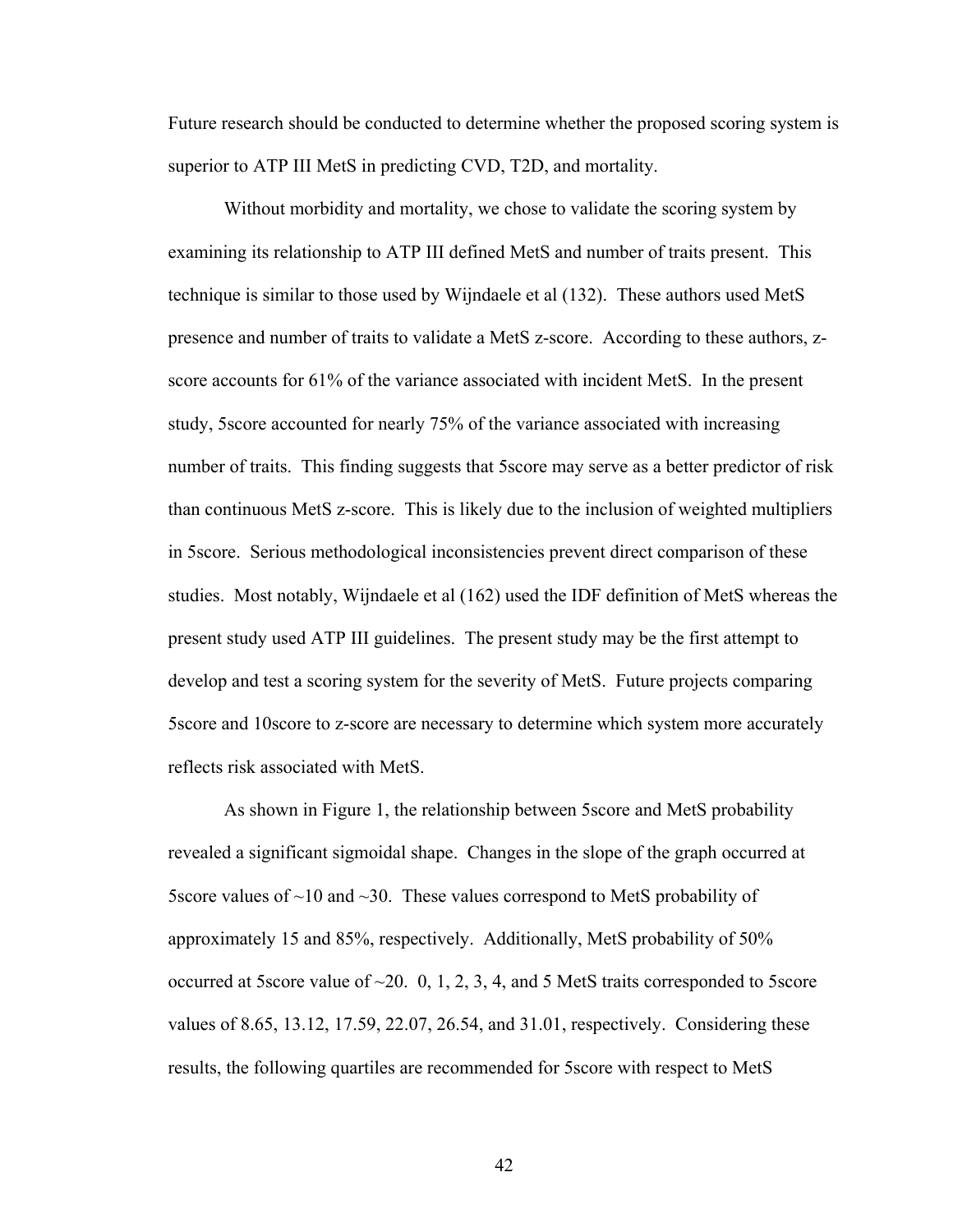Future research should be conducted to determine whether the proposed scoring system is superior to ATP III MetS in predicting CVD, T2D, and mortality.

Without morbidity and mortality, we chose to validate the scoring system by examining its relationship to ATP III defined MetS and number of traits present. This technique is similar to those used by Wijndaele et al (132). These authors used MetS presence and number of traits to validate a MetS z-score. According to these authors, z-score accounts for 61% of the variance associated with incident MetS. In the present study, 5score accounted for nearly 75% of the variance associated with increasing number of traits. This finding suggests that 5score may serve as a better predictor of risk than continuous MetS z-score. This is likely due to the inclusion of weighted multipliers in 5score. Serious methodological inconsistencies prevent direct comparison of these studies. Most notably, Wijndaele et al (162) used the IDF definition of MetS whereas the present study used ATP III guidelines. The present study may be the first attempt to develop and test a scoring system for the severity of MetS. Future projects comparing 5score and 10score to z-score are necessary to determine which system more accurately reflects risk associated with MetS.

As shown in Figure 1, the relationship between 5score and MetS probability revealed a significant sigmoidal shape. Changes in the slope of the graph occurred at 5score values of ~10 and ~30. These values correspond to MetS probability of approximately 15 and 85%, respectively. Additionally, MetS probability of 50% occurred at 5score value of ~20. 0, 1, 2, 3, 4, and 5 MetS traits corresponded to 5score values of 8.65, 13.12, 17.59, 22.07, 26.54, and 31.01, respectively. Considering these results, the following quartiles are recommended for 5score with respect to MetS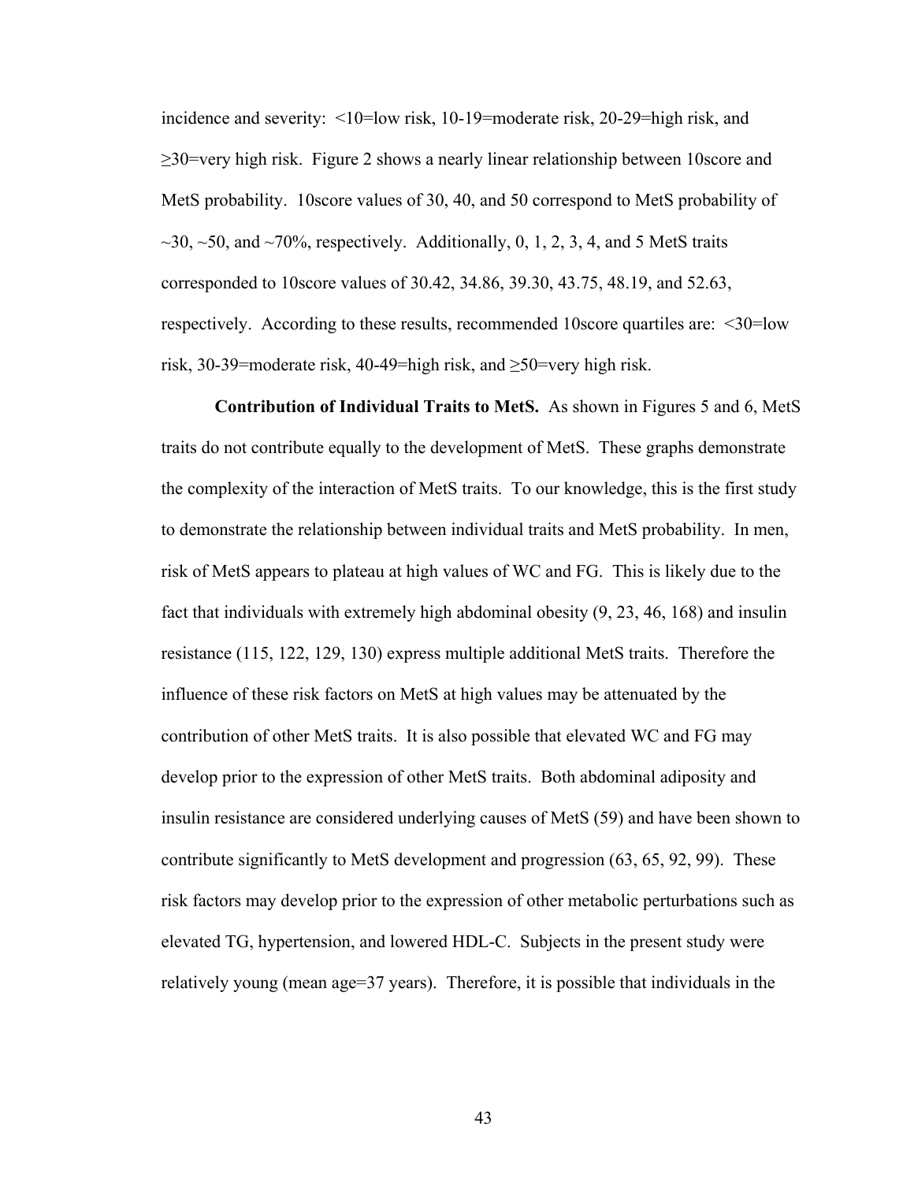incidence and severity: <10=low risk, 10-19=moderate risk, 20-29=high risk, and ≥30=very high risk. Figure 2 shows a nearly linear relationship between 10score and MetS probability. 10score values of 30, 40, and 50 correspond to MetS probability of ~30, ~50, and ~70%, respectively. Additionally, 0, 1, 2, 3, 4, and 5 MetS traits corresponded to 10score values of 30.42, 34.86, 39.30, 43.75, 48.19, and 52.63, respectively. According to these results, recommended 10score quartiles are: <30=low risk, 30-39=moderate risk, 40-49=high risk, and ≥50=very high risk.

**Contribution of Individual Traits to MetS.** As shown in Figures 5 and 6, MetS traits do not contribute equally to the development of MetS. These graphs demonstrate the complexity of the interaction of MetS traits. To our knowledge, this is the first study to demonstrate the relationship between individual traits and MetS probability. In men, risk of MetS appears to plateau at high values of WC and FG. This is likely due to the fact that individuals with extremely high abdominal obesity (9, 23, 46, 168) and insulin resistance (115, 122, 129, 130) express multiple additional MetS traits. Therefore the influence of these risk factors on MetS at high values may be attenuated by the contribution of other MetS traits. It is also possible that elevated WC and FG may develop prior to the expression of other MetS traits. Both abdominal adiposity and insulin resistance are considered underlying causes of MetS (59) and have been shown to contribute significantly to MetS development and progression (63, 65, 92, 99). These risk factors may develop prior to the expression of other metabolic perturbations such as elevated TG, hypertension, and lowered HDL-C. Subjects in the present study were relatively young (mean age=37 years). Therefore, it is possible that individuals in the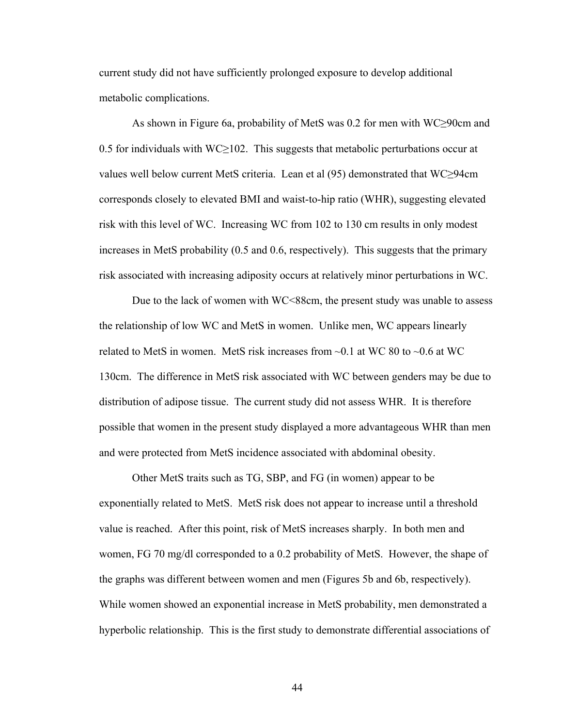current study did not have sufficiently prolonged exposure to develop additional metabolic complications.

As shown in Figure 6a, probability of MetS was 0.2 for men with WC≥90cm and 0.5 for individuals with WC≥102. This suggests that metabolic perturbations occur at values well below current MetS criteria. Lean et al (95) demonstrated that WC≥94cm corresponds closely to elevated BMI and waist-to-hip ratio (WHR), suggesting elevated risk with this level of WC. Increasing WC from 102 to 130 cm results in only modest increases in MetS probability (0.5 and 0.6, respectively). This suggests that the primary risk associated with increasing adiposity occurs at relatively minor perturbations in WC.

Due to the lack of women with WC<88cm, the present study was unable to assess the relationship of low WC and MetS in women. Unlike men, WC appears linearly related to MetS in women. MetS risk increases from ~0.1 at WC 80 to ~0.6 at WC 130cm. The difference in MetS risk associated with WC between genders may be due to distribution of adipose tissue. The current study did not assess WHR. It is therefore possible that women in the present study displayed a more advantageous WHR than men and were protected from MetS incidence associated with abdominal obesity.

Other MetS traits such as TG, SBP, and FG (in women) appear to be exponentially related to MetS. MetS risk does not appear to increase until a threshold value is reached. After this point, risk of MetS increases sharply. In both men and women, FG 70 mg/dl corresponded to a 0.2 probability of MetS. However, the shape of the graphs was different between women and men (Figures 5b and 6b, respectively). While women showed an exponential increase in MetS probability, men demonstrated a hyperbolic relationship. This is the first study to demonstrate differential associations of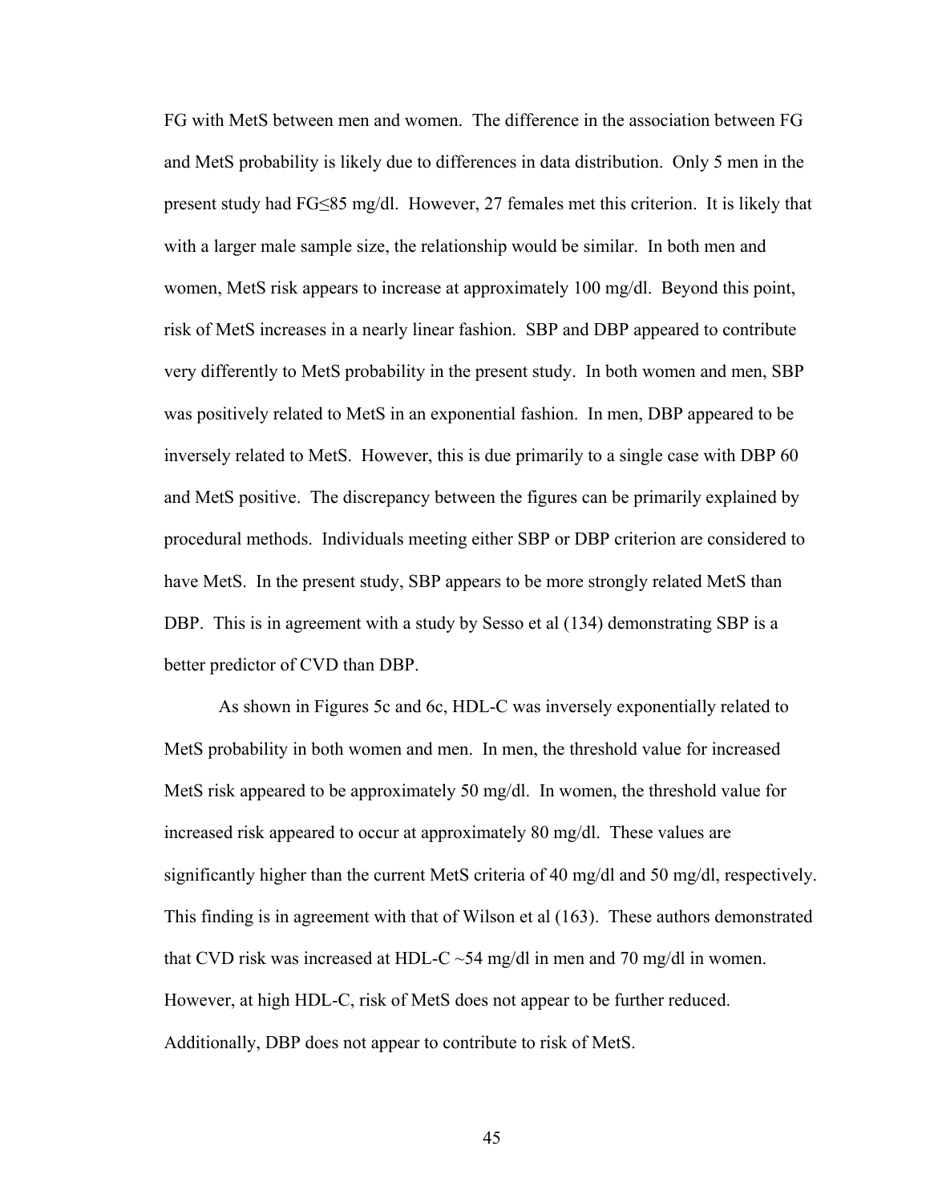FG with MetS between men and women. The difference in the association between FG and MetS probability is likely due to differences in data distribution. Only 5 men in the present study had FG≤85 mg/dl. However, 27 females met this criterion. It is likely that with a larger male sample size, the relationship would be similar. In both men and women, MetS risk appears to increase at approximately 100 mg/dl. Beyond this point, risk of MetS increases in a nearly linear fashion. SBP and DBP appeared to contribute very differently to MetS probability in the present study. In both women and men, SBP was positively related to MetS in an exponential fashion. In men, DBP appeared to be inversely related to MetS. However, this is due primarily to a single case with DBP 60 and MetS positive. The discrepancy between the figures can be primarily explained by procedural methods. Individuals meeting either SBP or DBP criterion are considered to have MetS. In the present study, SBP appears to be more strongly related MetS than DBP. This is in agreement with a study by Sesso et al (134) demonstrating SBP is a better predictor of CVD than DBP.

As shown in Figures 5c and 6c, HDL-C was inversely exponentially related to MetS probability in both women and men. In men, the threshold value for increased MetS risk appeared to be approximately 50 mg/dl. In women, the threshold value for increased risk appeared to occur at approximately 80 mg/dl. These values are significantly higher than the current MetS criteria of 40 mg/dl and 50 mg/dl, respectively. This finding is in agreement with that of Wilson et al (163). These authors demonstrated that CVD risk was increased at HDL-C ~54 mg/dl in men and 70 mg/dl in women. However, at high HDL-C, risk of MetS does not appear to be further reduced. Additionally, DBP does not appear to contribute to risk of MetS.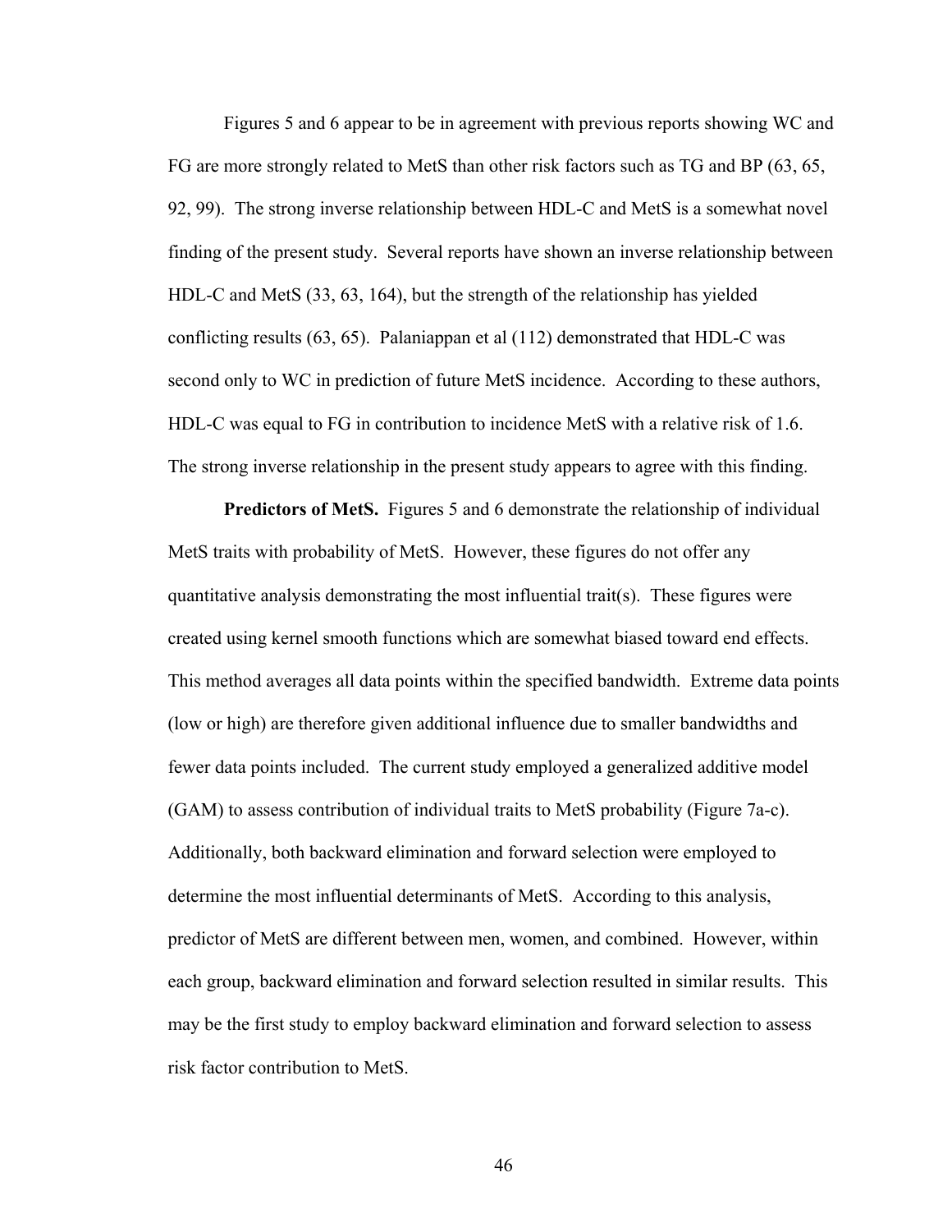Figures 5 and 6 appear to be in agreement with previous reports showing WC and FG are more strongly related to MetS than other risk factors such as TG and BP (63, 65, 92, 99). The strong inverse relationship between HDL-C and MetS is a somewhat novel finding of the present study. Several reports have shown an inverse relationship between HDL-C and MetS (33, 63, 164), but the strength of the relationship has yielded conflicting results (63, 65). Palaniappan et al (112) demonstrated that HDL-C was second only to WC in prediction of future MetS incidence. According to these authors, HDL-C was equal to FG in contribution to incidence MetS with a relative risk of 1.6. The strong inverse relationship in the present study appears to agree with this finding.

**Predictors of MetS.** Figures 5 and 6 demonstrate the relationship of individual MetS traits with probability of MetS. However, these figures do not offer any quantitative analysis demonstrating the most influential trait(s). These figures were created using kernel smooth functions which are somewhat biased toward end effects. This method averages all data points within the specified bandwidth. Extreme data points (low or high) are therefore given additional influence due to smaller bandwidths and fewer data points included. The current study employed a generalized additive model (GAM) to assess contribution of individual traits to MetS probability (Figure 7a-c). Additionally, both backward elimination and forward selection were employed to determine the most influential determinants of MetS. According to this analysis, predictor of MetS are different between men, women, and combined. However, within each group, backward elimination and forward selection resulted in similar results. This may be the first study to employ backward elimination and forward selection to assess risk factor contribution to MetS.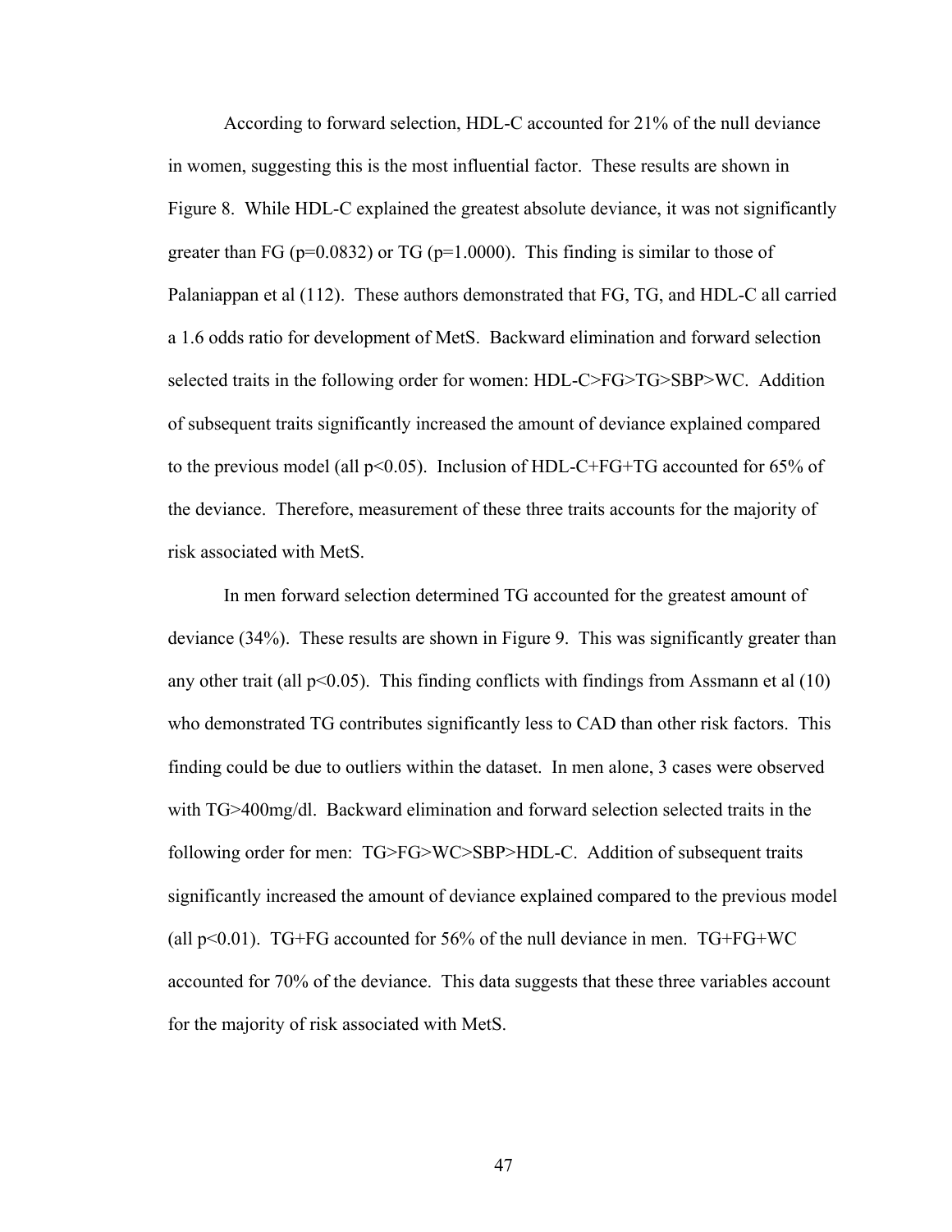According to forward selection, HDL-C accounted for 21% of the null deviance in women, suggesting this is the most influential factor. These results are shown in Figure 8. While HDL-C explained the greatest absolute deviance, it was not significantly greater than FG ($p=0.0832$) or TG ($p=1.0000$). This finding is similar to those of Palaniappan et al (112). These authors demonstrated that FG, TG, and HDL-C all carried a 1.6 odds ratio for development of MetS. Backward elimination and forward selection selected traits in the following order for women: HDL-C>FG>TG>SBP>WC. Addition of subsequent traits significantly increased the amount of deviance explained compared to the previous model (all $p<0.05$). Inclusion of HDL-C+FG+TG accounted for 65% of the deviance. Therefore, measurement of these three traits accounts for the majority of risk associated with MetS.

In men forward selection determined TG accounted for the greatest amount of deviance (34%). These results are shown in Figure 9. This was significantly greater than any other trait (all $p<0.05$). This finding conflicts with findings from Assmann et al (10) who demonstrated TG contributes significantly less to CAD than other risk factors. This finding could be due to outliers within the dataset. In men alone, 3 cases were observed with TG>400mg/dl. Backward elimination and forward selection selected traits in the following order for men: TG>FG>WC>SBP>HDL-C. Addition of subsequent traits significantly increased the amount of deviance explained compared to the previous model (all $p<0.01$). TG+FG accounted for 56% of the null deviance in men. TG+FG+WC accounted for 70% of the deviance. This data suggests that these three variables account for the majority of risk associated with MetS.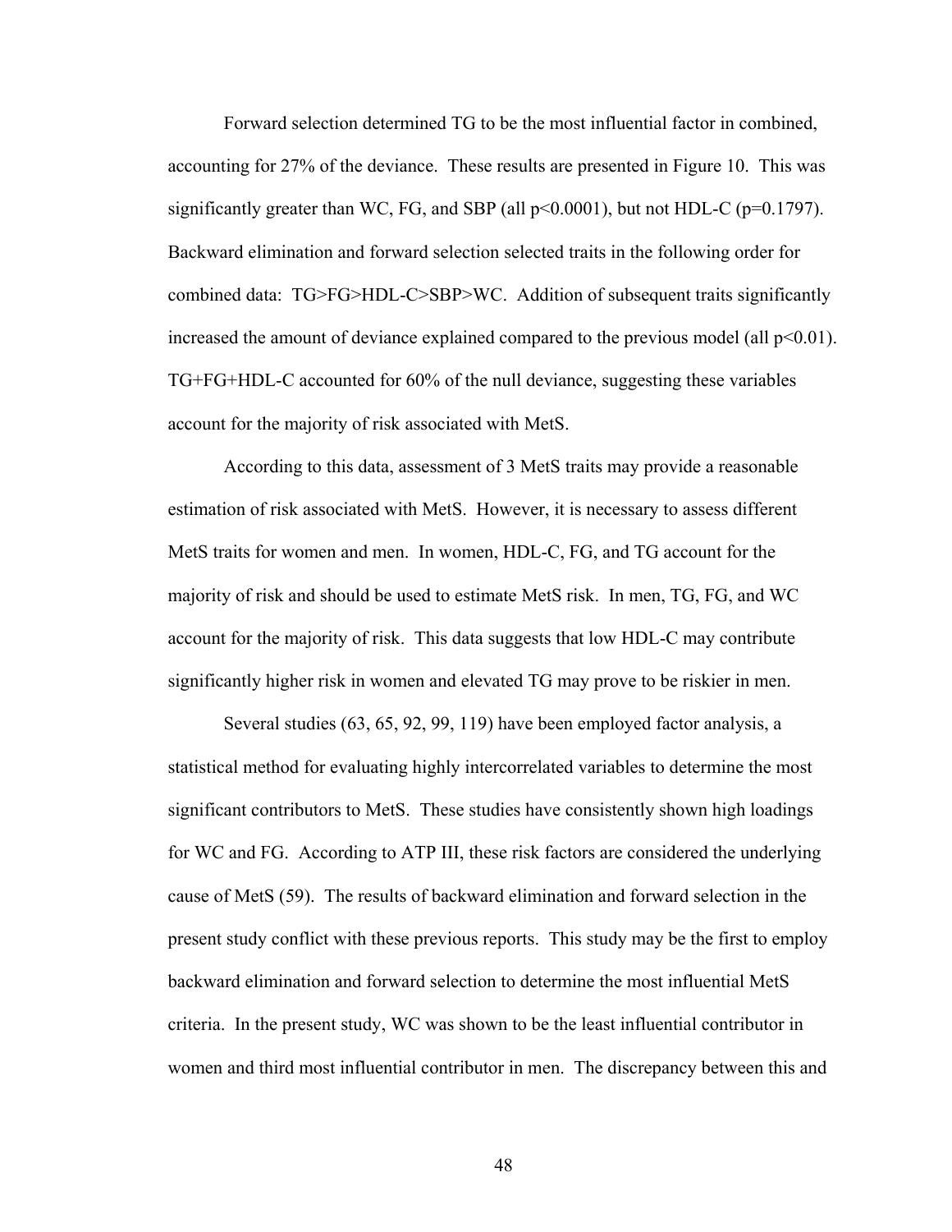Forward selection determined TG to be the most influential factor in combined, accounting for 27% of the deviance. These results are presented in Figure 10. This was significantly greater than WC, FG, and SBP (all $p<0.0001$), but not HDL-C ($p=0.1797$). Backward elimination and forward selection selected traits in the following order for combined data: TG>FG>HDL-C>SBP>WC. Addition of subsequent traits significantly increased the amount of deviance explained compared to the previous model (all $p<0.01$). TG+FG+HDL-C accounted for 60% of the null deviance, suggesting these variables account for the majority of risk associated with MetS.

According to this data, assessment of 3 MetS traits may provide a reasonable estimation of risk associated with MetS. However, it is necessary to assess different MetS traits for women and men. In women, HDL-C, FG, and TG account for the majority of risk and should be used to estimate MetS risk. In men, TG, FG, and WC account for the majority of risk. This data suggests that low HDL-C may contribute significantly higher risk in women and elevated TG may prove to be riskier in men.

Several studies (63, 65, 92, 99, 119) have been employed factor analysis, a statistical method for evaluating highly intercorrelated variables to determine the most significant contributors to MetS. These studies have consistently shown high loadings for WC and FG. According to ATP III, these risk factors are considered the underlying cause of MetS (59). The results of backward elimination and forward selection in the present study conflict with these previous reports. This study may be the first to employ backward elimination and forward selection to determine the most influential MetS criteria. In the present study, WC was shown to be the least influential contributor in women and third most influential contributor in men. The discrepancy between this and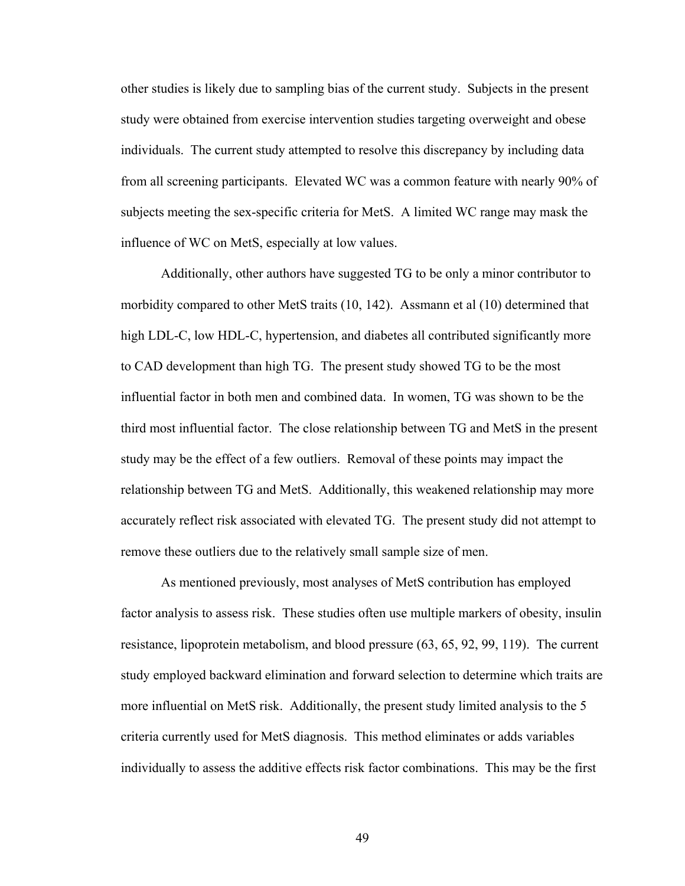other studies is likely due to sampling bias of the current study. Subjects in the present study were obtained from exercise intervention studies targeting overweight and obese individuals. The current study attempted to resolve this discrepancy by including data from all screening participants. Elevated WC was a common feature with nearly 90% of subjects meeting the sex-specific criteria for MetS. A limited WC range may mask the influence of WC on MetS, especially at low values.

Additionally, other authors have suggested TG to be only a minor contributor to morbidity compared to other MetS traits (10, 142). Assmann et al (10) determined that high LDL-C, low HDL-C, hypertension, and diabetes all contributed significantly more to CAD development than high TG. The present study showed TG to be the most influential factor in both men and combined data. In women, TG was shown to be the third most influential factor. The close relationship between TG and MetS in the present study may be the effect of a few outliers. Removal of these points may impact the relationship between TG and MetS. Additionally, this weakened relationship may more accurately reflect risk associated with elevated TG. The present study did not attempt to remove these outliers due to the relatively small sample size of men.

As mentioned previously, most analyses of MetS contribution has employed factor analysis to assess risk. These studies often use multiple markers of obesity, insulin resistance, lipoprotein metabolism, and blood pressure (63, 65, 92, 99, 119). The current study employed backward elimination and forward selection to determine which traits are more influential on MetS risk. Additionally, the present study limited analysis to the 5 criteria currently used for MetS diagnosis. This method eliminates or adds variables individually to assess the additive effects risk factor combinations. This may be the first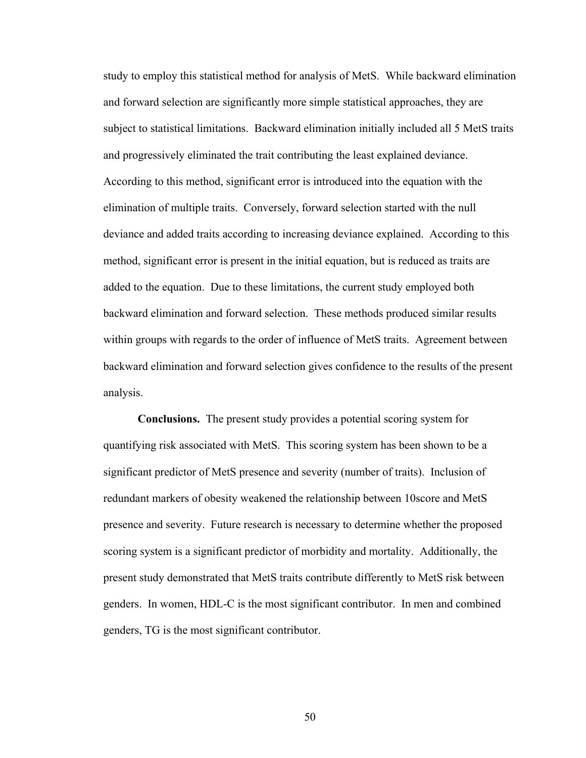study to employ this statistical method for analysis of MetS. While backward elimination and forward selection are significantly more simple statistical approaches, they are subject to statistical limitations. Backward elimination initially included all 5 MetS traits and progressively eliminated the trait contributing the least explained deviance. According to this method, significant error is introduced into the equation with the elimination of multiple traits. Conversely, forward selection started with the null deviance and added traits according to increasing deviance explained. According to this method, significant error is present in the initial equation, but is reduced as traits are added to the equation. Due to these limitations, the current study employed both backward elimination and forward selection. These methods produced similar results within groups with regards to the order of influence of MetS traits. Agreement between backward elimination and forward selection gives confidence to the results of the present analysis.

**Conclusions.** The present study provides a potential scoring system for quantifying risk associated with MetS. This scoring system has been shown to be a significant predictor of MetS presence and severity (number of traits). Inclusion of redundant markers of obesity weakened the relationship between 10score and MetS presence and severity. Future research is necessary to determine whether the proposed scoring system is a significant predictor of morbidity and mortality. Additionally, the present study demonstrated that MetS traits contribute differently to MetS risk between genders. In women, HDL-C is the most significant contributor. In men and combined genders, TG is the most significant contributor.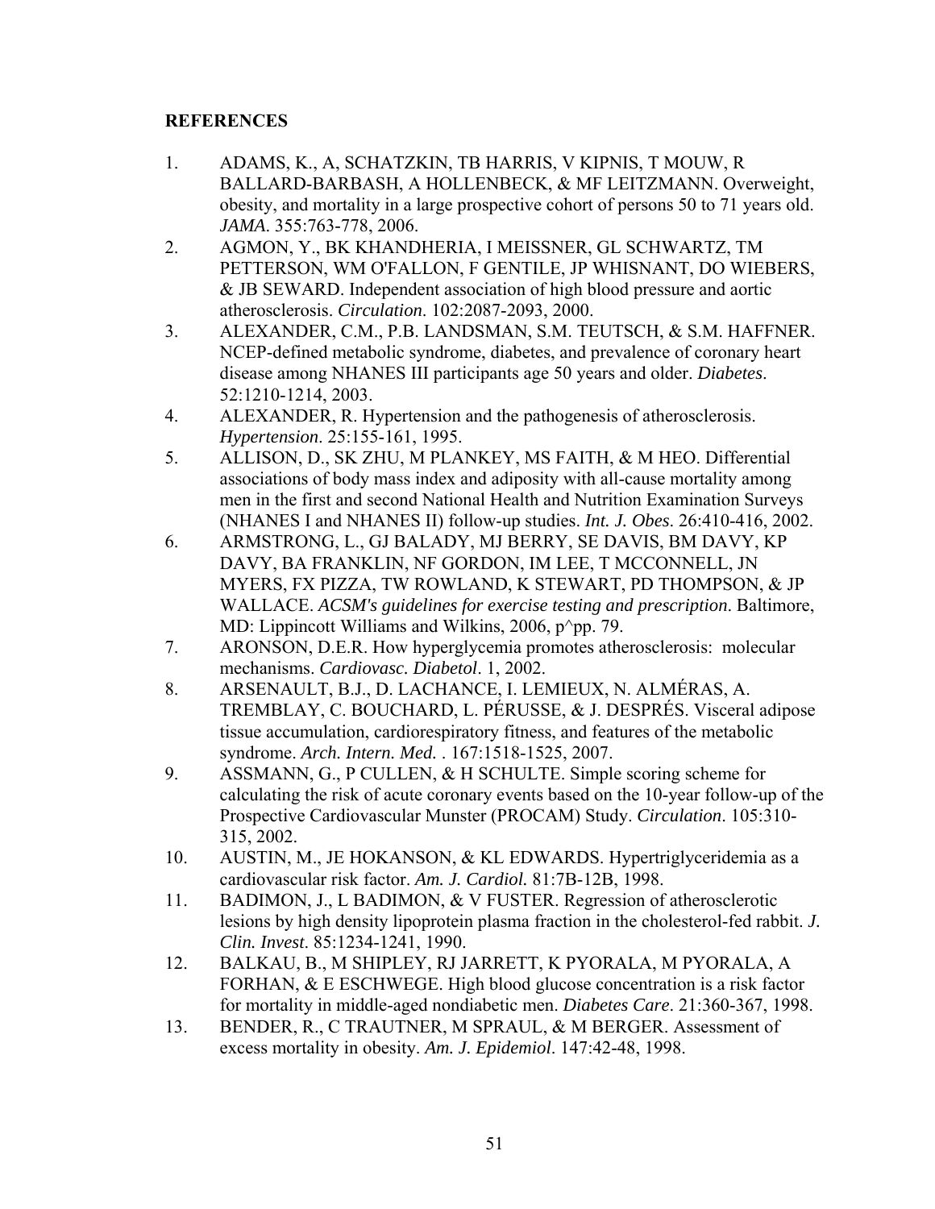**REFERENCES**

1. ADAMS, K., A, SCHATZKIN, TB HARRIS, V KIPNIS, T MOUW, R BALLARD-BARBASH, A HOLLENBECK, & MF LEITZMANN. Overweight, obesity, and mortality in a large prospective cohort of persons 50 to 71 years old. *JAMA*. 355:763-778, 2006.
2. AGMON, Y., BK KHANDHERIA, I MEISSNER, GL SCHWARTZ, TM PETTERSON, WM O'FALLON, F GENTILE, JP WHISNANT, DO WIEBERS, & JB SEWARD. Independent association of high blood pressure and aortic atherosclerosis. *Circulation*. 102:2087-2093, 2000.
3. ALEXANDER, C.M., P.B. LANDSMAN, S.M. TEUTSCH, & S.M. HAFFNER. NCEP-defined metabolic syndrome, diabetes, and prevalence of coronary heart disease among NHANES III participants age 50 years and older. *Diabetes*. 52:1210-1214, 2003.
4. ALEXANDER, R. Hypertension and the pathogenesis of atherosclerosis. *Hypertension*. 25:155-161, 1995.
5. ALLISON, D., SK ZHU, M PLANKEY, MS FAITH, & M HEO. Differential associations of body mass index and adiposity with all-cause mortality among men in the first and second National Health and Nutrition Examination Surveys (NHANES I and NHANES II) follow-up studies. *Int. J. Obes*. 26:410-416, 2002.
6. ARMSTRONG, L., GJ BALADY, MJ BERRY, SE DAVIS, BM DAVY, KP DAVY, BA FRANKLIN, NF GORDON, IM LEE, T MCCONNELL, JN MYERS, FX PIZZA, TW ROWLAND, K STEWART, PD THOMPSON, & JP WALLACE. *ACSM's guidelines for exercise testing and prescription*. Baltimore, MD: Lippincott Williams and Wilkins, 2006, p^pp. 79.
7. ARONSON, D.E.R. How hyperglycemia promotes atherosclerosis: molecular mechanisms. *Cardiovasc. Diabetol*. 1, 2002.
8. ARSENAULT, B.J., D. LACHANCE, I. LEMIEUX, N. ALMÉRAS, A. TREMBLAY, C. BOUCHARD, L. PÉRUSSE, & J. DESPRÉS. Visceral adipose tissue accumulation, cardiorespiratory fitness, and features of the metabolic syndrome. *Arch. Intern. Med.* . 167:1518-1525, 2007.
9. ASSMANN, G., P CULLEN, & H SCHULTE. Simple scoring scheme for calculating the risk of acute coronary events based on the 10-year follow-up of the Prospective Cardiovascular Munster (PROCAM) Study. *Circulation*. 105:310-315, 2002.
10. AUSTIN, M., JE HOKANSON, & KL EDWARDS. Hypertriglyceridemia as a cardiovascular risk factor. *Am. J. Cardiol.* 81:7B-12B, 1998.
11. BADIMON, J., L BADIMON, & V FUSTER. Regression of atherosclerotic lesions by high density lipoprotein plasma fraction in the cholesterol-fed rabbit. *J. Clin. Invest*. 85:1234-1241, 1990.
12. BALKAU, B., M SHIPLEY, RJ JARRETT, K PYORALA, M PYORALA, A FORHAN, & E ESCHWEGE. High blood glucose concentration is a risk factor for mortality in middle-aged nondiabetic men. *Diabetes Care*. 21:360-367, 1998.
13. BENDER, R., C TRAUTNER, M SPRAUL, & M BERGER. Assessment of excess mortality in obesity. *Am. J. Epidemiol*. 147:42-48, 1998.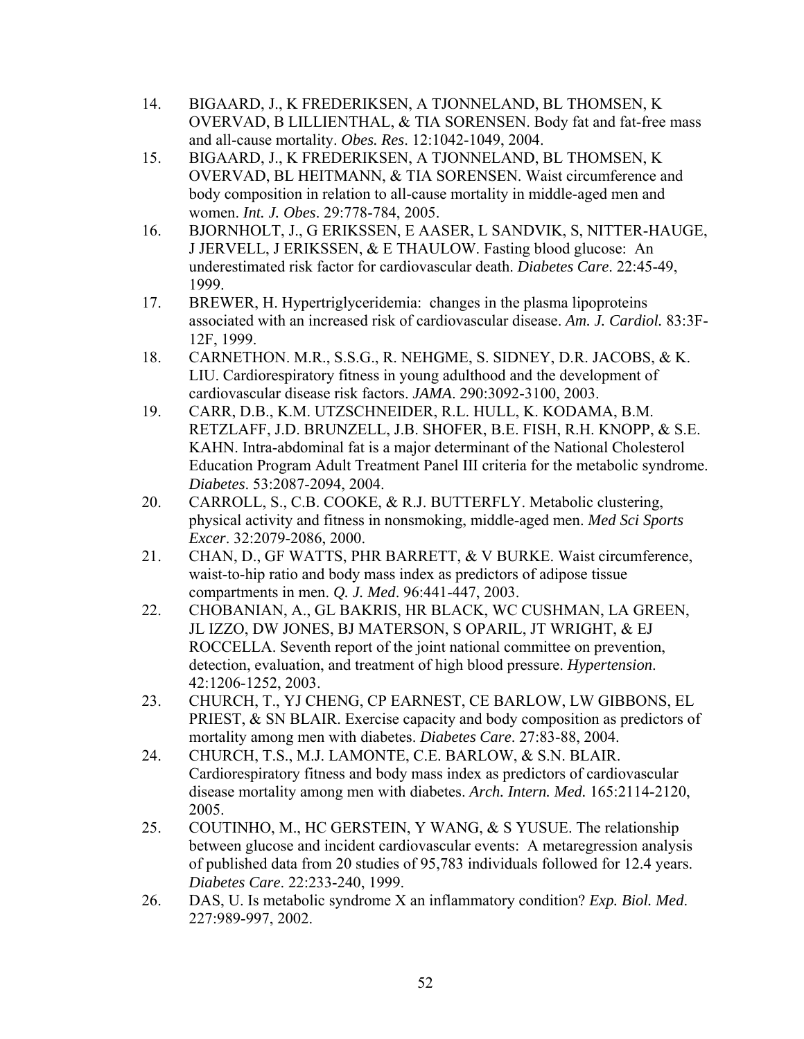14. BIGAARD, J., K FREDERIKSEN, A TJONNELAND, BL THOMSEN, K OVERVAD, B LILLIENTHAL, & TIA SORENSEN. Body fat and fat-free mass and all-cause mortality. *Obes. Res*. 12:1042-1049, 2004.
15. BIGAARD, J., K FREDERIKSEN, A TJONNELAND, BL THOMSEN, K OVERVAD, BL HEITMANN, & TIA SORENSEN. Waist circumference and body composition in relation to all-cause mortality in middle-aged men and women. *Int. J. Obes*. 29:778-784, 2005.
16. BJORNHOLT, J., G ERIKSSEN, E AASER, L SANDVIK, S, NITTER-HAUGE, J JERVELL, J ERIKSSEN, & E THAULOW. Fasting blood glucose: An underestimated risk factor for cardiovascular death. *Diabetes Care*. 22:45-49, 1999.
17. BREWER, H. Hypertriglyceridemia: changes in the plasma lipoproteins associated with an increased risk of cardiovascular disease. *Am. J. Cardiol.* 83:3F-12F, 1999.
18. CARNETHON. M.R., S.S.G., R. NEHGME, S. SIDNEY, D.R. JACOBS, & K. LIU. Cardiorespiratory fitness in young adulthood and the development of cardiovascular disease risk factors. *JAMA*. 290:3092-3100, 2003.
19. CARR, D.B., K.M. UTZSCHNEIDER, R.L. HULL, K. KODAMA, B.M. RETZLAFF, J.D. BRUNZELL, J.B. SHOFER, B.E. FISH, R.H. KNOPP, & S.E. KAHN. Intra-abdominal fat is a major determinant of the National Cholesterol Education Program Adult Treatment Panel III criteria for the metabolic syndrome. *Diabetes*. 53:2087-2094, 2004.
20. CARROLL, S., C.B. COOKE, & R.J. BUTTERFLY. Metabolic clustering, physical activity and fitness in nonsmoking, middle-aged men. *Med Sci Sports Excer*. 32:2079-2086, 2000.
21. CHAN, D., GF WATTS, PHR BARRETT, & V BURKE. Waist circumference, waist-to-hip ratio and body mass index as predictors of adipose tissue compartments in men. *Q. J. Med*. 96:441-447, 2003.
22. CHOBANIAN, A., GL BAKRIS, HR BLACK, WC CUSHMAN, LA GREEN, JL IZZO, DW JONES, BJ MATERSON, S OPARIL, JT WRIGHT, & EJ ROCCELLA. Seventh report of the joint national committee on prevention, detection, evaluation, and treatment of high blood pressure. *Hypertension*. 42:1206-1252, 2003.
23. CHURCH, T., YJ CHENG, CP EARNEST, CE BARLOW, LW GIBBONS, EL PRIEST, & SN BLAIR. Exercise capacity and body composition as predictors of mortality among men with diabetes. *Diabetes Care*. 27:83-88, 2004.
24. CHURCH, T.S., M.J. LAMONTE, C.E. BARLOW, & S.N. BLAIR. Cardiorespiratory fitness and body mass index as predictors of cardiovascular disease mortality among men with diabetes. *Arch. Intern. Med.* 165:2114-2120, 2005.
25. COUTINHO, M., HC GERSTEIN, Y WANG, & S YUSUE. The relationship between glucose and incident cardiovascular events: A metaregression analysis of published data from 20 studies of 95,783 individuals followed for 12.4 years. *Diabetes Care*. 22:233-240, 1999.
26. DAS, U. Is metabolic syndrome X an inflammatory condition? *Exp. Biol. Med*. 227:989-997, 2002.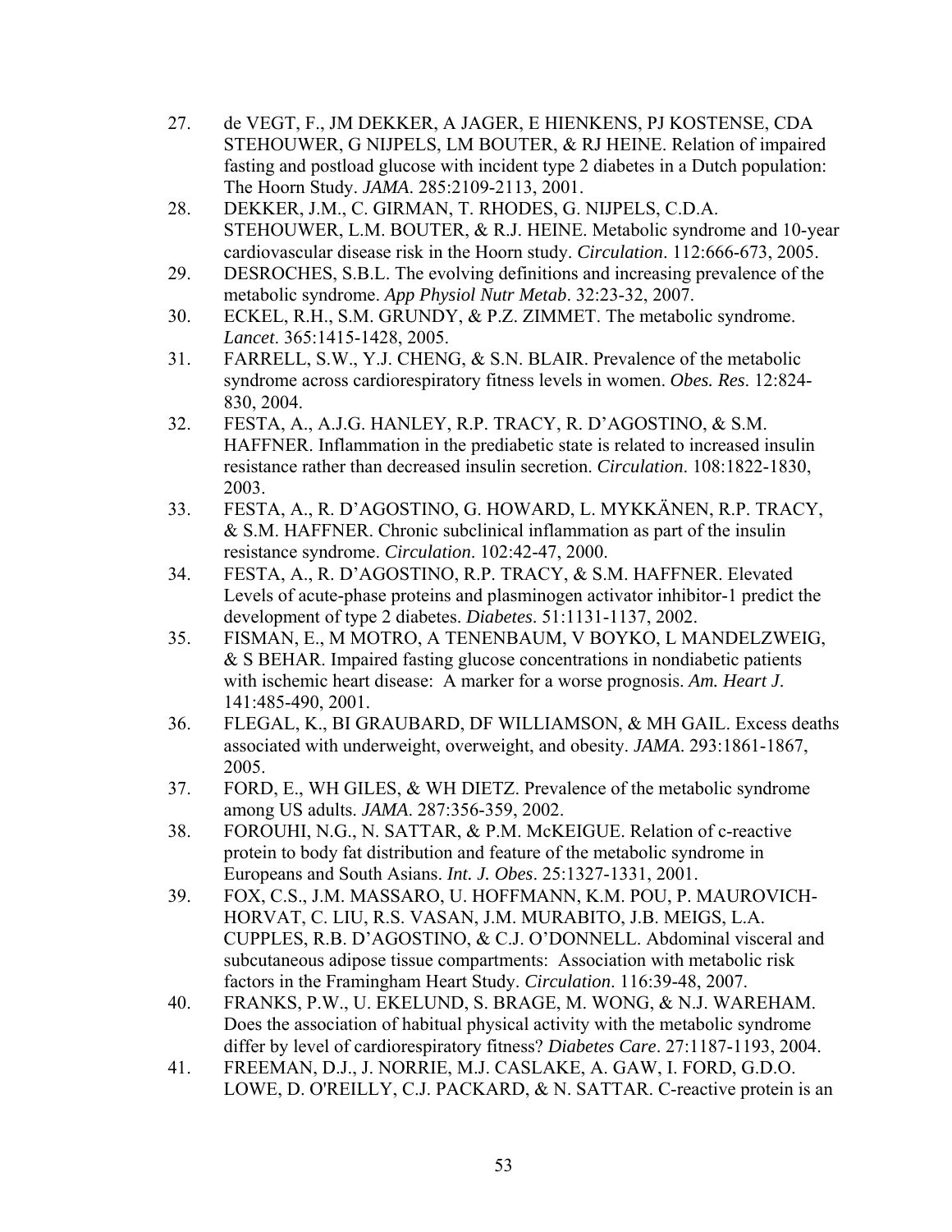27. de VEGT, F., JM DEKKER, A JAGER, E HIENKENS, PJ KOSTENSE, CDA STEHOUWER, G NIJPELS, LM BOUTER, & RJ HEINE. Relation of impaired fasting and postload glucose with incident type 2 diabetes in a Dutch population: The Hoorn Study. *JAMA*. 285:2109-2113, 2001.
28. DEKKER, J.M., C. GIRMAN, T. RHODES, G. NIJPELS, C.D.A. STEHOUWER, L.M. BOUTER, & R.J. HEINE. Metabolic syndrome and 10-year cardiovascular disease risk in the Hoorn study. *Circulation*. 112:666-673, 2005.
29. DESROCHES, S.B.L. The evolving definitions and increasing prevalence of the metabolic syndrome. *App Physiol Nutr Metab*. 32:23-32, 2007.
30. ECKEL, R.H., S.M. GRUNDY, & P.Z. ZIMMET. The metabolic syndrome. *Lancet*. 365:1415-1428, 2005.
31. FARRELL, S.W., Y.J. CHENG, & S.N. BLAIR. Prevalence of the metabolic syndrome across cardiorespiratory fitness levels in women. *Obes. Res*. 12:824-830, 2004.
32. FESTA, A., A.J.G. HANLEY, R.P. TRACY, R. D'AGOSTINO, & S.M. HAFFNER. Inflammation in the prediabetic state is related to increased insulin resistance rather than decreased insulin secretion. *Circulation*. 108:1822-1830, 2003.
33. FESTA, A., R. D'AGOSTINO, G. HOWARD, L. MYKKÄNEN, R.P. TRACY, & S.M. HAFFNER. Chronic subclinical inflammation as part of the insulin resistance syndrome. *Circulation*. 102:42-47, 2000.
34. FESTA, A., R. D'AGOSTINO, R.P. TRACY, & S.M. HAFFNER. Elevated Levels of acute-phase proteins and plasminogen activator inhibitor-1 predict the development of type 2 diabetes. *Diabetes*. 51:1131-1137, 2002.
35. FISMAN, E., M MOTRO, A TENENBAUM, V BOYKO, L MANDELZWEIG, & S BEHAR. Impaired fasting glucose concentrations in nondiabetic patients with ischemic heart disease: A marker for a worse prognosis. *Am. Heart J*. 141:485-490, 2001.
36. FLEGAL, K., BI GRAUBARD, DF WILLIAMSON, & MH GAIL. Excess deaths associated with underweight, overweight, and obesity. *JAMA*. 293:1861-1867, 2005.
37. FORD, E., WH GILES, & WH DIETZ. Prevalence of the metabolic syndrome among US adults. *JAMA*. 287:356-359, 2002.
38. FOROUHI, N.G., N. SATTAR, & P.M. McKEIGUE. Relation of c-reactive protein to body fat distribution and feature of the metabolic syndrome in Europeans and South Asians. *Int. J. Obes*. 25:1327-1331, 2001.
39. FOX, C.S., J.M. MASSARO, U. HOFFMANN, K.M. POU, P. MAUROVICH-HORVAT, C. LIU, R.S. VASAN, J.M. MURABITO, J.B. MEIGS, L.A. CUPPLES, R.B. D'AGOSTINO, & C.J. O'DONNELL. Abdominal visceral and subcutaneous adipose tissue compartments: Association with metabolic risk factors in the Framingham Heart Study. *Circulation*. 116:39-48, 2007.
40. FRANKS, P.W., U. EKELUND, S. BRAGE, M. WONG, & N.J. WAREHAM. Does the association of habitual physical activity with the metabolic syndrome differ by level of cardiorespiratory fitness? *Diabetes Care*. 27:1187-1193, 2004.
41. FREEMAN, D.J., J. NORRIE, M.J. CASLAKE, A. GAW, I. FORD, G.D.O. LOWE, D. O'REILLY, C.J. PACKARD, & N. SATTAR. C-reactive protein is an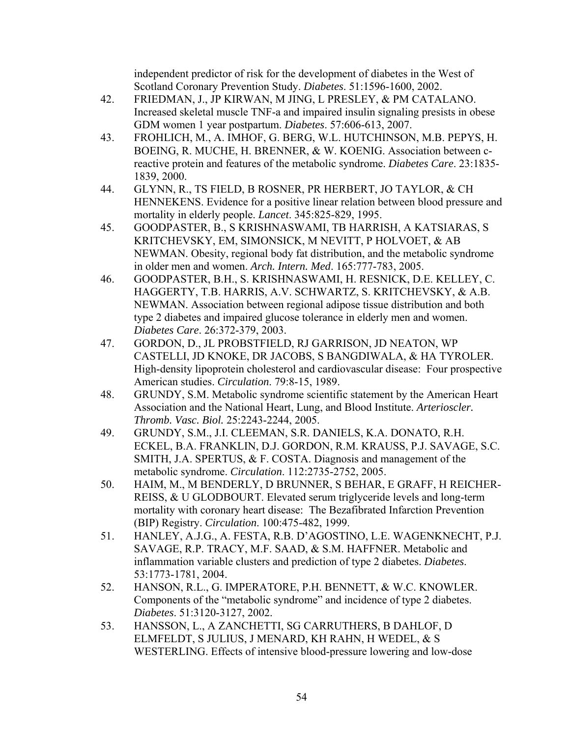independent predictor of risk for the development of diabetes in the West of Scotland Coronary Prevention Study. *Diabetes*. 51:1596-1600, 2002.

42. FRIEDMAN, J., JP KIRWAN, M JING, L PRESLEY, & PM CATALANO. Increased skeletal muscle TNF-a and impaired insulin signaling presists in obese GDM women 1 year postpartum. *Diabetes*. 57:606-613, 2007.
43. FROHLICH, M., A. IMHOF, G. BERG, W.L. HUTCHINSON, M.B. PEPYS, H. BOEING, R. MUCHE, H. BRENNER, & W. KOENIG. Association between c-reactive protein and features of the metabolic syndrome. *Diabetes Care*. 23:1835-1839, 2000.
44. GLYNN, R., TS FIELD, B ROSNER, PR HERBERT, JO TAYLOR, & CH HENNEKENS. Evidence for a positive linear relation between blood pressure and mortality in elderly people. *Lancet*. 345:825-829, 1995.
45. GOODPASTER, B., S KRISHNASWAMI, TB HARRISH, A KATSIARAS, S KRITCHEVSKY, EM, SIMONSICK, M NEVITT, P HOLVOET, & AB NEWMAN. Obesity, regional body fat distribution, and the metabolic syndrome in older men and women. *Arch. Intern. Med*. 165:777-783, 2005.
46. GOODPASTER, B.H., S. KRISHNASWAMI, H. RESNICK, D.E. KELLEY, C. HAGGERTY, T.B. HARRIS, A.V. SCHWARTZ, S. KRITCHEVSKY, & A.B. NEWMAN. Association between regional adipose tissue distribution and both type 2 diabetes and impaired glucose tolerance in elderly men and women. *Diabetes Care*. 26:372-379, 2003.
47. GORDON, D., JL PROBSTFIELD, RJ GARRISON, JD NEATON, WP CASTELLI, JD KNOKE, DR JACOBS, S BANGDIWALA, & HA TYROLER. High-density lipoprotein cholesterol and cardiovascular disease: Four prospective American studies. *Circulation*. 79:8-15, 1989.
48. GRUNDY, S.M. Metabolic syndrome scientific statement by the American Heart Association and the National Heart, Lung, and Blood Institute. *Arterioscler. Thromb. Vasc. Biol.* 25:2243-2244, 2005.
49. GRUNDY, S.M., J.I. CLEEMAN, S.R. DANIELS, K.A. DONATO, R.H. ECKEL, B.A. FRANKLIN, D.J. GORDON, R.M. KRAUSS, P.J. SAVAGE, S.C. SMITH, J.A. SPERTUS, & F. COSTA. Diagnosis and management of the metabolic syndrome. *Circulation*. 112:2735-2752, 2005.
50. HAIM, M., M BENDERLY, D BRUNNER, S BEHAR, E GRAFF, H REICHER-REISS, & U GLODBOURT. Elevated serum triglyceride levels and long-term mortality with coronary heart disease: The Bezafibrated Infarction Prevention (BIP) Registry. *Circulation*. 100:475-482, 1999.
51. HANLEY, A.J.G., A. FESTA, R.B. D'AGOSTINO, L.E. WAGENKNECHT, P.J. SAVAGE, R.P. TRACY, M.F. SAAD, & S.M. HAFFNER. Metabolic and inflammation variable clusters and prediction of type 2 diabetes. *Diabetes*. 53:1773-1781, 2004.
52. HANSON, R.L., G. IMPERATORE, P.H. BENNETT, & W.C. KNOWLER. Components of the "metabolic syndrome" and incidence of type 2 diabetes. *Diabetes*. 51:3120-3127, 2002.
53. HANSSON, L., A ZANCHETTI, SG CARRUTHERS, B DAHLOF, D ELMFELDT, S JULIUS, J MENARD, KH RAHN, H WEDEL, & S WESTERLING. Effects of intensive blood-pressure lowering and low-dose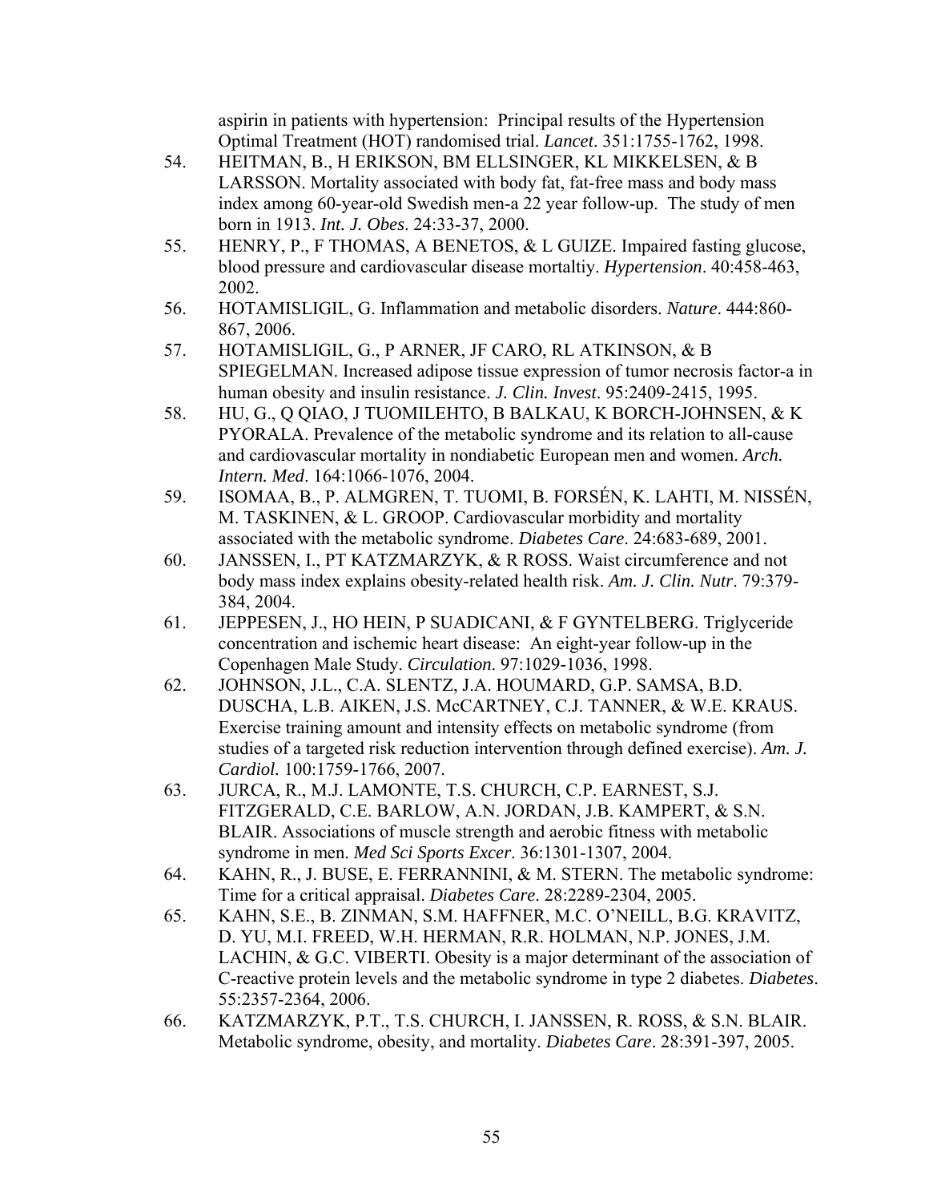aspirin in patients with hypertension: Principal results of the Hypertension Optimal Treatment (HOT) randomised trial. *Lancet*. 351:1755-1762, 1998.

54. HEITMAN, B., H ERIKSON, BM ELLSINGER, KL MIKKELSEN, & B LARSSON. Mortality associated with body fat, fat-free mass and body mass index among 60-year-old Swedish men-a 22 year follow-up. The study of men born in 1913. *Int. J. Obes*. 24:33-37, 2000.
55. HENRY, P., F THOMAS, A BENETOS, & L GUIZE. Impaired fasting glucose, blood pressure and cardiovascular disease mortaltiy. *Hypertension*. 40:458-463, 2002.
56. HOTAMISLIGIL, G. Inflammation and metabolic disorders. *Nature*. 444:860-867, 2006.
57. HOTAMISLIGIL, G., P ARNER, JF CARO, RL ATKINSON, & B SPIEGELMAN. Increased adipose tissue expression of tumor necrosis factor-a in human obesity and insulin resistance. *J. Clin. Invest*. 95:2409-2415, 1995.
58. HU, G., Q QIAO, J TUOMILEHTO, B BALKAU, K BORCH-JOHNSEN, & K PYORALA. Prevalence of the metabolic syndrome and its relation to all-cause and cardiovascular mortality in nondiabetic European men and women. *Arch. Intern. Med*. 164:1066-1076, 2004.
59. ISOMAA, B., P. ALMGREN, T. TUOMI, B. FORSÉN, K. LAHTI, M. NISSÉN, M. TASKINEN, & L. GROOP. Cardiovascular morbidity and mortality associated with the metabolic syndrome. *Diabetes Care*. 24:683-689, 2001.
60. JANSSEN, I., PT KATZMARZYK, & R ROSS. Waist circumference and not body mass index explains obesity-related health risk. *Am. J. Clin. Nutr*. 79:379-384, 2004.
61. JEPPESEN, J., HO HEIN, P SUADICANI, & F GYNTELBERG. Triglyceride concentration and ischemic heart disease: An eight-year follow-up in the Copenhagen Male Study. *Circulation*. 97:1029-1036, 1998.
62. JOHNSON, J.L., C.A. SLENTZ, J.A. HOUMARD, G.P. SAMSA, B.D. DUSCHA, L.B. AIKEN, J.S. McCARTNEY, C.J. TANNER, & W.E. KRAUS. Exercise training amount and intensity effects on metabolic syndrome (from studies of a targeted risk reduction intervention through defined exercise). *Am. J. Cardiol.* 100:1759-1766, 2007.
63. JURCA, R., M.J. LAMONTE, T.S. CHURCH, C.P. EARNEST, S.J. FITZGERALD, C.E. BARLOW, A.N. JORDAN, J.B. KAMPERT, & S.N. BLAIR. Associations of muscle strength and aerobic fitness with metabolic syndrome in men. *Med Sci Sports Excer*. 36:1301-1307, 2004.
64. KAHN, R., J. BUSE, E. FERRANNINI, & M. STERN. The metabolic syndrome: Time for a critical appraisal. *Diabetes Care*. 28:2289-2304, 2005.
65. KAHN, S.E., B. ZINMAN, S.M. HAFFNER, M.C. O'NEILL, B.G. KRAVITZ, D. YU, M.I. FREED, W.H. HERMAN, R.R. HOLMAN, N.P. JONES, J.M. LACHIN, & G.C. VIBERTI. Obesity is a major determinant of the association of C-reactive protein levels and the metabolic syndrome in type 2 diabetes. *Diabetes*. 55:2357-2364, 2006.
66. KATZMARZYK, P.T., T.S. CHURCH, I. JANSSEN, R. ROSS, & S.N. BLAIR. Metabolic syndrome, obesity, and mortality. *Diabetes Care*. 28:391-397, 2005.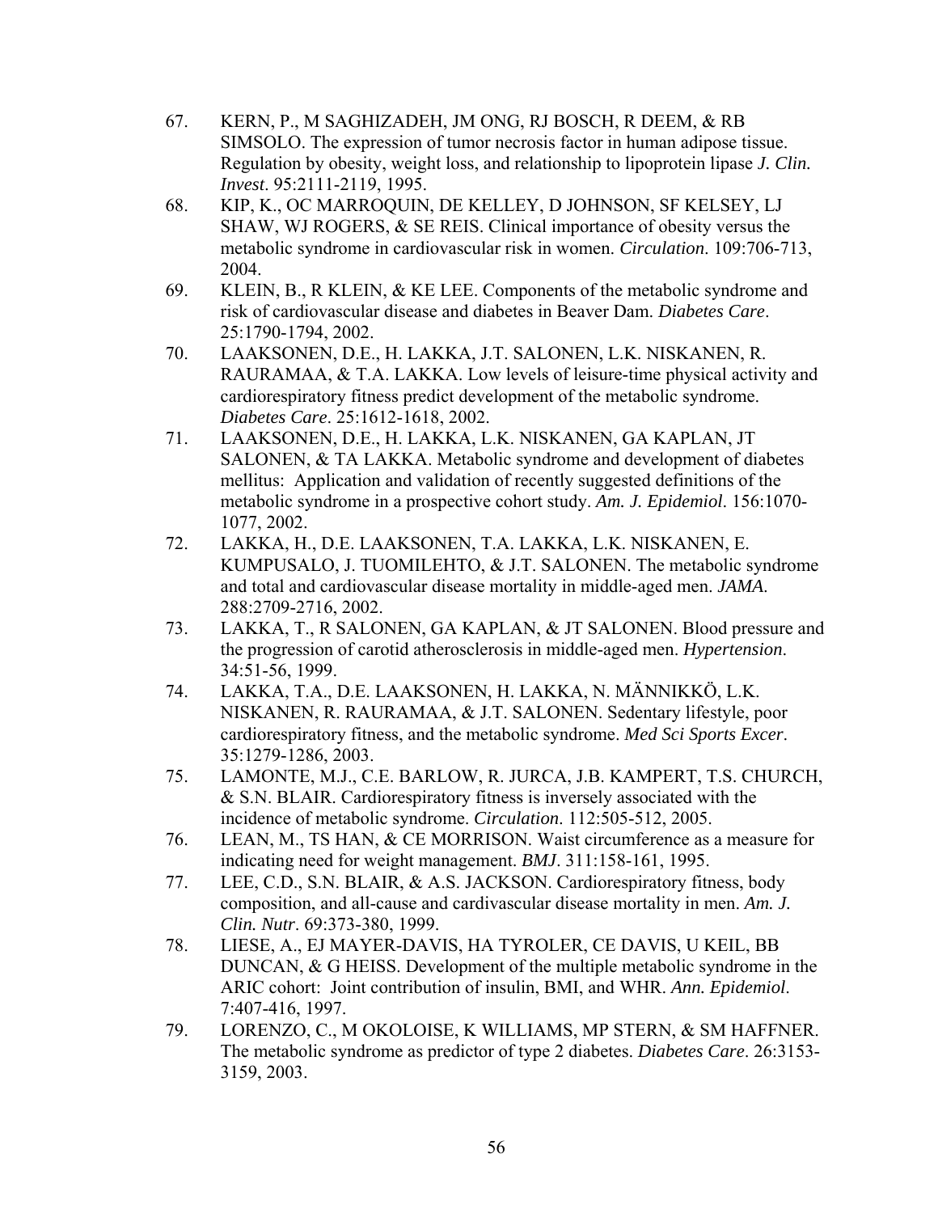67. KERN, P., M SAGHIZADEH, JM ONG, RJ BOSCH, R DEEM, & RB SIMSOLO. The expression of tumor necrosis factor in human adipose tissue. Regulation by obesity, weight loss, and relationship to lipoprotein lipase *J. Clin. Invest*. 95:2111-2119, 1995.
68. KIP, K., OC MARROQUIN, DE KELLEY, D JOHNSON, SF KELSEY, LJ SHAW, WJ ROGERS, & SE REIS. Clinical importance of obesity versus the metabolic syndrome in cardiovascular risk in women. *Circulation*. 109:706-713, 2004.
69. KLEIN, B., R KLEIN, & KE LEE. Components of the metabolic syndrome and risk of cardiovascular disease and diabetes in Beaver Dam. *Diabetes Care*. 25:1790-1794, 2002.
70. LAAKSONEN, D.E., H. LAKKA, J.T. SALONEN, L.K. NISKANEN, R. RAURAMAA, & T.A. LAKKA. Low levels of leisure-time physical activity and cardiorespiratory fitness predict development of the metabolic syndrome. *Diabetes Care*. 25:1612-1618, 2002.
71. LAAKSONEN, D.E., H. LAKKA, L.K. NISKANEN, GA KAPLAN, JT SALONEN, & TA LAKKA. Metabolic syndrome and development of diabetes mellitus: Application and validation of recently suggested definitions of the metabolic syndrome in a prospective cohort study. *Am. J. Epidemiol*. 156:1070-1077, 2002.
72. LAKKA, H., D.E. LAAKSONEN, T.A. LAKKA, L.K. NISKANEN, E. KUMPUSALO, J. TUOMILEHTO, & J.T. SALONEN. The metabolic syndrome and total and cardiovascular disease mortality in middle-aged men. *JAMA*. 288:2709-2716, 2002.
73. LAKKA, T., R SALONEN, GA KAPLAN, & JT SALONEN. Blood pressure and the progression of carotid atherosclerosis in middle-aged men. *Hypertension*. 34:51-56, 1999.
74. LAKKA, T.A., D.E. LAAKSONEN, H. LAKKA, N. MÄNNIKKÖ, L.K. NISKANEN, R. RAURAMAA, & J.T. SALONEN. Sedentary lifestyle, poor cardiorespiratory fitness, and the metabolic syndrome. *Med Sci Sports Excer*. 35:1279-1286, 2003.
75. LAMONTE, M.J., C.E. BARLOW, R. JURCA, J.B. KAMPERT, T.S. CHURCH, & S.N. BLAIR. Cardiorespiratory fitness is inversely associated with the incidence of metabolic syndrome. *Circulation*. 112:505-512, 2005.
76. LEAN, M., TS HAN, & CE MORRISON. Waist circumference as a measure for indicating need for weight management. *BMJ*. 311:158-161, 1995.
77. LEE, C.D., S.N. BLAIR, & A.S. JACKSON. Cardiorespiratory fitness, body composition, and all-cause and cardivascular disease mortality in men. *Am. J. Clin. Nutr*. 69:373-380, 1999.
78. LIESE, A., EJ MAYER-DAVIS, HA TYROLER, CE DAVIS, U KEIL, BB DUNCAN, & G HEISS. Development of the multiple metabolic syndrome in the ARIC cohort: Joint contribution of insulin, BMI, and WHR. *Ann. Epidemiol*. 7:407-416, 1997.
79. LORENZO, C., M OKOLOISE, K WILLIAMS, MP STERN, & SM HAFFNER. The metabolic syndrome as predictor of type 2 diabetes. *Diabetes Care*. 26:3153-3159, 2003.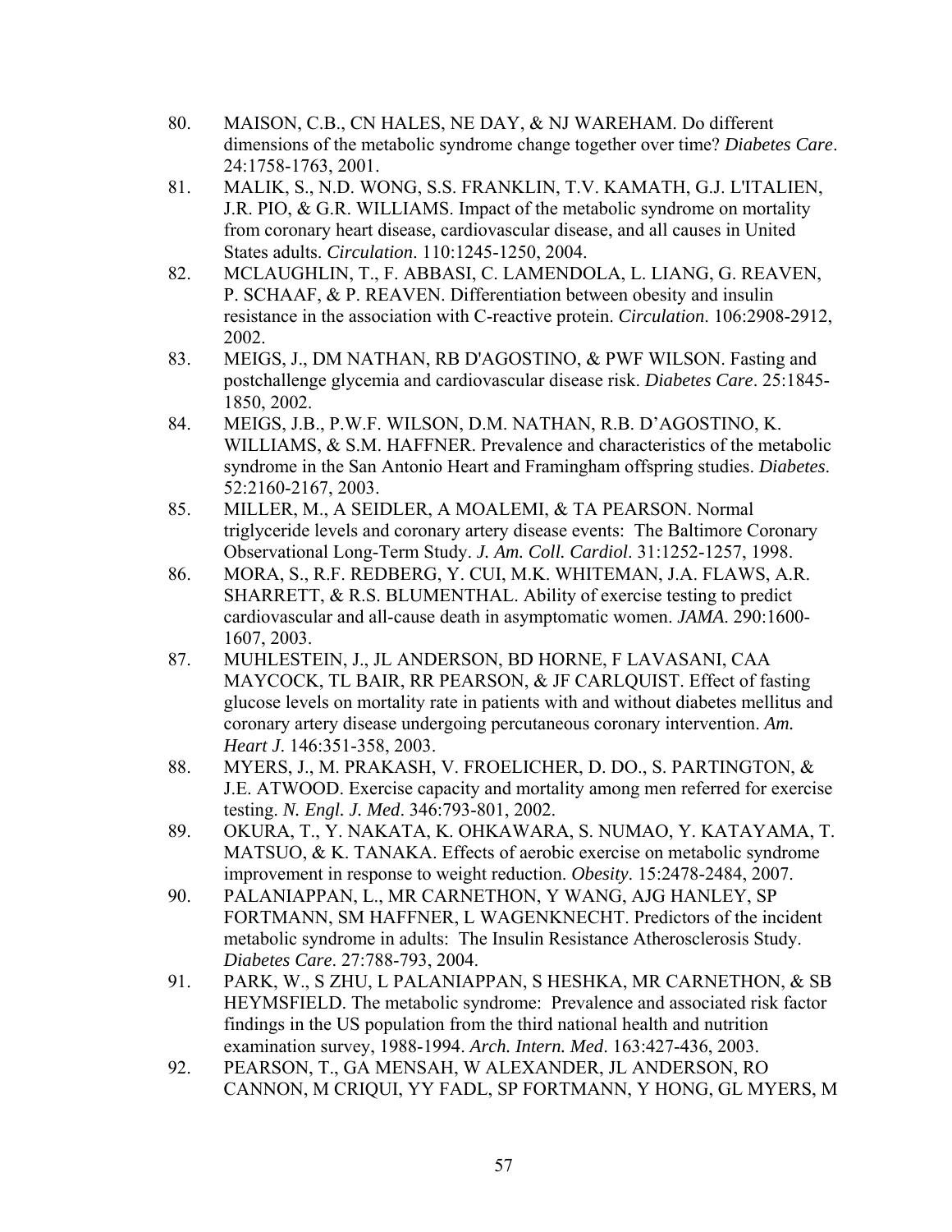80. MAISON, C.B., CN HALES, NE DAY, & NJ WAREHAM. Do different dimensions of the metabolic syndrome change together over time? *Diabetes Care*. 24:1758-1763, 2001.
81. MALIK, S., N.D. WONG, S.S. FRANKLIN, T.V. KAMATH, G.J. L'ITALIEN, J.R. PIO, & G.R. WILLIAMS. Impact of the metabolic syndrome on mortality from coronary heart disease, cardiovascular disease, and all causes in United States adults. *Circulation*. 110:1245-1250, 2004.
82. MCLAUGHLIN, T., F. ABBASI, C. LAMENDOLA, L. LIANG, G. REAVEN, P. SCHAAF, & P. REAVEN. Differentiation between obesity and insulin resistance in the association with C-reactive protein. *Circulation*. 106:2908-2912, 2002.
83. MEIGS, J., DM NATHAN, RB D'AGOSTINO, & PWF WILSON. Fasting and postchallenge glycemia and cardiovascular disease risk. *Diabetes Care*. 25:1845-1850, 2002.
84. MEIGS, J.B., P.W.F. WILSON, D.M. NATHAN, R.B. D'AGOSTINO, K. WILLIAMS, & S.M. HAFFNER. Prevalence and characteristics of the metabolic syndrome in the San Antonio Heart and Framingham offspring studies. *Diabetes*. 52:2160-2167, 2003.
85. MILLER, M., A SEIDLER, A MOALEMI, & TA PEARSON. Normal triglyceride levels and coronary artery disease events: The Baltimore Coronary Observational Long-Term Study. *J. Am. Coll. Cardiol*. 31:1252-1257, 1998.
86. MORA, S., R.F. REDBERG, Y. CUI, M.K. WHITEMAN, J.A. FLAWS, A.R. SHARRETT, & R.S. BLUMENTHAL. Ability of exercise testing to predict cardiovascular and all-cause death in asymptomatic women. *JAMA*. 290:1600-1607, 2003.
87. MUHLESTEIN, J., JL ANDERSON, BD HORNE, F LAVASANI, CAA MAYCOCK, TL BAIR, RR PEARSON, & JF CARLQUIST. Effect of fasting glucose levels on mortality rate in patients with and without diabetes mellitus and coronary artery disease undergoing percutaneous coronary intervention. *Am. Heart J*. 146:351-358, 2003.
88. MYERS, J., M. PRAKASH, V. FROELICHER, D. DO., S. PARTINGTON, & J.E. ATWOOD. Exercise capacity and mortality among men referred for exercise testing. *N. Engl. J. Med*. 346:793-801, 2002.
89. OKURA, T., Y. NAKATA, K. OHKAWARA, S. NUMAO, Y. KATAYAMA, T. MATSUO, & K. TANAKA. Effects of aerobic exercise on metabolic syndrome improvement in response to weight reduction. *Obesity*. 15:2478-2484, 2007.
90. PALANIAPPAN, L., MR CARNETHON, Y WANG, AJG HANLEY, SP FORTMANN, SM HAFFNER, L WAGENKNECHT. Predictors of the incident metabolic syndrome in adults: The Insulin Resistance Atherosclerosis Study. *Diabetes Care*. 27:788-793, 2004.
91. PARK, W., S ZHU, L PALANIAPPAN, S HESHKA, MR CARNETHON, & SB HEYMSFIELD. The metabolic syndrome: Prevalence and associated risk factor findings in the US population from the third national health and nutrition examination survey, 1988-1994. *Arch. Intern. Med*. 163:427-436, 2003.
92. PEARSON, T., GA MENSAH, W ALEXANDER, JL ANDERSON, RO CANNON, M CRIQUI, YY FADL, SP FORTMANN, Y HONG, GL MYERS, M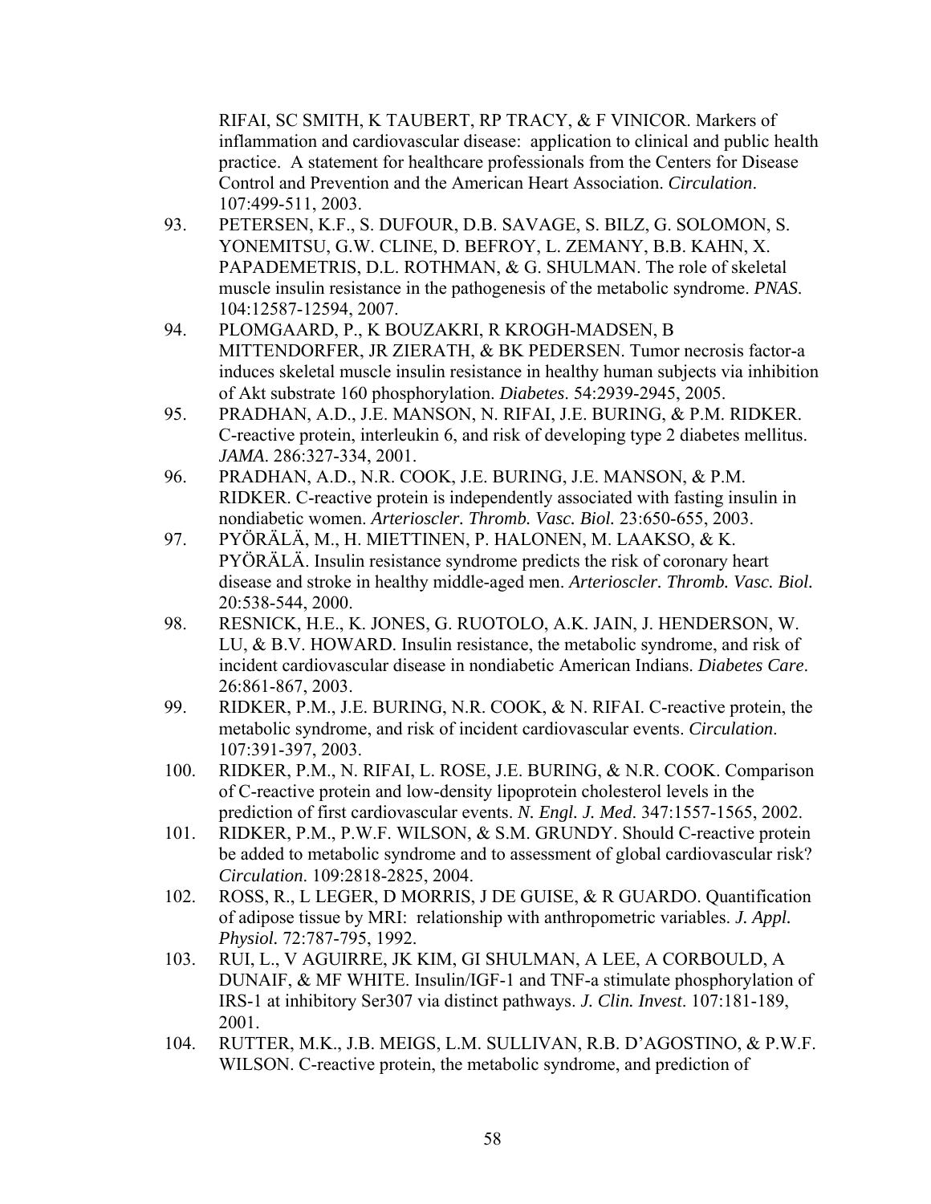RIFAI, SC SMITH, K TAUBERT, RP TRACY, & F VINICOR. Markers of inflammation and cardiovascular disease: application to clinical and public health practice. A statement for healthcare professionals from the Centers for Disease Control and Prevention and the American Heart Association. *Circulation*. 107:499-511, 2003.

93. PETERSEN, K.F., S. DUFOUR, D.B. SAVAGE, S. BILZ, G. SOLOMON, S. YONEMITSU, G.W. CLINE, D. BEFROY, L. ZEMANY, B.B. KAHN, X. PAPADEMETRIS, D.L. ROTHMAN, & G. SHULMAN. The role of skeletal muscle insulin resistance in the pathogenesis of the metabolic syndrome. *PNAS*. 104:12587-12594, 2007.

94. PLOMGAARD, P., K BOUZAKRI, R KROGH-MADSEN, B MITTENDORFER, JR ZIERATH, & BK PEDERSEN. Tumor necrosis factor-a induces skeletal muscle insulin resistance in healthy human subjects via inhibition of Akt substrate 160 phosphorylation. *Diabetes*. 54:2939-2945, 2005.

95. PRADHAN, A.D., J.E. MANSON, N. RIFAI, J.E. BURING, & P.M. RIDKER. C-reactive protein, interleukin 6, and risk of developing type 2 diabetes mellitus. *JAMA*. 286:327-334, 2001.

96. PRADHAN, A.D., N.R. COOK, J.E. BURING, J.E. MANSON, & P.M. RIDKER. C-reactive protein is independently associated with fasting insulin in nondiabetic women. *Arterioscler. Thromb. Vasc. Biol.* 23:650-655, 2003.

97. PYÖRÄLÄ, M., H. MIETTINEN, P. HALONEN, M. LAAKSO, & K. PYÖRÄLÄ. Insulin resistance syndrome predicts the risk of coronary heart disease and stroke in healthy middle-aged men. *Arterioscler. Thromb. Vasc. Biol.* 20:538-544, 2000.

98. RESNICK, H.E., K. JONES, G. RUOTOLO, A.K. JAIN, J. HENDERSON, W. LU, & B.V. HOWARD. Insulin resistance, the metabolic syndrome, and risk of incident cardiovascular disease in nondiabetic American Indians. *Diabetes Care*. 26:861-867, 2003.

99. RIDKER, P.M., J.E. BURING, N.R. COOK, & N. RIFAI. C-reactive protein, the metabolic syndrome, and risk of incident cardiovascular events. *Circulation*. 107:391-397, 2003.

100. RIDKER, P.M., N. RIFAI, L. ROSE, J.E. BURING, & N.R. COOK. Comparison of C-reactive protein and low-density lipoprotein cholesterol levels in the prediction of first cardiovascular events. *N. Engl. J. Med*. 347:1557-1565, 2002.

101. RIDKER, P.M., P.W.F. WILSON, & S.M. GRUNDY. Should C-reactive protein be added to metabolic syndrome and to assessment of global cardiovascular risk? *Circulation*. 109:2818-2825, 2004.

102. ROSS, R., L LEGER, D MORRIS, J DE GUISE, & R GUARDO. Quantification of adipose tissue by MRI: relationship with anthropometric variables. *J. Appl. Physiol.* 72:787-795, 1992.

103. RUI, L., V AGUIRRE, JK KIM, GI SHULMAN, A LEE, A CORBOULD, A DUNAIF, & MF WHITE. Insulin/IGF-1 and TNF-a stimulate phosphorylation of IRS-1 at inhibitory Ser307 via distinct pathways. *J. Clin. Invest*. 107:181-189, 2001.

104. RUTTER, M.K., J.B. MEIGS, L.M. SULLIVAN, R.B. D'AGOSTINO, & P.W.F. WILSON. C-reactive protein, the metabolic syndrome, and prediction of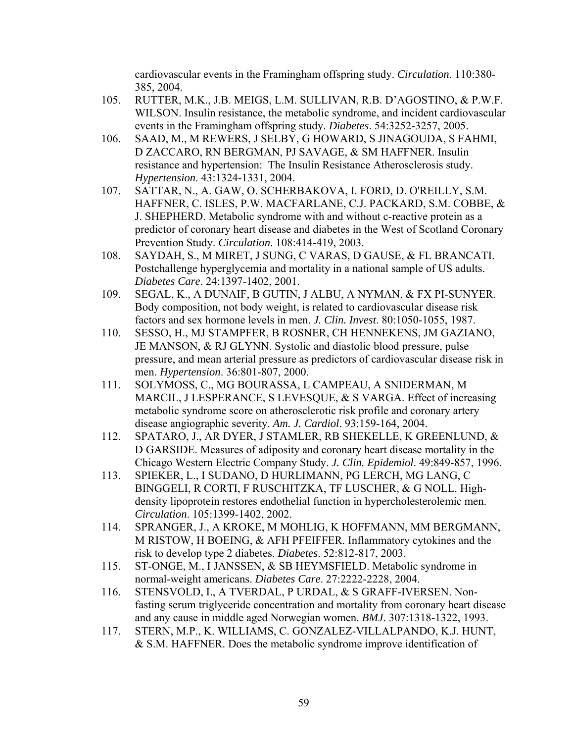cardiovascular events in the Framingham offspring study. *Circulation*. 110:380-385, 2004.

105. RUTTER, M.K., J.B. MEIGS, L.M. SULLIVAN, R.B. D'AGOSTINO, & P.W.F. WILSON. Insulin resistance, the metabolic syndrome, and incident cardiovascular events in the Framingham offspring study. *Diabetes*. 54:3252-3257, 2005.
106. SAAD, M., M REWERS, J SELBY, G HOWARD, S JINAGOUDA, S FAHMI, D ZACCARO, RN BERGMAN, PJ SAVAGE, & SM HAFFNER. Insulin resistance and hypertension: The Insulin Resistance Atherosclerosis study. *Hypertension*. 43:1324-1331, 2004.
107. SATTAR, N., A. GAW, O. SCHERBAKOVA, I. FORD, D. O'REILLY, S.M. HAFFNER, C. ISLES, P.W. MACFARLANE, C.J. PACKARD, S.M. COBBE, & J. SHEPHERD. Metabolic syndrome with and without c-reactive protein as a predictor of coronary heart disease and diabetes in the West of Scotland Coronary Prevention Study. *Circulation*. 108:414-419, 2003.
108. SAYDAH, S., M MIRET, J SUNG, C VARAS, D GAUSE, & FL BRANCATI. Postchallenge hyperglycemia and mortality in a national sample of US adults. *Diabetes Care*. 24:1397-1402, 2001.
109. SEGAL, K., A DUNAIF, B GUTIN, J ALBU, A NYMAN, & FX PI-SUNYER. Body composition, not body weight, is related to cardiovascular disease risk factors and sex hormone levels in men. *J. Clin. Invest*. 80:1050-1055, 1987.
110. SESSO, H., MJ STAMPFER, B ROSNER, CH HENNEKENS, JM GAZIANO, JE MANSON, & RJ GLYNN. Systolic and diastolic blood pressure, pulse pressure, and mean arterial pressure as predictors of cardiovascular disease risk in men. *Hypertension*. 36:801-807, 2000.
111. SOLYMOSS, C., MG BOURASSA, L CAMPEAU, A SNIDERMAN, M MARCIL, J LESPERANCE, S LEVESQUE, & S VARGA. Effect of increasing metabolic syndrome score on atherosclerotic risk profile and coronary artery disease angiographic severity. *Am. J. Cardiol*. 93:159-164, 2004.
112. SPATARO, J., AR DYER, J STAMLER, RB SHEKELLE, K GREENLUND, & D GARSIDE. Measures of adiposity and coronary heart disease mortality in the Chicago Western Electric Company Study. *J. Clin. Epidemiol*. 49:849-857, 1996.
113. SPIEKER, L., I SUDANO, D HURLIMANN, PG LERCH, MG LANG, C BINGGELI, R CORTI, F RUSCHITZKA, TF LUSCHER, & G NOLL. High-density lipoprotein restores endothelial function in hypercholesterolemic men. *Circulation*. 105:1399-1402, 2002.
114. SPRANGER, J., A KROKE, M MOHLIG, K HOFFMANN, MM BERGMANN, M RISTOW, H BOEING, & AFH PFEIFFER. Inflammatory cytokines and the risk to develop type 2 diabetes. *Diabetes*. 52:812-817, 2003.
115. ST-ONGE, M., I JANSSEN, & SB HEYMSFIELD. Metabolic syndrome in normal-weight americans. *Diabetes Care*. 27:2222-2228, 2004.
116. STENSVOLD, I., A TVERDAL, P URDAL, & S GRAFF-IVERSEN. Non-fasting serum triglyceride concentration and mortality from coronary heart disease and any cause in middle aged Norwegian women. *BMJ*. 307:1318-1322, 1993.
117. STERN, M.P., K. WILLIAMS, C. GONZALEZ-VILLALPANDO, K.J. HUNT, & S.M. HAFFNER. Does the metabolic syndrome improve identification of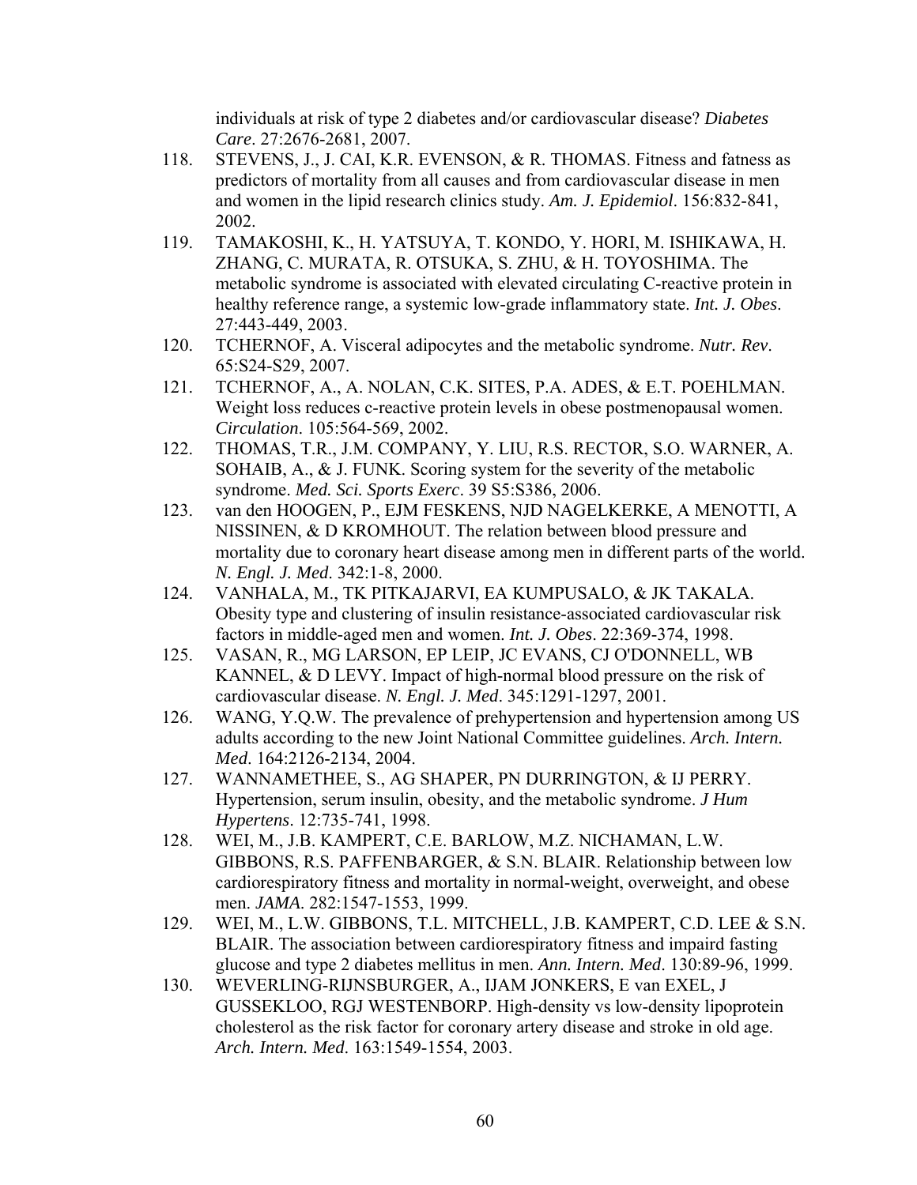individuals at risk of type 2 diabetes and/or cardiovascular disease? *Diabetes Care*. 27:2676-2681, 2007.

118. STEVENS, J., J. CAI, K.R. EVENSON, & R. THOMAS. Fitness and fatness as predictors of mortality from all causes and from cardiovascular disease in men and women in the lipid research clinics study. *Am. J. Epidemiol*. 156:832-841, 2002.
119. TAMAKOSHI, K., H. YATSUYA, T. KONDO, Y. HORI, M. ISHIKAWA, H. ZHANG, C. MURATA, R. OTSUKA, S. ZHU, & H. TOYOSHIMA. The metabolic syndrome is associated with elevated circulating C-reactive protein in healthy reference range, a systemic low-grade inflammatory state. *Int. J. Obes*. 27:443-449, 2003.
120. TCHERNOF, A. Visceral adipocytes and the metabolic syndrome. *Nutr. Rev*. 65:S24-S29, 2007.
121. TCHERNOF, A., A. NOLAN, C.K. SITES, P.A. ADES, & E.T. POEHLMAN. Weight loss reduces c-reactive protein levels in obese postmenopausal women. *Circulation*. 105:564-569, 2002.
122. THOMAS, T.R., J.M. COMPANY, Y. LIU, R.S. RECTOR, S.O. WARNER, A. SOHAIB, A., & J. FUNK. Scoring system for the severity of the metabolic syndrome. *Med. Sci. Sports Exerc*. 39 S5:S386, 2006.
123. van den HOOGEN, P., EJM FESKENS, NJD NAGELKERKE, A MENOTTI, A NISSINEN, & D KROMHOUT. The relation between blood pressure and mortality due to coronary heart disease among men in different parts of the world. *N. Engl. J. Med*. 342:1-8, 2000.
124. VANHALA, M., TK PITKAJARVI, EA KUMPUSALO, & JK TAKALA. Obesity type and clustering of insulin resistance-associated cardiovascular risk factors in middle-aged men and women. *Int. J. Obes*. 22:369-374, 1998.
125. VASAN, R., MG LARSON, EP LEIP, JC EVANS, CJ O'DONNELL, WB KANNEL, & D LEVY. Impact of high-normal blood pressure on the risk of cardiovascular disease. *N. Engl. J. Med*. 345:1291-1297, 2001.
126. WANG, Y.Q.W. The prevalence of prehypertension and hypertension among US adults according to the new Joint National Committee guidelines. *Arch. Intern. Med*. 164:2126-2134, 2004.
127. WANNAMETHEE, S., AG SHAPER, PN DURRINGTON, & IJ PERRY. Hypertension, serum insulin, obesity, and the metabolic syndrome. *J Hum Hypertens*. 12:735-741, 1998.
128. WEI, M., J.B. KAMPERT, C.E. BARLOW, M.Z. NICHAMAN, L.W. GIBBONS, R.S. PAFFENBARGER, & S.N. BLAIR. Relationship between low cardiorespiratory fitness and mortality in normal-weight, overweight, and obese men. *JAMA*. 282:1547-1553, 1999.
129. WEI, M., L.W. GIBBONS, T.L. MITCHELL, J.B. KAMPERT, C.D. LEE & S.N. BLAIR. The association between cardiorespiratory fitness and impaird fasting glucose and type 2 diabetes mellitus in men. *Ann. Intern. Med*. 130:89-96, 1999.
130. WEVERLING-RIJNSBURGER, A., IJAM JONKERS, E van EXEL, J GUSSEKLOO, RGJ WESTENBORP. High-density vs low-density lipoprotein cholesterol as the risk factor for coronary artery disease and stroke in old age. *Arch. Intern. Med*. 163:1549-1554, 2003.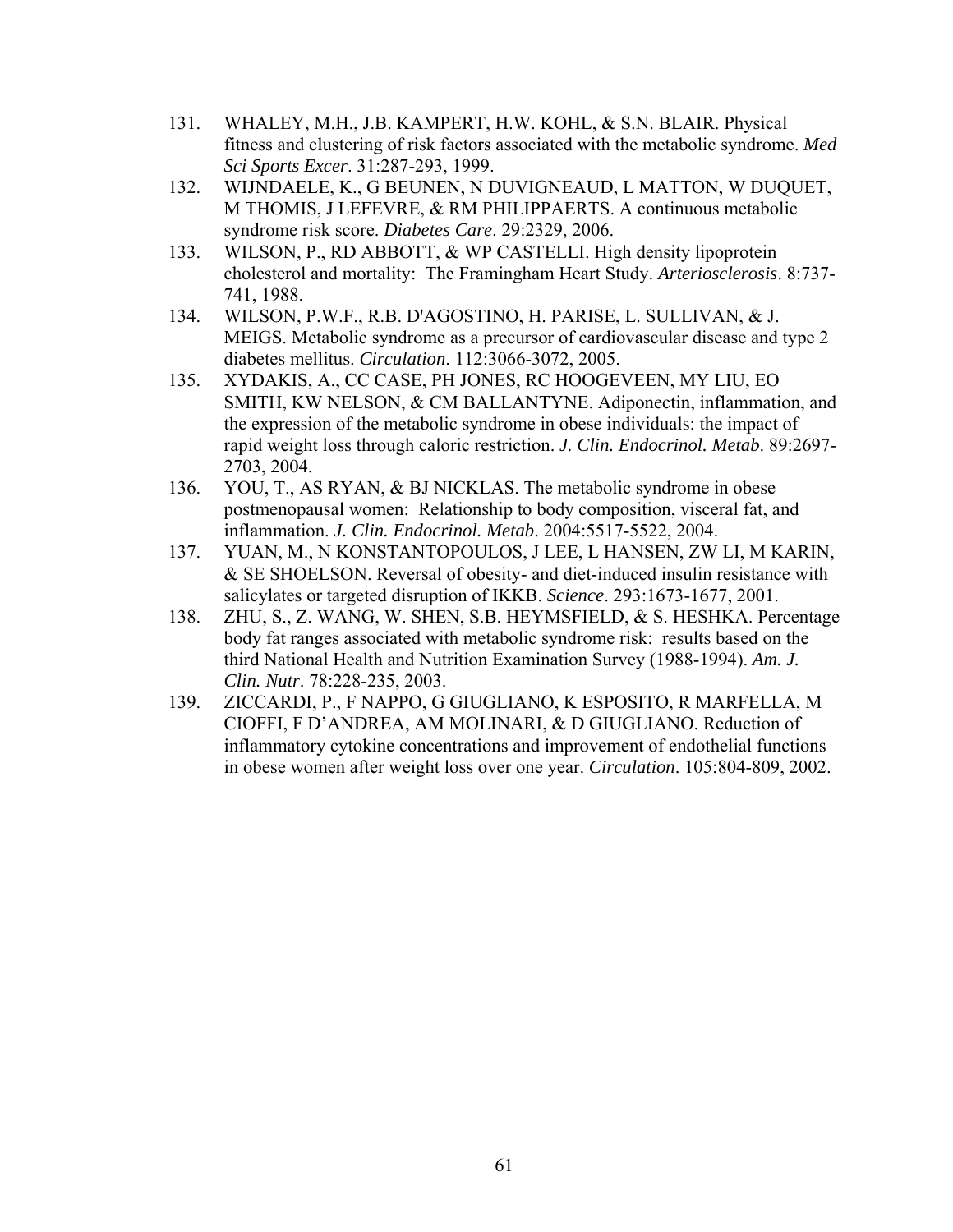131. WHALEY, M.H., J.B. KAMPERT, H.W. KOHL, & S.N. BLAIR. Physical fitness and clustering of risk factors associated with the metabolic syndrome. *Med Sci Sports Excer*. 31:287-293, 1999.
132. WIJNDAELE, K., G BEUNEN, N DUVIGNEAUD, L MATTON, W DUQUET, M THOMIS, J LEFEVRE, & RM PHILIPPAERTS. A continuous metabolic syndrome risk score. *Diabetes Care*. 29:2329, 2006.
133. WILSON, P., RD ABBOTT, & WP CASTELLI. High density lipoprotein cholesterol and mortality: The Framingham Heart Study. *Arteriosclerosis*. 8:737-741, 1988.
134. WILSON, P.W.F., R.B. D'AGOSTINO, H. PARISE, L. SULLIVAN, & J. MEIGS. Metabolic syndrome as a precursor of cardiovascular disease and type 2 diabetes mellitus. *Circulation*. 112:3066-3072, 2005.
135. XYDAKIS, A., CC CASE, PH JONES, RC HOOGEVEEN, MY LIU, EO SMITH, KW NELSON, & CM BALLANTYNE. Adiponectin, inflammation, and the expression of the metabolic syndrome in obese individuals: the impact of rapid weight loss through caloric restriction. *J. Clin. Endocrinol. Metab*. 89:2697-2703, 2004.
136. YOU, T., AS RYAN, & BJ NICKLAS. The metabolic syndrome in obese postmenopausal women: Relationship to body composition, visceral fat, and inflammation. *J. Clin. Endocrinol. Metab*. 2004:5517-5522, 2004.
137. YUAN, M., N KONSTANTOPOULOS, J LEE, L HANSEN, ZW LI, M KARIN, & SE SHOELSON. Reversal of obesity- and diet-induced insulin resistance with salicylates or targeted disruption of IKKB. *Science*. 293:1673-1677, 2001.
138. ZHU, S., Z. WANG, W. SHEN, S.B. HEYMSFIELD, & S. HESHKA. Percentage body fat ranges associated with metabolic syndrome risk: results based on the third National Health and Nutrition Examination Survey (1988-1994). *Am. J. Clin. Nutr*. 78:228-235, 2003.
139. ZICCARDI, P., F NAPPO, G GIUGLIANO, K ESPOSITO, R MARFELLA, M CIOFFI, F D'ANDREA, AM MOLINARI, & D GIUGLIANO. Reduction of inflammatory cytokine concentrations and improvement of endothelial functions in obese women after weight loss over one year. *Circulation*. 105:804-809, 2002.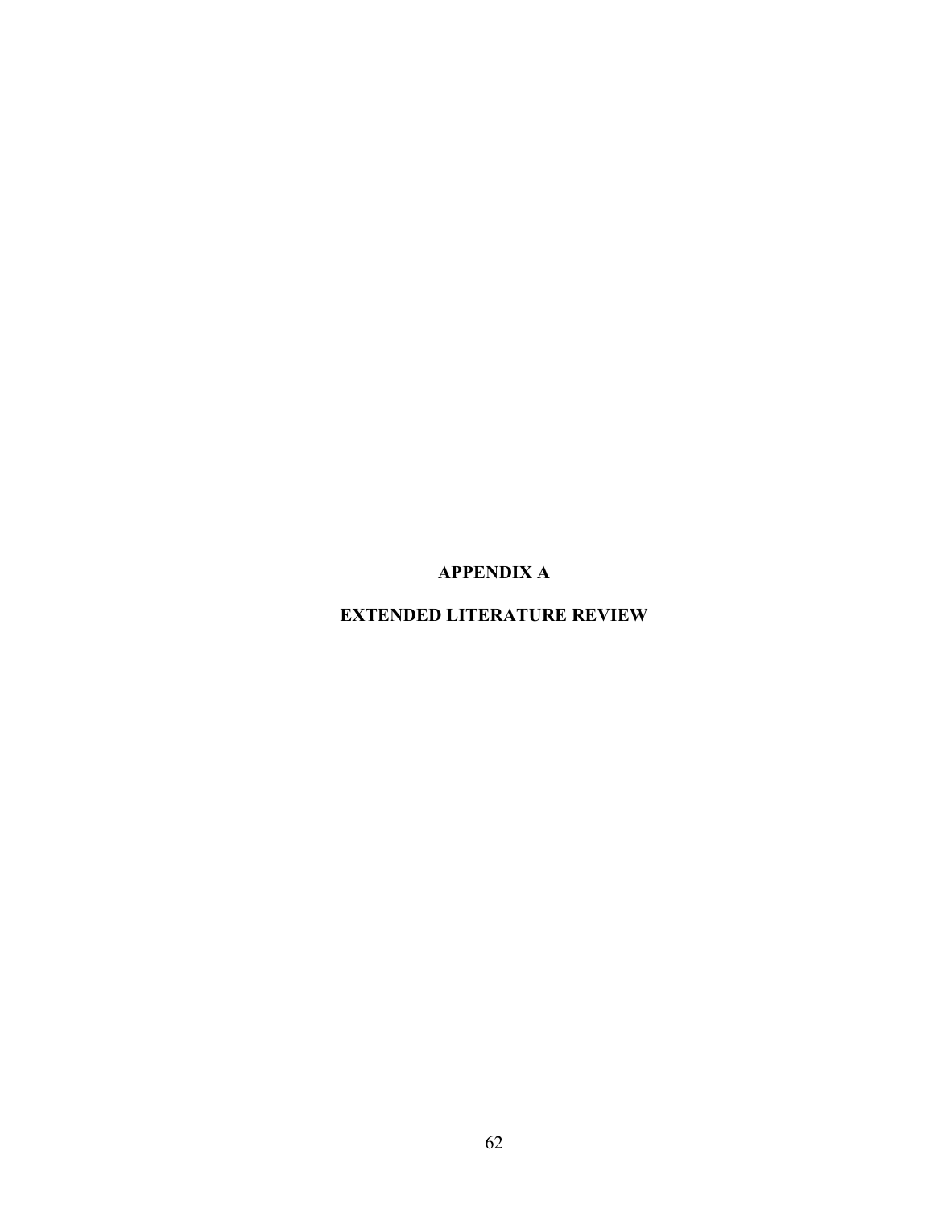# APPENDIX A

# EXTENDED LITERATURE REVIEW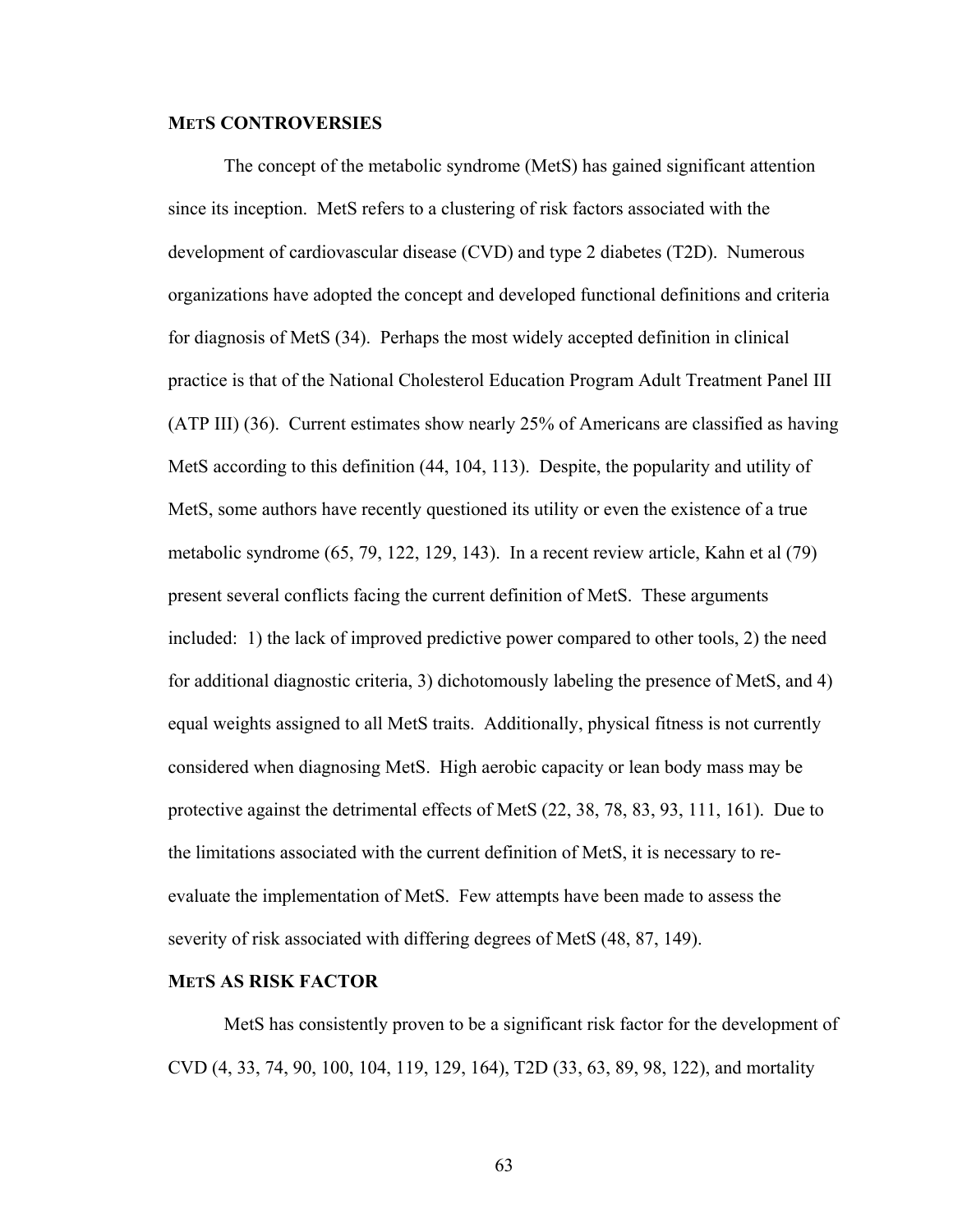## METS CONTROVERSIES

The concept of the metabolic syndrome (MetS) has gained significant attention since its inception. MetS refers to a clustering of risk factors associated with the development of cardiovascular disease (CVD) and type 2 diabetes (T2D). Numerous organizations have adopted the concept and developed functional definitions and criteria for diagnosis of MetS (34). Perhaps the most widely accepted definition in clinical practice is that of the National Cholesterol Education Program Adult Treatment Panel III (ATP III) (36). Current estimates show nearly 25% of Americans are classified as having MetS according to this definition (44, 104, 113). Despite, the popularity and utility of MetS, some authors have recently questioned its utility or even the existence of a true metabolic syndrome (65, 79, 122, 129, 143). In a recent review article, Kahn et al (79) present several conflicts facing the current definition of MetS. These arguments included: 1) the lack of improved predictive power compared to other tools, 2) the need for additional diagnostic criteria, 3) dichotomously labeling the presence of MetS, and 4) equal weights assigned to all MetS traits. Additionally, physical fitness is not currently considered when diagnosing MetS. High aerobic capacity or lean body mass may be protective against the detrimental effects of MetS (22, 38, 78, 83, 93, 111, 161). Due to the limitations associated with the current definition of MetS, it is necessary to re-evaluate the implementation of MetS. Few attempts have been made to assess the severity of risk associated with differing degrees of MetS (48, 87, 149).

## METS AS RISK FACTOR

MetS has consistently proven to be a significant risk factor for the development of CVD (4, 33, 74, 90, 100, 104, 119, 129, 164), T2D (33, 63, 89, 98, 122), and mortality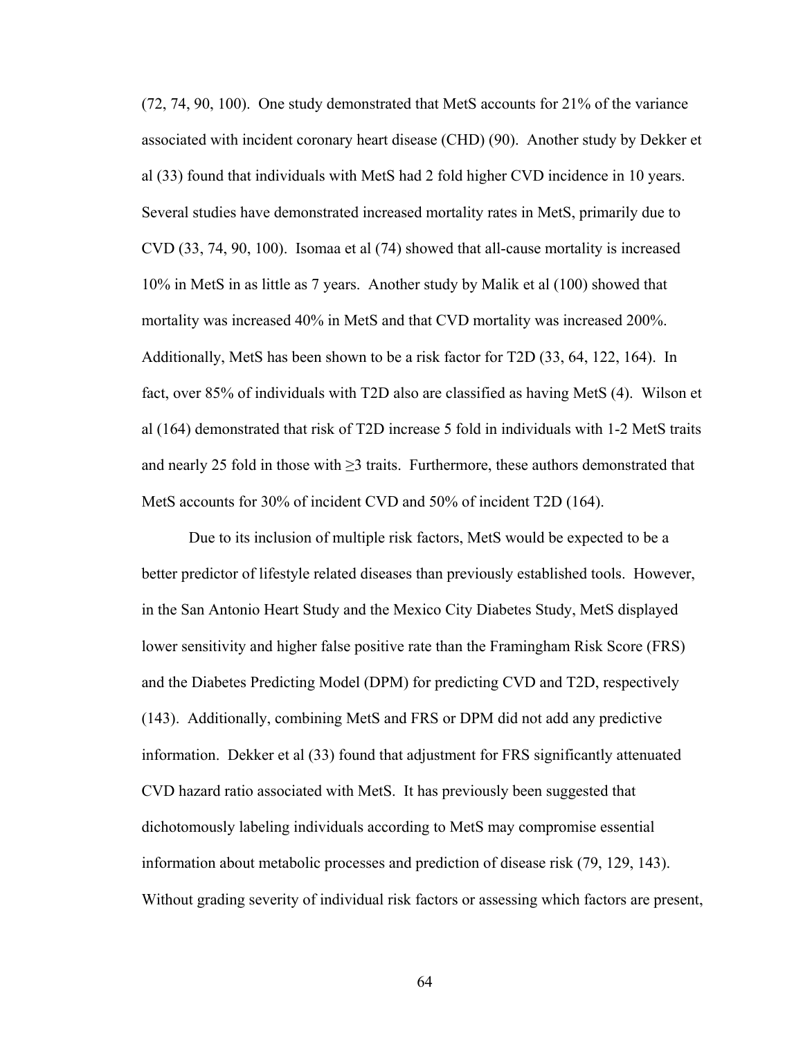(72, 74, 90, 100). One study demonstrated that MetS accounts for 21% of the variance associated with incident coronary heart disease (CHD) (90). Another study by Dekker et al (33) found that individuals with MetS had 2 fold higher CVD incidence in 10 years. Several studies have demonstrated increased mortality rates in MetS, primarily due to CVD (33, 74, 90, 100). Isomaa et al (74) showed that all-cause mortality is increased 10% in MetS in as little as 7 years. Another study by Malik et al (100) showed that mortality was increased 40% in MetS and that CVD mortality was increased 200%. Additionally, MetS has been shown to be a risk factor for T2D (33, 64, 122, 164). In fact, over 85% of individuals with T2D also are classified as having MetS (4). Wilson et al (164) demonstrated that risk of T2D increase 5 fold in individuals with 1-2 MetS traits and nearly 25 fold in those with ≥3 traits. Furthermore, these authors demonstrated that MetS accounts for 30% of incident CVD and 50% of incident T2D (164).

Due to its inclusion of multiple risk factors, MetS would be expected to be a better predictor of lifestyle related diseases than previously established tools. However, in the San Antonio Heart Study and the Mexico City Diabetes Study, MetS displayed lower sensitivity and higher false positive rate than the Framingham Risk Score (FRS) and the Diabetes Predicting Model (DPM) for predicting CVD and T2D, respectively (143). Additionally, combining MetS and FRS or DPM did not add any predictive information. Dekker et al (33) found that adjustment for FRS significantly attenuated CVD hazard ratio associated with MetS. It has previously been suggested that dichotomously labeling individuals according to MetS may compromise essential information about metabolic processes and prediction of disease risk (79, 129, 143). Without grading severity of individual risk factors or assessing which factors are present,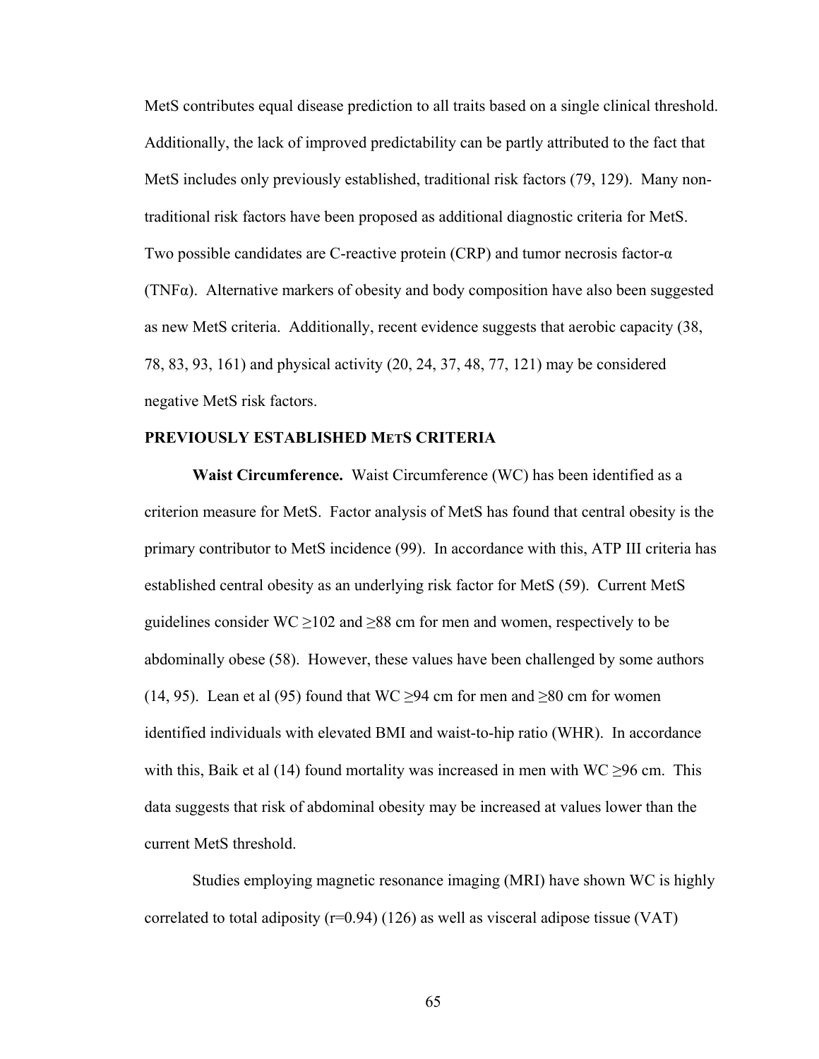MetS contributes equal disease prediction to all traits based on a single clinical threshold. Additionally, the lack of improved predictability can be partly attributed to the fact that MetS includes only previously established, traditional risk factors (79, 129). Many non-traditional risk factors have been proposed as additional diagnostic criteria for MetS. Two possible candidates are C-reactive protein (CRP) and tumor necrosis factor-α (TNFα). Alternative markers of obesity and body composition have also been suggested as new MetS criteria. Additionally, recent evidence suggests that aerobic capacity (38, 78, 83, 93, 161) and physical activity (20, 24, 37, 48, 77, 121) may be considered negative MetS risk factors.

## PREVIOUSLY ESTABLISHED METS CRITERIA

**Waist Circumference.** Waist Circumference (WC) has been identified as a criterion measure for MetS. Factor analysis of MetS has found that central obesity is the primary contributor to MetS incidence (99). In accordance with this, ATP III criteria has established central obesity as an underlying risk factor for MetS (59). Current MetS guidelines consider WC ≥102 and ≥88 cm for men and women, respectively to be abdominally obese (58). However, these values have been challenged by some authors (14, 95). Lean et al (95) found that WC ≥94 cm for men and ≥80 cm for women identified individuals with elevated BMI and waist-to-hip ratio (WHR). In accordance with this, Baik et al (14) found mortality was increased in men with WC ≥96 cm. This data suggests that risk of abdominal obesity may be increased at values lower than the current MetS threshold.

Studies employing magnetic resonance imaging (MRI) have shown WC is highly correlated to total adiposity (r=0.94) (126) as well as visceral adipose tissue (VAT)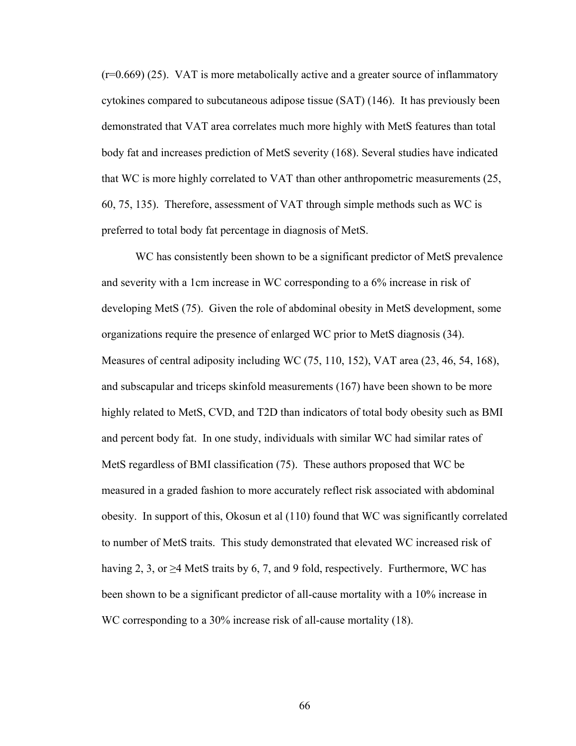(r=0.669) (25). VAT is more metabolically active and a greater source of inflammatory cytokines compared to subcutaneous adipose tissue (SAT) (146). It has previously been demonstrated that VAT area correlates much more highly with MetS features than total body fat and increases prediction of MetS severity (168). Several studies have indicated that WC is more highly correlated to VAT than other anthropometric measurements (25, 60, 75, 135). Therefore, assessment of VAT through simple methods such as WC is preferred to total body fat percentage in diagnosis of MetS.

WC has consistently been shown to be a significant predictor of MetS prevalence and severity with a 1cm increase in WC corresponding to a 6% increase in risk of developing MetS (75). Given the role of abdominal obesity in MetS development, some organizations require the presence of enlarged WC prior to MetS diagnosis (34). Measures of central adiposity including WC (75, 110, 152), VAT area (23, 46, 54, 168), and subscapular and triceps skinfold measurements (167) have been shown to be more highly related to MetS, CVD, and T2D than indicators of total body obesity such as BMI and percent body fat. In one study, individuals with similar WC had similar rates of MetS regardless of BMI classification (75). These authors proposed that WC be measured in a graded fashion to more accurately reflect risk associated with abdominal obesity. In support of this, Okosun et al (110) found that WC was significantly correlated to number of MetS traits. This study demonstrated that elevated WC increased risk of having 2, 3, or ≥4 MetS traits by 6, 7, and 9 fold, respectively. Furthermore, WC has been shown to be a significant predictor of all-cause mortality with a 10% increase in WC corresponding to a 30% increase risk of all-cause mortality (18).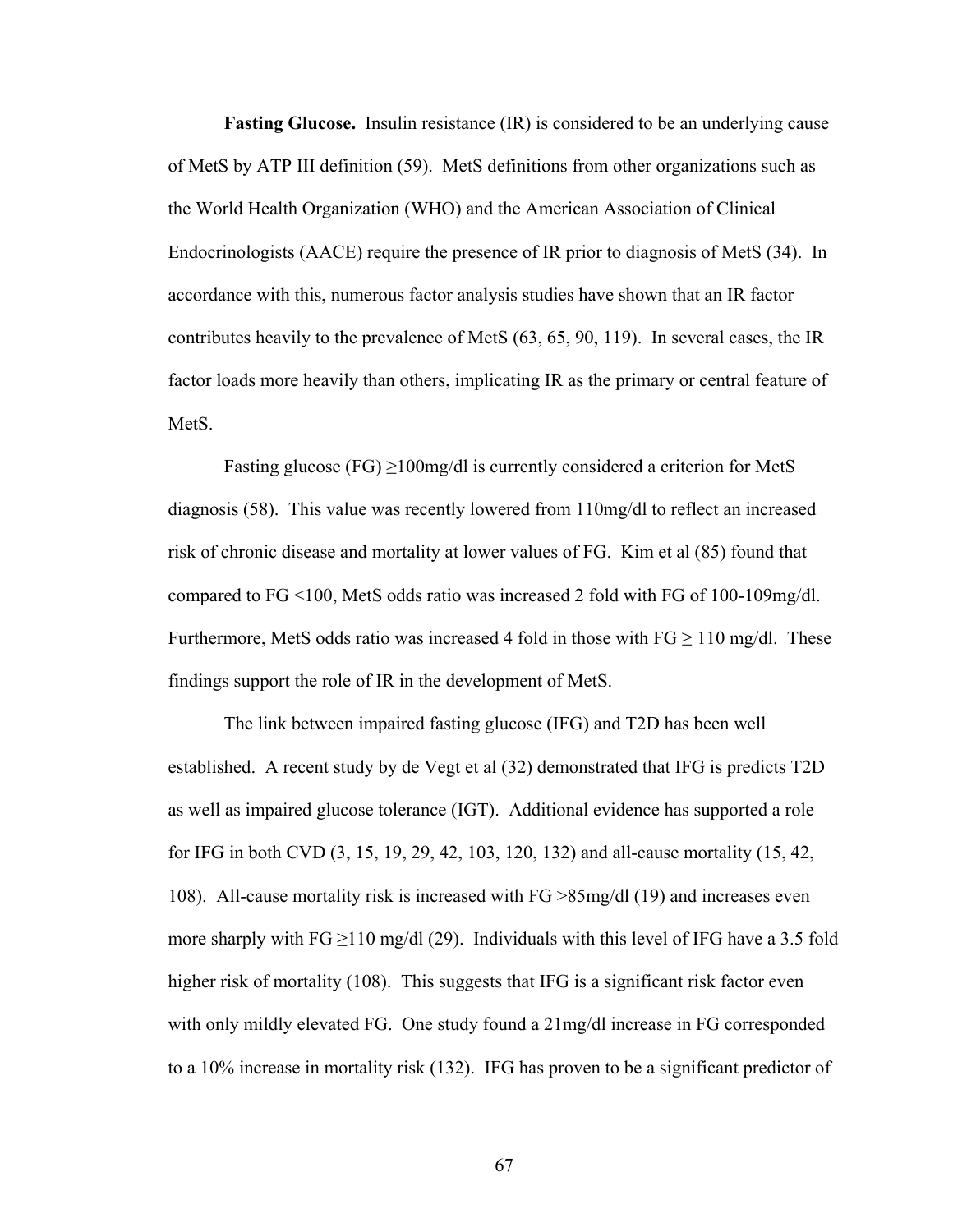**Fasting Glucose.** Insulin resistance (IR) is considered to be an underlying cause of MetS by ATP III definition (59). MetS definitions from other organizations such as the World Health Organization (WHO) and the American Association of Clinical Endocrinologists (AACE) require the presence of IR prior to diagnosis of MetS (34). In accordance with this, numerous factor analysis studies have shown that an IR factor contributes heavily to the prevalence of MetS (63, 65, 90, 119). In several cases, the IR factor loads more heavily than others, implicating IR as the primary or central feature of MetS.

Fasting glucose (FG) ≥100mg/dl is currently considered a criterion for MetS diagnosis (58). This value was recently lowered from 110mg/dl to reflect an increased risk of chronic disease and mortality at lower values of FG. Kim et al (85) found that compared to FG <100, MetS odds ratio was increased 2 fold with FG of 100-109mg/dl. Furthermore, MetS odds ratio was increased 4 fold in those with FG ≥ 110 mg/dl. These findings support the role of IR in the development of MetS.

The link between impaired fasting glucose (IFG) and T2D has been well established. A recent study by de Vegt et al (32) demonstrated that IFG is predicts T2D as well as impaired glucose tolerance (IGT). Additional evidence has supported a role for IFG in both CVD (3, 15, 19, 29, 42, 103, 120, 132) and all-cause mortality (15, 42, 108). All-cause mortality risk is increased with FG >85mg/dl (19) and increases even more sharply with FG ≥110 mg/dl (29). Individuals with this level of IFG have a 3.5 fold higher risk of mortality (108). This suggests that IFG is a significant risk factor even with only mildly elevated FG. One study found a 21mg/dl increase in FG corresponded to a 10% increase in mortality risk (132). IFG has proven to be a significant predictor of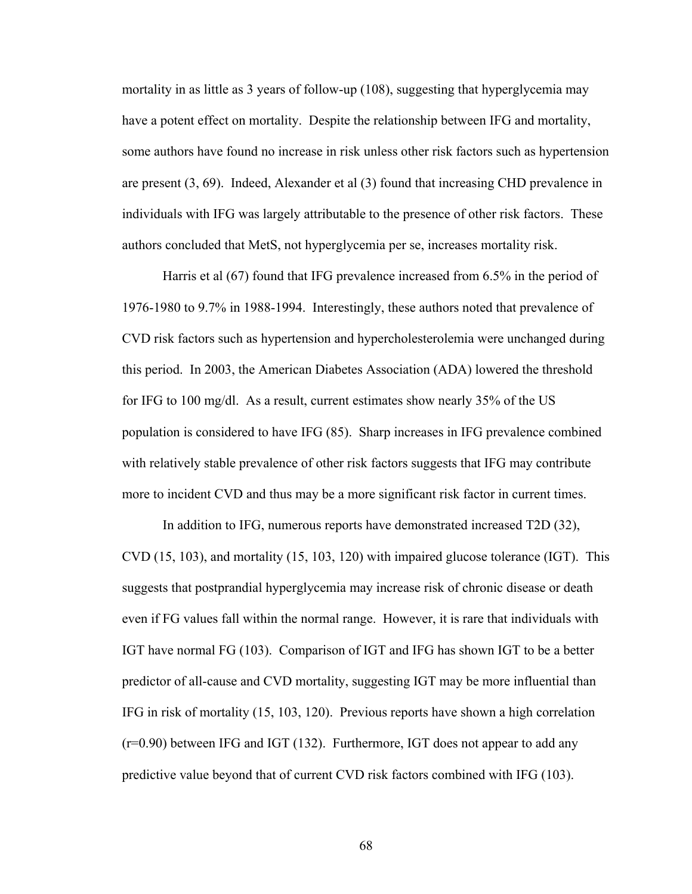mortality in as little as 3 years of follow-up (108), suggesting that hyperglycemia may have a potent effect on mortality. Despite the relationship between IFG and mortality, some authors have found no increase in risk unless other risk factors such as hypertension are present (3, 69). Indeed, Alexander et al (3) found that increasing CHD prevalence in individuals with IFG was largely attributable to the presence of other risk factors. These authors concluded that MetS, not hyperglycemia per se, increases mortality risk.

Harris et al (67) found that IFG prevalence increased from 6.5% in the period of 1976-1980 to 9.7% in 1988-1994. Interestingly, these authors noted that prevalence of CVD risk factors such as hypertension and hypercholesterolemia were unchanged during this period. In 2003, the American Diabetes Association (ADA) lowered the threshold for IFG to 100 mg/dl. As a result, current estimates show nearly 35% of the US population is considered to have IFG (85). Sharp increases in IFG prevalence combined with relatively stable prevalence of other risk factors suggests that IFG may contribute more to incident CVD and thus may be a more significant risk factor in current times.

In addition to IFG, numerous reports have demonstrated increased T2D (32), CVD (15, 103), and mortality (15, 103, 120) with impaired glucose tolerance (IGT). This suggests that postprandial hyperglycemia may increase risk of chronic disease or death even if FG values fall within the normal range. However, it is rare that individuals with IGT have normal FG (103). Comparison of IGT and IFG has shown IGT to be a better predictor of all-cause and CVD mortality, suggesting IGT may be more influential than IFG in risk of mortality (15, 103, 120). Previous reports have shown a high correlation ($r=0.90$) between IFG and IGT (132). Furthermore, IGT does not appear to add any predictive value beyond that of current CVD risk factors combined with IFG (103).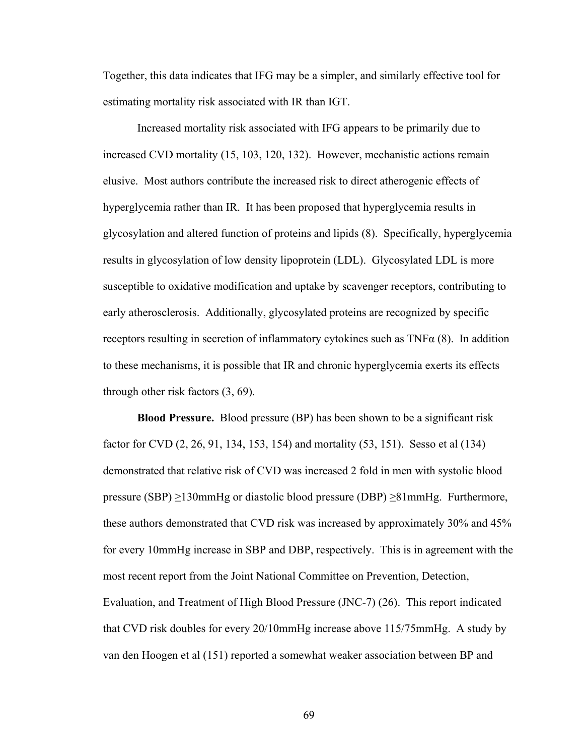Together, this data indicates that IFG may be a simpler, and similarly effective tool for estimating mortality risk associated with IR than IGT.

Increased mortality risk associated with IFG appears to be primarily due to increased CVD mortality (15, 103, 120, 132). However, mechanistic actions remain elusive. Most authors contribute the increased risk to direct atherogenic effects of hyperglycemia rather than IR. It has been proposed that hyperglycemia results in glycosylation and altered function of proteins and lipids (8). Specifically, hyperglycemia results in glycosylation of low density lipoprotein (LDL). Glycosylated LDL is more susceptible to oxidative modification and uptake by scavenger receptors, contributing to early atherosclerosis. Additionally, glycosylated proteins are recognized by specific receptors resulting in secretion of inflammatory cytokines such as TNFα (8). In addition to these mechanisms, it is possible that IR and chronic hyperglycemia exerts its effects through other risk factors (3, 69).

**Blood Pressure.** Blood pressure (BP) has been shown to be a significant risk factor for CVD (2, 26, 91, 134, 153, 154) and mortality (53, 151). Sesso et al (134) demonstrated that relative risk of CVD was increased 2 fold in men with systolic blood pressure (SBP) ≥130mmHg or diastolic blood pressure (DBP) ≥81mmHg. Furthermore, these authors demonstrated that CVD risk was increased by approximately 30% and 45% for every 10mmHg increase in SBP and DBP, respectively. This is in agreement with the most recent report from the Joint National Committee on Prevention, Detection, Evaluation, and Treatment of High Blood Pressure (JNC-7) (26). This report indicated that CVD risk doubles for every 20/10mmHg increase above 115/75mmHg. A study by van den Hoogen et al (151) reported a somewhat weaker association between BP and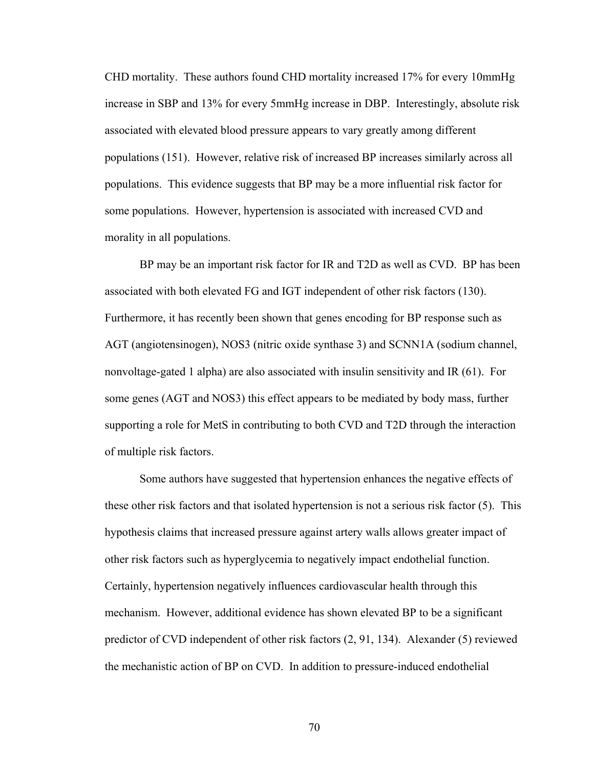CHD mortality. These authors found CHD mortality increased 17% for every 10mmHg increase in SBP and 13% for every 5mmHg increase in DBP. Interestingly, absolute risk associated with elevated blood pressure appears to vary greatly among different populations (151). However, relative risk of increased BP increases similarly across all populations. This evidence suggests that BP may be a more influential risk factor for some populations. However, hypertension is associated with increased CVD and morality in all populations.

BP may be an important risk factor for IR and T2D as well as CVD. BP has been associated with both elevated FG and IGT independent of other risk factors (130). Furthermore, it has recently been shown that genes encoding for BP response such as AGT (angiotensinogen), NOS3 (nitric oxide synthase 3) and SCNN1A (sodium channel, nonvoltage-gated 1 alpha) are also associated with insulin sensitivity and IR (61). For some genes (AGT and NOS3) this effect appears to be mediated by body mass, further supporting a role for MetS in contributing to both CVD and T2D through the interaction of multiple risk factors.

Some authors have suggested that hypertension enhances the negative effects of these other risk factors and that isolated hypertension is not a serious risk factor (5). This hypothesis claims that increased pressure against artery walls allows greater impact of other risk factors such as hyperglycemia to negatively impact endothelial function. Certainly, hypertension negatively influences cardiovascular health through this mechanism. However, additional evidence has shown elevated BP to be a significant predictor of CVD independent of other risk factors (2, 91, 134). Alexander (5) reviewed the mechanistic action of BP on CVD. In addition to pressure-induced endothelial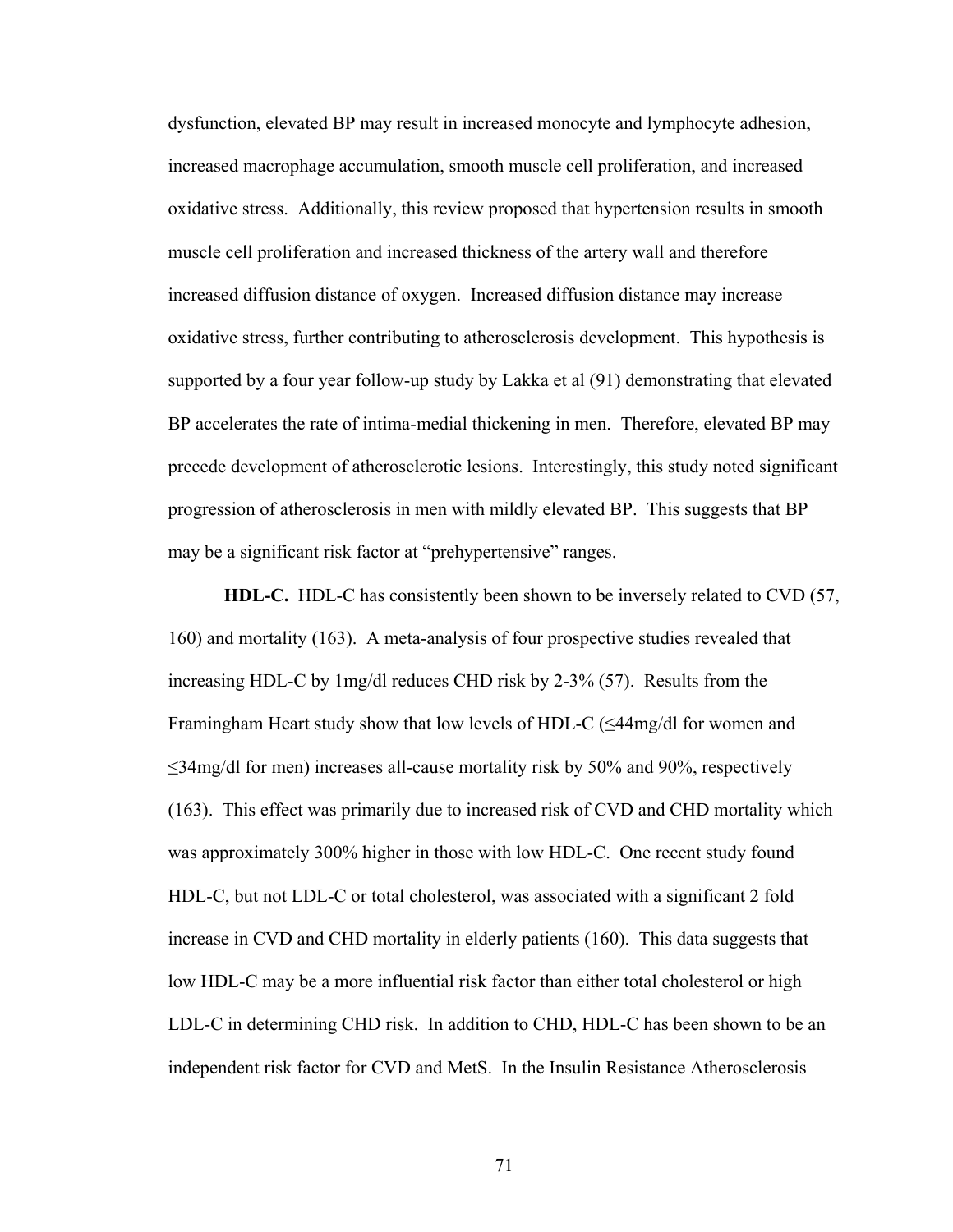dysfunction, elevated BP may result in increased monocyte and lymphocyte adhesion, increased macrophage accumulation, smooth muscle cell proliferation, and increased oxidative stress. Additionally, this review proposed that hypertension results in smooth muscle cell proliferation and increased thickness of the artery wall and therefore increased diffusion distance of oxygen. Increased diffusion distance may increase oxidative stress, further contributing to atherosclerosis development. This hypothesis is supported by a four year follow-up study by Lakka et al (91) demonstrating that elevated BP accelerates the rate of intima-medial thickening in men. Therefore, elevated BP may precede development of atherosclerotic lesions. Interestingly, this study noted significant progression of atherosclerosis in men with mildly elevated BP. This suggests that BP may be a significant risk factor at "prehypertensive" ranges.

**HDL-C.** HDL-C has consistently been shown to be inversely related to CVD (57, 160) and mortality (163). A meta-analysis of four prospective studies revealed that increasing HDL-C by 1mg/dl reduces CHD risk by 2-3% (57). Results from the Framingham Heart study show that low levels of HDL-C (≤44mg/dl for women and ≤34mg/dl for men) increases all-cause mortality risk by 50% and 90%, respectively (163). This effect was primarily due to increased risk of CVD and CHD mortality which was approximately 300% higher in those with low HDL-C. One recent study found HDL-C, but not LDL-C or total cholesterol, was associated with a significant 2 fold increase in CVD and CHD mortality in elderly patients (160). This data suggests that low HDL-C may be a more influential risk factor than either total cholesterol or high LDL-C in determining CHD risk. In addition to CHD, HDL-C has been shown to be an independent risk factor for CVD and MetS. In the Insulin Resistance Atherosclerosis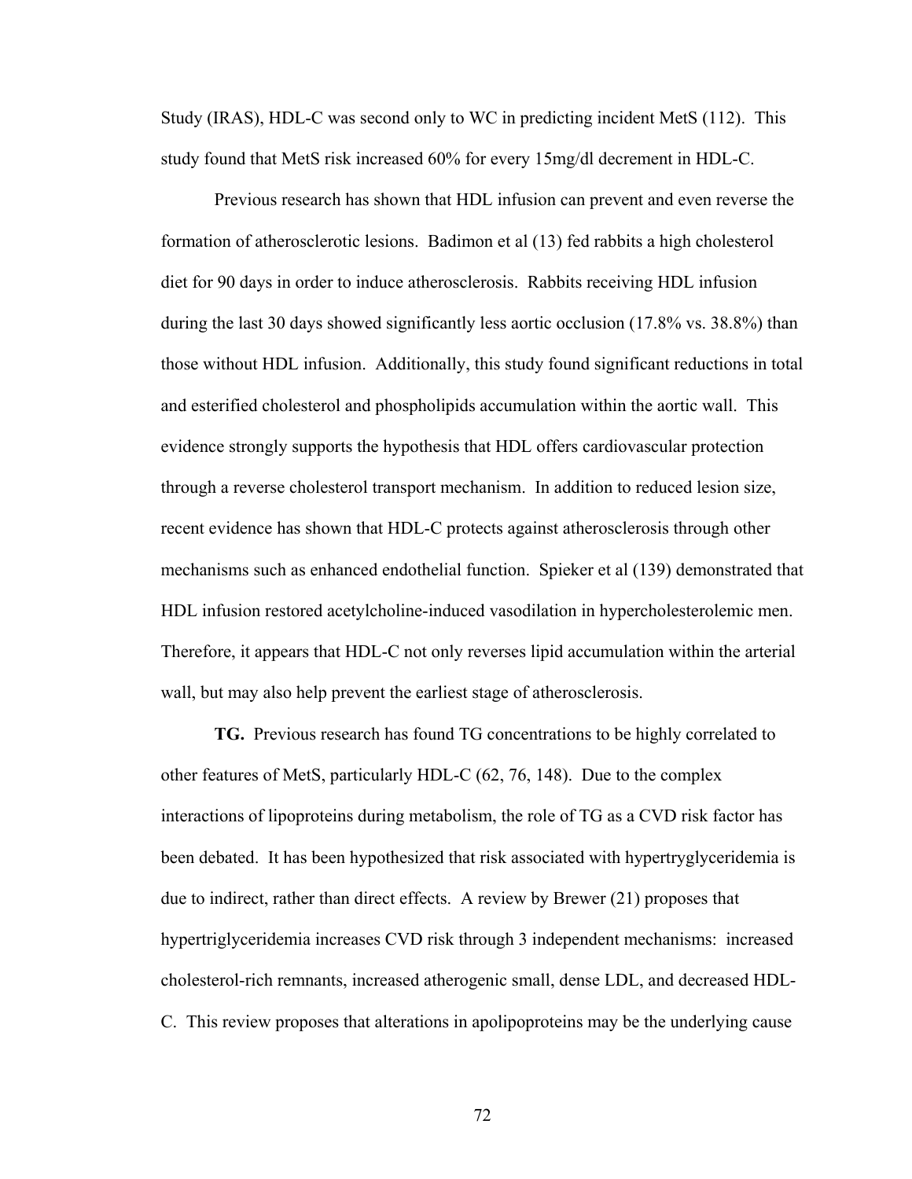Study (IRAS), HDL-C was second only to WC in predicting incident MetS (112). This study found that MetS risk increased 60% for every 15mg/dl decrement in HDL-C.

Previous research has shown that HDL infusion can prevent and even reverse the formation of atherosclerotic lesions. Badimon et al (13) fed rabbits a high cholesterol diet for 90 days in order to induce atherosclerosis. Rabbits receiving HDL infusion during the last 30 days showed significantly less aortic occlusion (17.8% vs. 38.8%) than those without HDL infusion. Additionally, this study found significant reductions in total and esterified cholesterol and phospholipids accumulation within the aortic wall. This evidence strongly supports the hypothesis that HDL offers cardiovascular protection through a reverse cholesterol transport mechanism. In addition to reduced lesion size, recent evidence has shown that HDL-C protects against atherosclerosis through other mechanisms such as enhanced endothelial function. Spieker et al (139) demonstrated that HDL infusion restored acetylcholine-induced vasodilation in hypercholesterolemic men. Therefore, it appears that HDL-C not only reverses lipid accumulation within the arterial wall, but may also help prevent the earliest stage of atherosclerosis.

**TG.** Previous research has found TG concentrations to be highly correlated to other features of MetS, particularly HDL-C (62, 76, 148). Due to the complex interactions of lipoproteins during metabolism, the role of TG as a CVD risk factor has been debated. It has been hypothesized that risk associated with hypertryglyceridemia is due to indirect, rather than direct effects. A review by Brewer (21) proposes that hypertriglyceridemia increases CVD risk through 3 independent mechanisms: increased cholesterol-rich remnants, increased atherogenic small, dense LDL, and decreased HDL-C. This review proposes that alterations in apolipoproteins may be the underlying cause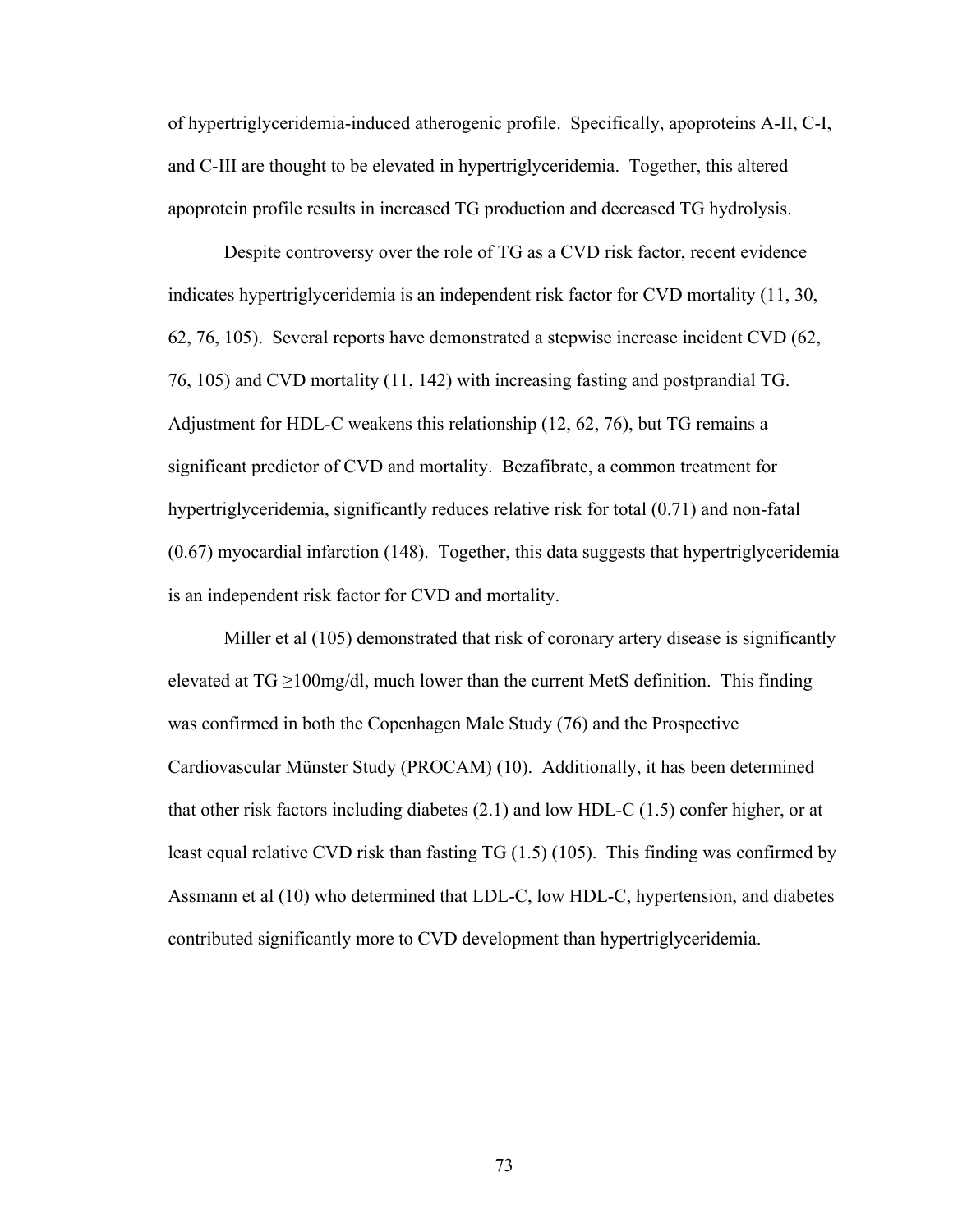of hypertriglyceridemia-induced atherogenic profile. Specifically, apoproteins A-II, C-I, and C-III are thought to be elevated in hypertriglyceridemia. Together, this altered apoprotein profile results in increased TG production and decreased TG hydrolysis.

Despite controversy over the role of TG as a CVD risk factor, recent evidence indicates hypertriglyceridemia is an independent risk factor for CVD mortality (11, 30, 62, 76, 105). Several reports have demonstrated a stepwise increase incident CVD (62, 76, 105) and CVD mortality (11, 142) with increasing fasting and postprandial TG. Adjustment for HDL-C weakens this relationship (12, 62, 76), but TG remains a significant predictor of CVD and mortality. Bezafibrate, a common treatment for hypertriglyceridemia, significantly reduces relative risk for total (0.71) and non-fatal (0.67) myocardial infarction (148). Together, this data suggests that hypertriglyceridemia is an independent risk factor for CVD and mortality.

Miller et al (105) demonstrated that risk of coronary artery disease is significantly elevated at TG ≥100mg/dl, much lower than the current MetS definition. This finding was confirmed in both the Copenhagen Male Study (76) and the Prospective Cardiovascular Münster Study (PROCAM) (10). Additionally, it has been determined that other risk factors including diabetes (2.1) and low HDL-C (1.5) confer higher, or at least equal relative CVD risk than fasting TG (1.5) (105). This finding was confirmed by Assmann et al (10) who determined that LDL-C, low HDL-C, hypertension, and diabetes contributed significantly more to CVD development than hypertriglyceridemia.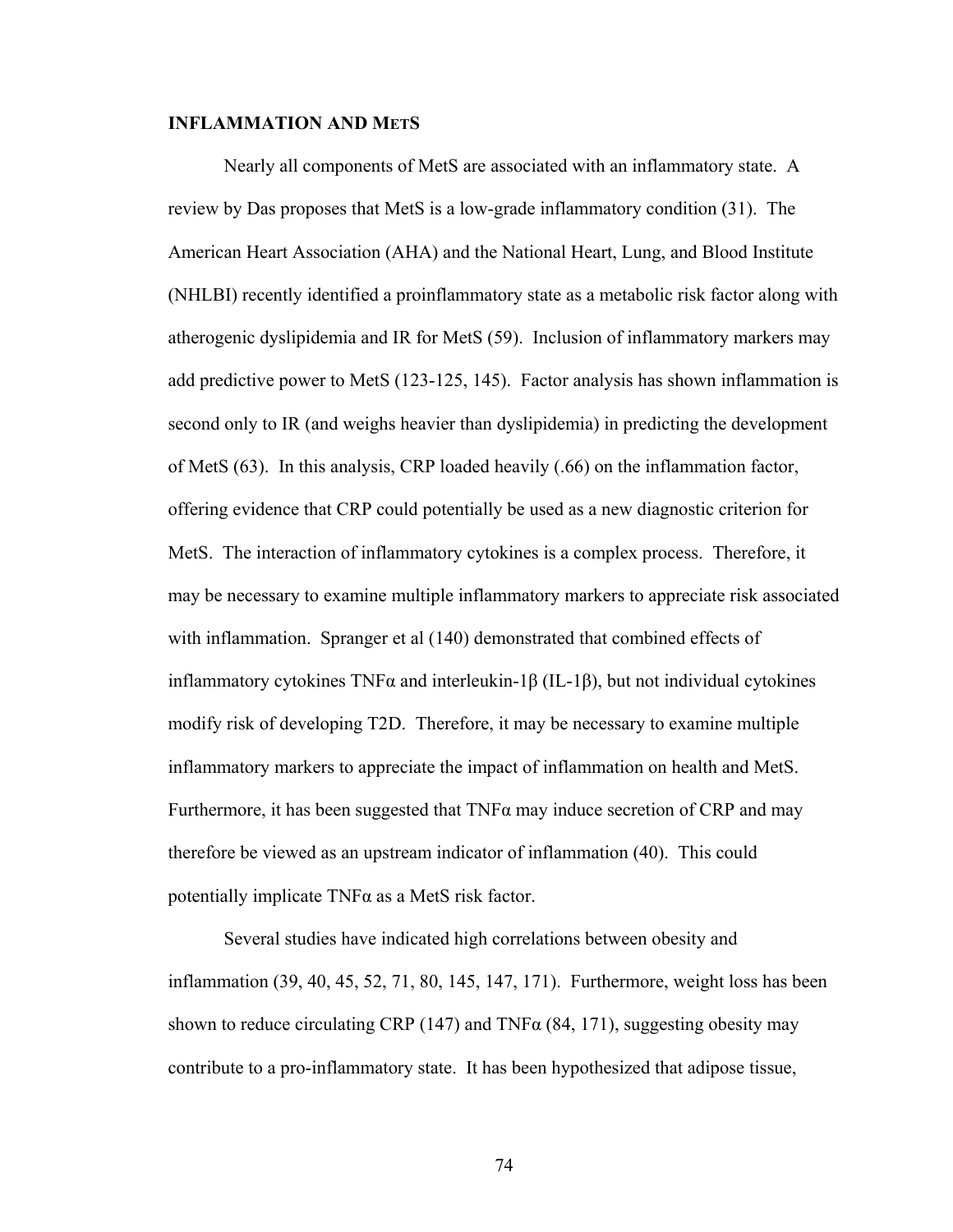## INFLAMMATION AND METS

Nearly all components of MetS are associated with an inflammatory state. A review by Das proposes that MetS is a low-grade inflammatory condition (31). The American Heart Association (AHA) and the National Heart, Lung, and Blood Institute (NHLBI) recently identified a proinflammatory state as a metabolic risk factor along with atherogenic dyslipidemia and IR for MetS (59). Inclusion of inflammatory markers may add predictive power to MetS (123-125, 145). Factor analysis has shown inflammation is second only to IR (and weighs heavier than dyslipidemia) in predicting the development of MetS (63). In this analysis, CRP loaded heavily (.66) on the inflammation factor, offering evidence that CRP could potentially be used as a new diagnostic criterion for MetS. The interaction of inflammatory cytokines is a complex process. Therefore, it may be necessary to examine multiple inflammatory markers to appreciate risk associated with inflammation. Spranger et al (140) demonstrated that combined effects of inflammatory cytokines TNFα and interleukin-1β (IL-1β), but not individual cytokines modify risk of developing T2D. Therefore, it may be necessary to examine multiple inflammatory markers to appreciate the impact of inflammation on health and MetS. Furthermore, it has been suggested that TNFα may induce secretion of CRP and may therefore be viewed as an upstream indicator of inflammation (40). This could potentially implicate TNFα as a MetS risk factor.

Several studies have indicated high correlations between obesity and inflammation (39, 40, 45, 52, 71, 80, 145, 147, 171). Furthermore, weight loss has been shown to reduce circulating CRP (147) and TNFα (84, 171), suggesting obesity may contribute to a pro-inflammatory state. It has been hypothesized that adipose tissue,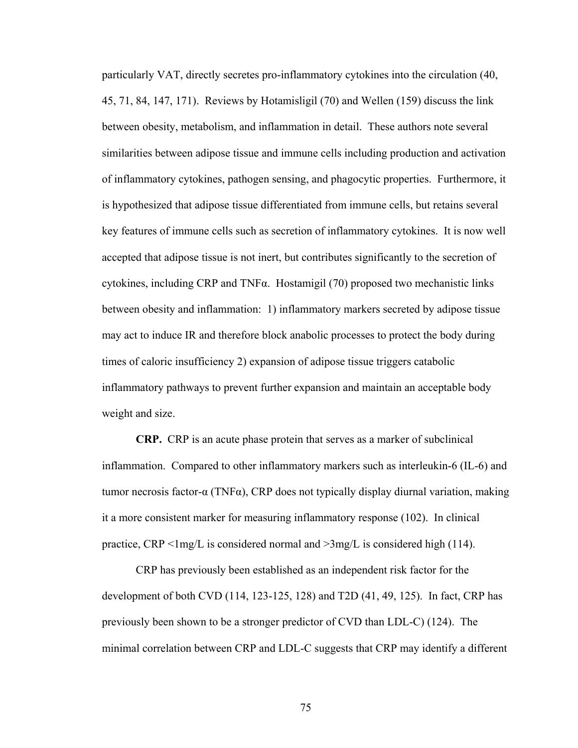particularly VAT, directly secretes pro-inflammatory cytokines into the circulation (40, 45, 71, 84, 147, 171). Reviews by Hotamisligil (70) and Wellen (159) discuss the link between obesity, metabolism, and inflammation in detail. These authors note several similarities between adipose tissue and immune cells including production and activation of inflammatory cytokines, pathogen sensing, and phagocytic properties. Furthermore, it is hypothesized that adipose tissue differentiated from immune cells, but retains several key features of immune cells such as secretion of inflammatory cytokines. It is now well accepted that adipose tissue is not inert, but contributes significantly to the secretion of cytokines, including CRP and TNFα. Hostamigil (70) proposed two mechanistic links between obesity and inflammation: 1) inflammatory markers secreted by adipose tissue may act to induce IR and therefore block anabolic processes to protect the body during times of caloric insufficiency 2) expansion of adipose tissue triggers catabolic inflammatory pathways to prevent further expansion and maintain an acceptable body weight and size.

**CRP.** CRP is an acute phase protein that serves as a marker of subclinical inflammation. Compared to other inflammatory markers such as interleukin-6 (IL-6) and tumor necrosis factor-α (TNFα), CRP does not typically display diurnal variation, making it a more consistent marker for measuring inflammatory response (102). In clinical practice, CRP <1mg/L is considered normal and >3mg/L is considered high (114).

CRP has previously been established as an independent risk factor for the development of both CVD (114, 123-125, 128) and T2D (41, 49, 125). In fact, CRP has previously been shown to be a stronger predictor of CVD than LDL-C) (124). The minimal correlation between CRP and LDL-C suggests that CRP may identify a different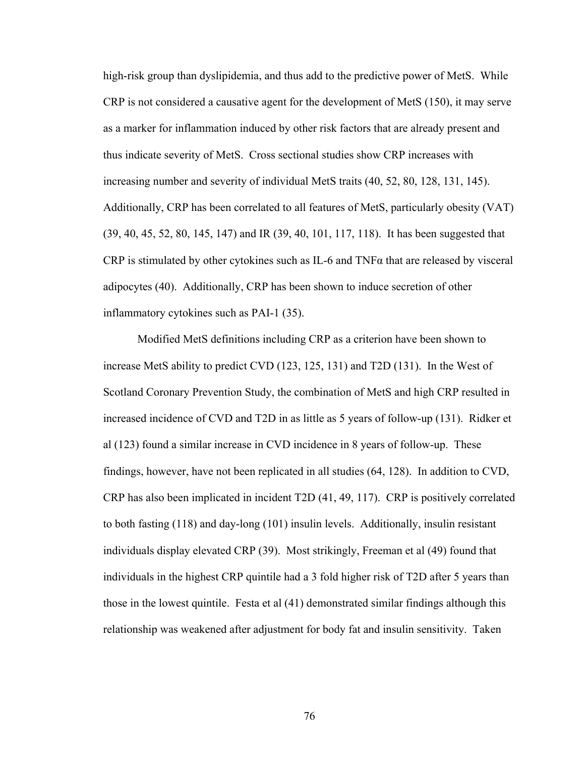high-risk group than dyslipidemia, and thus add to the predictive power of MetS. While CRP is not considered a causative agent for the development of MetS (150), it may serve as a marker for inflammation induced by other risk factors that are already present and thus indicate severity of MetS. Cross sectional studies show CRP increases with increasing number and severity of individual MetS traits (40, 52, 80, 128, 131, 145). Additionally, CRP has been correlated to all features of MetS, particularly obesity (VAT) (39, 40, 45, 52, 80, 145, 147) and IR (39, 40, 101, 117, 118). It has been suggested that CRP is stimulated by other cytokines such as IL-6 and TNFα that are released by visceral adipocytes (40). Additionally, CRP has been shown to induce secretion of other inflammatory cytokines such as PAI-1 (35).

Modified MetS definitions including CRP as a criterion have been shown to increase MetS ability to predict CVD (123, 125, 131) and T2D (131). In the West of Scotland Coronary Prevention Study, the combination of MetS and high CRP resulted in increased incidence of CVD and T2D in as little as 5 years of follow-up (131). Ridker et al (123) found a similar increase in CVD incidence in 8 years of follow-up. These findings, however, have not been replicated in all studies (64, 128). In addition to CVD, CRP has also been implicated in incident T2D (41, 49, 117). CRP is positively correlated to both fasting (118) and day-long (101) insulin levels. Additionally, insulin resistant individuals display elevated CRP (39). Most strikingly, Freeman et al (49) found that individuals in the highest CRP quintile had a 3 fold higher risk of T2D after 5 years than those in the lowest quintile. Festa et al (41) demonstrated similar findings although this relationship was weakened after adjustment for body fat and insulin sensitivity. Taken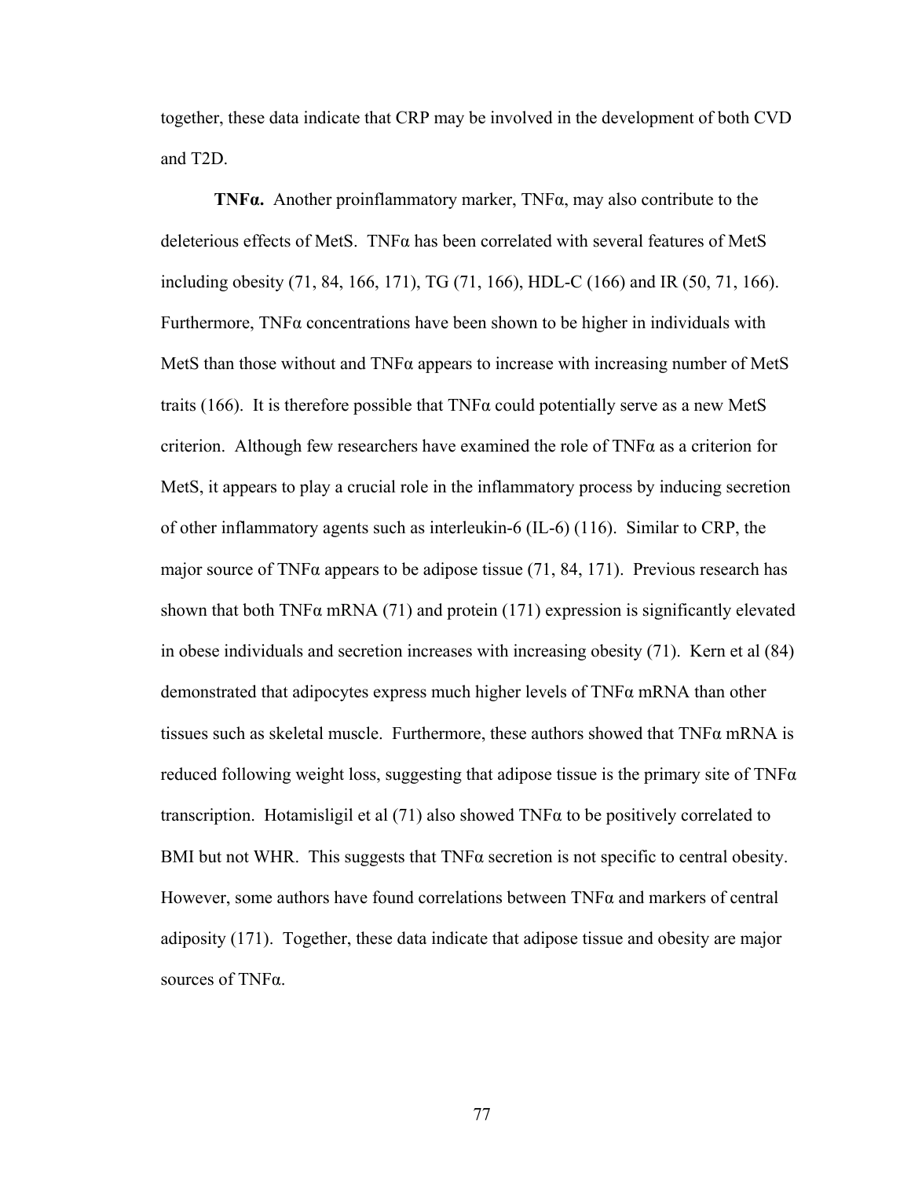together, these data indicate that CRP may be involved in the development of both CVD and T2D.

**TNFα.** Another proinflammatory marker, TNFα, may also contribute to the deleterious effects of MetS. TNFα has been correlated with several features of MetS including obesity (71, 84, 166, 171), TG (71, 166), HDL-C (166) and IR (50, 71, 166). Furthermore, TNFα concentrations have been shown to be higher in individuals with MetS than those without and TNFα appears to increase with increasing number of MetS traits (166). It is therefore possible that TNFα could potentially serve as a new MetS criterion. Although few researchers have examined the role of TNFα as a criterion for MetS, it appears to play a crucial role in the inflammatory process by inducing secretion of other inflammatory agents such as interleukin-6 (IL-6) (116). Similar to CRP, the major source of TNFα appears to be adipose tissue (71, 84, 171). Previous research has shown that both TNFα mRNA (71) and protein (171) expression is significantly elevated in obese individuals and secretion increases with increasing obesity (71). Kern et al (84) demonstrated that adipocytes express much higher levels of TNFα mRNA than other tissues such as skeletal muscle. Furthermore, these authors showed that TNFα mRNA is reduced following weight loss, suggesting that adipose tissue is the primary site of TNFα transcription. Hotamisligil et al (71) also showed TNFα to be positively correlated to BMI but not WHR. This suggests that TNFα secretion is not specific to central obesity. However, some authors have found correlations between TNFα and markers of central adiposity (171). Together, these data indicate that adipose tissue and obesity are major sources of TNFα.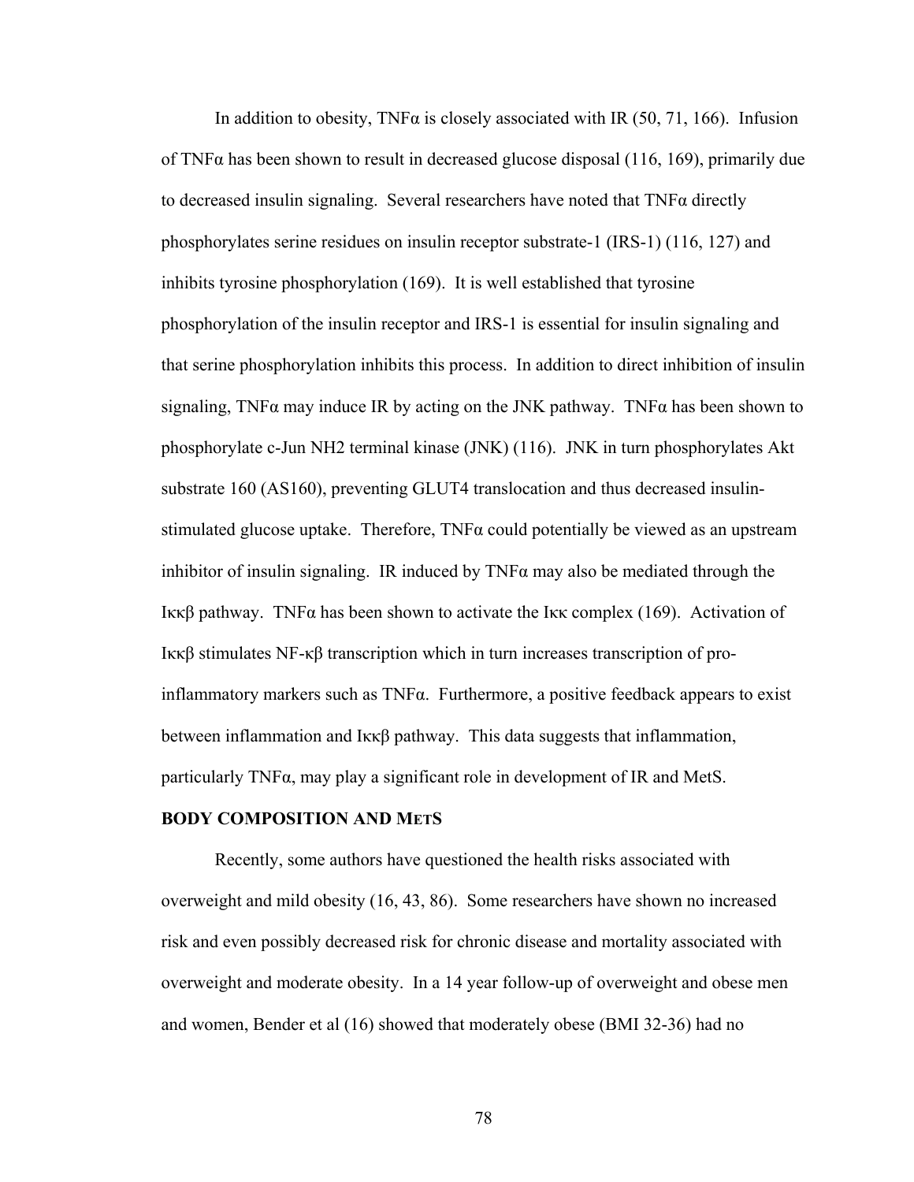In addition to obesity, TNFα is closely associated with IR (50, 71, 166). Infusion of TNFα has been shown to result in decreased glucose disposal (116, 169), primarily due to decreased insulin signaling. Several researchers have noted that TNFα directly phosphorylates serine residues on insulin receptor substrate-1 (IRS-1) (116, 127) and inhibits tyrosine phosphorylation (169). It is well established that tyrosine phosphorylation of the insulin receptor and IRS-1 is essential for insulin signaling and that serine phosphorylation inhibits this process. In addition to direct inhibition of insulin signaling, TNFα may induce IR by acting on the JNK pathway. TNFα has been shown to phosphorylate c-Jun NH2 terminal kinase (JNK) (116). JNK in turn phosphorylates Akt substrate 160 (AS160), preventing GLUT4 translocation and thus decreased insulin-stimulated glucose uptake. Therefore, TNFα could potentially be viewed as an upstream inhibitor of insulin signaling. IR induced by TNFα may also be mediated through the Iκκβ pathway. TNFα has been shown to activate the Iκκ complex (169). Activation of Iκκβ stimulates NF-κβ transcription which in turn increases transcription of pro-inflammatory markers such as TNFα. Furthermore, a positive feedback appears to exist between inflammation and Iκκβ pathway. This data suggests that inflammation, particularly TNFα, may play a significant role in development of IR and MetS.

## BODY COMPOSITION AND METS

Recently, some authors have questioned the health risks associated with overweight and mild obesity (16, 43, 86). Some researchers have shown no increased risk and even possibly decreased risk for chronic disease and mortality associated with overweight and moderate obesity. In a 14 year follow-up of overweight and obese men and women, Bender et al (16) showed that moderately obese (BMI 32-36) had no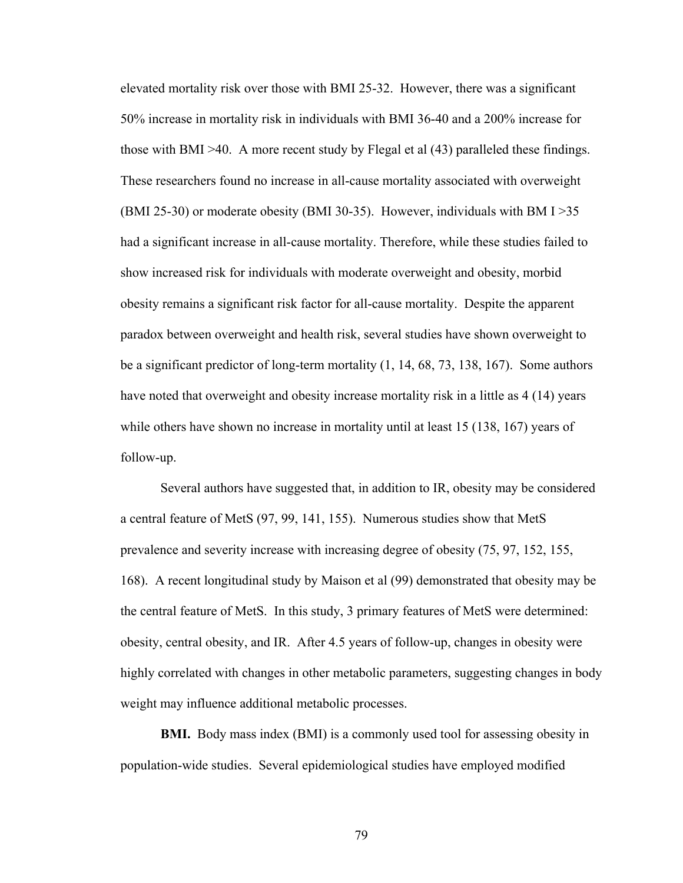elevated mortality risk over those with BMI 25-32. However, there was a significant 50% increase in mortality risk in individuals with BMI 36-40 and a 200% increase for those with BMI >40. A more recent study by Flegal et al (43) paralleled these findings. These researchers found no increase in all-cause mortality associated with overweight (BMI 25-30) or moderate obesity (BMI 30-35). However, individuals with BM I >35 had a significant increase in all-cause mortality. Therefore, while these studies failed to show increased risk for individuals with moderate overweight and obesity, morbid obesity remains a significant risk factor for all-cause mortality. Despite the apparent paradox between overweight and health risk, several studies have shown overweight to be a significant predictor of long-term mortality (1, 14, 68, 73, 138, 167). Some authors have noted that overweight and obesity increase mortality risk in a little as 4 (14) years while others have shown no increase in mortality until at least 15 (138, 167) years of follow-up.

Several authors have suggested that, in addition to IR, obesity may be considered a central feature of MetS (97, 99, 141, 155). Numerous studies show that MetS prevalence and severity increase with increasing degree of obesity (75, 97, 152, 155, 168). A recent longitudinal study by Maison et al (99) demonstrated that obesity may be the central feature of MetS. In this study, 3 primary features of MetS were determined: obesity, central obesity, and IR. After 4.5 years of follow-up, changes in obesity were highly correlated with changes in other metabolic parameters, suggesting changes in body weight may influence additional metabolic processes.

**BMI.** Body mass index (BMI) is a commonly used tool for assessing obesity in population-wide studies. Several epidemiological studies have employed modified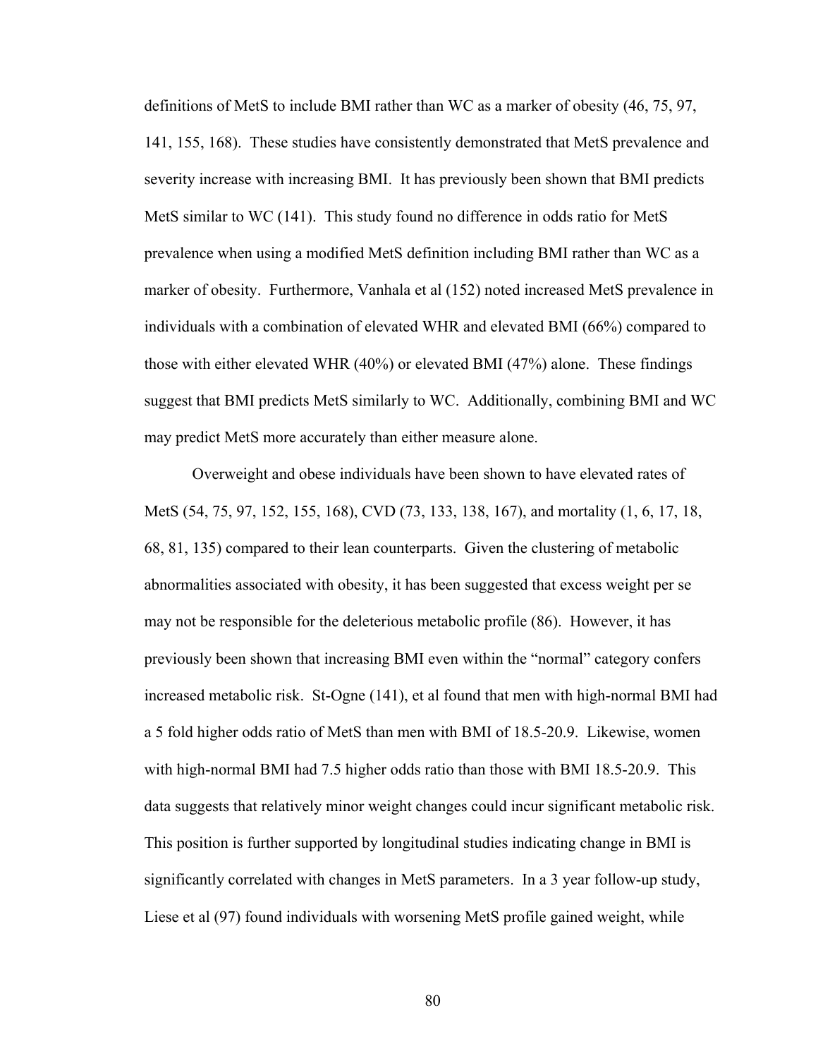definitions of MetS to include BMI rather than WC as a marker of obesity (46, 75, 97, 141, 155, 168). These studies have consistently demonstrated that MetS prevalence and severity increase with increasing BMI. It has previously been shown that BMI predicts MetS similar to WC (141). This study found no difference in odds ratio for MetS prevalence when using a modified MetS definition including BMI rather than WC as a marker of obesity. Furthermore, Vanhala et al (152) noted increased MetS prevalence in individuals with a combination of elevated WHR and elevated BMI (66%) compared to those with either elevated WHR (40%) or elevated BMI (47%) alone. These findings suggest that BMI predicts MetS similarly to WC. Additionally, combining BMI and WC may predict MetS more accurately than either measure alone.

Overweight and obese individuals have been shown to have elevated rates of MetS (54, 75, 97, 152, 155, 168), CVD (73, 133, 138, 167), and mortality (1, 6, 17, 18, 68, 81, 135) compared to their lean counterparts. Given the clustering of metabolic abnormalities associated with obesity, it has been suggested that excess weight per se may not be responsible for the deleterious metabolic profile (86). However, it has previously been shown that increasing BMI even within the "normal" category confers increased metabolic risk. St-Ogne (141), et al found that men with high-normal BMI had a 5 fold higher odds ratio of MetS than men with BMI of 18.5-20.9. Likewise, women with high-normal BMI had 7.5 higher odds ratio than those with BMI 18.5-20.9. This data suggests that relatively minor weight changes could incur significant metabolic risk. This position is further supported by longitudinal studies indicating change in BMI is significantly correlated with changes in MetS parameters. In a 3 year follow-up study, Liese et al (97) found individuals with worsening MetS profile gained weight, while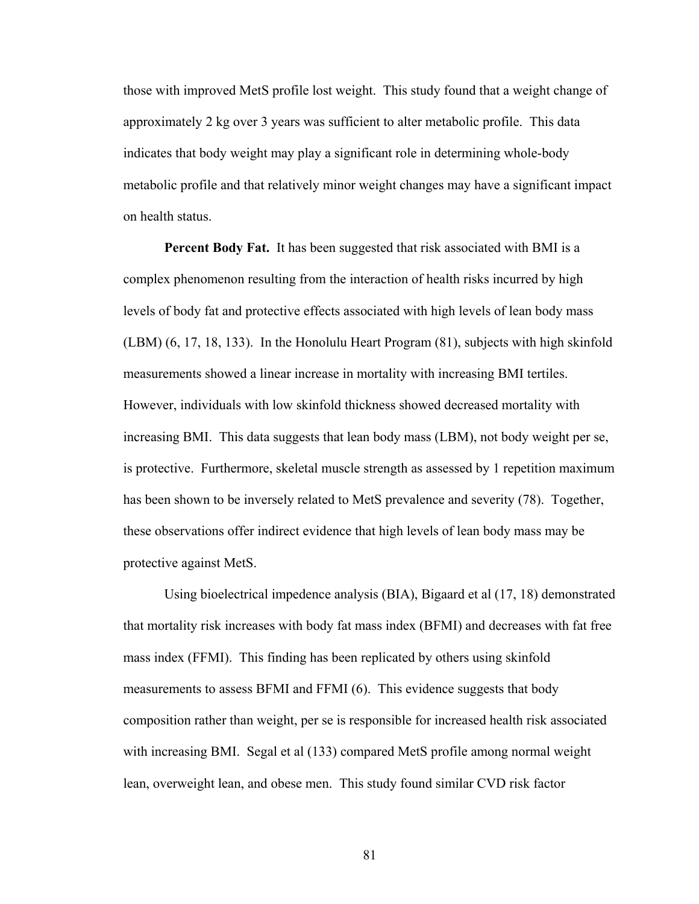those with improved MetS profile lost weight. This study found that a weight change of approximately 2 kg over 3 years was sufficient to alter metabolic profile. This data indicates that body weight may play a significant role in determining whole-body metabolic profile and that relatively minor weight changes may have a significant impact on health status.

**Percent Body Fat.** It has been suggested that risk associated with BMI is a complex phenomenon resulting from the interaction of health risks incurred by high levels of body fat and protective effects associated with high levels of lean body mass (LBM) (6, 17, 18, 133). In the Honolulu Heart Program (81), subjects with high skinfold measurements showed a linear increase in mortality with increasing BMI tertiles. However, individuals with low skinfold thickness showed decreased mortality with increasing BMI. This data suggests that lean body mass (LBM), not body weight per se, is protective. Furthermore, skeletal muscle strength as assessed by 1 repetition maximum has been shown to be inversely related to MetS prevalence and severity (78). Together, these observations offer indirect evidence that high levels of lean body mass may be protective against MetS.

Using bioelectrical impedence analysis (BIA), Bigaard et al (17, 18) demonstrated that mortality risk increases with body fat mass index (BFMI) and decreases with fat free mass index (FFMI). This finding has been replicated by others using skinfold measurements to assess BFMI and FFMI (6). This evidence suggests that body composition rather than weight, per se is responsible for increased health risk associated with increasing BMI. Segal et al (133) compared MetS profile among normal weight lean, overweight lean, and obese men. This study found similar CVD risk factor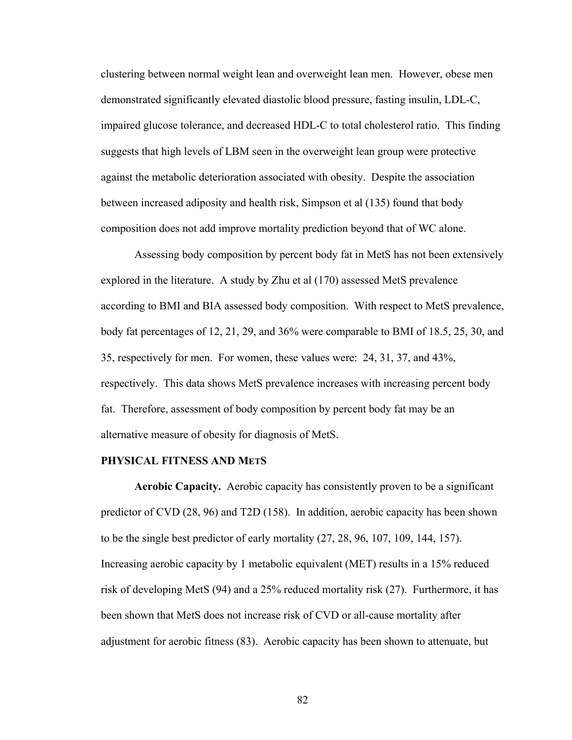clustering between normal weight lean and overweight lean men. However, obese men demonstrated significantly elevated diastolic blood pressure, fasting insulin, LDL-C, impaired glucose tolerance, and decreased HDL-C to total cholesterol ratio. This finding suggests that high levels of LBM seen in the overweight lean group were protective against the metabolic deterioration associated with obesity. Despite the association between increased adiposity and health risk, Simpson et al (135) found that body composition does not add improve mortality prediction beyond that of WC alone.

Assessing body composition by percent body fat in MetS has not been extensively explored in the literature. A study by Zhu et al (170) assessed MetS prevalence according to BMI and BIA assessed body composition. With respect to MetS prevalence, body fat percentages of 12, 21, 29, and 36% were comparable to BMI of 18.5, 25, 30, and 35, respectively for men. For women, these values were: 24, 31, 37, and 43%, respectively. This data shows MetS prevalence increases with increasing percent body fat. Therefore, assessment of body composition by percent body fat may be an alternative measure of obesity for diagnosis of MetS.

## PHYSICAL FITNESS AND METS

**Aerobic Capacity.** Aerobic capacity has consistently proven to be a significant predictor of CVD (28, 96) and T2D (158). In addition, aerobic capacity has been shown to be the single best predictor of early mortality (27, 28, 96, 107, 109, 144, 157). Increasing aerobic capacity by 1 metabolic equivalent (MET) results in a 15% reduced risk of developing MetS (94) and a 25% reduced mortality risk (27). Furthermore, it has been shown that MetS does not increase risk of CVD or all-cause mortality after adjustment for aerobic fitness (83). Aerobic capacity has been shown to attenuate, but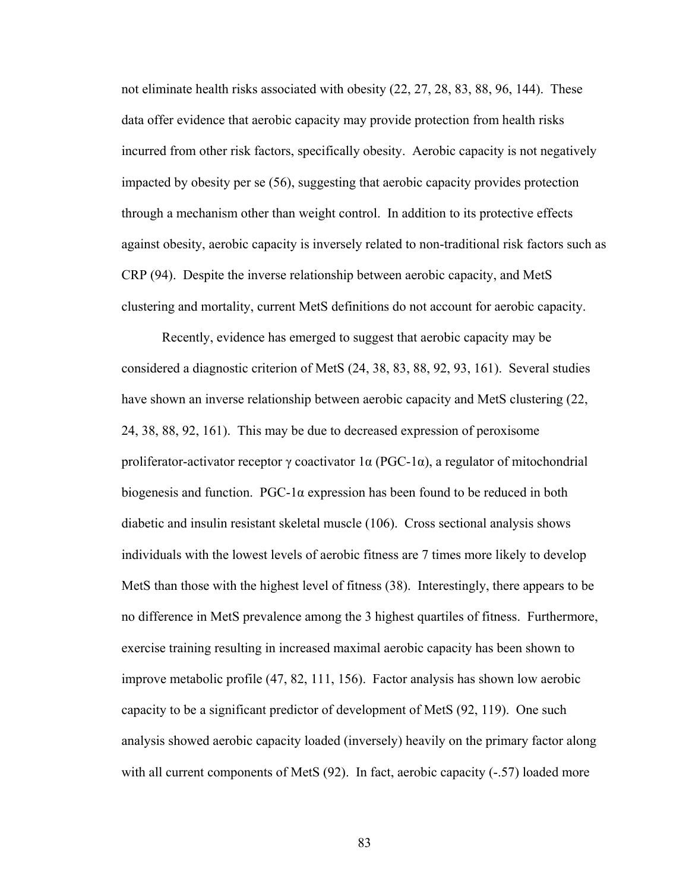not eliminate health risks associated with obesity (22, 27, 28, 83, 88, 96, 144). These data offer evidence that aerobic capacity may provide protection from health risks incurred from other risk factors, specifically obesity. Aerobic capacity is not negatively impacted by obesity per se (56), suggesting that aerobic capacity provides protection through a mechanism other than weight control. In addition to its protective effects against obesity, aerobic capacity is inversely related to non-traditional risk factors such as CRP (94). Despite the inverse relationship between aerobic capacity, and MetS clustering and mortality, current MetS definitions do not account for aerobic capacity.

Recently, evidence has emerged to suggest that aerobic capacity may be considered a diagnostic criterion of MetS (24, 38, 83, 88, 92, 93, 161). Several studies have shown an inverse relationship between aerobic capacity and MetS clustering (22, 24, 38, 88, 92, 161). This may be due to decreased expression of peroxisome proliferator-activator receptor $\gamma$ coactivator $1\alpha$ (PGC-$1\alpha$), a regulator of mitochondrial biogenesis and function. PGC-$1\alpha$ expression has been found to be reduced in both diabetic and insulin resistant skeletal muscle (106). Cross sectional analysis shows individuals with the lowest levels of aerobic fitness are 7 times more likely to develop MetS than those with the highest level of fitness (38). Interestingly, there appears to be no difference in MetS prevalence among the 3 highest quartiles of fitness. Furthermore, exercise training resulting in increased maximal aerobic capacity has been shown to improve metabolic profile (47, 82, 111, 156). Factor analysis has shown low aerobic capacity to be a significant predictor of development of MetS (92, 119). One such analysis showed aerobic capacity loaded (inversely) heavily on the primary factor along with all current components of MetS (92). In fact, aerobic capacity (-.57) loaded more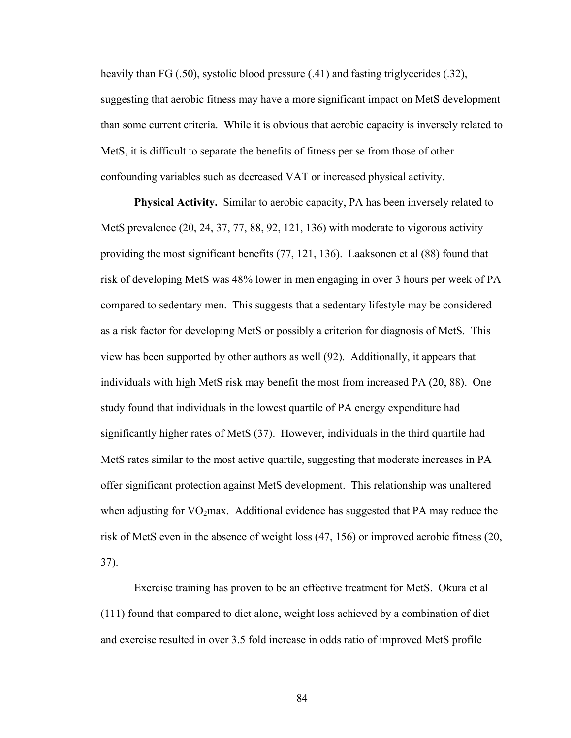heavily than FG (.50), systolic blood pressure (.41) and fasting triglycerides (.32), suggesting that aerobic fitness may have a more significant impact on MetS development than some current criteria. While it is obvious that aerobic capacity is inversely related to MetS, it is difficult to separate the benefits of fitness per se from those of other confounding variables such as decreased VAT or increased physical activity.

**Physical Activity.** Similar to aerobic capacity, PA has been inversely related to MetS prevalence (20, 24, 37, 77, 88, 92, 121, 136) with moderate to vigorous activity providing the most significant benefits (77, 121, 136). Laaksonen et al (88) found that risk of developing MetS was 48% lower in men engaging in over 3 hours per week of PA compared to sedentary men. This suggests that a sedentary lifestyle may be considered as a risk factor for developing MetS or possibly a criterion for diagnosis of MetS. This view has been supported by other authors as well (92). Additionally, it appears that individuals with high MetS risk may benefit the most from increased PA (20, 88). One study found that individuals in the lowest quartile of PA energy expenditure had significantly higher rates of MetS (37). However, individuals in the third quartile had MetS rates similar to the most active quartile, suggesting that moderate increases in PA offer significant protection against MetS development. This relationship was unaltered when adjusting for $VO_2$max. Additional evidence has suggested that PA may reduce the risk of MetS even in the absence of weight loss (47, 156) or improved aerobic fitness (20, 37).

Exercise training has proven to be an effective treatment for MetS. Okura et al (111) found that compared to diet alone, weight loss achieved by a combination of diet and exercise resulted in over 3.5 fold increase in odds ratio of improved MetS profile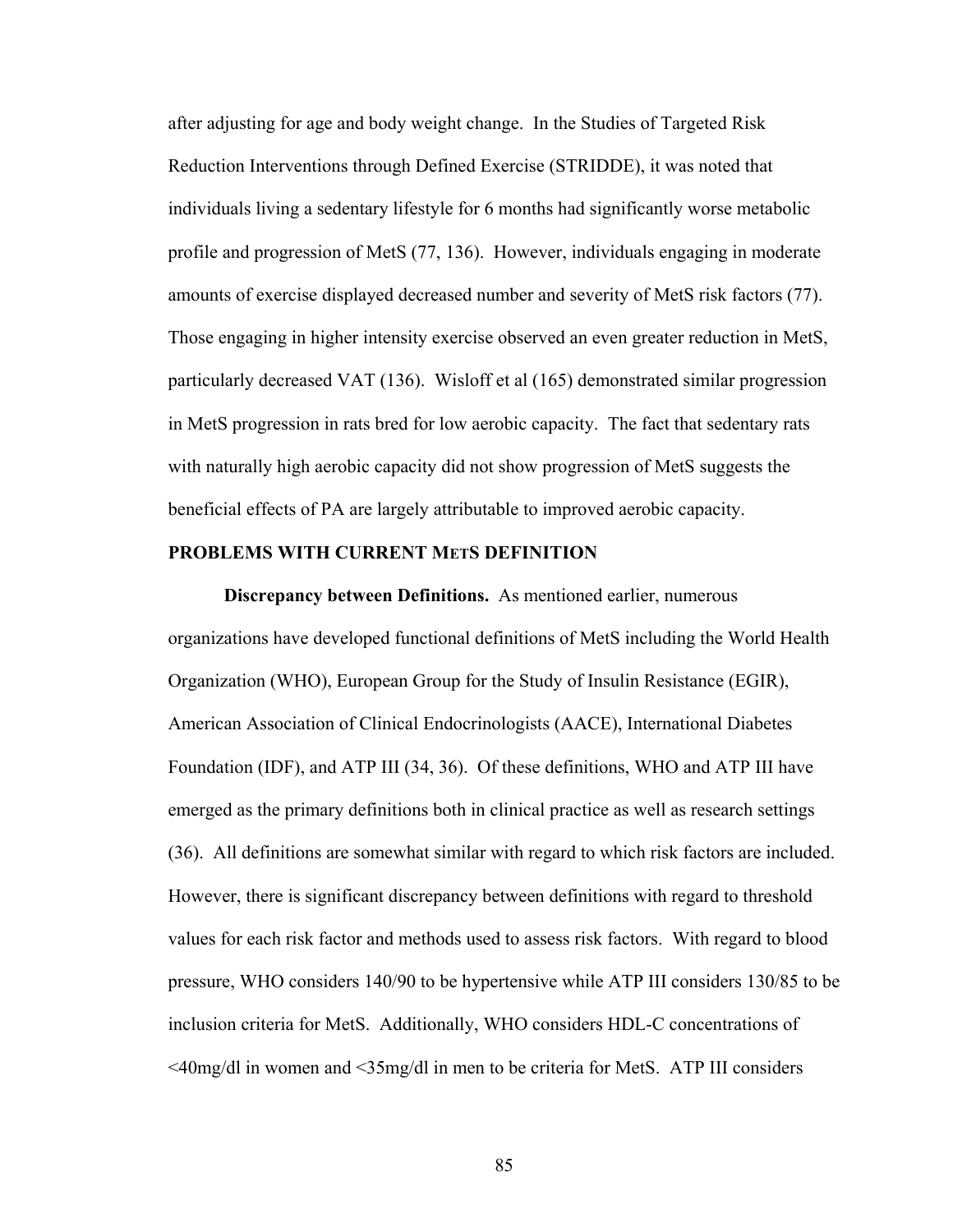after adjusting for age and body weight change. In the Studies of Targeted Risk Reduction Interventions through Defined Exercise (STRIDDE), it was noted that individuals living a sedentary lifestyle for 6 months had significantly worse metabolic profile and progression of MetS (77, 136). However, individuals engaging in moderate amounts of exercise displayed decreased number and severity of MetS risk factors (77). Those engaging in higher intensity exercise observed an even greater reduction in MetS, particularly decreased VAT (136). Wisloff et al (165) demonstrated similar progression in MetS progression in rats bred for low aerobic capacity. The fact that sedentary rats with naturally high aerobic capacity did not show progression of MetS suggests the beneficial effects of PA are largely attributable to improved aerobic capacity.

## PROBLEMS WITH CURRENT METS DEFINITION

**Discrepancy between Definitions.** As mentioned earlier, numerous organizations have developed functional definitions of MetS including the World Health Organization (WHO), European Group for the Study of Insulin Resistance (EGIR), American Association of Clinical Endocrinologists (AACE), International Diabetes Foundation (IDF), and ATP III (34, 36). Of these definitions, WHO and ATP III have emerged as the primary definitions both in clinical practice as well as research settings (36). All definitions are somewhat similar with regard to which risk factors are included. However, there is significant discrepancy between definitions with regard to threshold values for each risk factor and methods used to assess risk factors. With regard to blood pressure, WHO considers 140/90 to be hypertensive while ATP III considers 130/85 to be inclusion criteria for MetS. Additionally, WHO considers HDL-C concentrations of <40mg/dl in women and <35mg/dl in men to be criteria for MetS. ATP III considers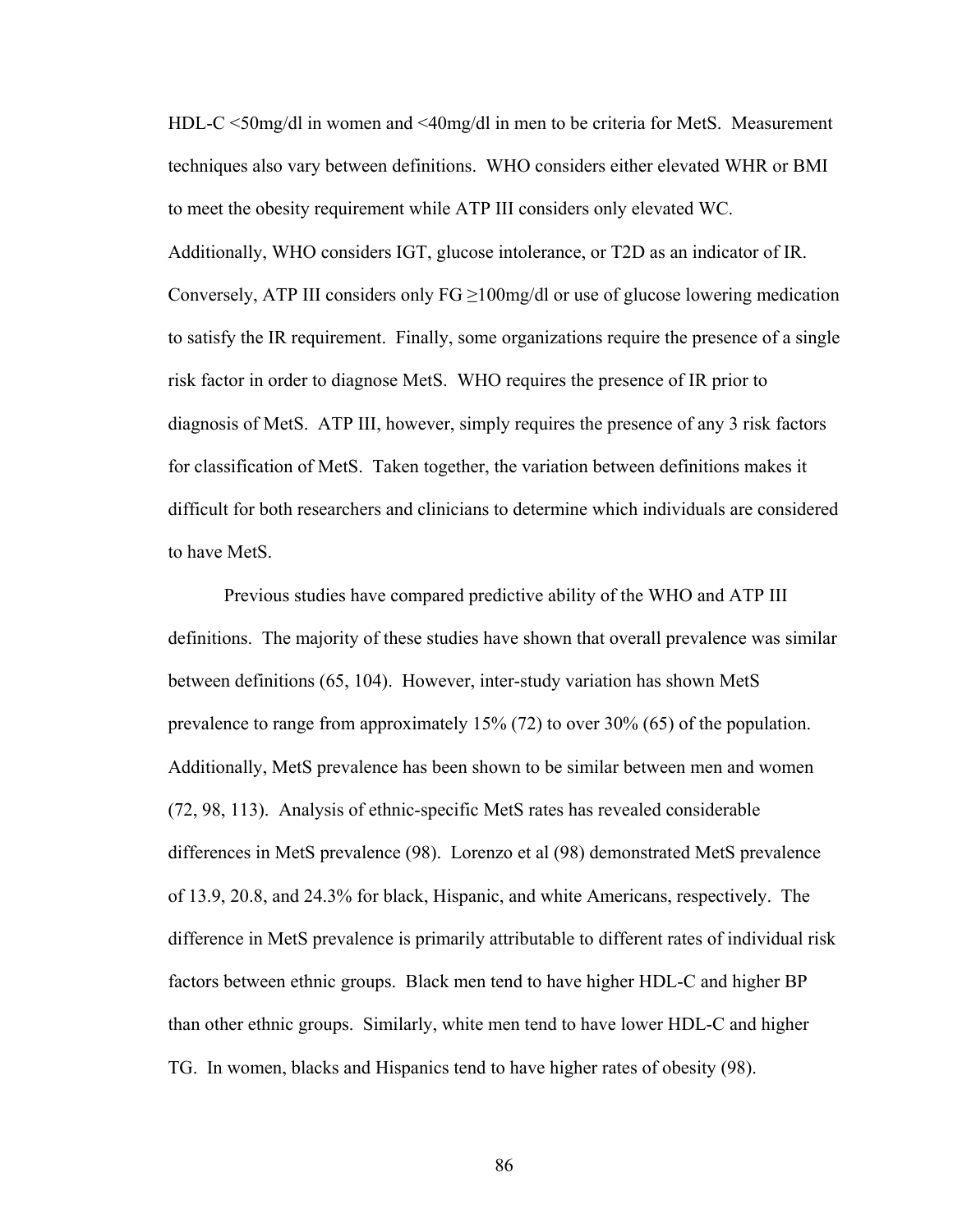HDL-C <50mg/dl in women and <40mg/dl in men to be criteria for MetS. Measurement techniques also vary between definitions. WHO considers either elevated WHR or BMI to meet the obesity requirement while ATP III considers only elevated WC. Additionally, WHO considers IGT, glucose intolerance, or T2D as an indicator of IR. Conversely, ATP III considers only FG ≥100mg/dl or use of glucose lowering medication to satisfy the IR requirement. Finally, some organizations require the presence of a single risk factor in order to diagnose MetS. WHO requires the presence of IR prior to diagnosis of MetS. ATP III, however, simply requires the presence of any 3 risk factors for classification of MetS. Taken together, the variation between definitions makes it difficult for both researchers and clinicians to determine which individuals are considered to have MetS.

Previous studies have compared predictive ability of the WHO and ATP III definitions. The majority of these studies have shown that overall prevalence was similar between definitions (65, 104). However, inter-study variation has shown MetS prevalence to range from approximately 15% (72) to over 30% (65) of the population. Additionally, MetS prevalence has been shown to be similar between men and women (72, 98, 113). Analysis of ethnic-specific MetS rates has revealed considerable differences in MetS prevalence (98). Lorenzo et al (98) demonstrated MetS prevalence of 13.9, 20.8, and 24.3% for black, Hispanic, and white Americans, respectively. The difference in MetS prevalence is primarily attributable to different rates of individual risk factors between ethnic groups. Black men tend to have higher HDL-C and higher BP than other ethnic groups. Similarly, white men tend to have lower HDL-C and higher TG. In women, blacks and Hispanics tend to have higher rates of obesity (98).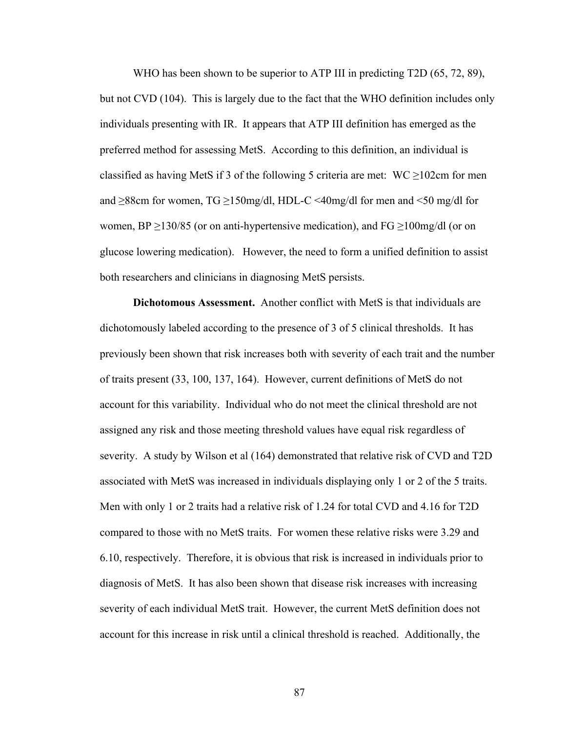WHO has been shown to be superior to ATP III in predicting T2D (65, 72, 89), but not CVD (104). This is largely due to the fact that the WHO definition includes only individuals presenting with IR. It appears that ATP III definition has emerged as the preferred method for assessing MetS. According to this definition, an individual is classified as having MetS if 3 of the following 5 criteria are met: WC ≥102cm for men and ≥88cm for women, TG ≥150mg/dl, HDL-C <40mg/dl for men and <50 mg/dl for women, BP ≥130/85 (or on anti-hypertensive medication), and FG ≥100mg/dl (or on glucose lowering medication). However, the need to form a unified definition to assist both researchers and clinicians in diagnosing MetS persists.

**Dichotomous Assessment.** Another conflict with MetS is that individuals are dichotomously labeled according to the presence of 3 of 5 clinical thresholds. It has previously been shown that risk increases both with severity of each trait and the number of traits present (33, 100, 137, 164). However, current definitions of MetS do not account for this variability. Individual who do not meet the clinical threshold are not assigned any risk and those meeting threshold values have equal risk regardless of severity. A study by Wilson et al (164) demonstrated that relative risk of CVD and T2D associated with MetS was increased in individuals displaying only 1 or 2 of the 5 traits. Men with only 1 or 2 traits had a relative risk of 1.24 for total CVD and 4.16 for T2D compared to those with no MetS traits. For women these relative risks were 3.29 and 6.10, respectively. Therefore, it is obvious that risk is increased in individuals prior to diagnosis of MetS. It has also been shown that disease risk increases with increasing severity of each individual MetS trait. However, the current MetS definition does not account for this increase in risk until a clinical threshold is reached. Additionally, the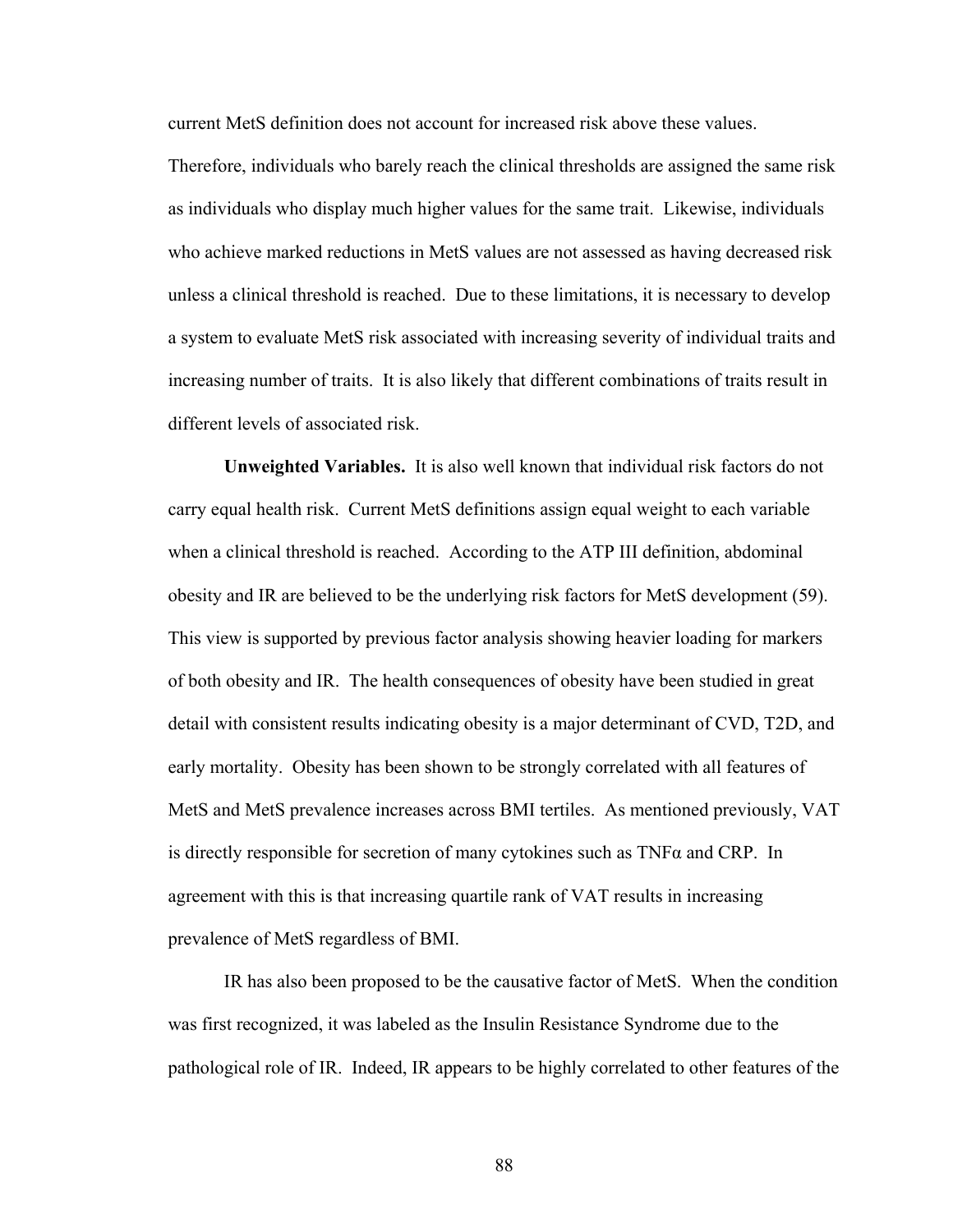current MetS definition does not account for increased risk above these values. Therefore, individuals who barely reach the clinical thresholds are assigned the same risk as individuals who display much higher values for the same trait. Likewise, individuals who achieve marked reductions in MetS values are not assessed as having decreased risk unless a clinical threshold is reached. Due to these limitations, it is necessary to develop a system to evaluate MetS risk associated with increasing severity of individual traits and increasing number of traits. It is also likely that different combinations of traits result in different levels of associated risk.

**Unweighted Variables.** It is also well known that individual risk factors do not carry equal health risk. Current MetS definitions assign equal weight to each variable when a clinical threshold is reached. According to the ATP III definition, abdominal obesity and IR are believed to be the underlying risk factors for MetS development (59). This view is supported by previous factor analysis showing heavier loading for markers of both obesity and IR. The health consequences of obesity have been studied in great detail with consistent results indicating obesity is a major determinant of CVD, T2D, and early mortality. Obesity has been shown to be strongly correlated with all features of MetS and MetS prevalence increases across BMI tertiles. As mentioned previously, VAT is directly responsible for secretion of many cytokines such as TNFα and CRP. In agreement with this is that increasing quartile rank of VAT results in increasing prevalence of MetS regardless of BMI.

IR has also been proposed to be the causative factor of MetS. When the condition was first recognized, it was labeled as the Insulin Resistance Syndrome due to the pathological role of IR. Indeed, IR appears to be highly correlated to other features of the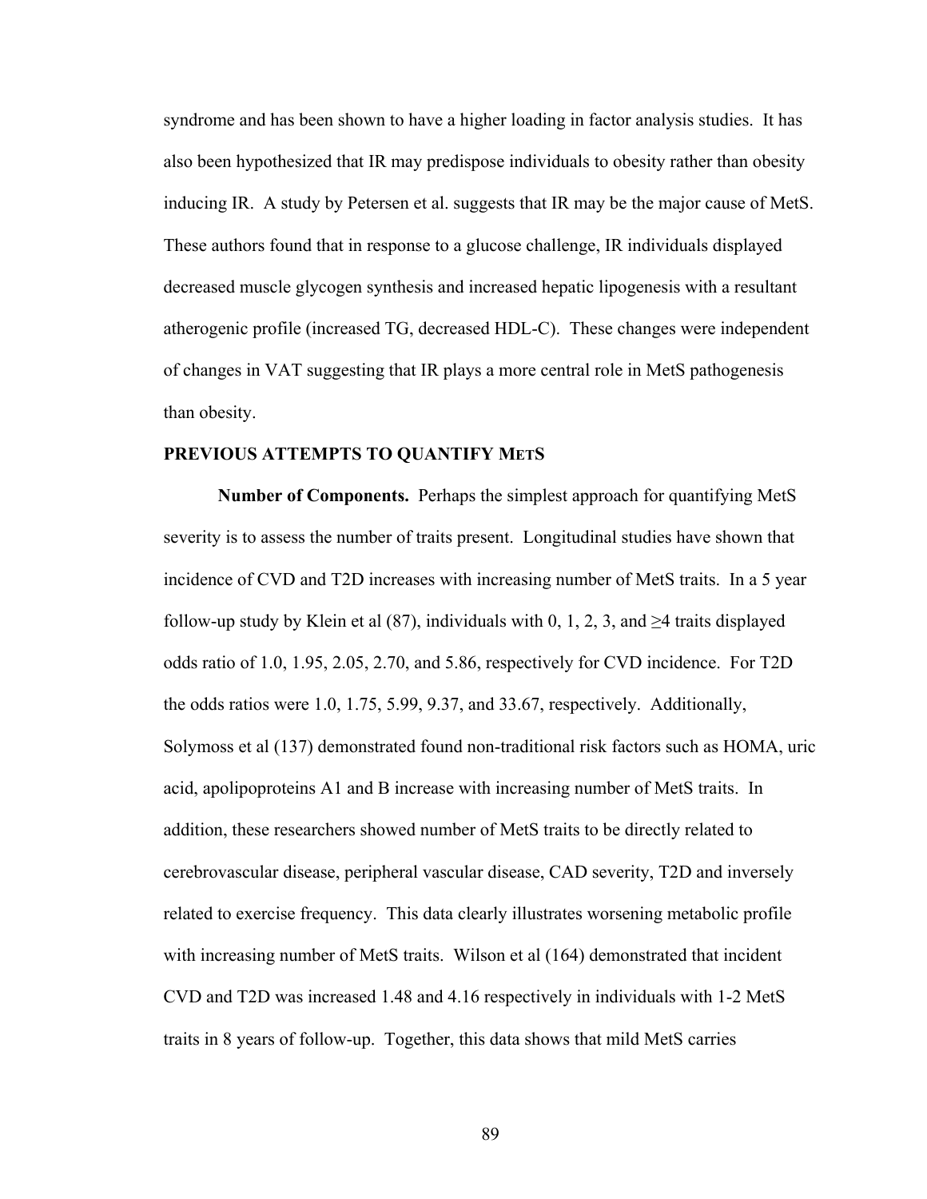syndrome and has been shown to have a higher loading in factor analysis studies. It has also been hypothesized that IR may predispose individuals to obesity rather than obesity inducing IR. A study by Petersen et al. suggests that IR may be the major cause of MetS. These authors found that in response to a glucose challenge, IR individuals displayed decreased muscle glycogen synthesis and increased hepatic lipogenesis with a resultant atherogenic profile (increased TG, decreased HDL-C). These changes were independent of changes in VAT suggesting that IR plays a more central role in MetS pathogenesis than obesity.

## PREVIOUS ATTEMPTS TO QUANTIFY METS

**Number of Components.** Perhaps the simplest approach for quantifying MetS severity is to assess the number of traits present. Longitudinal studies have shown that incidence of CVD and T2D increases with increasing number of MetS traits. In a 5 year follow-up study by Klein et al (87), individuals with 0, 1, 2, 3, and ≥4 traits displayed odds ratio of 1.0, 1.95, 2.05, 2.70, and 5.86, respectively for CVD incidence. For T2D the odds ratios were 1.0, 1.75, 5.99, 9.37, and 33.67, respectively. Additionally, Solymoss et al (137) demonstrated found non-traditional risk factors such as HOMA, uric acid, apolipoproteins A1 and B increase with increasing number of MetS traits. In addition, these researchers showed number of MetS traits to be directly related to cerebrovascular disease, peripheral vascular disease, CAD severity, T2D and inversely related to exercise frequency. This data clearly illustrates worsening metabolic profile with increasing number of MetS traits. Wilson et al (164) demonstrated that incident CVD and T2D was increased 1.48 and 4.16 respectively in individuals with 1-2 MetS traits in 8 years of follow-up. Together, this data shows that mild MetS carries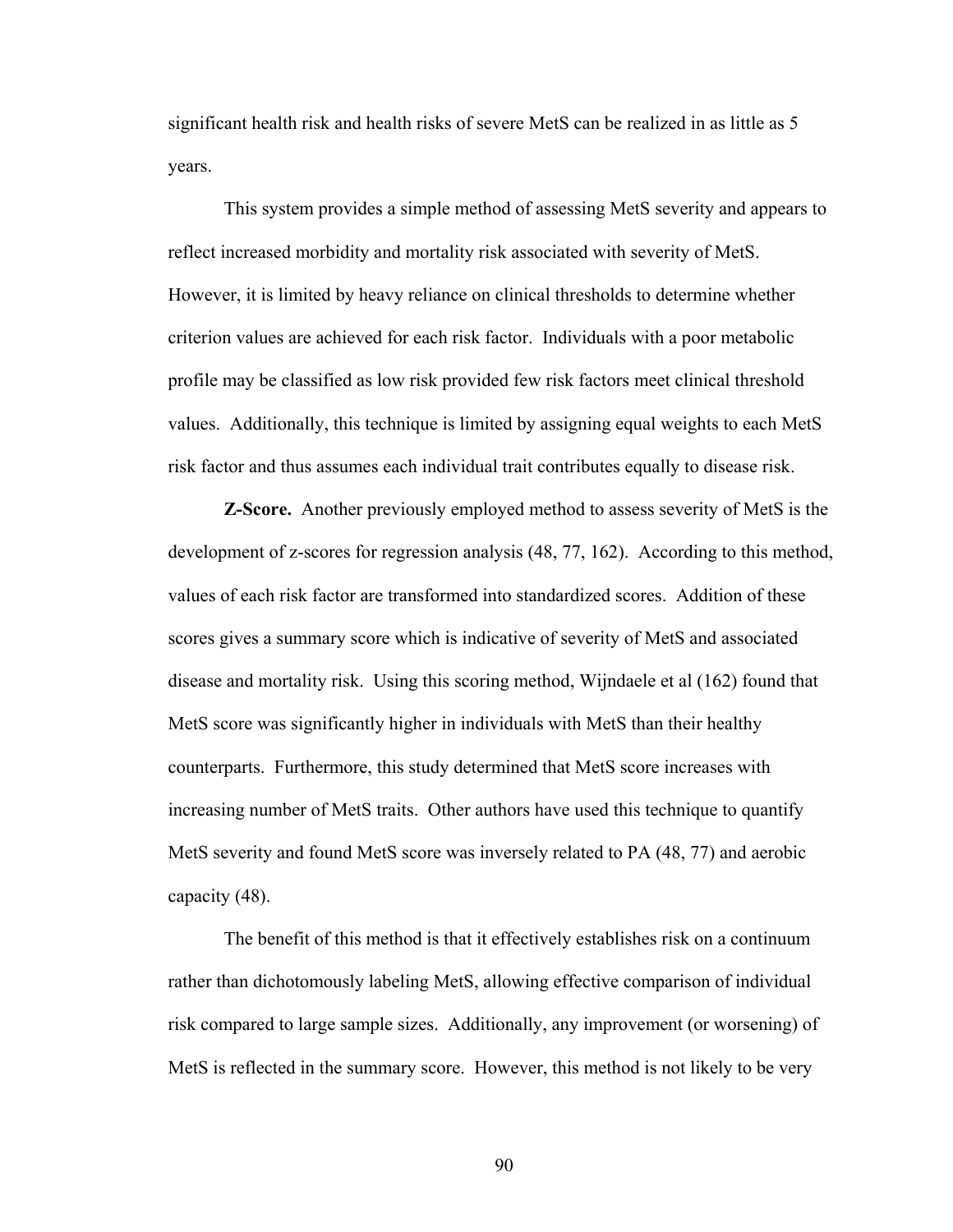significant health risk and health risks of severe MetS can be realized in as little as 5 years.

This system provides a simple method of assessing MetS severity and appears to reflect increased morbidity and mortality risk associated with severity of MetS. However, it is limited by heavy reliance on clinical thresholds to determine whether criterion values are achieved for each risk factor. Individuals with a poor metabolic profile may be classified as low risk provided few risk factors meet clinical threshold values. Additionally, this technique is limited by assigning equal weights to each MetS risk factor and thus assumes each individual trait contributes equally to disease risk.

**Z-Score.** Another previously employed method to assess severity of MetS is the development of z-scores for regression analysis (48, 77, 162). According to this method, values of each risk factor are transformed into standardized scores. Addition of these scores gives a summary score which is indicative of severity of MetS and associated disease and mortality risk. Using this scoring method, Wijndaele et al (162) found that MetS score was significantly higher in individuals with MetS than their healthy counterparts. Furthermore, this study determined that MetS score increases with increasing number of MetS traits. Other authors have used this technique to quantify MetS severity and found MetS score was inversely related to PA (48, 77) and aerobic capacity (48).

The benefit of this method is that it effectively establishes risk on a continuum rather than dichotomously labeling MetS, allowing effective comparison of individual risk compared to large sample sizes. Additionally, any improvement (or worsening) of MetS is reflected in the summary score. However, this method is not likely to be very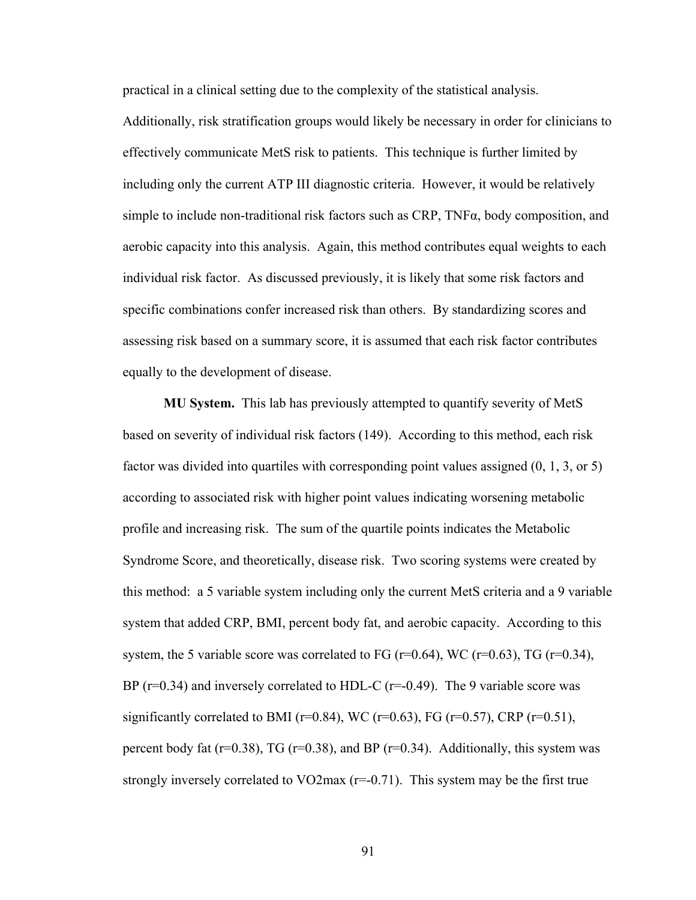practical in a clinical setting due to the complexity of the statistical analysis. Additionally, risk stratification groups would likely be necessary in order for clinicians to effectively communicate MetS risk to patients. This technique is further limited by including only the current ATP III diagnostic criteria. However, it would be relatively simple to include non-traditional risk factors such as CRP, TNFα, body composition, and aerobic capacity into this analysis. Again, this method contributes equal weights to each individual risk factor. As discussed previously, it is likely that some risk factors and specific combinations confer increased risk than others. By standardizing scores and assessing risk based on a summary score, it is assumed that each risk factor contributes equally to the development of disease.

**MU System.** This lab has previously attempted to quantify severity of MetS based on severity of individual risk factors (149). According to this method, each risk factor was divided into quartiles with corresponding point values assigned (0, 1, 3, or 5) according to associated risk with higher point values indicating worsening metabolic profile and increasing risk. The sum of the quartile points indicates the Metabolic Syndrome Score, and theoretically, disease risk. Two scoring systems were created by this method: a 5 variable system including only the current MetS criteria and a 9 variable system that added CRP, BMI, percent body fat, and aerobic capacity. According to this system, the 5 variable score was correlated to FG ($r=0.64$), WC ($r=0.63$), TG ($r=0.34$), BP ($r=0.34$) and inversely correlated to HDL-C ($r=-0.49$). The 9 variable score was significantly correlated to BMI ($r=0.84$), WC ($r=0.63$), FG ($r=0.57$), CRP ($r=0.51$), percent body fat ($r=0.38$), TG ($r=0.38$), and BP ($r=0.34$). Additionally, this system was strongly inversely correlated to $VO_2max$ ($r=-0.71$). This system may be the first true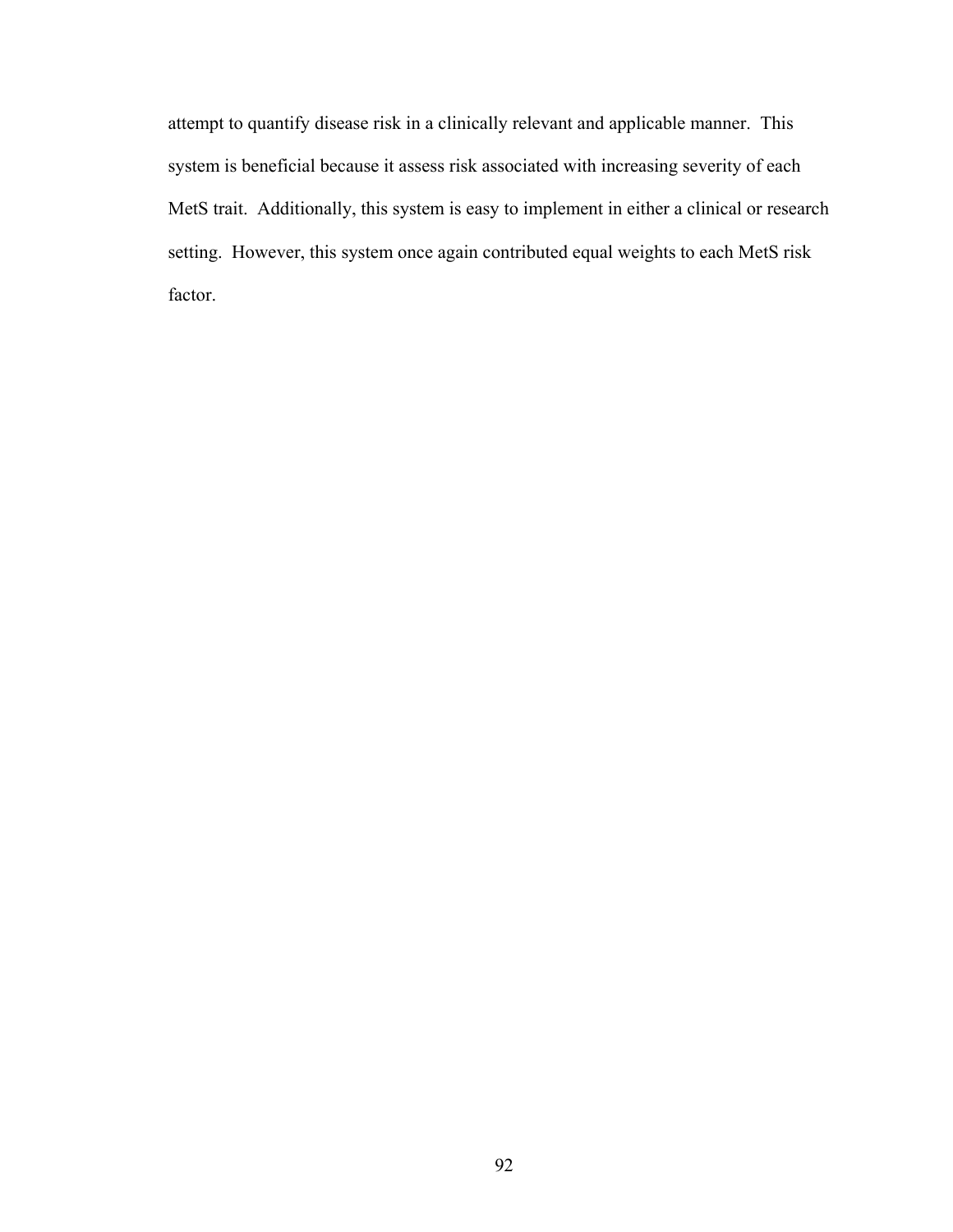attempt to quantify disease risk in a clinically relevant and applicable manner. This system is beneficial because it assess risk associated with increasing severity of each MetS trait. Additionally, this system is easy to implement in either a clinical or research setting. However, this system once again contributed equal weights to each MetS risk factor.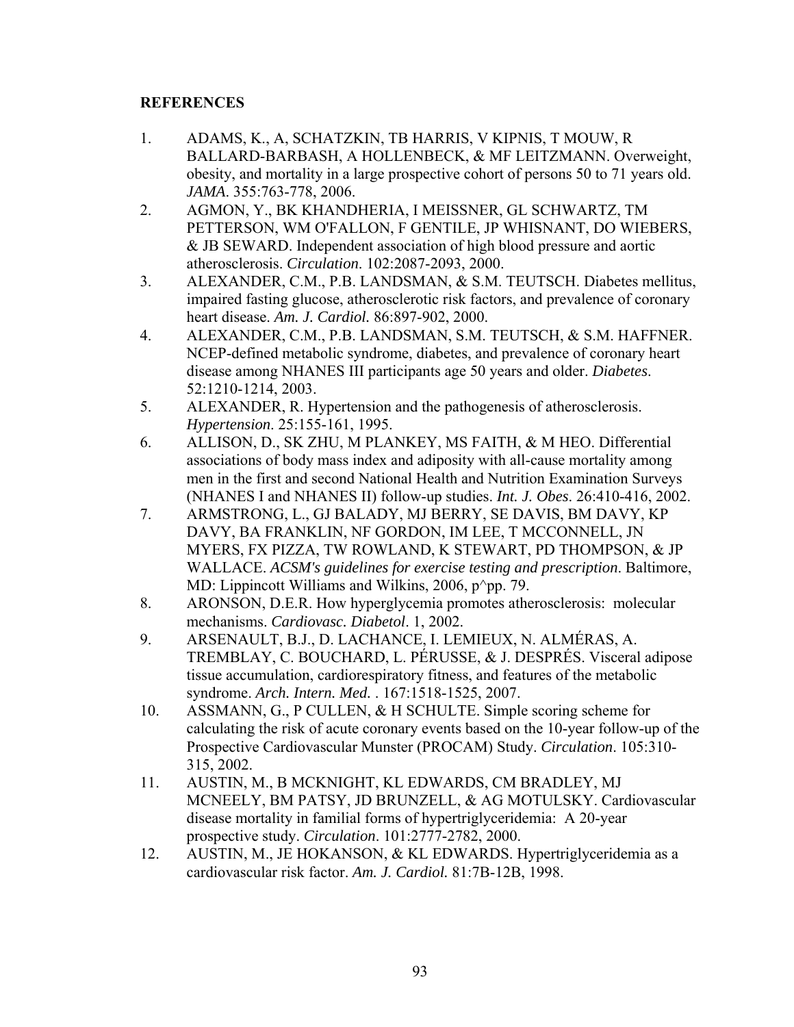## REFERENCES

1. ADAMS, K., A, SCHATZKIN, TB HARRIS, V KIPNIS, T MOUW, R BALLARD-BARBASH, A HOLLENBECK, & MF LEITZMANN. Overweight, obesity, and mortality in a large prospective cohort of persons 50 to 71 years old. *JAMA*. 355:763-778, 2006.
2. AGMON, Y., BK KHANDHERIA, I MEISSNER, GL SCHWARTZ, TM PETTERSON, WM O'FALLON, F GENTILE, JP WHISNANT, DO WIEBERS, & JB SEWARD. Independent association of high blood pressure and aortic atherosclerosis. *Circulation*. 102:2087-2093, 2000.
3. ALEXANDER, C.M., P.B. LANDSMAN, & S.M. TEUTSCH. Diabetes mellitus, impaired fasting glucose, atherosclerotic risk factors, and prevalence of coronary heart disease. *Am. J. Cardiol.* 86:897-902, 2000.
4. ALEXANDER, C.M., P.B. LANDSMAN, S.M. TEUTSCH, & S.M. HAFFNER. NCEP-defined metabolic syndrome, diabetes, and prevalence of coronary heart disease among NHANES III participants age 50 years and older. *Diabetes*. 52:1210-1214, 2003.
5. ALEXANDER, R. Hypertension and the pathogenesis of atherosclerosis. *Hypertension*. 25:155-161, 1995.
6. ALLISON, D., SK ZHU, M PLANKEY, MS FAITH, & M HEO. Differential associations of body mass index and adiposity with all-cause mortality among men in the first and second National Health and Nutrition Examination Surveys (NHANES I and NHANES II) follow-up studies. *Int. J. Obes*. 26:410-416, 2002.
7. ARMSTRONG, L., GJ BALADY, MJ BERRY, SE DAVIS, BM DAVY, KP DAVY, BA FRANKLIN, NF GORDON, IM LEE, T MCCONNELL, JN MYERS, FX PIZZA, TW ROWLAND, K STEWART, PD THOMPSON, & JP WALLACE. *ACSM's guidelines for exercise testing and prescription*. Baltimore, MD: Lippincott Williams and Wilkins, 2006, p^pp. 79.
8. ARONSON, D.E.R. How hyperglycemia promotes atherosclerosis: molecular mechanisms. *Cardiovasc. Diabetol*. 1, 2002.
9. ARSENAULT, B.J., D. LACHANCE, I. LEMIEUX, N. ALMÉRAS, A. TREMBLAY, C. BOUCHARD, L. PÉRUSSE, & J. DESPRÉS. Visceral adipose tissue accumulation, cardiorespiratory fitness, and features of the metabolic syndrome. *Arch. Intern. Med.* . 167:1518-1525, 2007.
10. ASSMANN, G., P CULLEN, & H SCHULTE. Simple scoring scheme for calculating the risk of acute coronary events based on the 10-year follow-up of the Prospective Cardiovascular Munster (PROCAM) Study. *Circulation*. 105:310-315, 2002.
11. AUSTIN, M., B MCKNIGHT, KL EDWARDS, CM BRADLEY, MJ MCNEELY, BM PATSY, JD BRUNZELL, & AG MOTULSKY. Cardiovascular disease mortality in familial forms of hypertriglyceridemia: A 20-year prospective study. *Circulation*. 101:2777-2782, 2000.
12. AUSTIN, M., JE HOKANSON, & KL EDWARDS. Hypertriglyceridemia as a cardiovascular risk factor. *Am. J. Cardiol.* 81:7B-12B, 1998.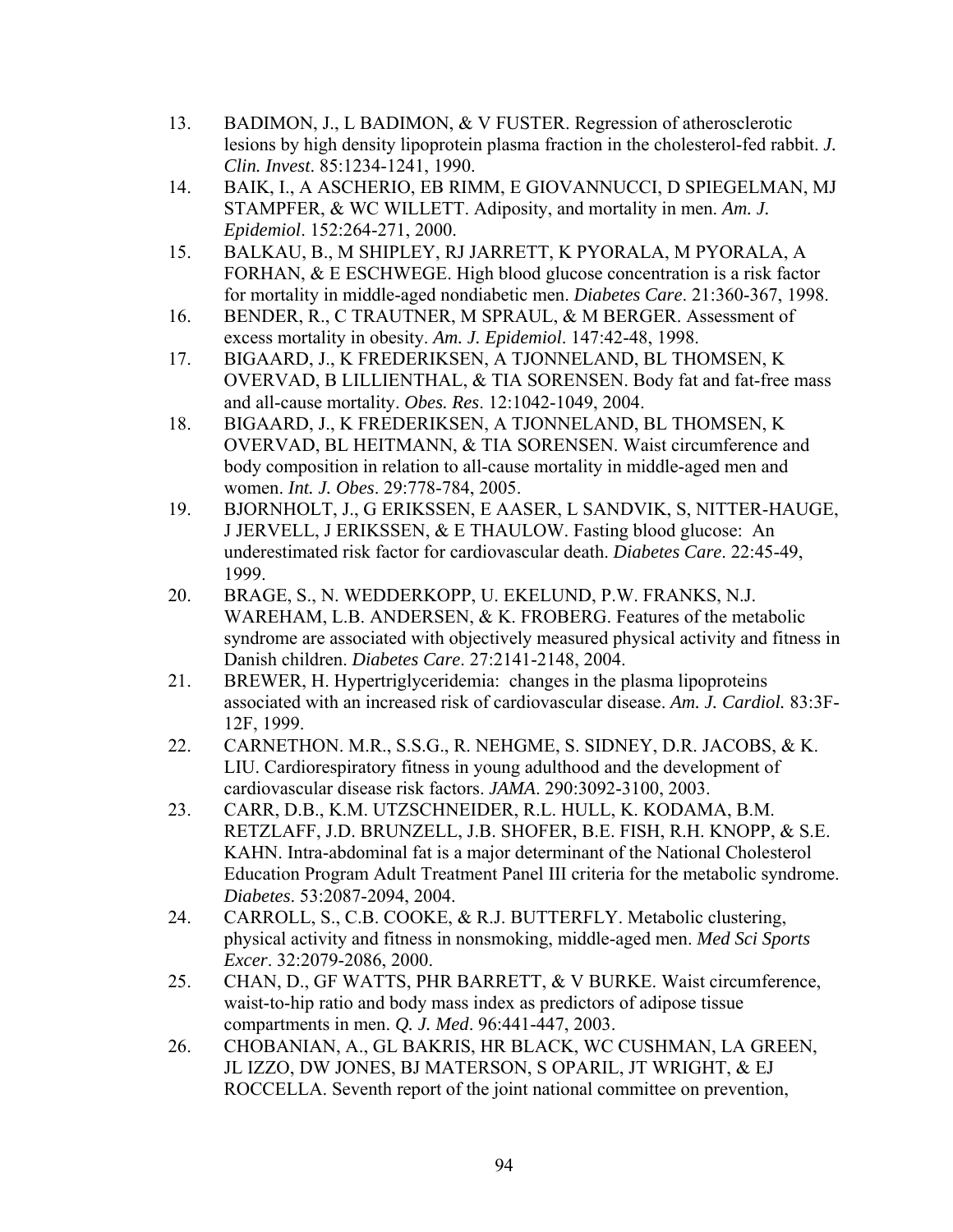13. BADIMON, J., L BADIMON, & V FUSTER. Regression of atherosclerotic lesions by high density lipoprotein plasma fraction in the cholesterol-fed rabbit. *J. Clin. Invest*. 85:1234-1241, 1990.
14. BAIK, I., A ASCHERIO, EB RIMM, E GIOVANNUCCI, D SPIEGELMAN, MJ STAMPFER, & WC WILLETT. Adiposity, and mortality in men. *Am. J. Epidemiol*. 152:264-271, 2000.
15. BALKAU, B., M SHIPLEY, RJ JARRETT, K PYORALA, M PYORALA, A FORHAN, & E ESCHWEGE. High blood glucose concentration is a risk factor for mortality in middle-aged nondiabetic men. *Diabetes Care*. 21:360-367, 1998.
16. BENDER, R., C TRAUTNER, M SPRAUL, & M BERGER. Assessment of excess mortality in obesity. *Am. J. Epidemiol*. 147:42-48, 1998.
17. BIGAARD, J., K FREDERIKSEN, A TJONNELAND, BL THOMSEN, K OVERVAD, B LILLIENTHAL, & TIA SORENSEN. Body fat and fat-free mass and all-cause mortality. *Obes. Res*. 12:1042-1049, 2004.
18. BIGAARD, J., K FREDERIKSEN, A TJONNELAND, BL THOMSEN, K OVERVAD, BL HEITMANN, & TIA SORENSEN. Waist circumference and body composition in relation to all-cause mortality in middle-aged men and women. *Int. J. Obes*. 29:778-784, 2005.
19. BJORNHOLT, J., G ERIKSSEN, E AASER, L SANDVIK, S, NITTER-HAUGE, J JERVELL, J ERIKSSEN, & E THAULOW. Fasting blood glucose: An underestimated risk factor for cardiovascular death. *Diabetes Care*. 22:45-49, 1999.
20. BRAGE, S., N. WEDDERKOPP, U. EKELUND, P.W. FRANKS, N.J. WAREHAM, L.B. ANDERSEN, & K. FROBERG. Features of the metabolic syndrome are associated with objectively measured physical activity and fitness in Danish children. *Diabetes Care*. 27:2141-2148, 2004.
21. BREWER, H. Hypertriglyceridemia: changes in the plasma lipoproteins associated with an increased risk of cardiovascular disease. *Am. J. Cardiol.* 83:3F-12F, 1999.
22. CARNETHON. M.R., S.S.G., R. NEHGME, S. SIDNEY, D.R. JACOBS, & K. LIU. Cardiorespiratory fitness in young adulthood and the development of cardiovascular disease risk factors. *JAMA*. 290:3092-3100, 2003.
23. CARR, D.B., K.M. UTZSCHNEIDER, R.L. HULL, K. KODAMA, B.M. RETZLAFF, J.D. BRUNZELL, J.B. SHOFER, B.E. FISH, R.H. KNOPP, & S.E. KAHN. Intra-abdominal fat is a major determinant of the National Cholesterol Education Program Adult Treatment Panel III criteria for the metabolic syndrome. *Diabetes*. 53:2087-2094, 2004.
24. CARROLL, S., C.B. COOKE, & R.J. BUTTERFLY. Metabolic clustering, physical activity and fitness in nonsmoking, middle-aged men. *Med Sci Sports Excer*. 32:2079-2086, 2000.
25. CHAN, D., GF WATTS, PHR BARRETT, & V BURKE. Waist circumference, waist-to-hip ratio and body mass index as predictors of adipose tissue compartments in men. *Q. J. Med*. 96:441-447, 2003.
26. CHOBANIAN, A., GL BAKRIS, HR BLACK, WC CUSHMAN, LA GREEN, JL IZZO, DW JONES, BJ MATERSON, S OPARIL, JT WRIGHT, & EJ ROCCELLA. Seventh report of the joint national committee on prevention,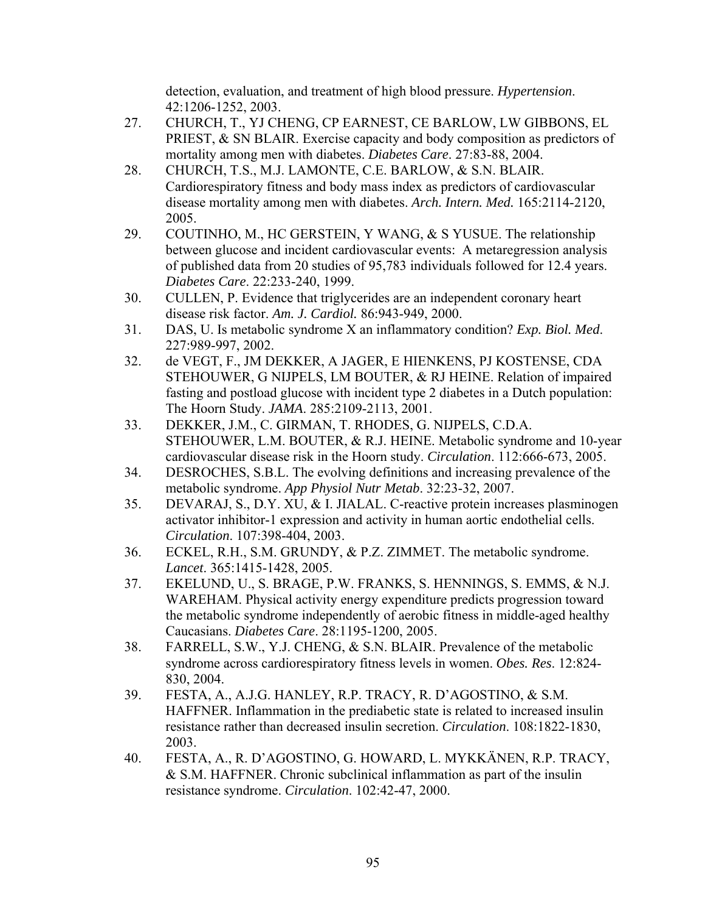detection, evaluation, and treatment of high blood pressure. *Hypertension*. 42:1206-1252, 2003.

27. CHURCH, T., YJ CHENG, CP EARNEST, CE BARLOW, LW GIBBONS, EL PRIEST, & SN BLAIR. Exercise capacity and body composition as predictors of mortality among men with diabetes. *Diabetes Care*. 27:83-88, 2004.
28. CHURCH, T.S., M.J. LAMONTE, C.E. BARLOW, & S.N. BLAIR. Cardiorespiratory fitness and body mass index as predictors of cardiovascular disease mortality among men with diabetes. *Arch. Intern. Med.* 165:2114-2120, 2005.
29. COUTINHO, M., HC GERSTEIN, Y WANG, & S YUSUE. The relationship between glucose and incident cardiovascular events: A metaregression analysis of published data from 20 studies of 95,783 individuals followed for 12.4 years. *Diabetes Care*. 22:233-240, 1999.
30. CULLEN, P. Evidence that triglycerides are an independent coronary heart disease risk factor. *Am. J. Cardiol.* 86:943-949, 2000.
31. DAS, U. Is metabolic syndrome X an inflammatory condition? *Exp. Biol. Med*. 227:989-997, 2002.
32. de VEGT, F., JM DEKKER, A JAGER, E HIENKENS, PJ KOSTENSE, CDA STEHOUWER, G NIJPELS, LM BOUTER, & RJ HEINE. Relation of impaired fasting and postload glucose with incident type 2 diabetes in a Dutch population: The Hoorn Study. *JAMA*. 285:2109-2113, 2001.
33. DEKKER, J.M., C. GIRMAN, T. RHODES, G. NIJPELS, C.D.A. STEHOUWER, L.M. BOUTER, & R.J. HEINE. Metabolic syndrome and 10-year cardiovascular disease risk in the Hoorn study. *Circulation*. 112:666-673, 2005.
34. DESROCHES, S.B.L. The evolving definitions and increasing prevalence of the metabolic syndrome. *App Physiol Nutr Metab*. 32:23-32, 2007.
35. DEVARAJ, S., D.Y. XU, & I. JIALAL. C-reactive protein increases plasminogen activator inhibitor-1 expression and activity in human aortic endothelial cells. *Circulation*. 107:398-404, 2003.
36. ECKEL, R.H., S.M. GRUNDY, & P.Z. ZIMMET. The metabolic syndrome. *Lancet*. 365:1415-1428, 2005.
37. EKELUND, U., S. BRAGE, P.W. FRANKS, S. HENNINGS, S. EMMS, & N.J. WAREHAM. Physical activity energy expenditure predicts progression toward the metabolic syndrome independently of aerobic fitness in middle-aged healthy Caucasians. *Diabetes Care*. 28:1195-1200, 2005.
38. FARRELL, S.W., Y.J. CHENG, & S.N. BLAIR. Prevalence of the metabolic syndrome across cardiorespiratory fitness levels in women. *Obes. Res*. 12:824-830, 2004.
39. FESTA, A., A.J.G. HANLEY, R.P. TRACY, R. D'AGOSTINO, & S.M. HAFFNER. Inflammation in the prediabetic state is related to increased insulin resistance rather than decreased insulin secretion. *Circulation*. 108:1822-1830, 2003.
40. FESTA, A., R. D'AGOSTINO, G. HOWARD, L. MYKKÄNEN, R.P. TRACY, & S.M. HAFFNER. Chronic subclinical inflammation as part of the insulin resistance syndrome. *Circulation*. 102:42-47, 2000.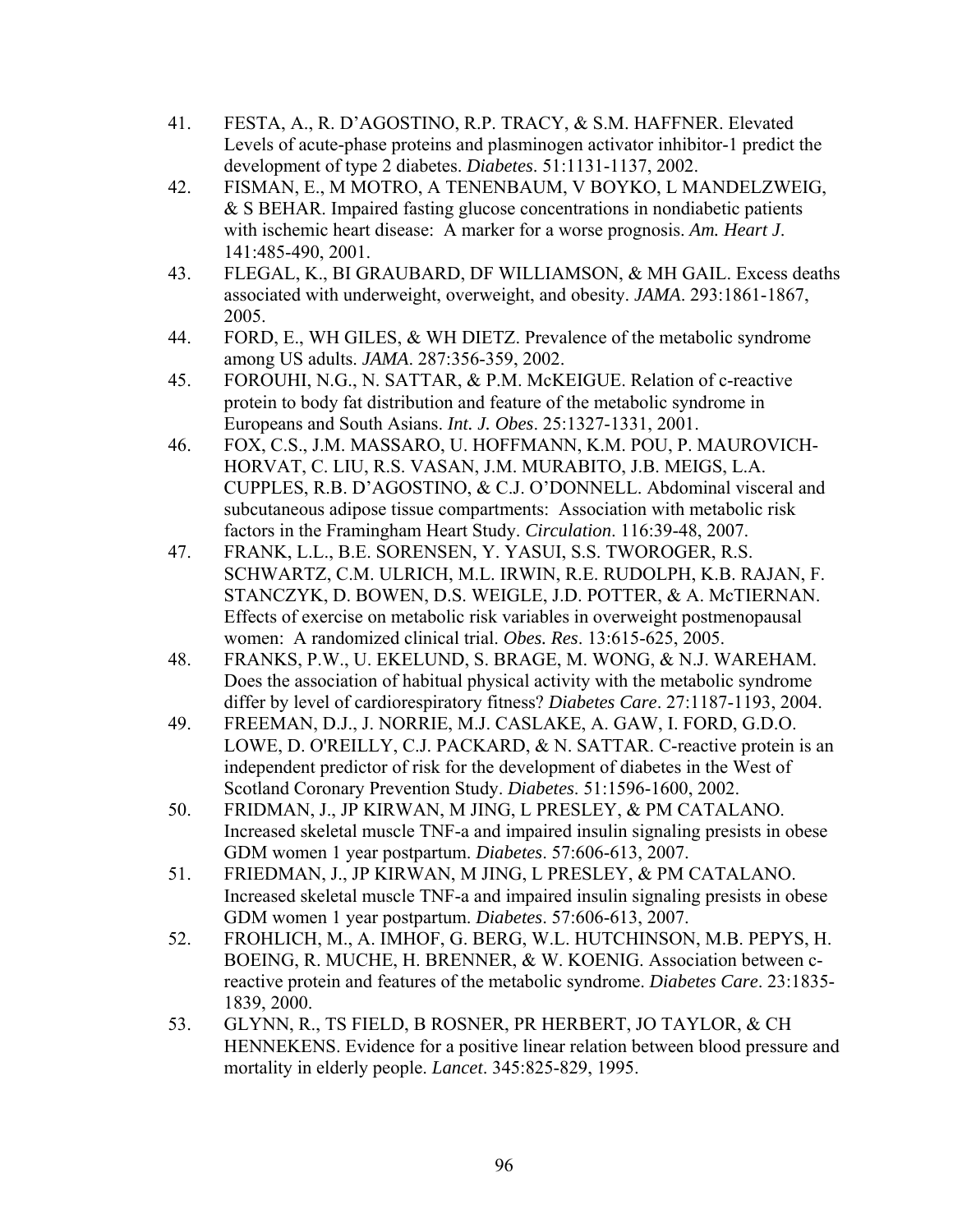41. FESTA, A., R. D'AGOSTINO, R.P. TRACY, & S.M. HAFFNER. Elevated Levels of acute-phase proteins and plasminogen activator inhibitor-1 predict the development of type 2 diabetes. *Diabetes*. 51:1131-1137, 2002.
42. FISMAN, E., M MOTRO, A TENENBAUM, V BOYKO, L MANDELZWEIG, & S BEHAR. Impaired fasting glucose concentrations in nondiabetic patients with ischemic heart disease: A marker for a worse prognosis. *Am. Heart J*. 141:485-490, 2001.
43. FLEGAL, K., BI GRAUBARD, DF WILLIAMSON, & MH GAIL. Excess deaths associated with underweight, overweight, and obesity. *JAMA*. 293:1861-1867, 2005.
44. FORD, E., WH GILES, & WH DIETZ. Prevalence of the metabolic syndrome among US adults. *JAMA*. 287:356-359, 2002.
45. FOROUHI, N.G., N. SATTAR, & P.M. McKEIGUE. Relation of c-reactive protein to body fat distribution and feature of the metabolic syndrome in Europeans and South Asians. *Int. J. Obes*. 25:1327-1331, 2001.
46. FOX, C.S., J.M. MASSARO, U. HOFFMANN, K.M. POU, P. MAUROVICH-HORVAT, C. LIU, R.S. VASAN, J.M. MURABITO, J.B. MEIGS, L.A. CUPPLES, R.B. D'AGOSTINO, & C.J. O'DONNELL. Abdominal visceral and subcutaneous adipose tissue compartments: Association with metabolic risk factors in the Framingham Heart Study. *Circulation*. 116:39-48, 2007.
47. FRANK, L.L., B.E. SORENSEN, Y. YASUI, S.S. TWOROGER, R.S. SCHWARTZ, C.M. ULRICH, M.L. IRWIN, R.E. RUDOLPH, K.B. RAJAN, F. STANCZYK, D. BOWEN, D.S. WEIGLE, J.D. POTTER, & A. McTIERNAN. Effects of exercise on metabolic risk variables in overweight postmenopausal women: A randomized clinical trial. *Obes. Res*. 13:615-625, 2005.
48. FRANKS, P.W., U. EKELUND, S. BRAGE, M. WONG, & N.J. WAREHAM. Does the association of habitual physical activity with the metabolic syndrome differ by level of cardiorespiratory fitness? *Diabetes Care*. 27:1187-1193, 2004.
49. FREEMAN, D.J., J. NORRIE, M.J. CASLAKE, A. GAW, I. FORD, G.D.O. LOWE, D. O'REILLY, C.J. PACKARD, & N. SATTAR. C-reactive protein is an independent predictor of risk for the development of diabetes in the West of Scotland Coronary Prevention Study. *Diabetes*. 51:1596-1600, 2002.
50. FRIDMAN, J., JP KIRWAN, M JING, L PRESLEY, & PM CATALANO. Increased skeletal muscle TNF-a and impaired insulin signaling presists in obese GDM women 1 year postpartum. *Diabetes*. 57:606-613, 2007.
51. FRIEDMAN, J., JP KIRWAN, M JING, L PRESLEY, & PM CATALANO. Increased skeletal muscle TNF-a and impaired insulin signaling presists in obese GDM women 1 year postpartum. *Diabetes*. 57:606-613, 2007.
52. FROHLICH, M., A. IMHOF, G. BERG, W.L. HUTCHINSON, M.B. PEPYS, H. BOEING, R. MUCHE, H. BRENNER, & W. KOENIG. Association between c-reactive protein and features of the metabolic syndrome. *Diabetes Care*. 23:1835-1839, 2000.
53. GLYNN, R., TS FIELD, B ROSNER, PR HERBERT, JO TAYLOR, & CH HENNEKENS. Evidence for a positive linear relation between blood pressure and mortality in elderly people. *Lancet*. 345:825-829, 1995.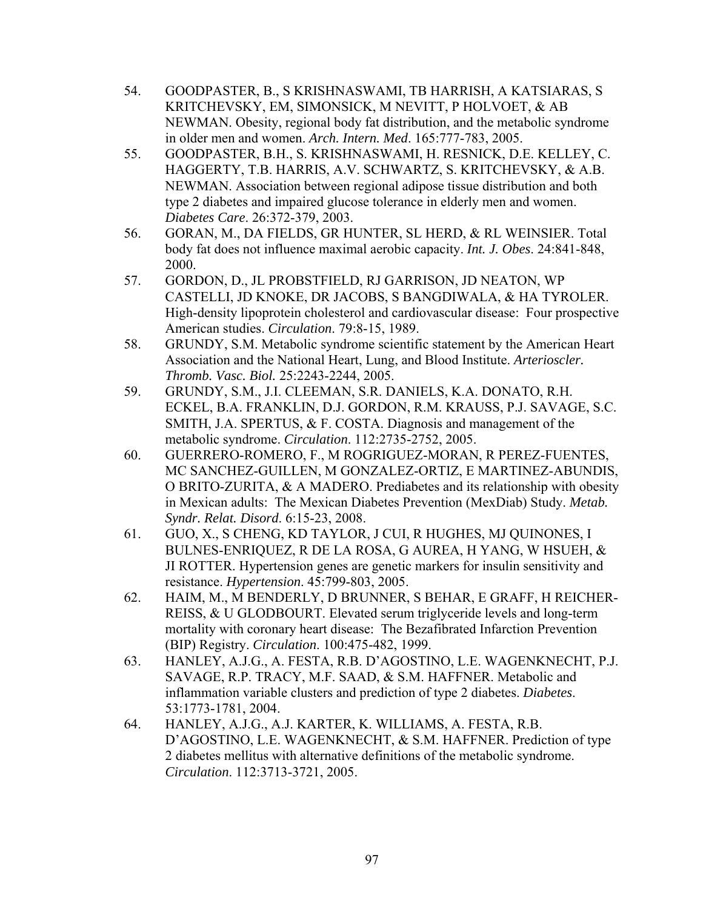54. GOODPASTER, B., S KRISHNASWAMI, TB HARRISH, A KATSIARAS, S KRITCHEVSKY, EM, SIMONSICK, M NEVITT, P HOLVOET, & AB NEWMAN. Obesity, regional body fat distribution, and the metabolic syndrome in older men and women. *Arch. Intern. Med*. 165:777-783, 2005.
55. GOODPASTER, B.H., S. KRISHNASWAMI, H. RESNICK, D.E. KELLEY, C. HAGGERTY, T.B. HARRIS, A.V. SCHWARTZ, S. KRITCHEVSKY, & A.B. NEWMAN. Association between regional adipose tissue distribution and both type 2 diabetes and impaired glucose tolerance in elderly men and women. *Diabetes Care*. 26:372-379, 2003.
56. GORAN, M., DA FIELDS, GR HUNTER, SL HERD, & RL WEINSIER. Total body fat does not influence maximal aerobic capacity. *Int. J. Obes*. 24:841-848, 2000.
57. GORDON, D., JL PROBSTFIELD, RJ GARRISON, JD NEATON, WP CASTELLI, JD KNOKE, DR JACOBS, S BANGDIWALA, & HA TYROLER. High-density lipoprotein cholesterol and cardiovascular disease: Four prospective American studies. *Circulation*. 79:8-15, 1989.
58. GRUNDY, S.M. Metabolic syndrome scientific statement by the American Heart Association and the National Heart, Lung, and Blood Institute. *Arterioscler. Thromb. Vasc. Biol.* 25:2243-2244, 2005.
59. GRUNDY, S.M., J.I. CLEEMAN, S.R. DANIELS, K.A. DONATO, R.H. ECKEL, B.A. FRANKLIN, D.J. GORDON, R.M. KRAUSS, P.J. SAVAGE, S.C. SMITH, J.A. SPERTUS, & F. COSTA. Diagnosis and management of the metabolic syndrome. *Circulation*. 112:2735-2752, 2005.
60. GUERRERO-ROMERO, F., M ROGRIGUEZ-MORAN, R PEREZ-FUENTES, MC SANCHEZ-GUILLEN, M GONZALEZ-ORTIZ, E MARTINEZ-ABUNDIS, O BRITO-ZURITA, & A MADERO. Prediabetes and its relationship with obesity in Mexican adults: The Mexican Diabetes Prevention (MexDiab) Study. *Metab. Syndr. Relat. Disord*. 6:15-23, 2008.
61. GUO, X., S CHENG, KD TAYLOR, J CUI, R HUGHES, MJ QUINONES, I BULNES-ENRIQUEZ, R DE LA ROSA, G AUREA, H YANG, W HSUEH, & JI ROTTER. Hypertension genes are genetic markers for insulin sensitivity and resistance. *Hypertension*. 45:799-803, 2005.
62. HAIM, M., M BENDERLY, D BRUNNER, S BEHAR, E GRAFF, H REICHER-REISS, & U GLODBOURT. Elevated serum triglyceride levels and long-term mortality with coronary heart disease: The Bezafibrated Infarction Prevention (BIP) Registry. *Circulation*. 100:475-482, 1999.
63. HANLEY, A.J.G., A. FESTA, R.B. D'AGOSTINO, L.E. WAGENKNECHT, P.J. SAVAGE, R.P. TRACY, M.F. SAAD, & S.M. HAFFNER. Metabolic and inflammation variable clusters and prediction of type 2 diabetes. *Diabetes*. 53:1773-1781, 2004.
64. HANLEY, A.J.G., A.J. KARTER, K. WILLIAMS, A. FESTA, R.B. D'AGOSTINO, L.E. WAGENKNECHT, & S.M. HAFFNER. Prediction of type 2 diabetes mellitus with alternative definitions of the metabolic syndrome. *Circulation*. 112:3713-3721, 2005.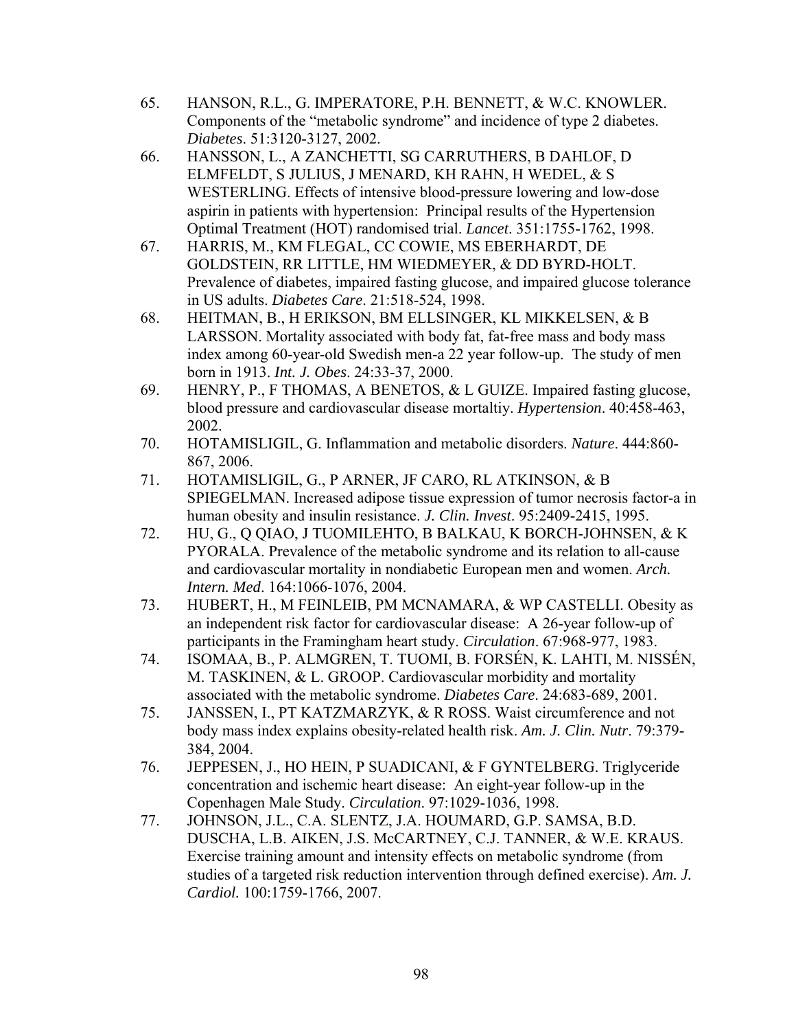65. HANSON, R.L., G. IMPERATORE, P.H. BENNETT, & W.C. KNOWLER. Components of the "metabolic syndrome" and incidence of type 2 diabetes. *Diabetes*. 51:3120-3127, 2002.
66. HANSSON, L., A ZANCHETTI, SG CARRUTHERS, B DAHLOF, D ELMFELDT, S JULIUS, J MENARD, KH RAHN, H WEDEL, & S WESTERLING. Effects of intensive blood-pressure lowering and low-dose aspirin in patients with hypertension: Principal results of the Hypertension Optimal Treatment (HOT) randomised trial. *Lancet*. 351:1755-1762, 1998.
67. HARRIS, M., KM FLEGAL, CC COWIE, MS EBERHARDT, DE GOLDSTEIN, RR LITTLE, HM WIEDMEYER, & DD BYRD-HOLT. Prevalence of diabetes, impaired fasting glucose, and impaired glucose tolerance in US adults. *Diabetes Care*. 21:518-524, 1998.
68. HEITMAN, B., H ERIKSON, BM ELLSINGER, KL MIKKELSEN, & B LARSSON. Mortality associated with body fat, fat-free mass and body mass index among 60-year-old Swedish men-a 22 year follow-up. The study of men born in 1913. *Int. J. Obes*. 24:33-37, 2000.
69. HENRY, P., F THOMAS, A BENETOS, & L GUIZE. Impaired fasting glucose, blood pressure and cardiovascular disease mortaltiy. *Hypertension*. 40:458-463, 2002.
70. HOTAMISLIGIL, G. Inflammation and metabolic disorders. *Nature*. 444:860-867, 2006.
71. HOTAMISLIGIL, G., P ARNER, JF CARO, RL ATKINSON, & B SPIEGELMAN. Increased adipose tissue expression of tumor necrosis factor-a in human obesity and insulin resistance. *J. Clin. Invest*. 95:2409-2415, 1995.
72. HU, G., Q QIAO, J TUOMILEHTO, B BALKAU, K BORCH-JOHNSEN, & K PYORALA. Prevalence of the metabolic syndrome and its relation to all-cause and cardiovascular mortality in nondiabetic European men and women. *Arch. Intern. Med*. 164:1066-1076, 2004.
73. HUBERT, H., M FEINLEIB, PM MCNAMARA, & WP CASTELLI. Obesity as an independent risk factor for cardiovascular disease: A 26-year follow-up of participants in the Framingham heart study. *Circulation*. 67:968-977, 1983.
74. ISOMAA, B., P. ALMGREN, T. TUOMI, B. FORSÉN, K. LAHTI, M. NISSÉN, M. TASKINEN, & L. GROOP. Cardiovascular morbidity and mortality associated with the metabolic syndrome. *Diabetes Care*. 24:683-689, 2001.
75. JANSSEN, I., PT KATZMARZYK, & R ROSS. Waist circumference and not body mass index explains obesity-related health risk. *Am. J. Clin. Nutr*. 79:379-384, 2004.
76. JEPPESEN, J., HO HEIN, P SUADICANI, & F GYNTELBERG. Triglyceride concentration and ischemic heart disease: An eight-year follow-up in the Copenhagen Male Study. *Circulation*. 97:1029-1036, 1998.
77. JOHNSON, J.L., C.A. SLENTZ, J.A. HOUMARD, G.P. SAMSA, B.D. DUSCHA, L.B. AIKEN, J.S. McCARTNEY, C.J. TANNER, & W.E. KRAUS. Exercise training amount and intensity effects on metabolic syndrome (from studies of a targeted risk reduction intervention through defined exercise). *Am. J. Cardiol.* 100:1759-1766, 2007.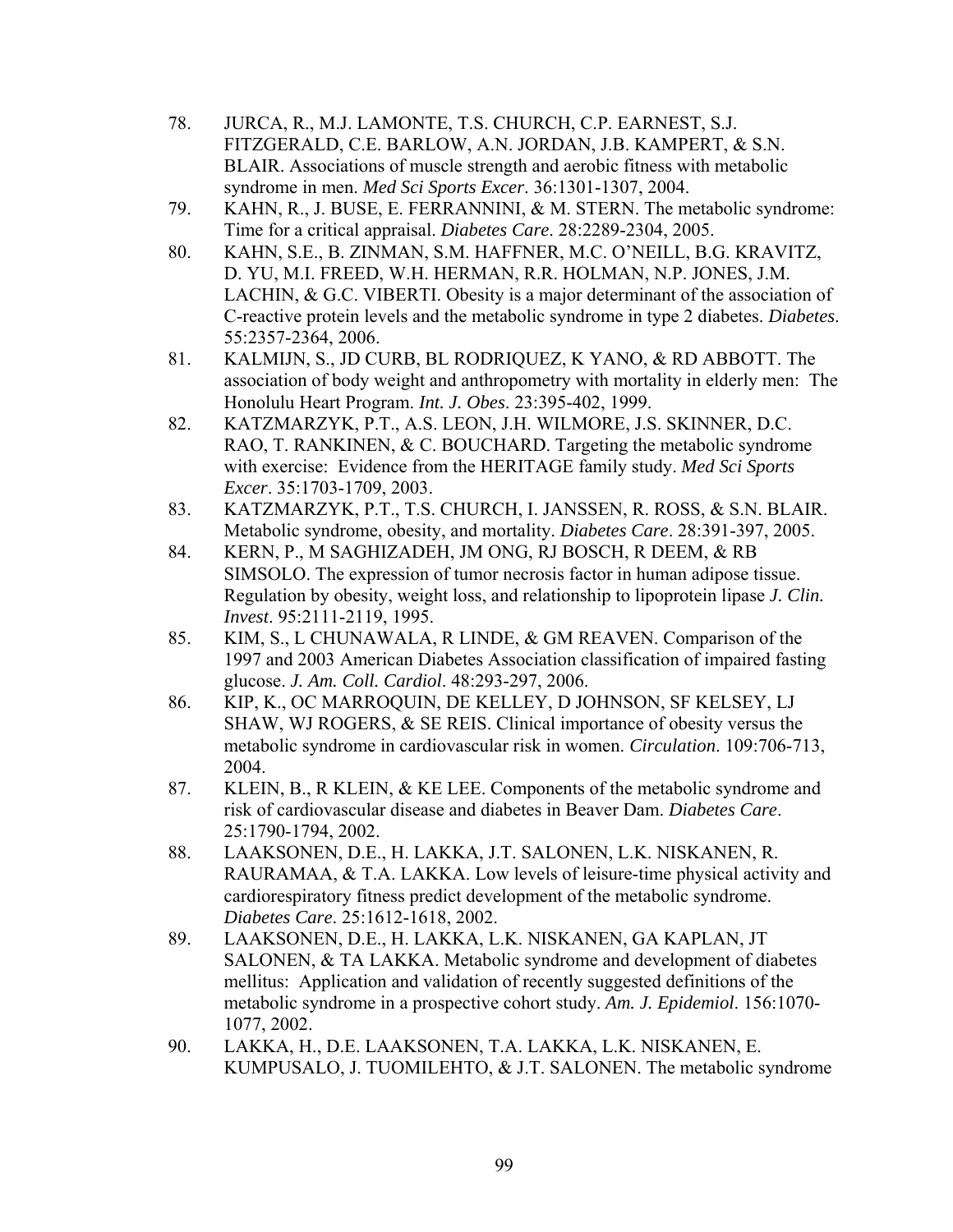78. JURCA, R., M.J. LAMONTE, T.S. CHURCH, C.P. EARNEST, S.J. FITZGERALD, C.E. BARLOW, A.N. JORDAN, J.B. KAMPERT, & S.N. BLAIR. Associations of muscle strength and aerobic fitness with metabolic syndrome in men. *Med Sci Sports Excer*. 36:1301-1307, 2004.
79. KAHN, R., J. BUSE, E. FERRANNINI, & M. STERN. The metabolic syndrome: Time for a critical appraisal. *Diabetes Care*. 28:2289-2304, 2005.
80. KAHN, S.E., B. ZINMAN, S.M. HAFFNER, M.C. O'NEILL, B.G. KRAVITZ, D. YU, M.I. FREED, W.H. HERMAN, R.R. HOLMAN, N.P. JONES, J.M. LACHIN, & G.C. VIBERTI. Obesity is a major determinant of the association of C-reactive protein levels and the metabolic syndrome in type 2 diabetes. *Diabetes*. 55:2357-2364, 2006.
81. KALMIJN, S., JD CURB, BL RODRIQUEZ, K YANO, & RD ABBOTT. The association of body weight and anthropometry with mortality in elderly men: The Honolulu Heart Program. *Int. J. Obes*. 23:395-402, 1999.
82. KATZMARZYK, P.T., A.S. LEON, J.H. WILMORE, J.S. SKINNER, D.C. RAO, T. RANKINEN, & C. BOUCHARD. Targeting the metabolic syndrome with exercise: Evidence from the HERITAGE family study. *Med Sci Sports Excer*. 35:1703-1709, 2003.
83. KATZMARZYK, P.T., T.S. CHURCH, I. JANSSEN, R. ROSS, & S.N. BLAIR. Metabolic syndrome, obesity, and mortality. *Diabetes Care*. 28:391-397, 2005.
84. KERN, P., M SAGHIZADEH, JM ONG, RJ BOSCH, R DEEM, & RB SIMSOLO. The expression of tumor necrosis factor in human adipose tissue. Regulation by obesity, weight loss, and relationship to lipoprotein lipase *J. Clin. Invest*. 95:2111-2119, 1995.
85. KIM, S., L CHUNAWALA, R LINDE, & GM REAVEN. Comparison of the 1997 and 2003 American Diabetes Association classification of impaired fasting glucose. *J. Am. Coll. Cardiol*. 48:293-297, 2006.
86. KIP, K., OC MARROQUIN, DE KELLEY, D JOHNSON, SF KELSEY, LJ SHAW, WJ ROGERS, & SE REIS. Clinical importance of obesity versus the metabolic syndrome in cardiovascular risk in women. *Circulation*. 109:706-713, 2004.
87. KLEIN, B., R KLEIN, & KE LEE. Components of the metabolic syndrome and risk of cardiovascular disease and diabetes in Beaver Dam. *Diabetes Care*. 25:1790-1794, 2002.
88. LAAKSONEN, D.E., H. LAKKA, J.T. SALONEN, L.K. NISKANEN, R. RAURAMAA, & T.A. LAKKA. Low levels of leisure-time physical activity and cardiorespiratory fitness predict development of the metabolic syndrome. *Diabetes Care*. 25:1612-1618, 2002.
89. LAAKSONEN, D.E., H. LAKKA, L.K. NISKANEN, GA KAPLAN, JT SALONEN, & TA LAKKA. Metabolic syndrome and development of diabetes mellitus: Application and validation of recently suggested definitions of the metabolic syndrome in a prospective cohort study. *Am. J. Epidemiol*. 156:1070-1077, 2002.
90. LAKKA, H., D.E. LAAKSONEN, T.A. LAKKA, L.K. NISKANEN, E. KUMPUSALO, J. TUOMILEHTO, & J.T. SALONEN. The metabolic syndrome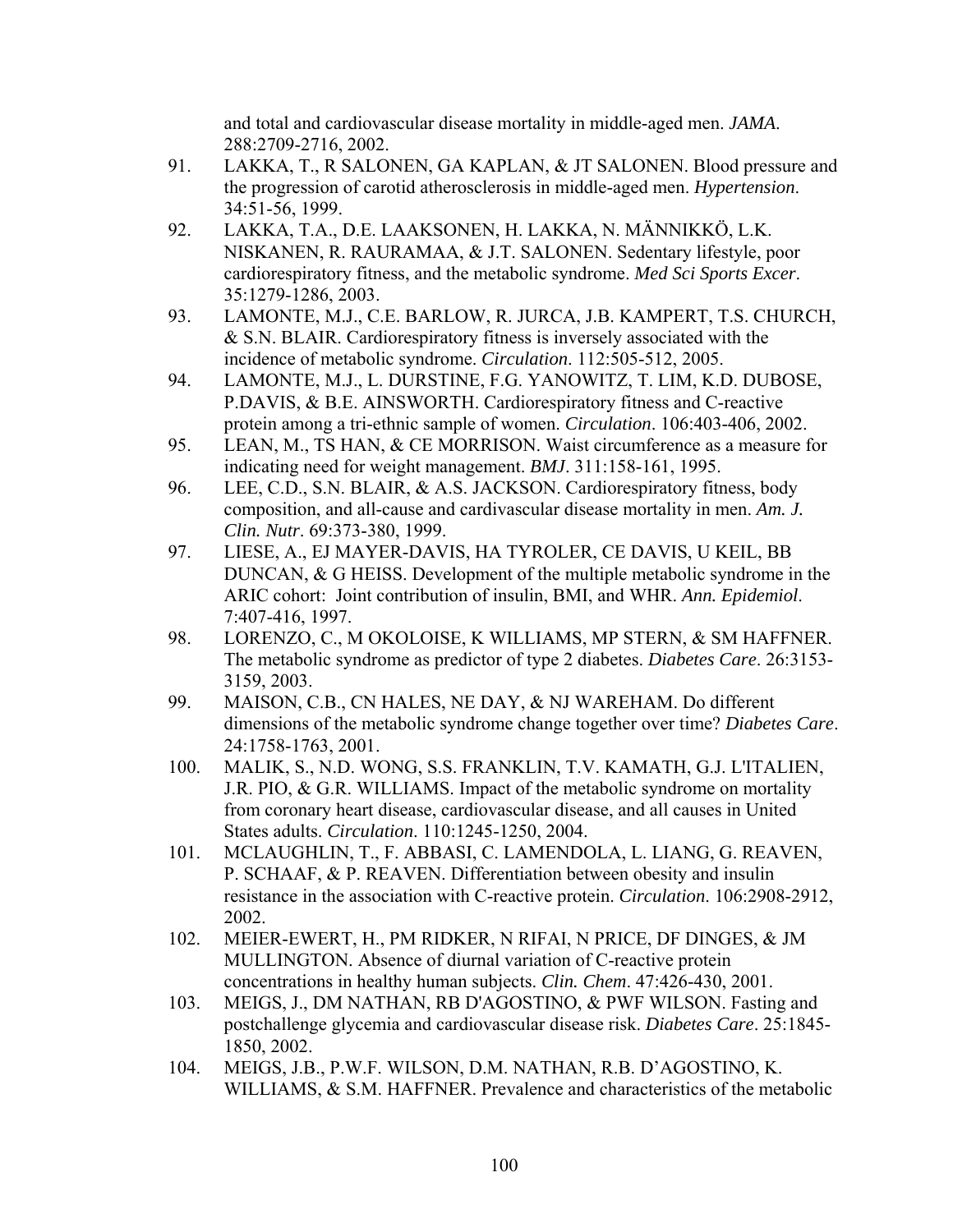and total and cardiovascular disease mortality in middle-aged men. *JAMA*. 288:2709-2716, 2002.

91. LAKKA, T., R SALONEN, GA KAPLAN, & JT SALONEN. Blood pressure and the progression of carotid atherosclerosis in middle-aged men. *Hypertension*. 34:51-56, 1999.
92. LAKKA, T.A., D.E. LAAKSONEN, H. LAKKA, N. MÄNNIKKÖ, L.K. NISKANEN, R. RAURAMAA, & J.T. SALONEN. Sedentary lifestyle, poor cardiorespiratory fitness, and the metabolic syndrome. *Med Sci Sports Excer*. 35:1279-1286, 2003.
93. LAMONTE, M.J., C.E. BARLOW, R. JURCA, J.B. KAMPERT, T.S. CHURCH, & S.N. BLAIR. Cardiorespiratory fitness is inversely associated with the incidence of metabolic syndrome. *Circulation*. 112:505-512, 2005.
94. LAMONTE, M.J., L. DURSTINE, F.G. YANOWITZ, T. LIM, K.D. DUBOSE, P.DAVIS, & B.E. AINSWORTH. Cardiorespiratory fitness and C-reactive protein among a tri-ethnic sample of women. *Circulation*. 106:403-406, 2002.
95. LEAN, M., TS HAN, & CE MORRISON. Waist circumference as a measure for indicating need for weight management. *BMJ*. 311:158-161, 1995.
96. LEE, C.D., S.N. BLAIR, & A.S. JACKSON. Cardiorespiratory fitness, body composition, and all-cause and cardivascular disease mortality in men. *Am. J. Clin. Nutr*. 69:373-380, 1999.
97. LIESE, A., EJ MAYER-DAVIS, HA TYROLER, CE DAVIS, U KEIL, BB DUNCAN, & G HEISS. Development of the multiple metabolic syndrome in the ARIC cohort: Joint contribution of insulin, BMI, and WHR. *Ann. Epidemiol*. 7:407-416, 1997.
98. LORENZO, C., M OKOLOISE, K WILLIAMS, MP STERN, & SM HAFFNER. The metabolic syndrome as predictor of type 2 diabetes. *Diabetes Care*. 26:3153-3159, 2003.
99. MAISON, C.B., CN HALES, NE DAY, & NJ WAREHAM. Do different dimensions of the metabolic syndrome change together over time? *Diabetes Care*. 24:1758-1763, 2001.
100. MALIK, S., N.D. WONG, S.S. FRANKLIN, T.V. KAMATH, G.J. L'ITALIEN, J.R. PIO, & G.R. WILLIAMS. Impact of the metabolic syndrome on mortality from coronary heart disease, cardiovascular disease, and all causes in United States adults. *Circulation*. 110:1245-1250, 2004.
101. MCLAUGHLIN, T., F. ABBASI, C. LAMENDOLA, L. LIANG, G. REAVEN, P. SCHAAF, & P. REAVEN. Differentiation between obesity and insulin resistance in the association with C-reactive protein. *Circulation*. 106:2908-2912, 2002.
102. MEIER-EWERT, H., PM RIDKER, N RIFAI, N PRICE, DF DINGES, & JM MULLINGTON. Absence of diurnal variation of C-reactive protein concentrations in healthy human subjects. *Clin. Chem*. 47:426-430, 2001.
103. MEIGS, J., DM NATHAN, RB D'AGOSTINO, & PWF WILSON. Fasting and postchallenge glycemia and cardiovascular disease risk. *Diabetes Care*. 25:1845-1850, 2002.
104. MEIGS, J.B., P.W.F. WILSON, D.M. NATHAN, R.B. D'AGOSTINO, K. WILLIAMS, & S.M. HAFFNER. Prevalence and characteristics of the metabolic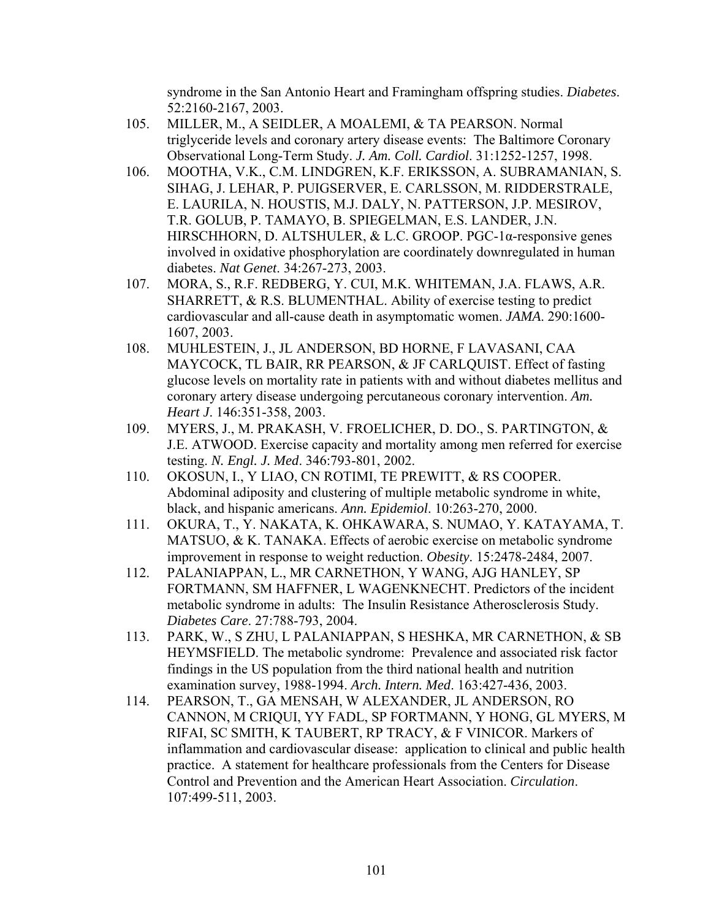syndrome in the San Antonio Heart and Framingham offspring studies. *Diabetes*. 52:2160-2167, 2003.

105. MILLER, M., A SEIDLER, A MOALEMI, & TA PEARSON. Normal triglyceride levels and coronary artery disease events: The Baltimore Coronary Observational Long-Term Study. *J. Am. Coll. Cardiol*. 31:1252-1257, 1998.
106. MOOTHA, V.K., C.M. LINDGREN, K.F. ERIKSSON, A. SUBRAMANIAN, S. SIHAG, J. LEHAR, P. PUIGSERVER, E. CARLSSON, M. RIDDERSTRALE, E. LAURILA, N. HOUSTIS, M.J. DALY, N. PATTERSON, J.P. MESIROV, T.R. GOLUB, P. TAMAYO, B. SPIEGELMAN, E.S. LANDER, J.N. HIRSCHHORN, D. ALTSHULER, & L.C. GROOP. PGC-1α-responsive genes involved in oxidative phosphorylation are coordinately downregulated in human diabetes. *Nat Genet*. 34:267-273, 2003.
107. MORA, S., R.F. REDBERG, Y. CUI, M.K. WHITEMAN, J.A. FLAWS, A.R. SHARRETT, & R.S. BLUMENTHAL. Ability of exercise testing to predict cardiovascular and all-cause death in asymptomatic women. *JAMA*. 290:1600-1607, 2003.
108. MUHLESTEIN, J., JL ANDERSON, BD HORNE, F LAVASANI, CAA MAYCOCK, TL BAIR, RR PEARSON, & JF CARLQUIST. Effect of fasting glucose levels on mortality rate in patients with and without diabetes mellitus and coronary artery disease undergoing percutaneous coronary intervention. *Am. Heart J*. 146:351-358, 2003.
109. MYERS, J., M. PRAKASH, V. FROELICHER, D. DO., S. PARTINGTON, & J.E. ATWOOD. Exercise capacity and mortality among men referred for exercise testing. *N. Engl. J. Med*. 346:793-801, 2002.
110. OKOSUN, I., Y LIAO, CN ROTIMI, TE PREWITT, & RS COOPER. Abdominal adiposity and clustering of multiple metabolic syndrome in white, black, and hispanic americans. *Ann. Epidemiol*. 10:263-270, 2000.
111. OKURA, T., Y. NAKATA, K. OHKAWARA, S. NUMAO, Y. KATAYAMA, T. MATSUO, & K. TANAKA. Effects of aerobic exercise on metabolic syndrome improvement in response to weight reduction. *Obesity*. 15:2478-2484, 2007.
112. PALANIAPPAN, L., MR CARNETHON, Y WANG, AJG HANLEY, SP FORTMANN, SM HAFFNER, L WAGENKNECHT. Predictors of the incident metabolic syndrome in adults: The Insulin Resistance Atherosclerosis Study. *Diabetes Care*. 27:788-793, 2004.
113. PARK, W., S ZHU, L PALANIAPPAN, S HESHKA, MR CARNETHON, & SB HEYMSFIELD. The metabolic syndrome: Prevalence and associated risk factor findings in the US population from the third national health and nutrition examination survey, 1988-1994. *Arch. Intern. Med*. 163:427-436, 2003.
114. PEARSON, T., GA MENSAH, W ALEXANDER, JL ANDERSON, RO CANNON, M CRIQUI, YY FADL, SP FORTMANN, Y HONG, GL MYERS, M RIFAI, SC SMITH, K TAUBERT, RP TRACY, & F VINICOR. Markers of inflammation and cardiovascular disease: application to clinical and public health practice. A statement for healthcare professionals from the Centers for Disease Control and Prevention and the American Heart Association. *Circulation*. 107:499-511, 2003.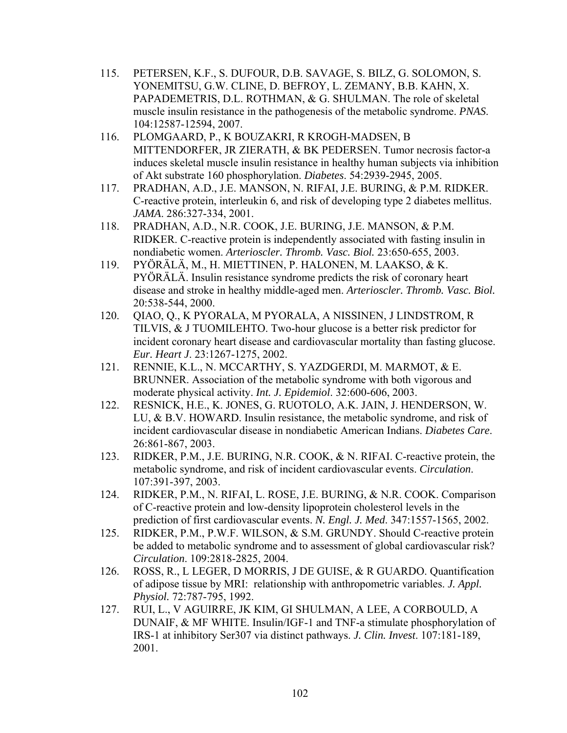115. PETERSEN, K.F., S. DUFOUR, D.B. SAVAGE, S. BILZ, G. SOLOMON, S. YONEMITSU, G.W. CLINE, D. BEFROY, L. ZEMANY, B.B. KAHN, X. PAPADEMETRIS, D.L. ROTHMAN, & G. SHULMAN. The role of skeletal muscle insulin resistance in the pathogenesis of the metabolic syndrome. *PNAS*. 104:12587-12594, 2007.
116. PLOMGAARD, P., K BOUZAKRI, R KROGH-MADSEN, B MITTENDORFER, JR ZIERATH, & BK PEDERSEN. Tumor necrosis factor-a induces skeletal muscle insulin resistance in healthy human subjects via inhibition of Akt substrate 160 phosphorylation. *Diabetes*. 54:2939-2945, 2005.
117. PRADHAN, A.D., J.E. MANSON, N. RIFAI, J.E. BURING, & P.M. RIDKER. C-reactive protein, interleukin 6, and risk of developing type 2 diabetes mellitus. *JAMA*. 286:327-334, 2001.
118. PRADHAN, A.D., N.R. COOK, J.E. BURING, J.E. MANSON, & P.M. RIDKER. C-reactive protein is independently associated with fasting insulin in nondiabetic women. *Arterioscler. Thromb. Vasc. Biol.* 23:650-655, 2003.
119. PYÖRÄLÄ, M., H. MIETTINEN, P. HALONEN, M. LAAKSO, & K. PYÖRÄLÄ. Insulin resistance syndrome predicts the risk of coronary heart disease and stroke in healthy middle-aged men. *Arterioscler. Thromb. Vasc. Biol.* 20:538-544, 2000.
120. QIAO, Q., K PYORALA, M PYORALA, A NISSINEN, J LINDSTROM, R TILVIS, & J TUOMILEHTO. Two-hour glucose is a better risk predictor for incident coronary heart disease and cardiovascular mortality than fasting glucose. *Eur. Heart J*. 23:1267-1275, 2002.
121. RENNIE, K.L., N. MCCARTHY, S. YAZDGERDI, M. MARMOT, & E. BRUNNER. Association of the metabolic syndrome with both vigorous and moderate physical activity. *Int. J. Epidemiol*. 32:600-606, 2003.
122. RESNICK, H.E., K. JONES, G. RUOTOLO, A.K. JAIN, J. HENDERSON, W. LU, & B.V. HOWARD. Insulin resistance, the metabolic syndrome, and risk of incident cardiovascular disease in nondiabetic American Indians. *Diabetes Care*. 26:861-867, 2003.
123. RIDKER, P.M., J.E. BURING, N.R. COOK, & N. RIFAI. C-reactive protein, the metabolic syndrome, and risk of incident cardiovascular events. *Circulation*. 107:391-397, 2003.
124. RIDKER, P.M., N. RIFAI, L. ROSE, J.E. BURING, & N.R. COOK. Comparison of C-reactive protein and low-density lipoprotein cholesterol levels in the prediction of first cardiovascular events. *N. Engl. J. Med*. 347:1557-1565, 2002.
125. RIDKER, P.M., P.W.F. WILSON, & S.M. GRUNDY. Should C-reactive protein be added to metabolic syndrome and to assessment of global cardiovascular risk? *Circulation*. 109:2818-2825, 2004.
126. ROSS, R., L LEGER, D MORRIS, J DE GUISE, & R GUARDO. Quantification of adipose tissue by MRI: relationship with anthropometric variables. *J. Appl. Physiol.* 72:787-795, 1992.
127. RUI, L., V AGUIRRE, JK KIM, GI SHULMAN, A LEE, A CORBOULD, A DUNAIF, & MF WHITE. Insulin/IGF-1 and TNF-a stimulate phosphorylation of IRS-1 at inhibitory Ser307 via distinct pathways. *J. Clin. Invest*. 107:181-189, 2001.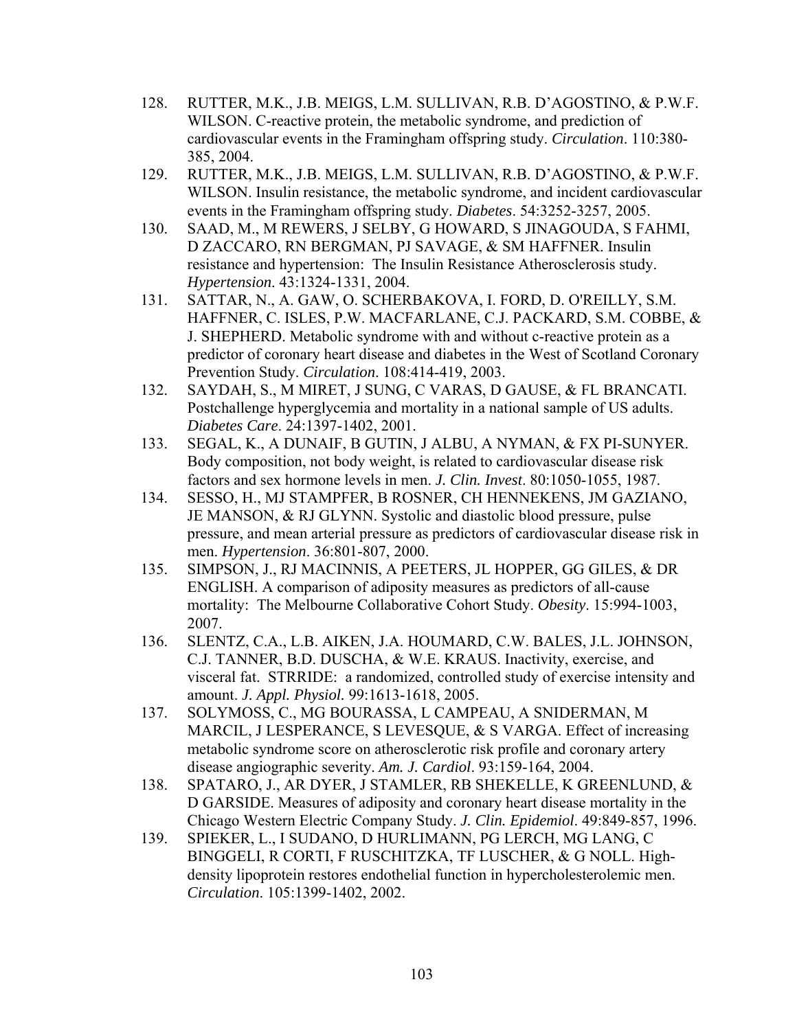128. RUTTER, M.K., J.B. MEIGS, L.M. SULLIVAN, R.B. D'AGOSTINO, & P.W.F. WILSON. C-reactive protein, the metabolic syndrome, and prediction of cardiovascular events in the Framingham offspring study. *Circulation*. 110:380-385, 2004.
129. RUTTER, M.K., J.B. MEIGS, L.M. SULLIVAN, R.B. D'AGOSTINO, & P.W.F. WILSON. Insulin resistance, the metabolic syndrome, and incident cardiovascular events in the Framingham offspring study. *Diabetes*. 54:3252-3257, 2005.
130. SAAD, M., M REWERS, J SELBY, G HOWARD, S JINAGOUDA, S FAHMI, D ZACCARO, RN BERGMAN, PJ SAVAGE, & SM HAFFNER. Insulin resistance and hypertension: The Insulin Resistance Atherosclerosis study. *Hypertension*. 43:1324-1331, 2004.
131. SATTAR, N., A. GAW, O. SCHERBAKOVA, I. FORD, D. O'REILLY, S.M. HAFFNER, C. ISLES, P.W. MACFARLANE, C.J. PACKARD, S.M. COBBE, & J. SHEPHERD. Metabolic syndrome with and without c-reactive protein as a predictor of coronary heart disease and diabetes in the West of Scotland Coronary Prevention Study. *Circulation*. 108:414-419, 2003.
132. SAYDAH, S., M MIRET, J SUNG, C VARAS, D GAUSE, & FL BRANCATI. Postchallenge hyperglycemia and mortality in a national sample of US adults. *Diabetes Care*. 24:1397-1402, 2001.
133. SEGAL, K., A DUNAIF, B GUTIN, J ALBU, A NYMAN, & FX PI-SUNYER. Body composition, not body weight, is related to cardiovascular disease risk factors and sex hormone levels in men. *J. Clin. Invest*. 80:1050-1055, 1987.
134. SESSO, H., MJ STAMPFER, B ROSNER, CH HENNEKENS, JM GAZIANO, JE MANSON, & RJ GLYNN. Systolic and diastolic blood pressure, pulse pressure, and mean arterial pressure as predictors of cardiovascular disease risk in men. *Hypertension*. 36:801-807, 2000.
135. SIMPSON, J., RJ MACINNIS, A PEETERS, JL HOPPER, GG GILES, & DR ENGLISH. A comparison of adiposity measures as predictors of all-cause mortality: The Melbourne Collaborative Cohort Study. *Obesity*. 15:994-1003, 2007.
136. SLENTZ, C.A., L.B. AIKEN, J.A. HOUMARD, C.W. BALES, J.L. JOHNSON, C.J. TANNER, B.D. DUSCHA, & W.E. KRAUS. Inactivity, exercise, and visceral fat. STRRIDE: a randomized, controlled study of exercise intensity and amount. *J. Appl. Physiol.* 99:1613-1618, 2005.
137. SOLYMOSS, C., MG BOURASSA, L CAMPEAU, A SNIDERMAN, M MARCIL, J LESPERANCE, S LEVESQUE, & S VARGA. Effect of increasing metabolic syndrome score on atherosclerotic risk profile and coronary artery disease angiographic severity. *Am. J. Cardiol*. 93:159-164, 2004.
138. SPATARO, J., AR DYER, J STAMLER, RB SHEKELLE, K GREENLUND, & D GARSIDE. Measures of adiposity and coronary heart disease mortality in the Chicago Western Electric Company Study. *J. Clin. Epidemiol*. 49:849-857, 1996.
139. SPIEKER, L., I SUDANO, D HURLIMANN, PG LERCH, MG LANG, C BINGGELI, R CORTI, F RUSCHITZKA, TF LUSCHER, & G NOLL. High-density lipoprotein restores endothelial function in hypercholesterolemic men. *Circulation*. 105:1399-1402, 2002.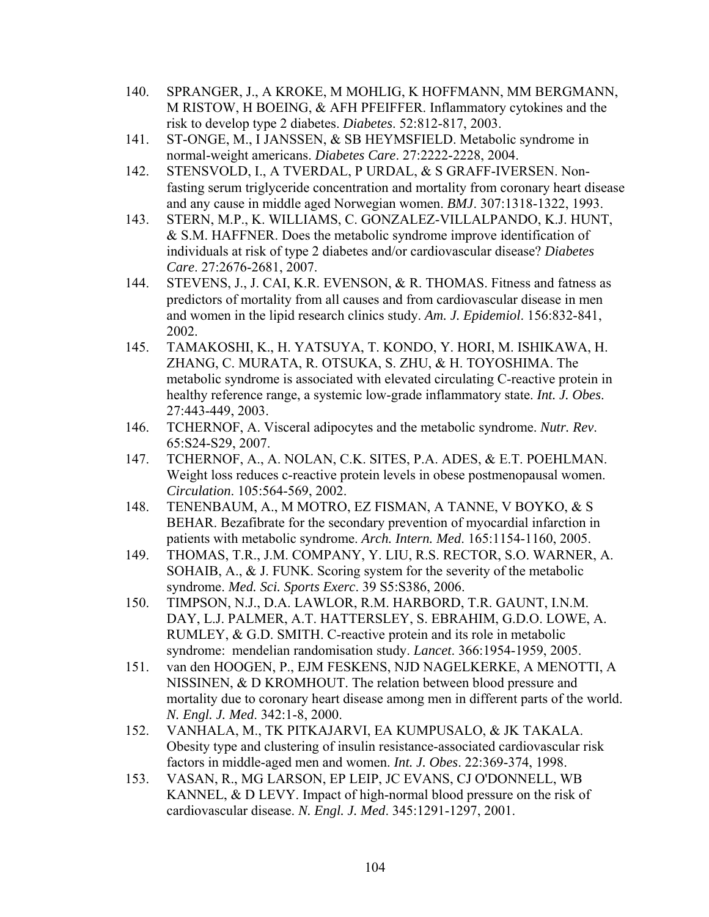140. SPRANGER, J., A KROKE, M MOHLIG, K HOFFMANN, MM BERGMANN, M RISTOW, H BOEING, & AFH PFEIFFER. Inflammatory cytokines and the risk to develop type 2 diabetes. *Diabetes*. 52:812-817, 2003.
141. ST-ONGE, M., I JANSSEN, & SB HEYMSFIELD. Metabolic syndrome in normal-weight americans. *Diabetes Care*. 27:2222-2228, 2004.
142. STENSVOLD, I., A TVERDAL, P URDAL, & S GRAFF-IVERSEN. Non-fasting serum triglyceride concentration and mortality from coronary heart disease and any cause in middle aged Norwegian women. *BMJ*. 307:1318-1322, 1993.
143. STERN, M.P., K. WILLIAMS, C. GONZALEZ-VILLALPANDO, K.J. HUNT, & S.M. HAFFNER. Does the metabolic syndrome improve identification of individuals at risk of type 2 diabetes and/or cardiovascular disease? *Diabetes Care*. 27:2676-2681, 2007.
144. STEVENS, J., J. CAI, K.R. EVENSON, & R. THOMAS. Fitness and fatness as predictors of mortality from all causes and from cardiovascular disease in men and women in the lipid research clinics study. *Am. J. Epidemiol*. 156:832-841, 2002.
145. TAMAKOSHI, K., H. YATSUYA, T. KONDO, Y. HORI, M. ISHIKAWA, H. ZHANG, C. MURATA, R. OTSUKA, S. ZHU, & H. TOYOSHIMA. The metabolic syndrome is associated with elevated circulating C-reactive protein in healthy reference range, a systemic low-grade inflammatory state. *Int. J. Obes*. 27:443-449, 2003.
146. TCHERNOF, A. Visceral adipocytes and the metabolic syndrome. *Nutr. Rev*. 65:S24-S29, 2007.
147. TCHERNOF, A., A. NOLAN, C.K. SITES, P.A. ADES, & E.T. POEHLMAN. Weight loss reduces c-reactive protein levels in obese postmenopausal women. *Circulation*. 105:564-569, 2002.
148. TENENBAUM, A., M MOTRO, EZ FISMAN, A TANNE, V BOYKO, & S BEHAR. Bezafibrate for the secondary prevention of myocardial infarction in patients with metabolic syndrome. *Arch. Intern. Med*. 165:1154-1160, 2005.
149. THOMAS, T.R., J.M. COMPANY, Y. LIU, R.S. RECTOR, S.O. WARNER, A. SOHAIB, A., & J. FUNK. Scoring system for the severity of the metabolic syndrome. *Med. Sci. Sports Exerc*. 39 S5:S386, 2006.
150. TIMPSON, N.J., D.A. LAWLOR, R.M. HARBORD, T.R. GAUNT, I.N.M. DAY, L.J. PALMER, A.T. HATTERSLEY, S. EBRAHIM, G.D.O. LOWE, A. RUMLEY, & G.D. SMITH. C-reactive protein and its role in metabolic syndrome: mendelian randomisation study. *Lancet*. 366:1954-1959, 2005.
151. van den HOOGEN, P., EJM FESKENS, NJD NAGELKERKE, A MENOTTI, A NISSINEN, & D KROMHOUT. The relation between blood pressure and mortality due to coronary heart disease among men in different parts of the world. *N. Engl. J. Med*. 342:1-8, 2000.
152. VANHALA, M., TK PITKAJARVI, EA KUMPUSALO, & JK TAKALA. Obesity type and clustering of insulin resistance-associated cardiovascular risk factors in middle-aged men and women. *Int. J. Obes*. 22:369-374, 1998.
153. VASAN, R., MG LARSON, EP LEIP, JC EVANS, CJ O'DONNELL, WB KANNEL, & D LEVY. Impact of high-normal blood pressure on the risk of cardiovascular disease. *N. Engl. J. Med*. 345:1291-1297, 2001.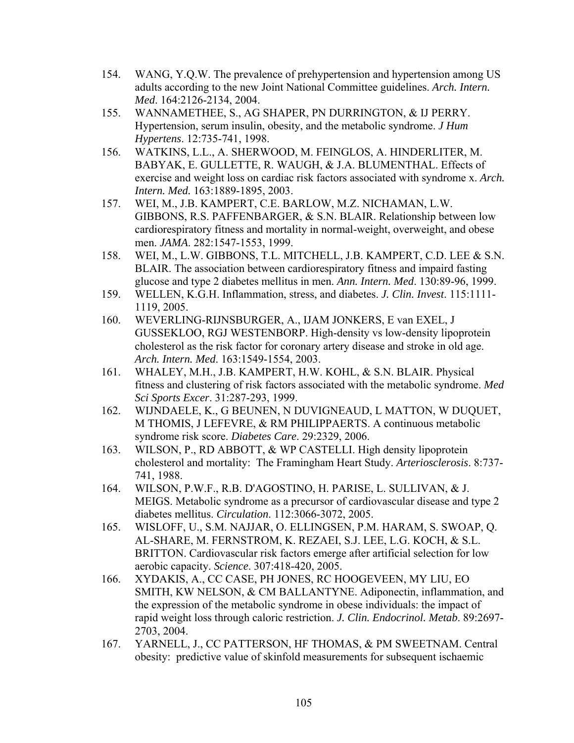154. WANG, Y.Q.W. The prevalence of prehypertension and hypertension among US adults according to the new Joint National Committee guidelines. *Arch. Intern. Med*. 164:2126-2134, 2004.
155. WANNAMETHEE, S., AG SHAPER, PN DURRINGTON, & IJ PERRY. Hypertension, serum insulin, obesity, and the metabolic syndrome. *J Hum Hypertens*. 12:735-741, 1998.
156. WATKINS, L.L., A. SHERWOOD, M. FEINGLOS, A. HINDERLITER, M. BABYAK, E. GULLETTE, R. WAUGH, & J.A. BLUMENTHAL. Effects of exercise and weight loss on cardiac risk factors associated with syndrome x. *Arch. Intern. Med.* 163:1889-1895, 2003.
157. WEI, M., J.B. KAMPERT, C.E. BARLOW, M.Z. NICHAMAN, L.W. GIBBONS, R.S. PAFFENBARGER, & S.N. BLAIR. Relationship between low cardiorespiratory fitness and mortality in normal-weight, overweight, and obese men. *JAMA*. 282:1547-1553, 1999.
158. WEI, M., L.W. GIBBONS, T.L. MITCHELL, J.B. KAMPERT, C.D. LEE & S.N. BLAIR. The association between cardiorespiratory fitness and impaird fasting glucose and type 2 diabetes mellitus in men. *Ann. Intern. Med*. 130:89-96, 1999.
159. WELLEN, K.G.H. Inflammation, stress, and diabetes. *J. Clin. Invest*. 115:1111-1119, 2005.
160. WEVERLING-RIJNSBURGER, A., IJAM JONKERS, E van EXEL, J GUSSEKLOO, RGJ WESTENBORP. High-density vs low-density lipoprotein cholesterol as the risk factor for coronary artery disease and stroke in old age. *Arch. Intern. Med*. 163:1549-1554, 2003.
161. WHALEY, M.H., J.B. KAMPERT, H.W. KOHL, & S.N. BLAIR. Physical fitness and clustering of risk factors associated with the metabolic syndrome. *Med Sci Sports Excer*. 31:287-293, 1999.
162. WIJNDAELE, K., G BEUNEN, N DUVIGNEAUD, L MATTON, W DUQUET, M THOMIS, J LEFEVRE, & RM PHILIPPAERTS. A continuous metabolic syndrome risk score. *Diabetes Care*. 29:2329, 2006.
163. WILSON, P., RD ABBOTT, & WP CASTELLI. High density lipoprotein cholesterol and mortality: The Framingham Heart Study. *Arteriosclerosis*. 8:737-741, 1988.
164. WILSON, P.W.F., R.B. D'AGOSTINO, H. PARISE, L. SULLIVAN, & J. MEIGS. Metabolic syndrome as a precursor of cardiovascular disease and type 2 diabetes mellitus. *Circulation*. 112:3066-3072, 2005.
165. WISLOFF, U., S.M. NAJJAR, O. ELLINGSEN, P.M. HARAM, S. SWOAP, Q. AL-SHARE, M. FERNSTROM, K. REZAEI, S.J. LEE, L.G. KOCH, & S.L. BRITTON. Cardiovascular risk factors emerge after artificial selection for low aerobic capacity. *Science*. 307:418-420, 2005.
166. XYDAKIS, A., CC CASE, PH JONES, RC HOOGEVEEN, MY LIU, EO SMITH, KW NELSON, & CM BALLANTYNE. Adiponectin, inflammation, and the expression of the metabolic syndrome in obese individuals: the impact of rapid weight loss through caloric restriction. *J. Clin. Endocrinol. Metab*. 89:2697-2703, 2004.
167. YARNELL, J., CC PATTERSON, HF THOMAS, & PM SWEETNAM. Central obesity: predictive value of skinfold measurements for subsequent ischaemic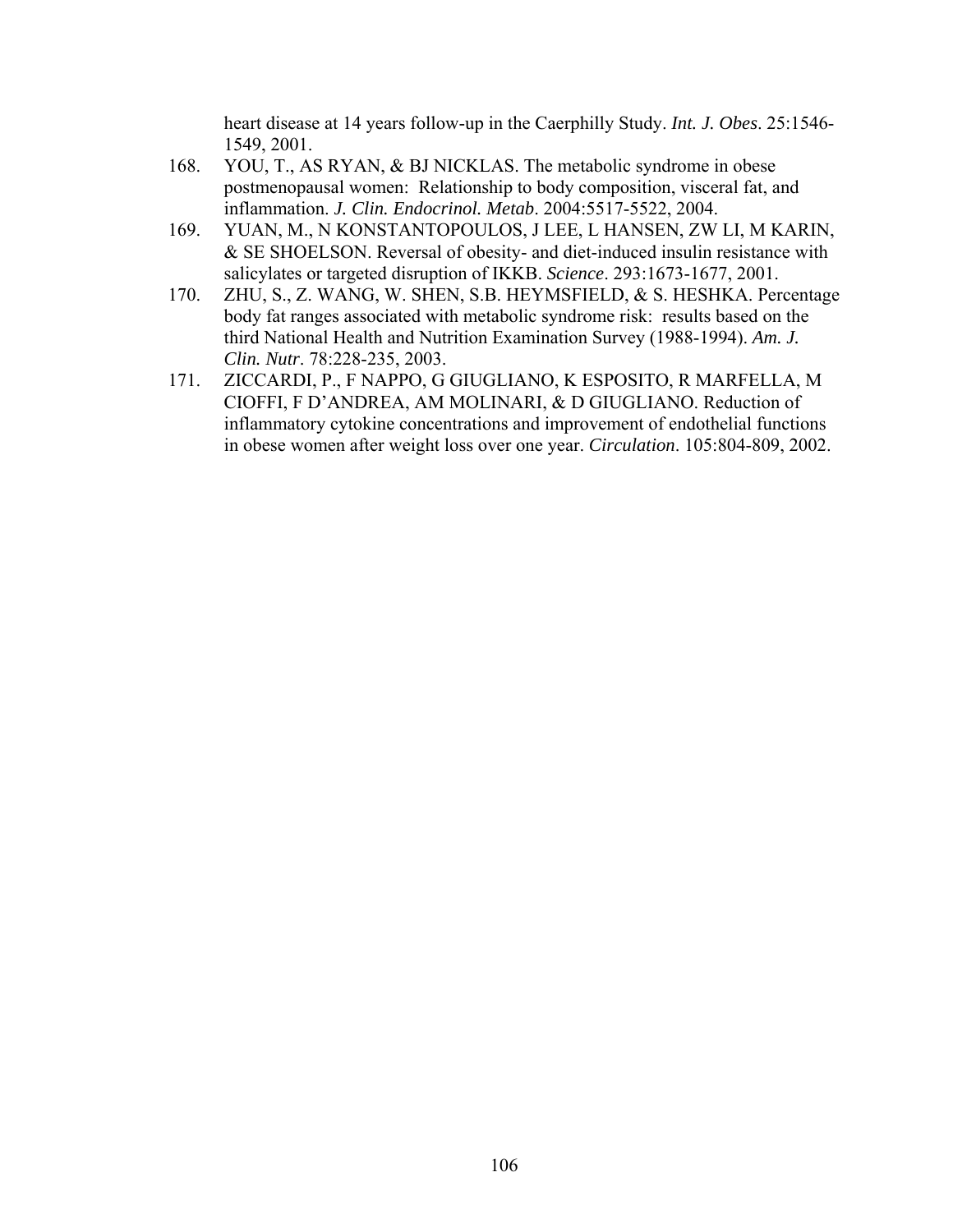heart disease at 14 years follow-up in the Caerphilly Study. *Int. J. Obes*. 25:1546-1549, 2001.

168. YOU, T., AS RYAN, & BJ NICKLAS. The metabolic syndrome in obese postmenopausal women: Relationship to body composition, visceral fat, and inflammation. *J. Clin. Endocrinol. Metab*. 2004:5517-5522, 2004.
169. YUAN, M., N KONSTANTOPOULOS, J LEE, L HANSEN, ZW LI, M KARIN, & SE SHOELSON. Reversal of obesity- and diet-induced insulin resistance with salicylates or targeted disruption of IKKB. *Science*. 293:1673-1677, 2001.
170. ZHU, S., Z. WANG, W. SHEN, S.B. HEYMSFIELD, & S. HESHKA. Percentage body fat ranges associated with metabolic syndrome risk: results based on the third National Health and Nutrition Examination Survey (1988-1994). *Am. J. Clin. Nutr*. 78:228-235, 2003.
171. ZICCARDI, P., F NAPPO, G GIUGLIANO, K ESPOSITO, R MARFELLA, M CIOFFI, F D'ANDREA, AM MOLINARI, & D GIUGLIANO. Reduction of inflammatory cytokine concentrations and improvement of endothelial functions in obese women after weight loss over one year. *Circulation*. 105:804-809, 2002.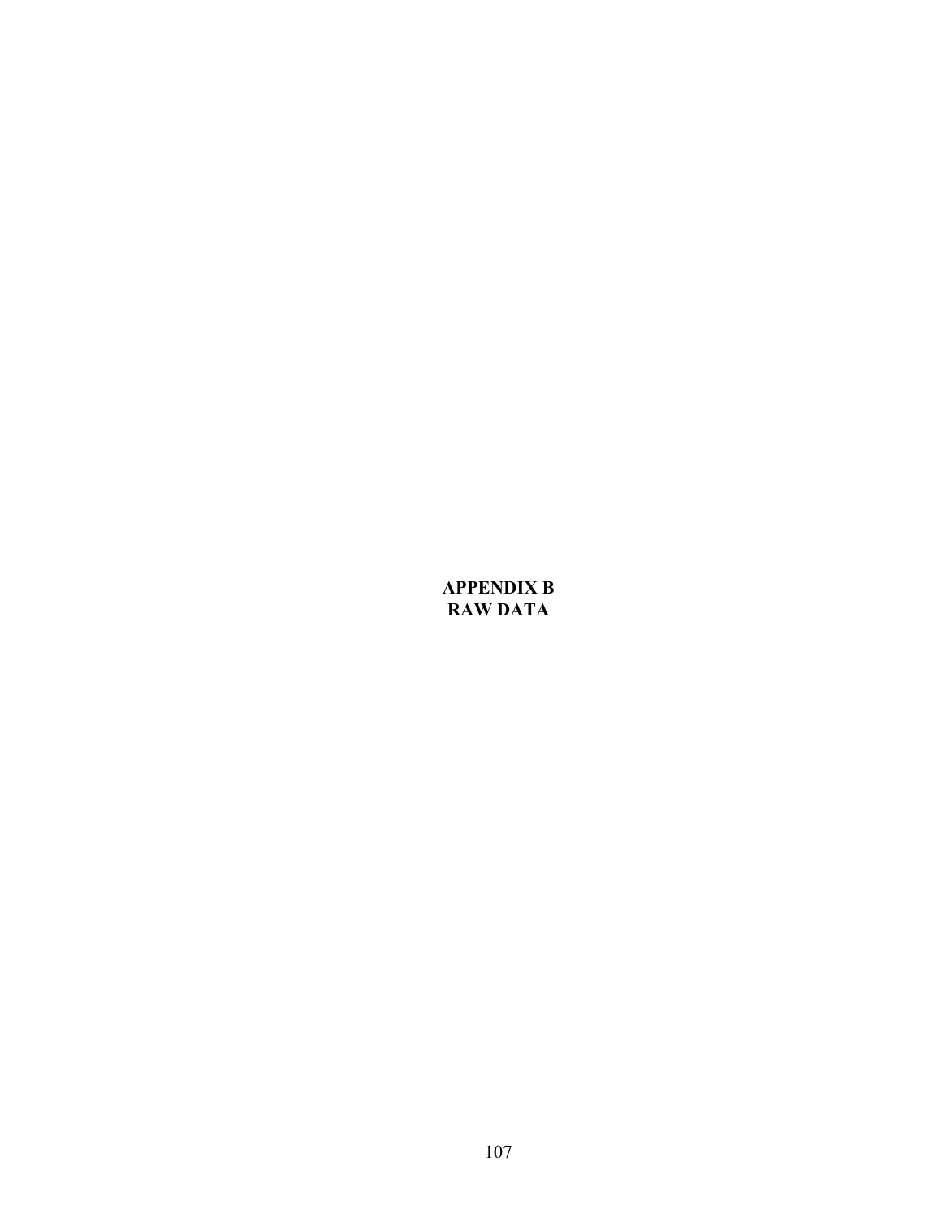# APPENDIX B
# RAW DATA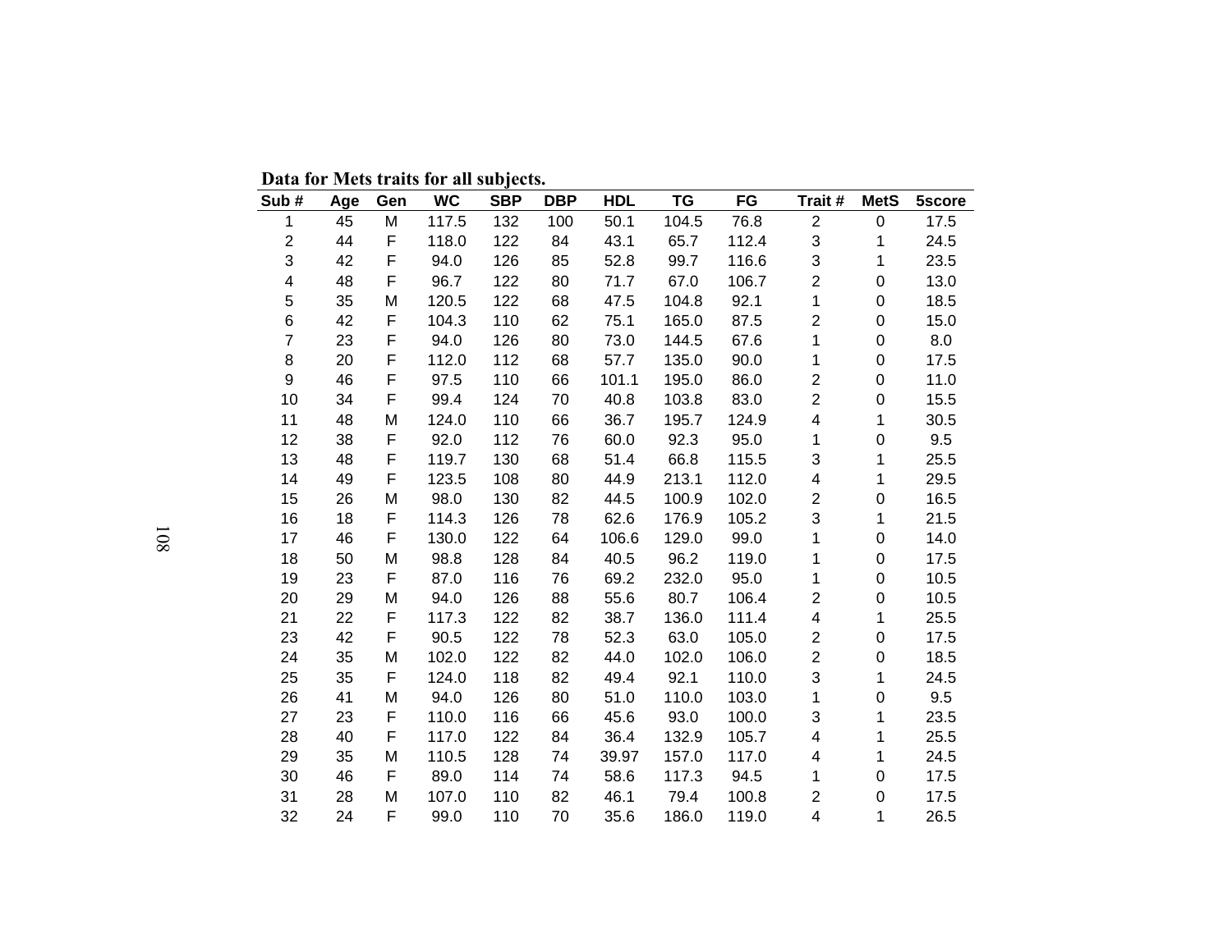**Data for Mets traits for all subjects.**

| Sub # | Age | Gen | WC | SBP | DBP | HDL | TG | FG | Trait # | MetS | 5score |
|---|---|---|---|---|---|---|---|---|---|---|---|
| 1 | 45 | M | 117.5 | 132 | 100 | 50.1 | 104.5 | 76.8 | 2 | 0 | 17.5 |
| 2 | 44 | F | 118.0 | 122 | 84 | 43.1 | 65.7 | 112.4 | 3 | 1 | 24.5 |
| 3 | 42 | F | 94.0 | 126 | 85 | 52.8 | 99.7 | 116.6 | 3 | 1 | 23.5 |
| 4 | 48 | F | 96.7 | 122 | 80 | 71.7 | 67.0 | 106.7 | 2 | 0 | 13.0 |
| 5 | 35 | M | 120.5 | 122 | 68 | 47.5 | 104.8 | 92.1 | 1 | 0 | 18.5 |
| 6 | 42 | F | 104.3 | 110 | 62 | 75.1 | 165.0 | 87.5 | 2 | 0 | 15.0 |
| 7 | 23 | F | 94.0 | 126 | 80 | 73.0 | 144.5 | 67.6 | 1 | 0 | 8.0 |
| 8 | 20 | F | 112.0 | 112 | 68 | 57.7 | 135.0 | 90.0 | 1 | 0 | 17.5 |
| 9 | 46 | F | 97.5 | 110 | 66 | 101.1 | 195.0 | 86.0 | 2 | 0 | 11.0 |
| 10 | 34 | F | 99.4 | 124 | 70 | 40.8 | 103.8 | 83.0 | 2 | 0 | 15.5 |
| 11 | 48 | M | 124.0 | 110 | 66 | 36.7 | 195.7 | 124.9 | 4 | 1 | 30.5 |
| 12 | 38 | F | 92.0 | 112 | 76 | 60.0 | 92.3 | 95.0 | 1 | 0 | 9.5 |
| 13 | 48 | F | 119.7 | 130 | 68 | 51.4 | 66.8 | 115.5 | 3 | 1 | 25.5 |
| 14 | 49 | F | 123.5 | 108 | 80 | 44.9 | 213.1 | 112.0 | 4 | 1 | 29.5 |
| 15 | 26 | M | 98.0 | 130 | 82 | 44.5 | 100.9 | 102.0 | 2 | 0 | 16.5 |
| 16 | 18 | F | 114.3 | 126 | 78 | 62.6 | 176.9 | 105.2 | 3 | 1 | 21.5 |
| 17 | 46 | F | 130.0 | 122 | 64 | 106.6 | 129.0 | 99.0 | 1 | 0 | 14.0 |
| 18 | 50 | M | 98.8 | 128 | 84 | 40.5 | 96.2 | 119.0 | 1 | 0 | 17.5 |
| 19 | 23 | F | 87.0 | 116 | 76 | 69.2 | 232.0 | 95.0 | 1 | 0 | 10.5 |
| 20 | 29 | M | 94.0 | 126 | 88 | 55.6 | 80.7 | 106.4 | 2 | 0 | 10.5 |
| 21 | 22 | F | 117.3 | 122 | 82 | 38.7 | 136.0 | 111.4 | 4 | 1 | 25.5 |
| 23 | 42 | F | 90.5 | 122 | 78 | 52.3 | 63.0 | 105.0 | 2 | 0 | 17.5 |
| 24 | 35 | M | 102.0 | 122 | 82 | 44.0 | 102.0 | 106.0 | 2 | 0 | 18.5 |
| 25 | 35 | F | 124.0 | 118 | 82 | 49.4 | 92.1 | 110.0 | 3 | 1 | 24.5 |
| 26 | 41 | M | 94.0 | 126 | 80 | 51.0 | 110.0 | 103.0 | 1 | 0 | 9.5 |
| 27 | 23 | F | 110.0 | 116 | 66 | 45.6 | 93.0 | 100.0 | 3 | 1 | 23.5 |
| 28 | 40 | F | 117.0 | 122 | 84 | 36.4 | 132.9 | 105.7 | 4 | 1 | 25.5 |
| 29 | 35 | M | 110.5 | 128 | 74 | 39.97 | 157.0 | 117.0 | 4 | 1 | 24.5 |
| 30 | 46 | F | 89.0 | 114 | 74 | 58.6 | 117.3 | 94.5 | 1 | 0 | 17.5 |
| 31 | 28 | M | 107.0 | 110 | 82 | 46.1 | 79.4 | 100.8 | 2 | 0 | 17.5 |
| 32 | 24 | F | 99.0 | 110 | 70 | 35.6 | 186.0 | 119.0 | 4 | 1 | 26.5 |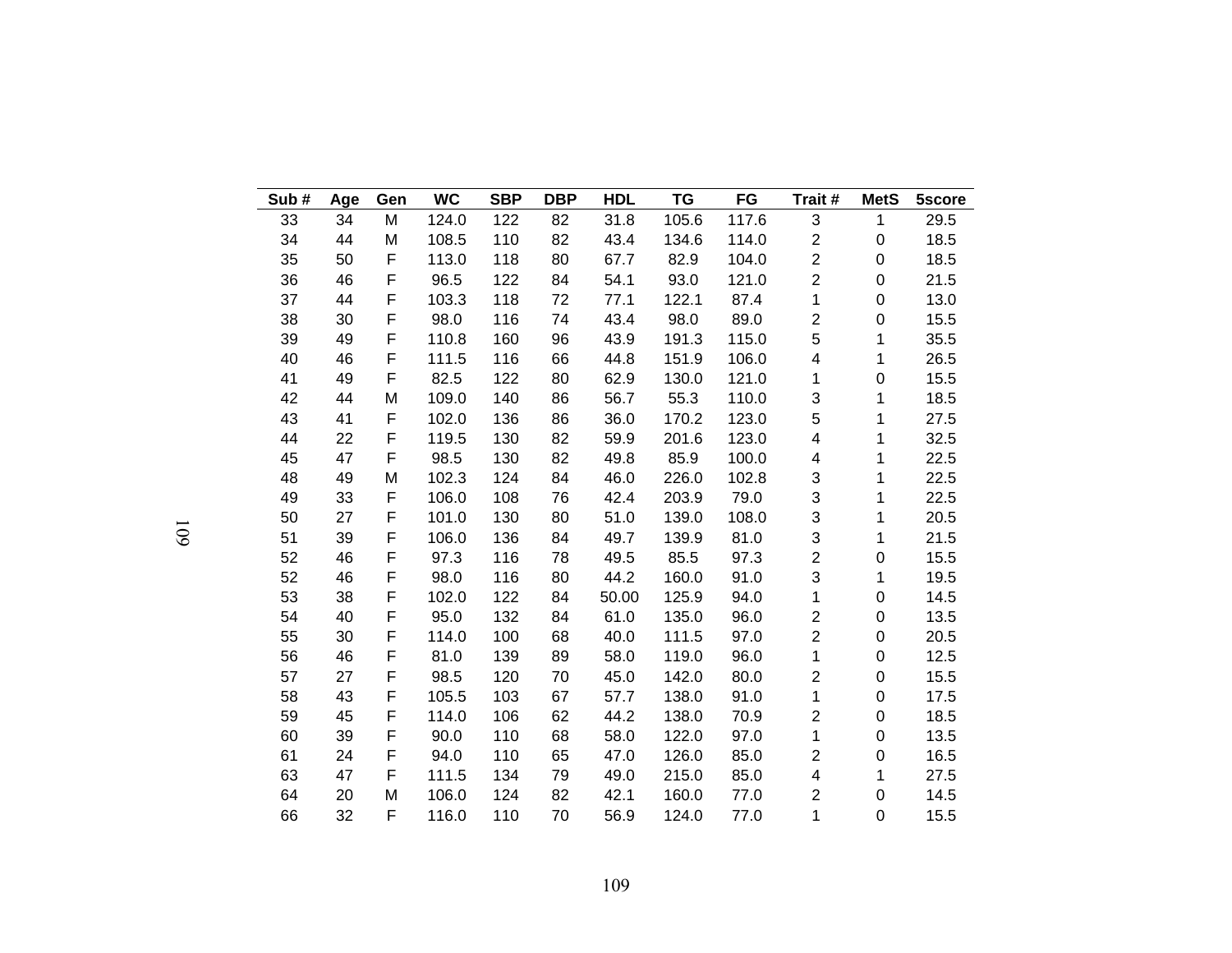| Sub # | Age | Gen | WC | SBP | DBP | HDL | TG | FG | Trait # | MetS | 5score |
|---|---|---|---|---|---|---|---|---|---|---|---|
| 33 | 34 | M | 124.0 | 122 | 82 | 31.8 | 105.6 | 117.6 | 3 | 1 | 29.5 |
| 34 | 44 | M | 108.5 | 110 | 82 | 43.4 | 134.6 | 114.0 | 2 | 0 | 18.5 |
| 35 | 50 | F | 113.0 | 118 | 80 | 67.7 | 82.9 | 104.0 | 2 | 0 | 18.5 |
| 36 | 46 | F | 96.5 | 122 | 84 | 54.1 | 93.0 | 121.0 | 2 | 0 | 21.5 |
| 37 | 44 | F | 103.3 | 118 | 72 | 77.1 | 122.1 | 87.4 | 1 | 0 | 13.0 |
| 38 | 30 | F | 98.0 | 116 | 74 | 43.4 | 98.0 | 89.0 | 2 | 0 | 15.5 |
| 39 | 49 | F | 110.8 | 160 | 96 | 43.9 | 191.3 | 115.0 | 5 | 1 | 35.5 |
| 40 | 46 | F | 111.5 | 116 | 66 | 44.8 | 151.9 | 106.0 | 4 | 1 | 26.5 |
| 41 | 49 | F | 82.5 | 122 | 80 | 62.9 | 130.0 | 121.0 | 1 | 0 | 15.5 |
| 42 | 44 | M | 109.0 | 140 | 86 | 56.7 | 55.3 | 110.0 | 3 | 1 | 18.5 |
| 43 | 41 | F | 102.0 | 136 | 86 | 36.0 | 170.2 | 123.0 | 5 | 1 | 27.5 |
| 44 | 22 | F | 119.5 | 130 | 82 | 59.9 | 201.6 | 123.0 | 4 | 1 | 32.5 |
| 45 | 47 | F | 98.5 | 130 | 82 | 49.8 | 85.9 | 100.0 | 4 | 1 | 22.5 |
| 48 | 49 | M | 102.3 | 124 | 84 | 46.0 | 226.0 | 102.8 | 3 | 1 | 22.5 |
| 49 | 33 | F | 106.0 | 108 | 76 | 42.4 | 203.9 | 79.0 | 3 | 1 | 22.5 |
| 50 | 27 | F | 101.0 | 130 | 80 | 51.0 | 139.0 | 108.0 | 3 | 1 | 20.5 |
| 51 | 39 | F | 106.0 | 136 | 84 | 49.7 | 139.9 | 81.0 | 3 | 1 | 21.5 |
| 52 | 46 | F | 97.3 | 116 | 78 | 49.5 | 85.5 | 97.3 | 2 | 0 | 15.5 |
| 52 | 46 | F | 98.0 | 116 | 80 | 44.2 | 160.0 | 91.0 | 3 | 1 | 19.5 |
| 53 | 38 | F | 102.0 | 122 | 84 | 50.00 | 125.9 | 94.0 | 1 | 0 | 14.5 |
| 54 | 40 | F | 95.0 | 132 | 84 | 61.0 | 135.0 | 96.0 | 2 | 0 | 13.5 |
| 55 | 30 | F | 114.0 | 100 | 68 | 40.0 | 111.5 | 97.0 | 2 | 0 | 20.5 |
| 56 | 46 | F | 81.0 | 139 | 89 | 58.0 | 119.0 | 96.0 | 1 | 0 | 12.5 |
| 57 | 27 | F | 98.5 | 120 | 70 | 45.0 | 142.0 | 80.0 | 2 | 0 | 15.5 |
| 58 | 43 | F | 105.5 | 103 | 67 | 57.7 | 138.0 | 91.0 | 1 | 0 | 17.5 |
| 59 | 45 | F | 114.0 | 106 | 62 | 44.2 | 138.0 | 70.9 | 2 | 0 | 18.5 |
| 60 | 39 | F | 90.0 | 110 | 68 | 58.0 | 122.0 | 97.0 | 1 | 0 | 13.5 |
| 61 | 24 | F | 94.0 | 110 | 65 | 47.0 | 126.0 | 85.0 | 2 | 0 | 16.5 |
| 63 | 47 | F | 111.5 | 134 | 79 | 49.0 | 215.0 | 85.0 | 4 | 1 | 27.5 |
| 64 | 20 | M | 106.0 | 124 | 82 | 42.1 | 160.0 | 77.0 | 2 | 0 | 14.5 |
| 66 | 32 | F | 116.0 | 110 | 70 | 56.9 | 124.0 | 77.0 | 1 | 0 | 15.5 |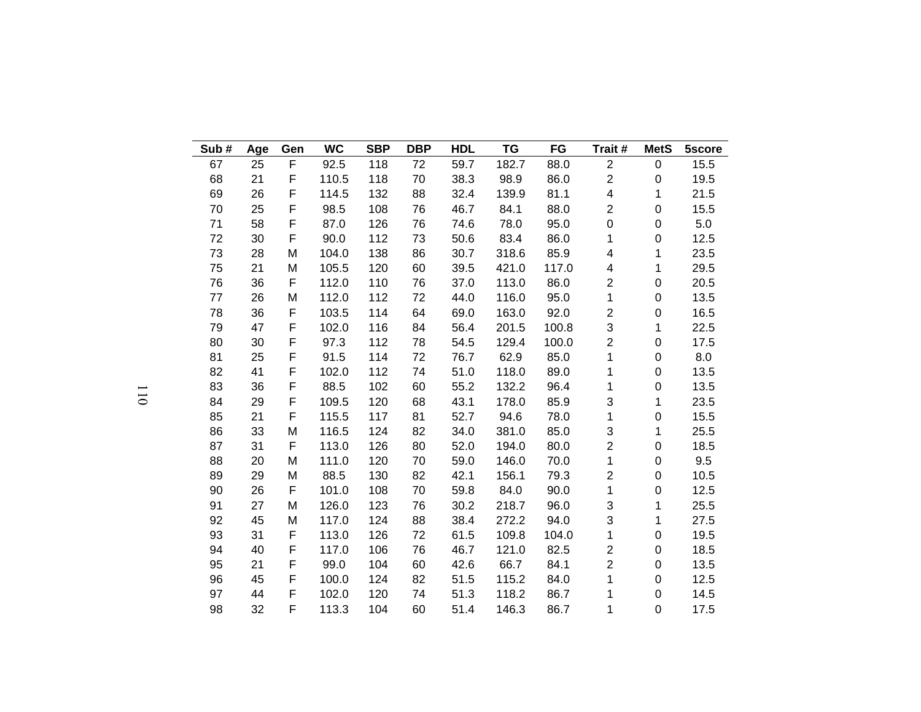| Sub # | Age | Gen | WC | SBP | DBP | HDL | TG | FG | Trait # | MetS | 5score |
|---|---|---|---|---|---|---|---|---|---|---|---|
| 67 | 25 | F | 92.5 | 118 | 72 | 59.7 | 182.7 | 88.0 | 2 | 0 | 15.5 |
| 68 | 21 | F | 110.5 | 118 | 70 | 38.3 | 98.9 | 86.0 | 2 | 0 | 19.5 |
| 69 | 26 | F | 114.5 | 132 | 88 | 32.4 | 139.9 | 81.1 | 4 | 1 | 21.5 |
| 70 | 25 | F | 98.5 | 108 | 76 | 46.7 | 84.1 | 88.0 | 2 | 0 | 15.5 |
| 71 | 58 | F | 87.0 | 126 | 76 | 74.6 | 78.0 | 95.0 | 0 | 0 | 5.0 |
| 72 | 30 | F | 90.0 | 112 | 73 | 50.6 | 83.4 | 86.0 | 1 | 0 | 12.5 |
| 73 | 28 | M | 104.0 | 138 | 86 | 30.7 | 318.6 | 85.9 | 4 | 1 | 23.5 |
| 75 | 21 | M | 105.5 | 120 | 60 | 39.5 | 421.0 | 117.0 | 4 | 1 | 29.5 |
| 76 | 36 | F | 112.0 | 110 | 76 | 37.0 | 113.0 | 86.0 | 2 | 0 | 20.5 |
| 77 | 26 | M | 112.0 | 112 | 72 | 44.0 | 116.0 | 95.0 | 1 | 0 | 13.5 |
| 78 | 36 | F | 103.5 | 114 | 64 | 69.0 | 163.0 | 92.0 | 2 | 0 | 16.5 |
| 79 | 47 | F | 102.0 | 116 | 84 | 56.4 | 201.5 | 100.8 | 3 | 1 | 22.5 |
| 80 | 30 | F | 97.3 | 112 | 78 | 54.5 | 129.4 | 100.0 | 2 | 0 | 17.5 |
| 81 | 25 | F | 91.5 | 114 | 72 | 76.7 | 62.9 | 85.0 | 1 | 0 | 8.0 |
| 82 | 41 | F | 102.0 | 112 | 74 | 51.0 | 118.0 | 89.0 | 1 | 0 | 13.5 |
| 83 | 36 | F | 88.5 | 102 | 60 | 55.2 | 132.2 | 96.4 | 1 | 0 | 13.5 |
| 84 | 29 | F | 109.5 | 120 | 68 | 43.1 | 178.0 | 85.9 | 3 | 1 | 23.5 |
| 85 | 21 | F | 115.5 | 117 | 81 | 52.7 | 94.6 | 78.0 | 1 | 0 | 15.5 |
| 86 | 33 | M | 116.5 | 124 | 82 | 34.0 | 381.0 | 85.0 | 3 | 1 | 25.5 |
| 87 | 31 | F | 113.0 | 126 | 80 | 52.0 | 194.0 | 80.0 | 2 | 0 | 18.5 |
| 88 | 20 | M | 111.0 | 120 | 70 | 59.0 | 146.0 | 70.0 | 1 | 0 | 9.5 |
| 89 | 29 | M | 88.5 | 130 | 82 | 42.1 | 156.1 | 79.3 | 2 | 0 | 10.5 |
| 90 | 26 | F | 101.0 | 108 | 70 | 59.8 | 84.0 | 90.0 | 1 | 0 | 12.5 |
| 91 | 27 | M | 126.0 | 123 | 76 | 30.2 | 218.7 | 96.0 | 3 | 1 | 25.5 |
| 92 | 45 | M | 117.0 | 124 | 88 | 38.4 | 272.2 | 94.0 | 3 | 1 | 27.5 |
| 93 | 31 | F | 113.0 | 126 | 72 | 61.5 | 109.8 | 104.0 | 1 | 0 | 19.5 |
| 94 | 40 | F | 117.0 | 106 | 76 | 46.7 | 121.0 | 82.5 | 2 | 0 | 18.5 |
| 95 | 21 | F | 99.0 | 104 | 60 | 42.6 | 66.7 | 84.1 | 2 | 0 | 13.5 |
| 96 | 45 | F | 100.0 | 124 | 82 | 51.5 | 115.2 | 84.0 | 1 | 0 | 12.5 |
| 97 | 44 | F | 102.0 | 120 | 74 | 51.3 | 118.2 | 86.7 | 1 | 0 | 14.5 |
| 98 | 32 | F | 113.3 | 104 | 60 | 51.4 | 146.3 | 86.7 | 1 | 0 | 17.5 |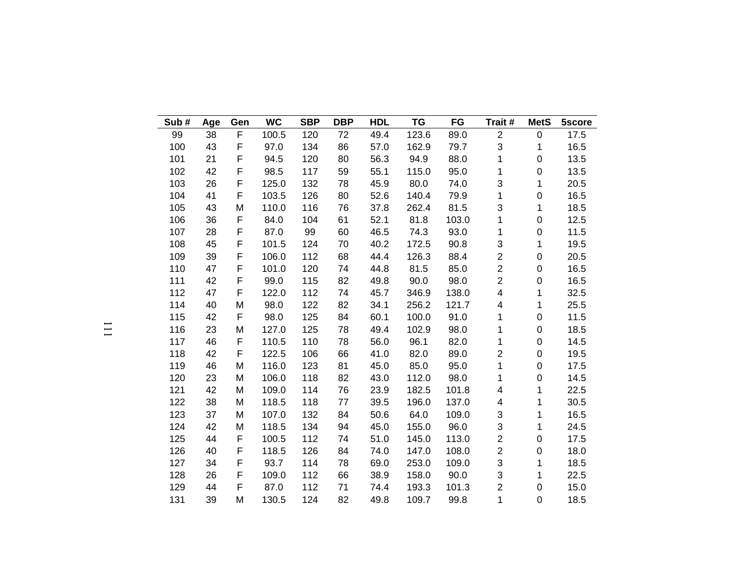| Sub # | Age | Gen | WC | SBP | DBP | HDL | TG | FG | Trait # | MetS | 5score |
|---|---|---|---|---|---|---|---|---|---|---|---|
| 99 | 38 | F | 100.5 | 120 | 72 | 49.4 | 123.6 | 89.0 | 2 | 0 | 17.5 |
| 100 | 43 | F | 97.0 | 134 | 86 | 57.0 | 162.9 | 79.7 | 3 | 1 | 16.5 |
| 101 | 21 | F | 94.5 | 120 | 80 | 56.3 | 94.9 | 88.0 | 1 | 0 | 13.5 |
| 102 | 42 | F | 98.5 | 117 | 59 | 55.1 | 115.0 | 95.0 | 1 | 0 | 13.5 |
| 103 | 26 | F | 125.0 | 132 | 78 | 45.9 | 80.0 | 74.0 | 3 | 1 | 20.5 |
| 104 | 41 | F | 103.5 | 126 | 80 | 52.6 | 140.4 | 79.9 | 1 | 0 | 16.5 |
| 105 | 43 | M | 110.0 | 116 | 76 | 37.8 | 262.4 | 81.5 | 3 | 1 | 18.5 |
| 106 | 36 | F | 84.0 | 104 | 61 | 52.1 | 81.8 | 103.0 | 1 | 0 | 12.5 |
| 107 | 28 | F | 87.0 | 99 | 60 | 46.5 | 74.3 | 93.0 | 1 | 0 | 11.5 |
| 108 | 45 | F | 101.5 | 124 | 70 | 40.2 | 172.5 | 90.8 | 3 | 1 | 19.5 |
| 109 | 39 | F | 106.0 | 112 | 68 | 44.4 | 126.3 | 88.4 | 2 | 0 | 20.5 |
| 110 | 47 | F | 101.0 | 120 | 74 | 44.8 | 81.5 | 85.0 | 2 | 0 | 16.5 |
| 111 | 42 | F | 99.0 | 115 | 82 | 49.8 | 90.0 | 98.0 | 2 | 0 | 16.5 |
| 112 | 47 | F | 122.0 | 112 | 74 | 45.7 | 346.9 | 138.0 | 4 | 1 | 32.5 |
| 114 | 40 | M | 98.0 | 122 | 82 | 34.1 | 256.2 | 121.7 | 4 | 1 | 25.5 |
| 115 | 42 | F | 98.0 | 125 | 84 | 60.1 | 100.0 | 91.0 | 1 | 0 | 11.5 |
| 116 | 23 | M | 127.0 | 125 | 78 | 49.4 | 102.9 | 98.0 | 1 | 0 | 18.5 |
| 117 | 46 | F | 110.5 | 110 | 78 | 56.0 | 96.1 | 82.0 | 1 | 0 | 14.5 |
| 118 | 42 | F | 122.5 | 106 | 66 | 41.0 | 82.0 | 89.0 | 2 | 0 | 19.5 |
| 119 | 46 | M | 116.0 | 123 | 81 | 45.0 | 85.0 | 95.0 | 1 | 0 | 17.5 |
| 120 | 23 | M | 106.0 | 118 | 82 | 43.0 | 112.0 | 98.0 | 1 | 0 | 14.5 |
| 121 | 42 | M | 109.0 | 114 | 76 | 23.9 | 182.5 | 101.8 | 4 | 1 | 22.5 |
| 122 | 38 | M | 118.5 | 118 | 77 | 39.5 | 196.0 | 137.0 | 4 | 1 | 30.5 |
| 123 | 37 | M | 107.0 | 132 | 84 | 50.6 | 64.0 | 109.0 | 3 | 1 | 16.5 |
| 124 | 42 | M | 118.5 | 134 | 94 | 45.0 | 155.0 | 96.0 | 3 | 1 | 24.5 |
| 125 | 44 | F | 100.5 | 112 | 74 | 51.0 | 145.0 | 113.0 | 2 | 0 | 17.5 |
| 126 | 40 | F | 118.5 | 126 | 84 | 74.0 | 147.0 | 108.0 | 2 | 0 | 18.0 |
| 127 | 34 | F | 93.7 | 114 | 78 | 69.0 | 253.0 | 109.0 | 3 | 1 | 18.5 |
| 128 | 26 | F | 109.0 | 112 | 66 | 38.9 | 158.0 | 90.0 | 3 | 1 | 22.5 |
| 129 | 44 | F | 87.0 | 112 | 71 | 74.4 | 193.3 | 101.3 | 2 | 0 | 15.0 |
| 131 | 39 | M | 130.5 | 124 | 82 | 49.8 | 109.7 | 99.8 | 1 | 0 | 18.5 |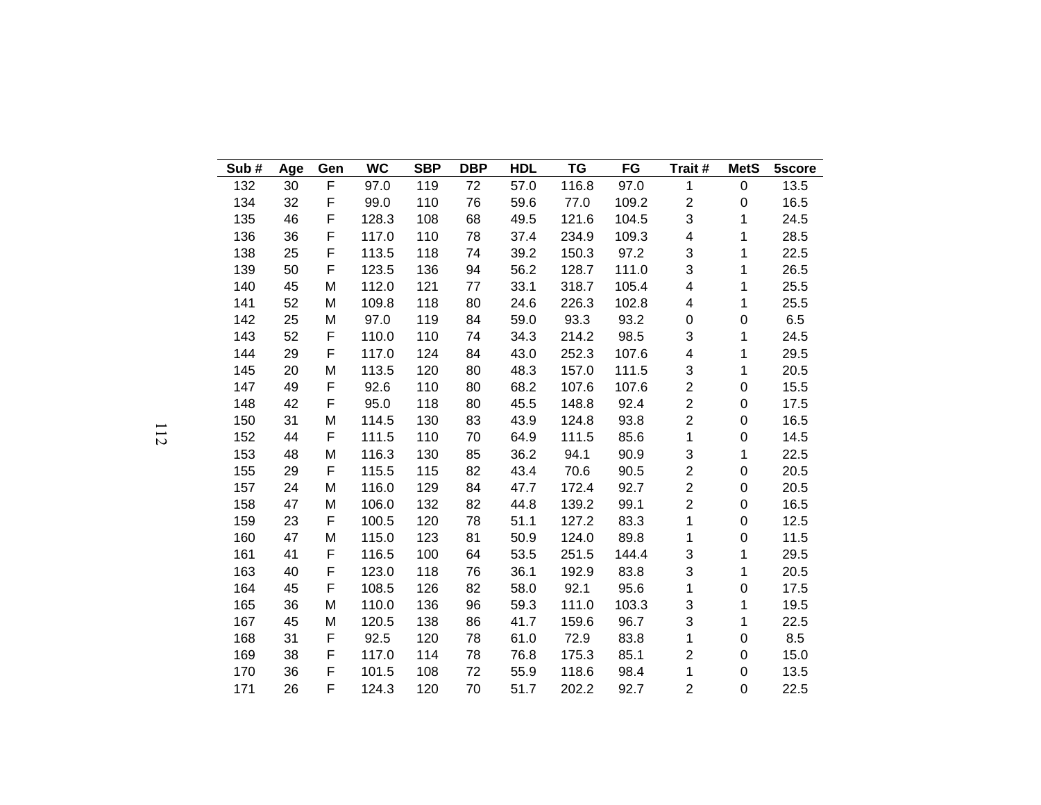| Sub # | Age | Gen | WC | SBP | DBP | HDL | TG | FG | Trait # | MetS | 5score |
|---|---|---|---|---|---|---|---|---|---|---|---|
| 132 | 30 | F | 97.0 | 119 | 72 | 57.0 | 116.8 | 97.0 | 1 | 0 | 13.5 |
| 134 | 32 | F | 99.0 | 110 | 76 | 59.6 | 77.0 | 109.2 | 2 | 0 | 16.5 |
| 135 | 46 | F | 128.3 | 108 | 68 | 49.5 | 121.6 | 104.5 | 3 | 1 | 24.5 |
| 136 | 36 | F | 117.0 | 110 | 78 | 37.4 | 234.9 | 109.3 | 4 | 1 | 28.5 |
| 138 | 25 | F | 113.5 | 118 | 74 | 39.2 | 150.3 | 97.2 | 3 | 1 | 22.5 |
| 139 | 50 | F | 123.5 | 136 | 94 | 56.2 | 128.7 | 111.0 | 3 | 1 | 26.5 |
| 140 | 45 | M | 112.0 | 121 | 77 | 33.1 | 318.7 | 105.4 | 4 | 1 | 25.5 |
| 141 | 52 | M | 109.8 | 118 | 80 | 24.6 | 226.3 | 102.8 | 4 | 1 | 25.5 |
| 142 | 25 | M | 97.0 | 119 | 84 | 59.0 | 93.3 | 93.2 | 0 | 0 | 6.5 |
| 143 | 52 | F | 110.0 | 110 | 74 | 34.3 | 214.2 | 98.5 | 3 | 1 | 24.5 |
| 144 | 29 | F | 117.0 | 124 | 84 | 43.0 | 252.3 | 107.6 | 4 | 1 | 29.5 |
| 145 | 20 | M | 113.5 | 120 | 80 | 48.3 | 157.0 | 111.5 | 3 | 1 | 20.5 |
| 147 | 49 | F | 92.6 | 110 | 80 | 68.2 | 107.6 | 107.6 | 2 | 0 | 15.5 |
| 148 | 42 | F | 95.0 | 118 | 80 | 45.5 | 148.8 | 92.4 | 2 | 0 | 17.5 |
| 150 | 31 | M | 114.5 | 130 | 83 | 43.9 | 124.8 | 93.8 | 2 | 0 | 16.5 |
| 152 | 44 | F | 111.5 | 110 | 70 | 64.9 | 111.5 | 85.6 | 1 | 0 | 14.5 |
| 153 | 48 | M | 116.3 | 130 | 85 | 36.2 | 94.1 | 90.9 | 3 | 1 | 22.5 |
| 155 | 29 | F | 115.5 | 115 | 82 | 43.4 | 70.6 | 90.5 | 2 | 0 | 20.5 |
| 157 | 24 | M | 116.0 | 129 | 84 | 47.7 | 172.4 | 92.7 | 2 | 0 | 20.5 |
| 158 | 47 | M | 106.0 | 132 | 82 | 44.8 | 139.2 | 99.1 | 2 | 0 | 16.5 |
| 159 | 23 | F | 100.5 | 120 | 78 | 51.1 | 127.2 | 83.3 | 1 | 0 | 12.5 |
| 160 | 47 | M | 115.0 | 123 | 81 | 50.9 | 124.0 | 89.8 | 1 | 0 | 11.5 |
| 161 | 41 | F | 116.5 | 100 | 64 | 53.5 | 251.5 | 144.4 | 3 | 1 | 29.5 |
| 163 | 40 | F | 123.0 | 118 | 76 | 36.1 | 192.9 | 83.8 | 3 | 1 | 20.5 |
| 164 | 45 | F | 108.5 | 126 | 82 | 58.0 | 92.1 | 95.6 | 1 | 0 | 17.5 |
| 165 | 36 | M | 110.0 | 136 | 96 | 59.3 | 111.0 | 103.3 | 3 | 1 | 19.5 |
| 167 | 45 | M | 120.5 | 138 | 86 | 41.7 | 159.6 | 96.7 | 3 | 1 | 22.5 |
| 168 | 31 | F | 92.5 | 120 | 78 | 61.0 | 72.9 | 83.8 | 1 | 0 | 8.5 |
| 169 | 38 | F | 117.0 | 114 | 78 | 76.8 | 175.3 | 85.1 | 2 | 0 | 15.0 |
| 170 | 36 | F | 101.5 | 108 | 72 | 55.9 | 118.6 | 98.4 | 1 | 0 | 13.5 |
| 171 | 26 | F | 124.3 | 120 | 70 | 51.7 | 202.2 | 92.7 | 2 | 0 | 22.5 |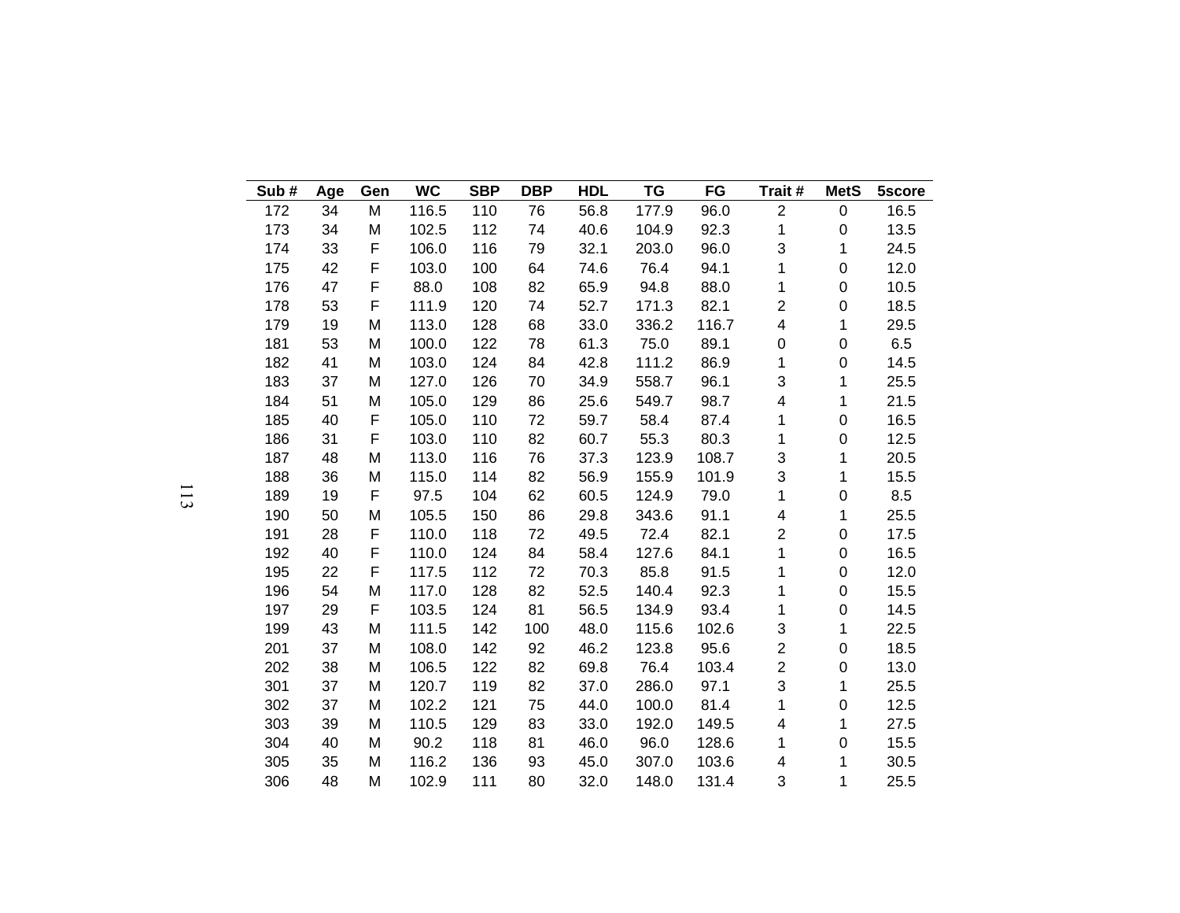| Sub # | Age | Gen | WC | SBP | DBP | HDL | TG | FG | Trait # | MetS | 5score |
|---|---|---|---|---|---|---|---|---|---|---|---|
| 172 | 34 | M | 116.5 | 110 | 76 | 56.8 | 177.9 | 96.0 | 2 | 0 | 16.5 |
| 173 | 34 | M | 102.5 | 112 | 74 | 40.6 | 104.9 | 92.3 | 1 | 0 | 13.5 |
| 174 | 33 | F | 106.0 | 116 | 79 | 32.1 | 203.0 | 96.0 | 3 | 1 | 24.5 |
| 175 | 42 | F | 103.0 | 100 | 64 | 74.6 | 76.4 | 94.1 | 1 | 0 | 12.0 |
| 176 | 47 | F | 88.0 | 108 | 82 | 65.9 | 94.8 | 88.0 | 1 | 0 | 10.5 |
| 178 | 53 | F | 111.9 | 120 | 74 | 52.7 | 171.3 | 82.1 | 2 | 0 | 18.5 |
| 179 | 19 | M | 113.0 | 128 | 68 | 33.0 | 336.2 | 116.7 | 4 | 1 | 29.5 |
| 181 | 53 | M | 100.0 | 122 | 78 | 61.3 | 75.0 | 89.1 | 0 | 0 | 6.5 |
| 182 | 41 | M | 103.0 | 124 | 84 | 42.8 | 111.2 | 86.9 | 1 | 0 | 14.5 |
| 183 | 37 | M | 127.0 | 126 | 70 | 34.9 | 558.7 | 96.1 | 3 | 1 | 25.5 |
| 184 | 51 | M | 105.0 | 129 | 86 | 25.6 | 549.7 | 98.7 | 4 | 1 | 21.5 |
| 185 | 40 | F | 105.0 | 110 | 72 | 59.7 | 58.4 | 87.4 | 1 | 0 | 16.5 |
| 186 | 31 | F | 103.0 | 110 | 82 | 60.7 | 55.3 | 80.3 | 1 | 0 | 12.5 |
| 187 | 48 | M | 113.0 | 116 | 76 | 37.3 | 123.9 | 108.7 | 3 | 1 | 20.5 |
| 188 | 36 | M | 115.0 | 114 | 82 | 56.9 | 155.9 | 101.9 | 3 | 1 | 15.5 |
| 189 | 19 | F | 97.5 | 104 | 62 | 60.5 | 124.9 | 79.0 | 1 | 0 | 8.5 |
| 190 | 50 | M | 105.5 | 150 | 86 | 29.8 | 343.6 | 91.1 | 4 | 1 | 25.5 |
| 191 | 28 | F | 110.0 | 118 | 72 | 49.5 | 72.4 | 82.1 | 2 | 0 | 17.5 |
| 192 | 40 | F | 110.0 | 124 | 84 | 58.4 | 127.6 | 84.1 | 1 | 0 | 16.5 |
| 195 | 22 | F | 117.5 | 112 | 72 | 70.3 | 85.8 | 91.5 | 1 | 0 | 12.0 |
| 196 | 54 | M | 117.0 | 128 | 82 | 52.5 | 140.4 | 92.3 | 1 | 0 | 15.5 |
| 197 | 29 | F | 103.5 | 124 | 81 | 56.5 | 134.9 | 93.4 | 1 | 0 | 14.5 |
| 199 | 43 | M | 111.5 | 142 | 100 | 48.0 | 115.6 | 102.6 | 3 | 1 | 22.5 |
| 201 | 37 | M | 108.0 | 142 | 92 | 46.2 | 123.8 | 95.6 | 2 | 0 | 18.5 |
| 202 | 38 | M | 106.5 | 122 | 82 | 69.8 | 76.4 | 103.4 | 2 | 0 | 13.0 |
| 301 | 37 | M | 120.7 | 119 | 82 | 37.0 | 286.0 | 97.1 | 3 | 1 | 25.5 |
| 302 | 37 | M | 102.2 | 121 | 75 | 44.0 | 100.0 | 81.4 | 1 | 0 | 12.5 |
| 303 | 39 | M | 110.5 | 129 | 83 | 33.0 | 192.0 | 149.5 | 4 | 1 | 27.5 |
| 304 | 40 | M | 90.2 | 118 | 81 | 46.0 | 96.0 | 128.6 | 1 | 0 | 15.5 |
| 305 | 35 | M | 116.2 | 136 | 93 | 45.0 | 307.0 | 103.6 | 4 | 1 | 30.5 |
| 306 | 48 | M | 102.9 | 111 | 80 | 32.0 | 148.0 | 131.4 | 3 | 1 | 25.5 |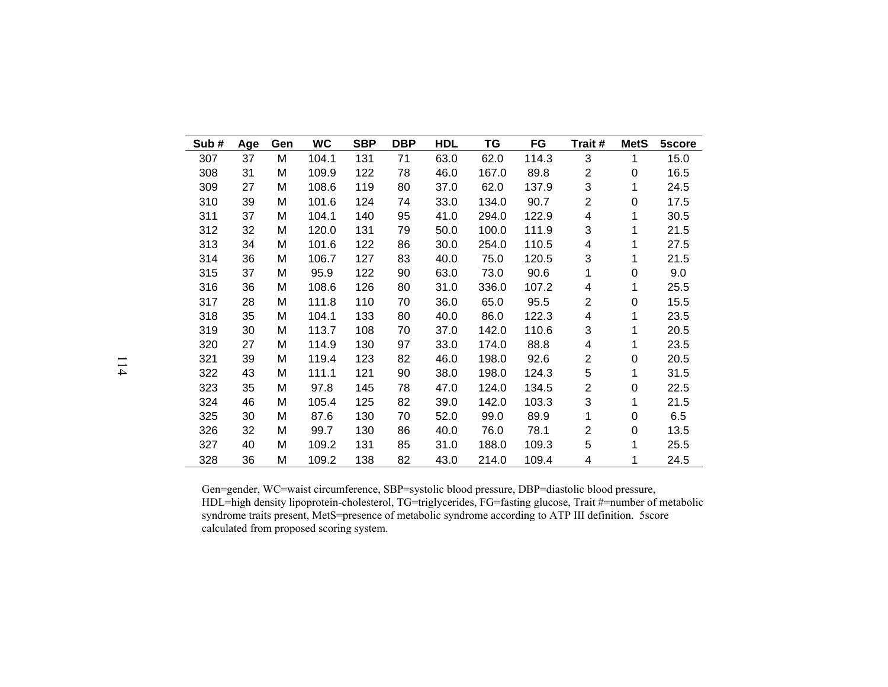| Sub # | Age | Gen | WC | SBP | DBP | HDL | TG | FG | Trait # | MetS | 5score |
|---|---|---|---|---|---|---|---|---|---|---|---|
| 307 | 37 | M | 104.1 | 131 | 71 | 63.0 | 62.0 | 114.3 | 3 | 1 | 15.0 |
| 308 | 31 | M | 109.9 | 122 | 78 | 46.0 | 167.0 | 89.8 | 2 | 0 | 16.5 |
| 309 | 27 | M | 108.6 | 119 | 80 | 37.0 | 62.0 | 137.9 | 3 | 1 | 24.5 |
| 310 | 39 | M | 101.6 | 124 | 74 | 33.0 | 134.0 | 90.7 | 2 | 0 | 17.5 |
| 311 | 37 | M | 104.1 | 140 | 95 | 41.0 | 294.0 | 122.9 | 4 | 1 | 30.5 |
| 312 | 32 | M | 120.0 | 131 | 79 | 50.0 | 100.0 | 111.9 | 3 | 1 | 21.5 |
| 313 | 34 | M | 101.6 | 122 | 86 | 30.0 | 254.0 | 110.5 | 4 | 1 | 27.5 |
| 314 | 36 | M | 106.7 | 127 | 83 | 40.0 | 75.0 | 120.5 | 3 | 1 | 21.5 |
| 315 | 37 | M | 95.9 | 122 | 90 | 63.0 | 73.0 | 90.6 | 1 | 0 | 9.0 |
| 316 | 36 | M | 108.6 | 126 | 80 | 31.0 | 336.0 | 107.2 | 4 | 1 | 25.5 |
| 317 | 28 | M | 111.8 | 110 | 70 | 36.0 | 65.0 | 95.5 | 2 | 0 | 15.5 |
| 318 | 35 | M | 104.1 | 133 | 80 | 40.0 | 86.0 | 122.3 | 4 | 1 | 23.5 |
| 319 | 30 | M | 113.7 | 108 | 70 | 37.0 | 142.0 | 110.6 | 3 | 1 | 20.5 |
| 320 | 27 | M | 114.9 | 130 | 97 | 33.0 | 174.0 | 88.8 | 4 | 1 | 23.5 |
| 321 | 39 | M | 119.4 | 123 | 82 | 46.0 | 198.0 | 92.6 | 2 | 0 | 20.5 |
| 322 | 43 | M | 111.1 | 121 | 90 | 38.0 | 198.0 | 124.3 | 5 | 1 | 31.5 |
| 323 | 35 | M | 97.8 | 145 | 78 | 47.0 | 124.0 | 134.5 | 2 | 0 | 22.5 |
| 324 | 46 | M | 105.4 | 125 | 82 | 39.0 | 142.0 | 103.3 | 3 | 1 | 21.5 |
| 325 | 30 | M | 87.6 | 130 | 70 | 52.0 | 99.0 | 89.9 | 1 | 0 | 6.5 |
| 326 | 32 | M | 99.7 | 130 | 86 | 40.0 | 76.0 | 78.1 | 2 | 0 | 13.5 |
| 327 | 40 | M | 109.2 | 131 | 85 | 31.0 | 188.0 | 109.3 | 5 | 1 | 25.5 |
| 328 | 36 | M | 109.2 | 138 | 82 | 43.0 | 214.0 | 109.4 | 4 | 1 | 24.5 |

Gen=gender, WC=waist circumference, SBP=systolic blood pressure, DBP=diastolic blood pressure, HDL=high density lipoprotein-cholesterol, TG=triglycerides, FG=fasting glucose, Trait #=number of metabolic syndrome traits present, MetS=presence of metabolic syndrome according to ATP III definition. 5score calculated from proposed scoring system.